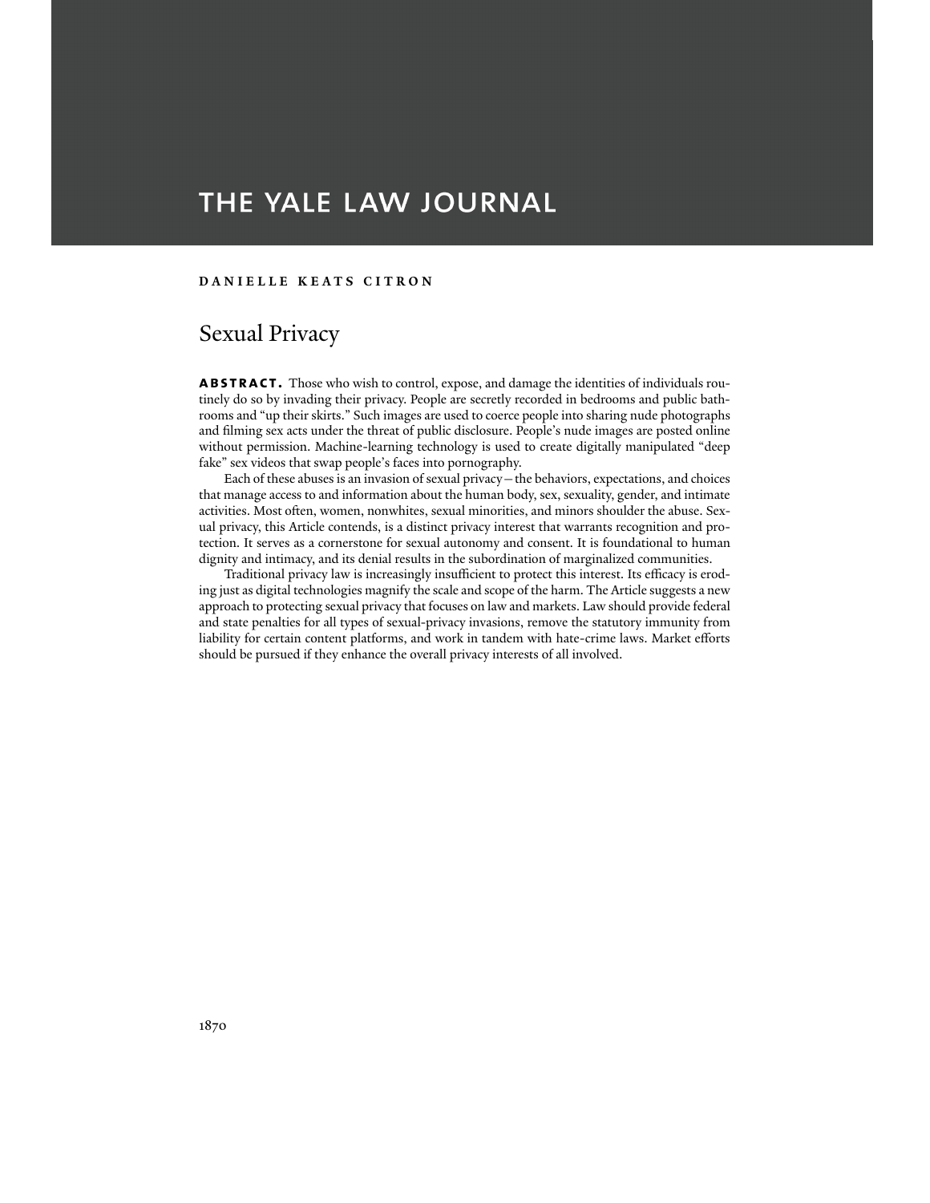# THE YALE LAW JOURNAL

**DANIELLE KEATS CITRON**

## Sexual Privacy

**ABSTRACT.** Those who wish to control, expose, and damage the identities of individuals routinely do so by invading their privacy. People are secretly recorded in bedrooms and public bathrooms and "up their skirts." Such images are used to coerce people into sharing nude photographs and filming sex acts under the threat of public disclosure. People's nude images are posted online without permission. Machine-learning technology is used to create digitally manipulated "deep fake" sex videos that swap people's faces into pornography.

Each of these abuses is an invasion of sexual privacy—the behaviors, expectations, and choices that manage access to and information about the human body, sex, sexuality, gender, and intimate activities. Most often, women, nonwhites, sexual minorities, and minors shoulder the abuse. Sexual privacy, this Article contends, is a distinct privacy interest that warrants recognition and protection. It serves as a cornerstone for sexual autonomy and consent. It is foundational to human dignity and intimacy, and its denial results in the subordination of marginalized communities.

Traditional privacy law is increasingly insufficient to protect this interest. Its efficacy is eroding just as digital technologies magnify the scale and scope of the harm. The Article suggests a new approach to protecting sexual privacy that focuses on law and markets. Law should provide federal and state penalties for all types of sexual-privacy invasions, remove the statutory immunity from liability for certain content platforms, and work in tandem with hate-crime laws. Market efforts should be pursued if they enhance the overall privacy interests of all involved.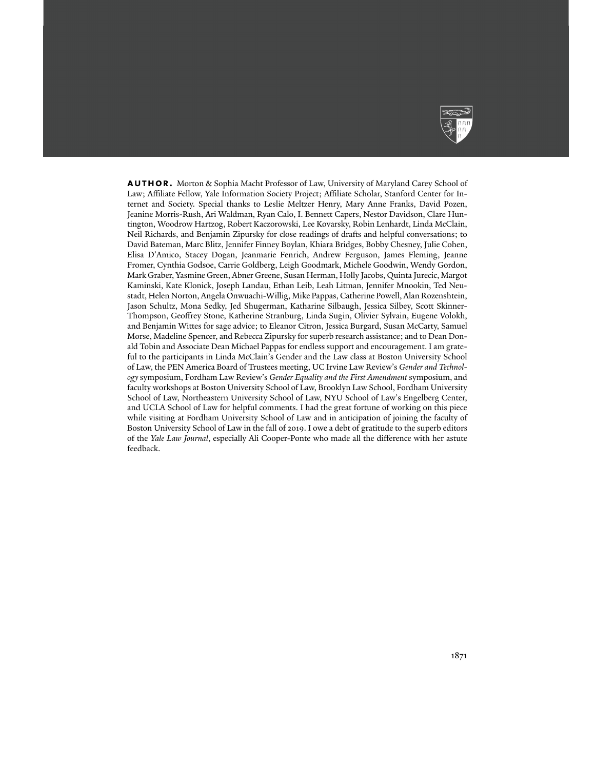**AUTHOR.** Morton & Sophia Macht Professor of Law, University of Maryland Carey School of Law; Affiliate Fellow, Yale Information Society Project; Affiliate Scholar, Stanford Center for Internet and Society. Special thanks to Leslie Meltzer Henry, Mary Anne Franks, David Pozen, Jeanine Morris-Rush, Ari Waldman, Ryan Calo, I. Bennett Capers, Nestor Davidson, Clare Huntington, Woodrow Hartzog, Robert Kaczorowski, Lee Kovarsky, Robin Lenhardt, Linda McClain, Neil Richards, and Benjamin Zipursky for close readings of drafts and helpful conversations; to David Bateman, Marc Blitz, Jennifer Finney Boylan, Khiara Bridges, Bobby Chesney, Julie Cohen, Elisa D'Amico, Stacey Dogan, Jeanmarie Fenrich, Andrew Ferguson, James Fleming, Jeanne Fromer, Cynthia Godsoe, Carrie Goldberg, Leigh Goodmark, Michele Goodwin, Wendy Gordon, Mark Graber, Yasmine Green, Abner Greene, Susan Herman, Holly Jacobs, Quinta Jurecic, Margot Kaminski, Kate Klonick, Joseph Landau, Ethan Leib, Leah Litman, Jennifer Mnookin, Ted Neustadt, Helen Norton, Angela Onwuachi-Willig, Mike Pappas, Catherine Powell, Alan Rozenshtein, Jason Schultz, Mona Sedky, Jed Shugerman, Katharine Silbaugh, Jessica Silbey, Scott Skinner-Thompson, Geoffrey Stone, Katherine Stranburg, Linda Sugin, Olivier Sylvain, Eugene Volokh, and Benjamin Wittes for sage advice; to Eleanor Citron, Jessica Burgard, Susan McCarty, Samuel Morse, Madeline Spencer, and Rebecca Zipursky for superb research assistance; and to Dean Donald Tobin and Associate Dean Michael Pappas for endless support and encouragement. I am grateful to the participants in Linda McClain's Gender and the Law class at Boston University School of Law, the PEN America Board of Trustees meeting, UC Irvine Law Review's *Gender and Technology* symposium, Fordham Law Review's *Gender Equality and the First Amendment* symposium, and faculty workshops at Boston University School of Law, Brooklyn Law School, Fordham University School of Law, Northeastern University School of Law, NYU School of Law's Engelberg Center, and UCLA School of Law for helpful comments. I had the great fortune of working on this piece while visiting at Fordham University School of Law and in anticipation of joining the faculty of Boston University School of Law in the fall of 2019. I owe a debt of gratitude to the superb editors of the *Yale Law Journal*, especially Ali Cooper-Ponte who made all the difference with her astute feedback.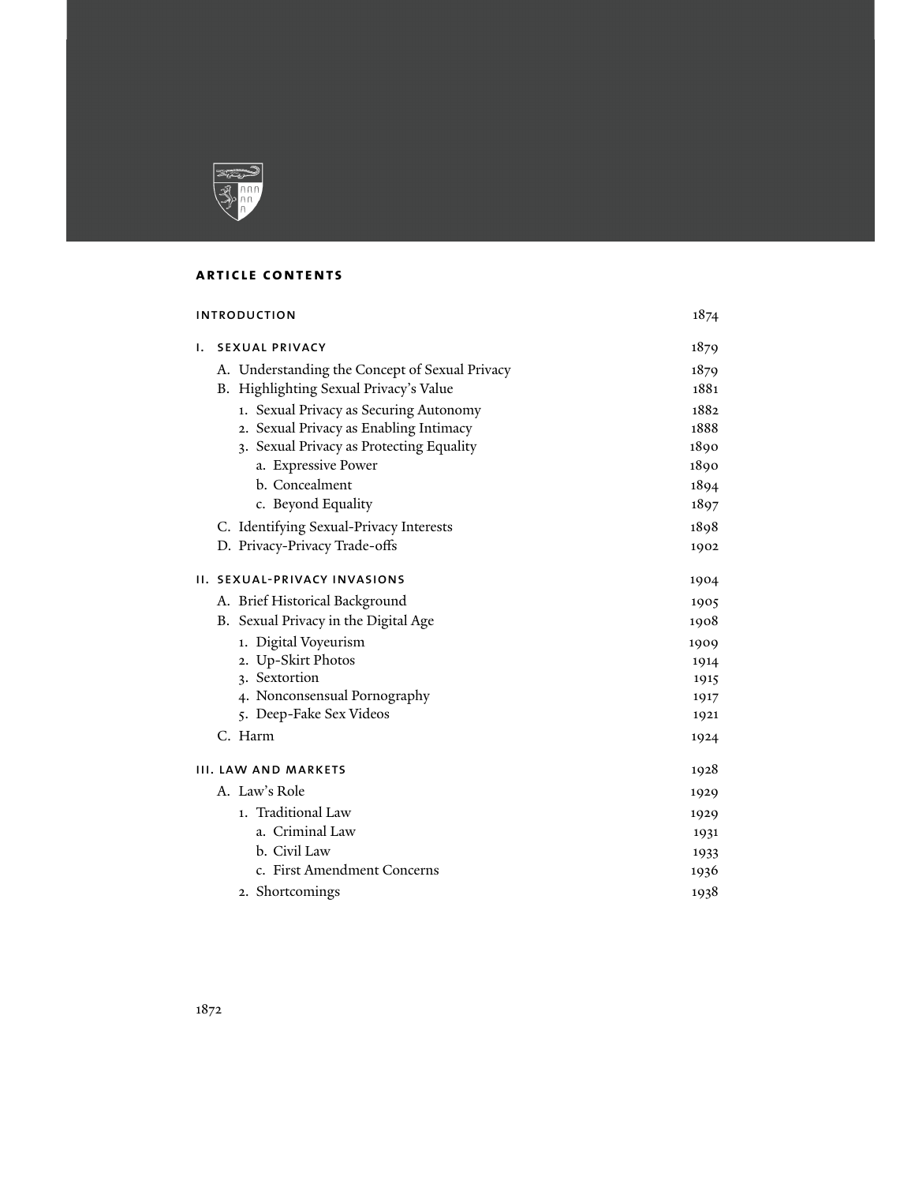## ARTICLE CONTENTS

| | |
|---|---|
| **INTRODUCTION** | 1874 |
| **I. SEXUAL PRIVACY** | 1879 |
| A. Understanding the Concept of Sexual Privacy | 1879 |
| B. Highlighting Sexual Privacy's Value | 1881 |
| 1. Sexual Privacy as Securing Autonomy | 1882 |
| 2. Sexual Privacy as Enabling Intimacy | 1888 |
| 3. Sexual Privacy as Protecting Equality | 1890 |
| a. Expressive Power | 1890 |
| b. Concealment | 1894 |
| c. Beyond Equality | 1897 |
| C. Identifying Sexual-Privacy Interests | 1898 |
| D. Privacy-Privacy Trade-offs | 1902 |
| **II. SEXUAL-PRIVACY INVASIONS** | 1904 |
| A. Brief Historical Background | 1905 |
| B. Sexual Privacy in the Digital Age | 1908 |
| 1. Digital Voyeurism | 1909 |
| 2. Up-Skirt Photos | 1914 |
| 3. Sextortion | 1915 |
| 4. Nonconsensual Pornography | 1917 |
| 5. Deep-Fake Sex Videos | 1921 |
| C. Harm | 1924 |
| **III. LAW AND MARKETS** | 1928 |
| A. Law's Role | 1929 |
| 1. Traditional Law | 1929 |
| a. Criminal Law | 1931 |
| b. Civil Law | 1933 |
| c. First Amendment Concerns | 1936 |
| 2. Shortcomings | 1938 |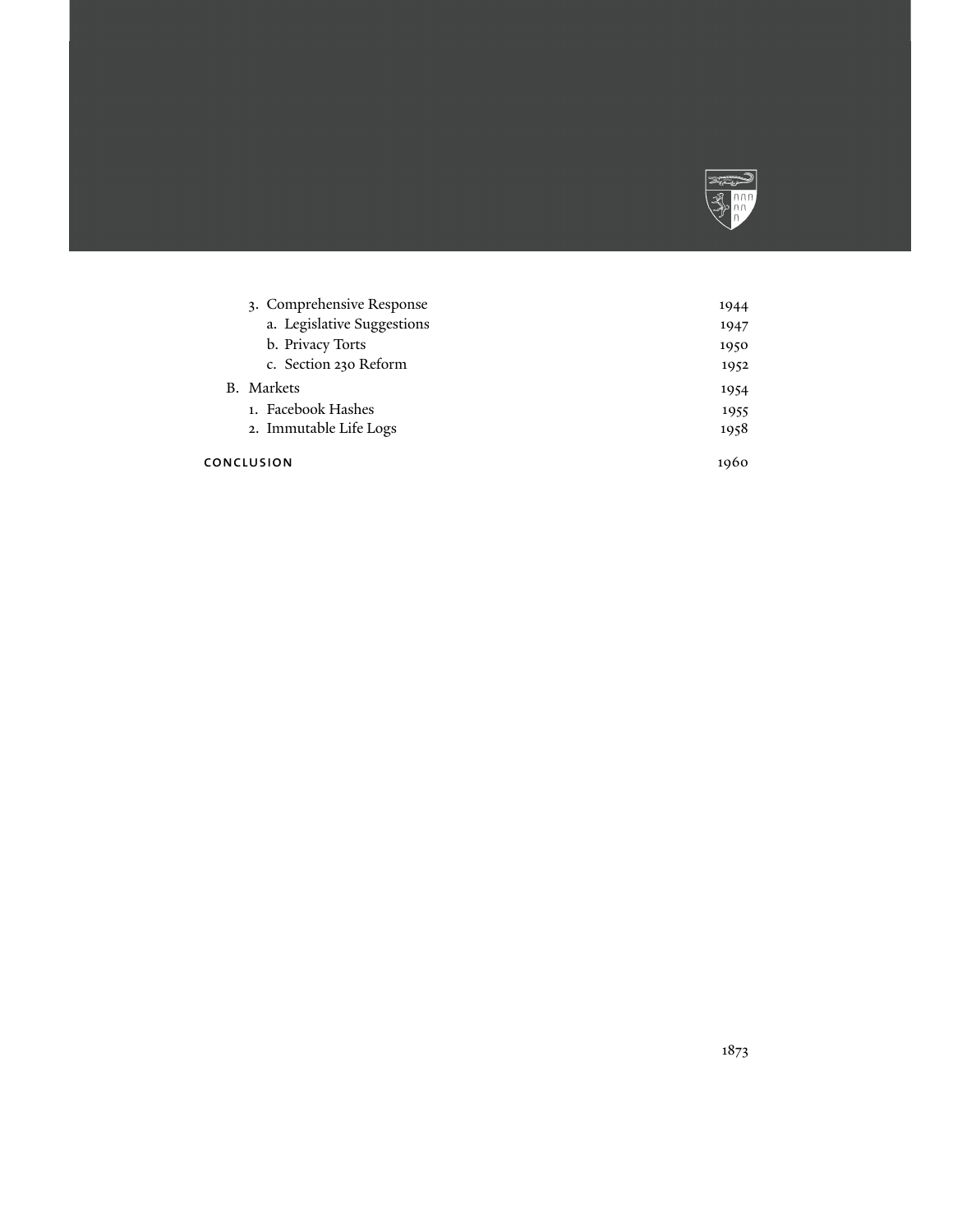3. Comprehensive Response 1944
   a. Legislative Suggestions 1947
   b. Privacy Torts 1950
   c. Section 230 Reform 1952

B. Markets 1954
   1. Facebook Hashes 1955
   2. Immutable Life Logs 1958

**CONCLUSION** 1960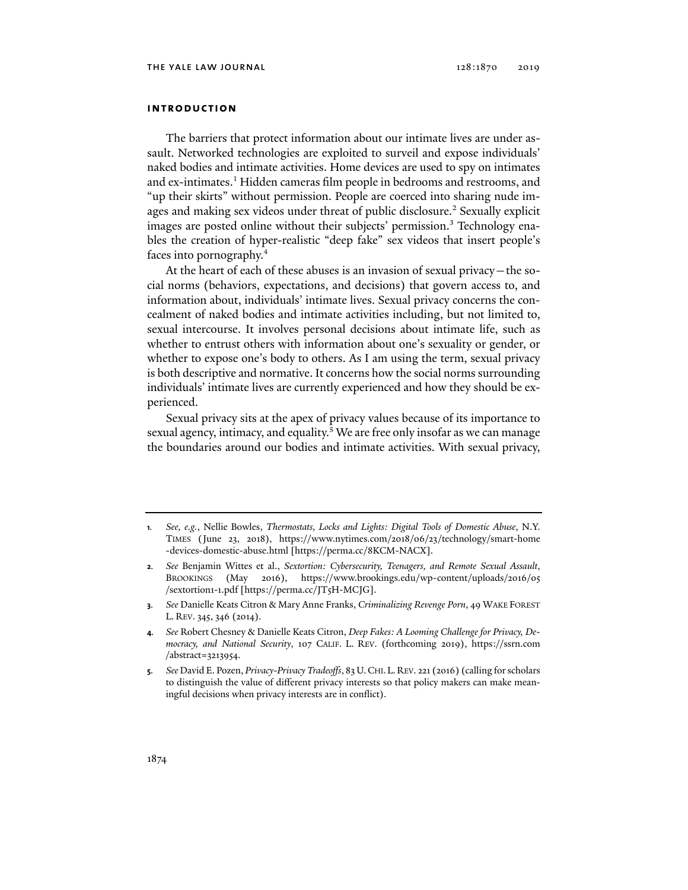## INTRODUCTION

The barriers that protect information about our intimate lives are under assault. Networked technologies are exploited to surveil and expose individuals' naked bodies and intimate activities. Home devices are used to spy on intimates and ex-intimates.[1] Hidden cameras film people in bedrooms and restrooms, and "up their skirts" without permission. People are coerced into sharing nude images and making sex videos under threat of public disclosure.[2] Sexually explicit images are posted online without their subjects' permission.[3] Technology enables the creation of hyper-realistic "deep fake" sex videos that insert people's faces into pornography.[4]

At the heart of each of these abuses is an invasion of sexual privacy—the social norms (behaviors, expectations, and decisions) that govern access to, and information about, individuals' intimate lives. Sexual privacy concerns the concealment of naked bodies and intimate activities including, but not limited to, sexual intercourse. It involves personal decisions about intimate life, such as whether to entrust others with information about one's sexuality or gender, or whether to expose one's body to others. As I am using the term, sexual privacy is both descriptive and normative. It concerns how the social norms surrounding individuals' intimate lives are currently experienced and how they should be experienced.

Sexual privacy sits at the apex of privacy values because of its importance to sexual agency, intimacy, and equality.[5] We are free only insofar as we can manage the boundaries around our bodies and intimate activities. With sexual privacy,

---

1. *See, e.g.*, Nellie Bowles, *Thermostats, Locks and Lights: Digital Tools of Domestic Abuse*, N.Y. TIMES (June 23, 2018), https://www.nytimes.com/2018/06/23/technology/smart-home-devices-domestic-abuse.html [https://perma.cc/8KCM-NACX].
2. *See* Benjamin Wittes et al., *Sextortion: Cybersecurity, Teenagers, and Remote Sexual Assault*, BROOKINGS (May 2016), https://www.brookings.edu/wp-content/uploads/2016/05/sextortion1-1.pdf [https://perma.cc/JT5H-MCJG].
3. *See* Danielle Keats Citron & Mary Anne Franks, *Criminalizing Revenge Porn*, 49 WAKE FOREST L. REV. 345, 346 (2014).
4. *See* Robert Chesney & Danielle Keats Citron, *Deep Fakes: A Looming Challenge for Privacy, Democracy, and National Security*, 107 CALIF. L. REV. (forthcoming 2019), https://ssrn.com/abstract=3213954.
5. *See* David E. Pozen, *Privacy-Privacy Tradeoffs*, 83 U. CHI. L. REV. 221 (2016) (calling for scholars to distinguish the value of different privacy interests so that policy makers can make meaningful decisions when privacy interests are in conflict).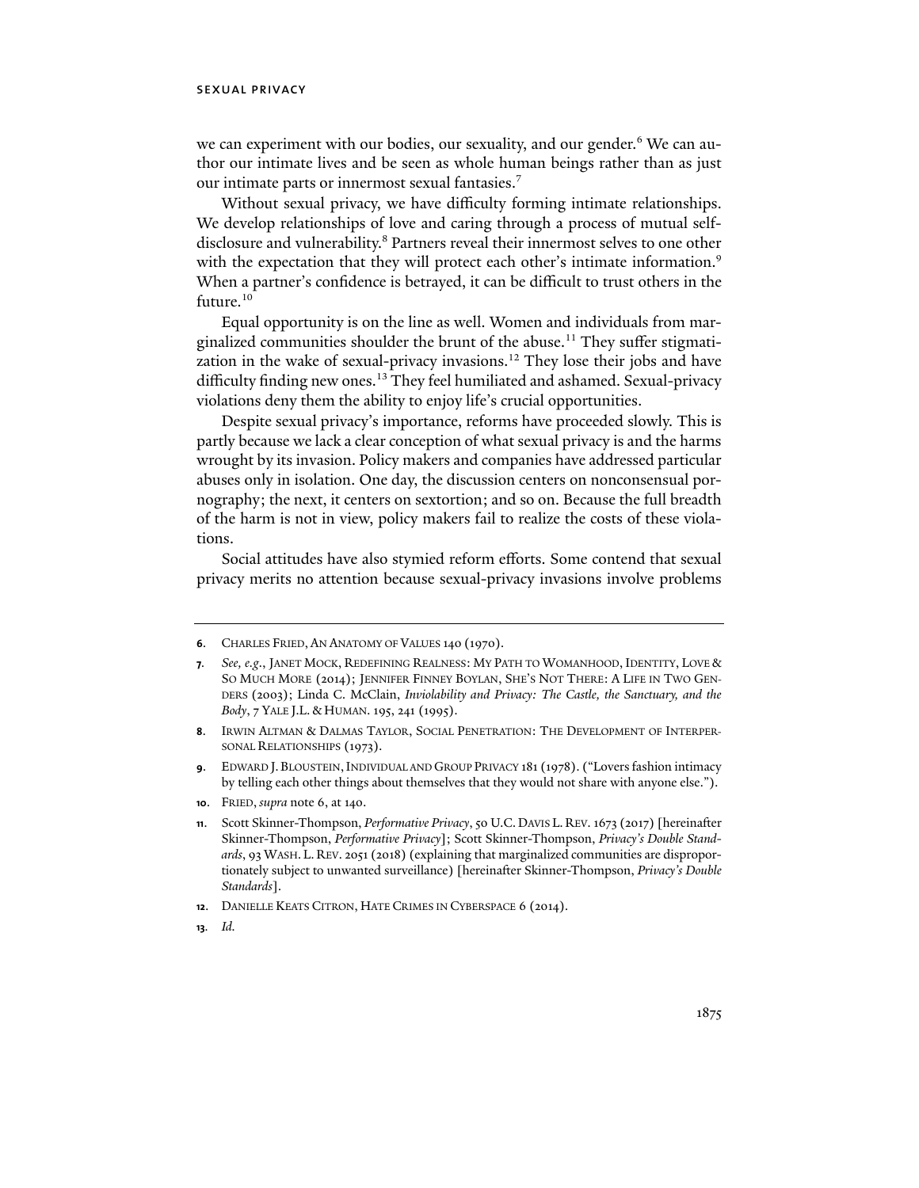we can experiment with our bodies, our sexuality, and our gender.[6] We can author our intimate lives and be seen as whole human beings rather than as just our intimate parts or innermost sexual fantasies.[7]

Without sexual privacy, we have difficulty forming intimate relationships. We develop relationships of love and caring through a process of mutual self-disclosure and vulnerability.[8] Partners reveal their innermost selves to one other with the expectation that they will protect each other's intimate information.[9] When a partner's confidence is betrayed, it can be difficult to trust others in the future.[10]

Equal opportunity is on the line as well. Women and individuals from marginalized communities shoulder the brunt of the abuse.[11] They suffer stigmatization in the wake of sexual-privacy invasions.[12] They lose their jobs and have difficulty finding new ones.[13] They feel humiliated and ashamed. Sexual-privacy violations deny them the ability to enjoy life's crucial opportunities.

Despite sexual privacy's importance, reforms have proceeded slowly. This is partly because we lack a clear conception of what sexual privacy is and the harms wrought by its invasion. Policy makers and companies have addressed particular abuses only in isolation. One day, the discussion centers on nonconsensual pornography; the next, it centers on sextortion; and so on. Because the full breadth of the harm is not in view, policy makers fail to realize the costs of these violations.

Social attitudes have also stymied reform efforts. Some contend that sexual privacy merits no attention because sexual-privacy invasions involve problems

---

**6**. CHARLES FRIED, AN ANATOMY OF VALUES 140 (1970).

**7**. *See, e.g.*, JANET MOCK, REDEFINING REALNESS: MY PATH TO WOMANHOOD, IDENTITY, LOVE & SO MUCH MORE (2014); JENNIFER FINNEY BOYLAN, SHE'S NOT THERE: A LIFE IN TWO GENDERS (2003); Linda C. McClain, *Inviolability and Privacy: The Castle, the Sanctuary, and the Body*, 7 YALE J.L. & HUMAN. 195, 241 (1995).

**8**. IRWIN ALTMAN & DALMAS TAYLOR, SOCIAL PENETRATION: THE DEVELOPMENT OF INTERPERSONAL RELATIONSHIPS (1973).

**9**. EDWARD J. BLOUSTEIN, INDIVIDUAL AND GROUP PRIVACY 181 (1978). ("Lovers fashion intimacy by telling each other things about themselves that they would not share with anyone else.").

**10**. FRIED, *supra* note 6, at 140.

**11**. Scott Skinner-Thompson, *Performative Privacy*, 50 U.C. DAVIS L. REV. 1673 (2017) [hereinafter Skinner-Thompson, *Performative Privacy*]; Scott Skinner-Thompson, *Privacy's Double Standards*, 93 WASH. L. REV. 2051 (2018) (explaining that marginalized communities are disproportionately subject to unwanted surveillance) [hereinafter Skinner-Thompson, *Privacy's Double Standards*].

**12**. DANIELLE KEATS CITRON, HATE CRIMES IN CYBERSPACE 6 (2014).

**13**. *Id.*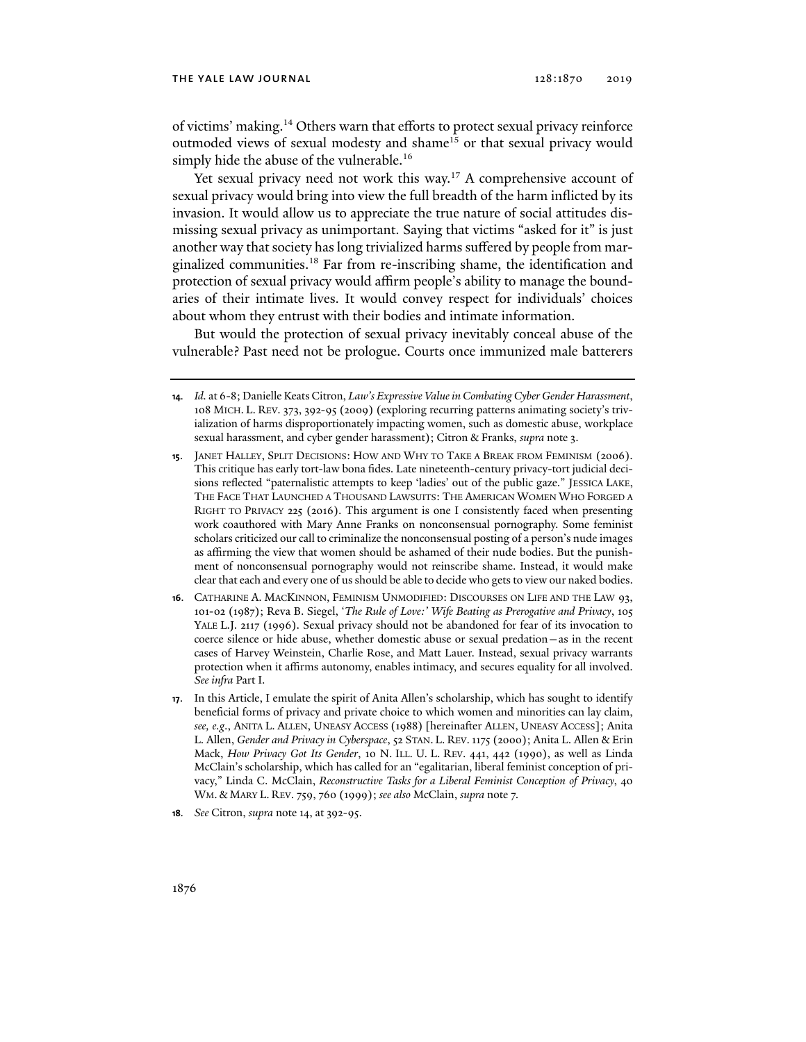of victims' making.[14] Others warn that efforts to protect sexual privacy reinforce outmoded views of sexual modesty and shame[15] or that sexual privacy would simply hide the abuse of the vulnerable.[16]

Yet sexual privacy need not work this way.[17] A comprehensive account of sexual privacy would bring into view the full breadth of the harm inflicted by its invasion. It would allow us to appreciate the true nature of social attitudes dismissing sexual privacy as unimportant. Saying that victims "asked for it" is just another way that society has long trivialized harms suffered by people from marginalized communities.[18] Far from re-inscribing shame, the identification and protection of sexual privacy would affirm people's ability to manage the boundaries of their intimate lives. It would convey respect for individuals' choices about whom they entrust with their bodies and intimate information.

But would the protection of sexual privacy inevitably conceal abuse of the vulnerable? Past need not be prologue. Courts once immunized male batterers

---

**14.** *Id.* at 6-8; Danielle Keats Citron, *Law's Expressive Value in Combating Cyber Gender Harassment*, 108 MICH. L. REV. 373, 392-95 (2009) (exploring recurring patterns animating society's trivialization of harms disproportionately impacting women, such as domestic abuse, workplace sexual harassment, and cyber gender harassment); Citron & Franks, *supra* note 3.

**15.** JANET HALLEY, SPLIT DECISIONS: HOW AND WHY TO TAKE A BREAK FROM FEMINISM (2006). This critique has early tort-law bona fides. Late nineteenth-century privacy-tort judicial decisions reflected "paternalistic attempts to keep 'ladies' out of the public gaze." JESSICA LAKE, THE FACE THAT LAUNCHED A THOUSAND LAWSUITS: THE AMERICAN WOMEN WHO FORGED A RIGHT TO PRIVACY 225 (2016). This argument is one I consistently faced when presenting work coauthored with Mary Anne Franks on nonconsensual pornography. Some feminist scholars criticized our call to criminalize the nonconsensual posting of a person's nude images as affirming the view that women should be ashamed of their nude bodies. But the punishment of nonconsensual pornography would not reinscribe shame. Instead, it would make clear that each and every one of us should be able to decide who gets to view our naked bodies.

**16.** CATHARINE A. MACKINNON, FEMINISM UNMODIFIED: DISCOURSES ON LIFE AND THE LAW 93, 101-02 (1987); Reva B. Siegel, *'The Rule of Love:' Wife Beating as Prerogative and Privacy*, 105 YALE L.J. 2117 (1996). Sexual privacy should not be abandoned for fear of its invocation to coerce silence or hide abuse, whether domestic abuse or sexual predation—as in the recent cases of Harvey Weinstein, Charlie Rose, and Matt Lauer. Instead, sexual privacy warrants protection when it affirms autonomy, enables intimacy, and secures equality for all involved. *See infra* Part I.

**17.** In this Article, I emulate the spirit of Anita Allen's scholarship, which has sought to identify beneficial forms of privacy and private choice to which women and minorities can lay claim, *see, e.g.*, ANITA L. ALLEN, UNEASY ACCESS (1988) [hereinafter ALLEN, UNEASY ACCESS]; Anita L. Allen, *Gender and Privacy in Cyberspace*, 52 STAN. L. REV. 1175 (2000); Anita L. Allen & Erin Mack, *How Privacy Got Its Gender*, 10 N. ILL. U. L. REV. 441, 442 (1990), as well as Linda McClain's scholarship, which has called for an "egalitarian, liberal feminist conception of privacy," Linda C. McClain, *Reconstructive Tasks for a Liberal Feminist Conception of Privacy*, 40 WM. & MARY L. REV. 759, 760 (1999); *see also* McClain, *supra* note 7.

**18.** *See* Citron, *supra* note 14, at 392-95.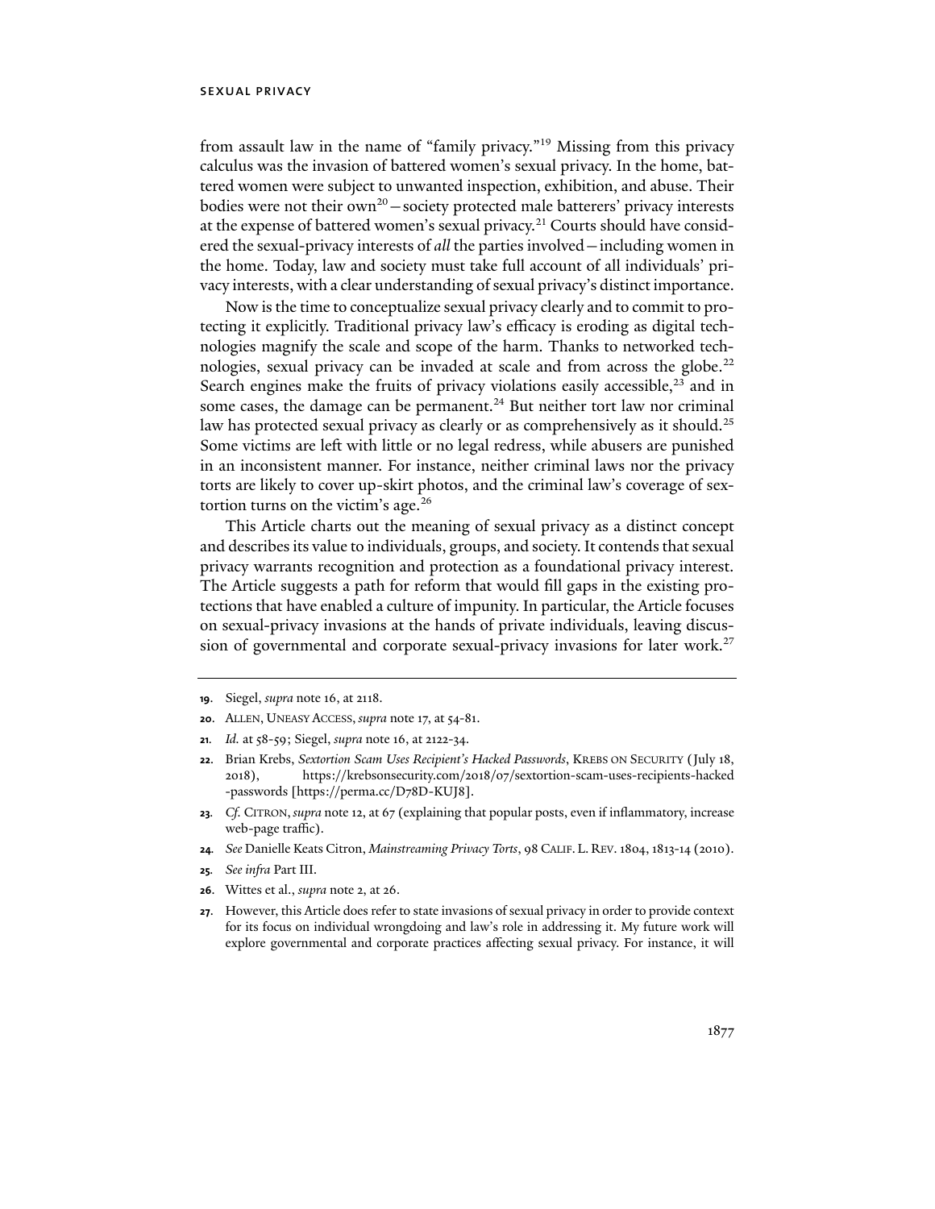from assault law in the name of "family privacy."[19] Missing from this privacy calculus was the invasion of battered women's sexual privacy. In the home, battered women were subject to unwanted inspection, exhibition, and abuse. Their bodies were not their own[20]—society protected male batterers' privacy interests at the expense of battered women's sexual privacy.[21] Courts should have considered the sexual-privacy interests of *all* the parties involved—including women in the home. Today, law and society must take full account of all individuals' privacy interests, with a clear understanding of sexual privacy's distinct importance.

Now is the time to conceptualize sexual privacy clearly and to commit to protecting it explicitly. Traditional privacy law's efficacy is eroding as digital technologies magnify the scale and scope of the harm. Thanks to networked technologies, sexual privacy can be invaded at scale and from across the globe.[22] Search engines make the fruits of privacy violations easily accessible,[23] and in some cases, the damage can be permanent.[24] But neither tort law nor criminal law has protected sexual privacy as clearly or as comprehensively as it should.[25] Some victims are left with little or no legal redress, while abusers are punished in an inconsistent manner. For instance, neither criminal laws nor the privacy torts are likely to cover up-skirt photos, and the criminal law's coverage of sextortion turns on the victim's age.[26]

This Article charts out the meaning of sexual privacy as a distinct concept and describes its value to individuals, groups, and society. It contends that sexual privacy warrants recognition and protection as a foundational privacy interest. The Article suggests a path for reform that would fill gaps in the existing protections that have enabled a culture of impunity. In particular, the Article focuses on sexual-privacy invasions at the hands of private individuals, leaving discussion of governmental and corporate sexual-privacy invasions for later work.[27]

---

**19.** Siegel, *supra* note 16, at 2118.

**20.** ALLEN, UNEASY ACCESS, *supra* note 17, at 54-81.

**21.** *Id.* at 58-59; Siegel, *supra* note 16, at 2122-34.

**22.** Brian Krebs, *Sextortion Scam Uses Recipient's Hacked Passwords*, KREBS ON SECURITY (July 18, 2018), https://krebsonsecurity.com/2018/07/sextortion-scam-uses-recipients-hacked-passwords [https://perma.cc/D78D-KUJ8].

**23.** *Cf.* CITRON, *supra* note 12, at 67 (explaining that popular posts, even if inflammatory, increase web-page traffic).

**24.** *See* Danielle Keats Citron, *Mainstreaming Privacy Torts*, 98 CALIF. L. REV. 1804, 1813-14 (2010).

**25.** *See infra* Part III.

**26.** Wittes et al., *supra* note 2, at 26.

**27.** However, this Article does refer to state invasions of sexual privacy in order to provide context for its focus on individual wrongdoing and law's role in addressing it. My future work will explore governmental and corporate practices affecting sexual privacy. For instance, it will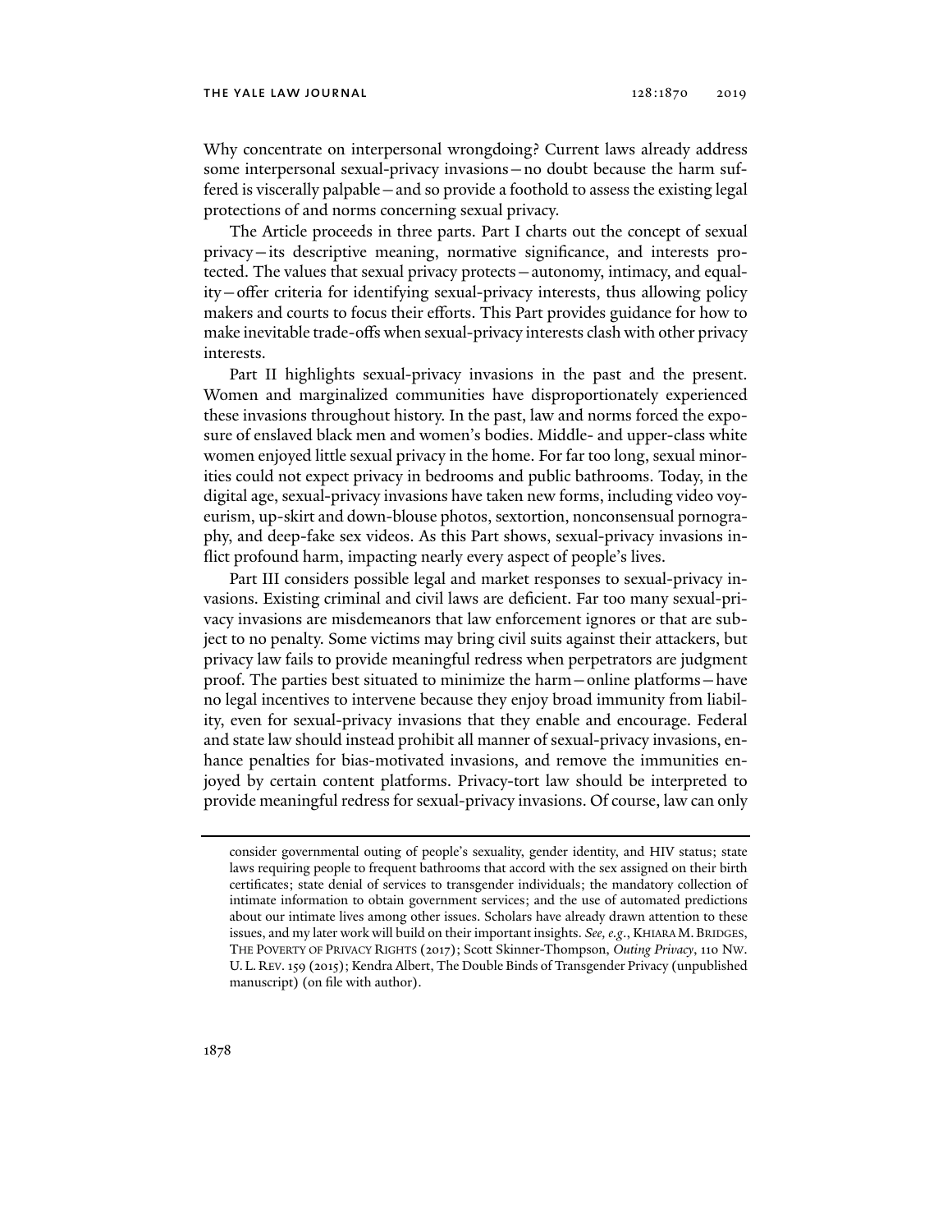Why concentrate on interpersonal wrongdoing? Current laws already address some interpersonal sexual-privacy invasions—no doubt because the harm suffered is viscerally palpable—and so provide a foothold to assess the existing legal protections of and norms concerning sexual privacy.

The Article proceeds in three parts. Part I charts out the concept of sexual privacy—its descriptive meaning, normative significance, and interests protected. The values that sexual privacy protects—autonomy, intimacy, and equality—offer criteria for identifying sexual-privacy interests, thus allowing policy makers and courts to focus their efforts. This Part provides guidance for how to make inevitable trade-offs when sexual-privacy interests clash with other privacy interests.

Part II highlights sexual-privacy invasions in the past and the present. Women and marginalized communities have disproportionately experienced these invasions throughout history. In the past, law and norms forced the exposure of enslaved black men and women's bodies. Middle- and upper-class white women enjoyed little sexual privacy in the home. For far too long, sexual minorities could not expect privacy in bedrooms and public bathrooms. Today, in the digital age, sexual-privacy invasions have taken new forms, including video voyeurism, up-skirt and down-blouse photos, sextortion, nonconsensual pornography, and deep-fake sex videos. As this Part shows, sexual-privacy invasions inflict profound harm, impacting nearly every aspect of people's lives.

Part III considers possible legal and market responses to sexual-privacy invasions. Existing criminal and civil laws are deficient. Far too many sexual-privacy invasions are misdemeanors that law enforcement ignores or that are subject to no penalty. Some victims may bring civil suits against their attackers, but privacy law fails to provide meaningful redress when perpetrators are judgment proof. The parties best situated to minimize the harm—online platforms—have no legal incentives to intervene because they enjoy broad immunity from liability, even for sexual-privacy invasions that they enable and encourage. Federal and state law should instead prohibit all manner of sexual-privacy invasions, enhance penalties for bias-motivated invasions, and remove the immunities enjoyed by certain content platforms. Privacy-tort law should be interpreted to provide meaningful redress for sexual-privacy invasions. Of course, law can only

consider governmental outing of people's sexuality, gender identity, and HIV status; state laws requiring people to frequent bathrooms that accord with the sex assigned on their birth certificates; state denial of services to transgender individuals; the mandatory collection of intimate information to obtain government services; and the use of automated predictions about our intimate lives among other issues. Scholars have already drawn attention to these issues, and my later work will build on their important insights. *See, e.g.*, KHIARA M. BRIDGES, THE POVERTY OF PRIVACY RIGHTS (2017); Scott Skinner-Thompson, *Outing Privacy*, 110 NW. U. L. REV. 159 (2015); Kendra Albert, The Double Binds of Transgender Privacy (unpublished manuscript) (on file with author).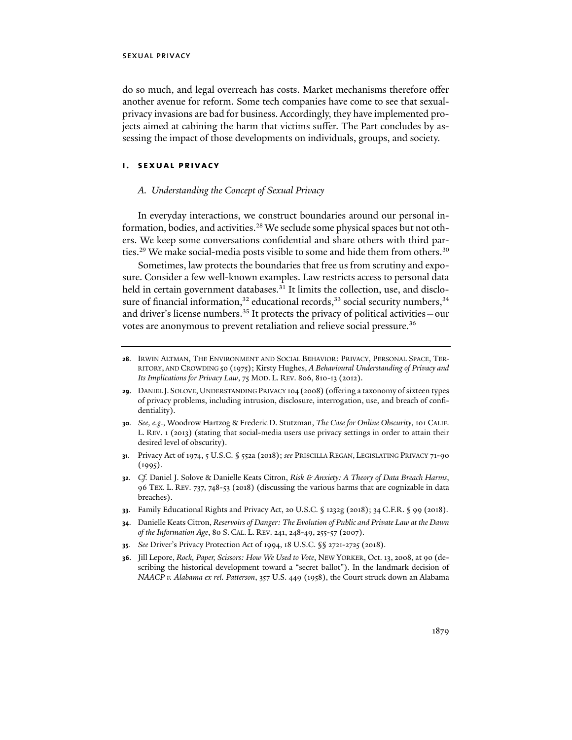do so much, and legal overreach has costs. Market mechanisms therefore offer another avenue for reform. Some tech companies have come to see that sexual-privacy invasions are bad for business. Accordingly, they have implemented projects aimed at cabining the harm that victims suffer. The Part concludes by assessing the impact of those developments on individuals, groups, and society.

## I. SEXUAL PRIVACY

### *A. Understanding the Concept of Sexual Privacy*

In everyday interactions, we construct boundaries around our personal information, bodies, and activities.[28] We seclude some physical spaces but not others. We keep some conversations confidential and share others with third parties.[29] We make social-media posts visible to some and hide them from others.[30]

Sometimes, law protects the boundaries that free us from scrutiny and exposure. Consider a few well-known examples. Law restricts access to personal data held in certain government databases.[31] It limits the collection, use, and disclosure of financial information,[32] educational records,[33] social security numbers,[34] and driver's license numbers.[35] It protects the privacy of political activities—our votes are anonymous to prevent retaliation and relieve social pressure.[36]

---

**28**. IRWIN ALTMAN, THE ENVIRONMENT AND SOCIAL BEHAVIOR: PRIVACY, PERSONAL SPACE, TERRITORY, AND CROWDING 50 (1975); Kirsty Hughes, *A Behavioural Understanding of Privacy and Its Implications for Privacy Law*, 75 MOD. L. REV. 806, 810-13 (2012).

**29**. DANIEL J. SOLOVE, UNDERSTANDING PRIVACY 104 (2008) (offering a taxonomy of sixteen types of privacy problems, including intrusion, disclosure, interrogation, use, and breach of confidentiality).

**30**. *See, e.g.*, Woodrow Hartzog & Frederic D. Stutzman, *The Case for Online Obscurity*, 101 CALIF. L. REV. 1 (2013) (stating that social-media users use privacy settings in order to attain their desired level of obscurity).

**31**. Privacy Act of 1974, 5 U.S.C. § 552a (2018); *see* PRISCILLA REGAN, LEGISLATING PRIVACY 71-90 (1995).

**32**. *Cf.* Daniel J. Solove & Danielle Keats Citron, *Risk & Anxiety: A Theory of Data Breach Harms*, 96 TEX. L. REV. 737, 748-53 (2018) (discussing the various harms that are cognizable in data breaches).

**33**. Family Educational Rights and Privacy Act, 20 U.S.C. § 1232g (2018); 34 C.F.R. § 99 (2018).

**34**. Danielle Keats Citron, *Reservoirs of Danger: The Evolution of Public and Private Law at the Dawn of the Information Age*, 80 S. CAL. L. REV. 241, 248-49, 255-57 (2007).

**35**. *See* Driver's Privacy Protection Act of 1994, 18 U.S.C. §§ 2721-2725 (2018).

**36**. Jill Lepore, *Rock, Paper, Scissors: How We Used to Vote*, NEW YORKER, Oct. 13, 2008, at 90 (describing the historical development toward a "secret ballot"). In the landmark decision of *NAACP v. Alabama ex rel. Patterson*, 357 U.S. 449 (1958), the Court struck down an Alabama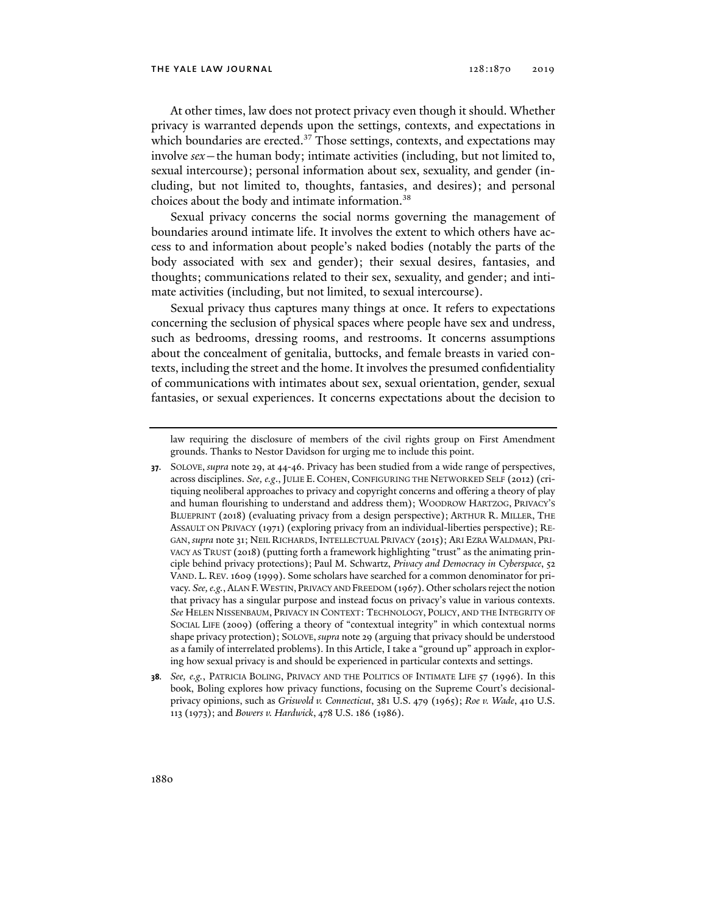At other times, law does not protect privacy even though it should. Whether privacy is warranted depends upon the settings, contexts, and expectations in which boundaries are erected.[37] Those settings, contexts, and expectations may involve *sex*—the human body; intimate activities (including, but not limited to, sexual intercourse); personal information about sex, sexuality, and gender (including, but not limited to, thoughts, fantasies, and desires); and personal choices about the body and intimate information.[38]

Sexual privacy concerns the social norms governing the management of boundaries around intimate life. It involves the extent to which others have access to and information about people's naked bodies (notably the parts of the body associated with sex and gender); their sexual desires, fantasies, and thoughts; communications related to their sex, sexuality, and gender; and intimate activities (including, but not limited, to sexual intercourse).

Sexual privacy thus captures many things at once. It refers to expectations concerning the seclusion of physical spaces where people have sex and undress, such as bedrooms, dressing rooms, and restrooms. It concerns assumptions about the concealment of genitalia, buttocks, and female breasts in varied contexts, including the street and the home. It involves the presumed confidentiality of communications with intimates about sex, sexual orientation, gender, sexual fantasies, or sexual experiences. It concerns expectations about the decision to

---

law requiring the disclosure of members of the civil rights group on First Amendment grounds. Thanks to Nestor Davidson for urging me to include this point.

**37.** SOLOVE, *supra* note 29, at 44-46. Privacy has been studied from a wide range of perspectives, across disciplines. *See, e.g.*, JULIE E. COHEN, CONFIGURING THE NETWORKED SELF (2012) (critiquing neoliberal approaches to privacy and copyright concerns and offering a theory of play and human flourishing to understand and address them); WOODROW HARTZOG, PRIVACY'S BLUEPRINT (2018) (evaluating privacy from a design perspective); ARTHUR R. MILLER, THE ASSAULT ON PRIVACY (1971) (exploring privacy from an individual-liberties perspective); REGAN, *supra* note 31; NEIL RICHARDS, INTELLECTUAL PRIVACY (2015); ARI EZRA WALDMAN, PRIVACY AS TRUST (2018) (putting forth a framework highlighting "trust" as the animating principle behind privacy protections); Paul M. Schwartz, *Privacy and Democracy in Cyberspace*, 52 VAND. L. REV. 1609 (1999). Some scholars have searched for a common denominator for privacy. *See, e.g.*, ALAN F. WESTIN, PRIVACY AND FREEDOM (1967). Other scholars reject the notion that privacy has a singular purpose and instead focus on privacy's value in various contexts. *See* HELEN NISSENBAUM, PRIVACY IN CONTEXT: TECHNOLOGY, POLICY, AND THE INTEGRITY OF SOCIAL LIFE (2009) (offering a theory of "contextual integrity" in which contextual norms shape privacy protection); SOLOVE, *supra* note 29 (arguing that privacy should be understood as a family of interrelated problems). In this Article, I take a "ground up" approach in exploring how sexual privacy is and should be experienced in particular contexts and settings.

**38.** *See, e.g.*, PATRICIA BOLING, PRIVACY AND THE POLITICS OF INTIMATE LIFE 57 (1996). In this book, Boling explores how privacy functions, focusing on the Supreme Court's decisional-privacy opinions, such as *Griswold v. Connecticut*, 381 U.S. 479 (1965); *Roe v. Wade*, 410 U.S. 113 (1973); and *Bowers v. Hardwick*, 478 U.S. 186 (1986).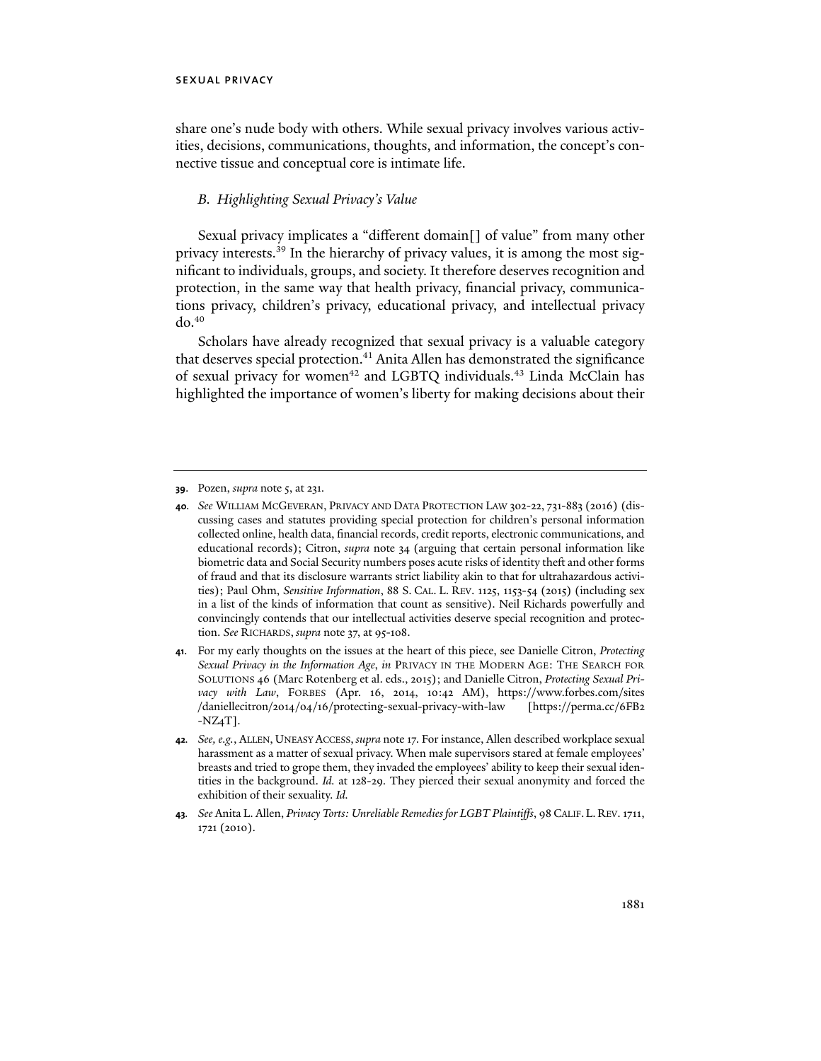share one's nude body with others. While sexual privacy involves various activities, decisions, communications, thoughts, and information, the concept's connective tissue and conceptual core is intimate life.

### *B. Highlighting Sexual Privacy's Value*

Sexual privacy implicates a "different domain[] of value" from many other privacy interests.[39] In the hierarchy of privacy values, it is among the most significant to individuals, groups, and society. It therefore deserves recognition and protection, in the same way that health privacy, financial privacy, communications privacy, children's privacy, educational privacy, and intellectual privacy do.[40]

Scholars have already recognized that sexual privacy is a valuable category that deserves special protection.[41] Anita Allen has demonstrated the significance of sexual privacy for women[42] and LGBTQ individuals.[43] Linda McClain has highlighted the importance of women's liberty for making decisions about their

---

**39.** Pozen, *supra* note 5, at 231.

**40.** *See* WILLIAM MCGEVERAN, PRIVACY AND DATA PROTECTION LAW 302-22, 731-883 (2016) (discussing cases and statutes providing special protection for children's personal information collected online, health data, financial records, credit reports, electronic communications, and educational records); Citron, *supra* note 34 (arguing that certain personal information like biometric data and Social Security numbers poses acute risks of identity theft and other forms of fraud and that its disclosure warrants strict liability akin to that for ultrahazardous activities); Paul Ohm, *Sensitive Information*, 88 S. CAL. L. REV. 1125, 1153-54 (2015) (including sex in a list of the kinds of information that count as sensitive). Neil Richards powerfully and convincingly contends that our intellectual activities deserve special recognition and protection. *See* RICHARDS, *supra* note 37, at 95-108.

**41.** For my early thoughts on the issues at the heart of this piece, see Danielle Citron, *Protecting Sexual Privacy in the Information Age*, *in* PRIVACY IN THE MODERN AGE: THE SEARCH FOR SOLUTIONS 46 (Marc Rotenberg et al. eds., 2015); and Danielle Citron, *Protecting Sexual Privacy with Law*, FORBES (Apr. 16, 2014, 10:42 AM), https://www.forbes.com/sites/daniellecitron/2014/04/16/protecting-sexual-privacy-with-law [https://perma.cc/6FB2-NZ4T].

**42.** *See, e.g.*, ALLEN, UNEASY ACCESS, *supra* note 17. For instance, Allen described workplace sexual harassment as a matter of sexual privacy. When male supervisors stared at female employees' breasts and tried to grope them, they invaded the employees' ability to keep their sexual identities in the background. *Id.* at 128-29. They pierced their sexual anonymity and forced the exhibition of their sexuality. *Id.*

**43.** *See* Anita L. Allen, *Privacy Torts: Unreliable Remedies for LGBT Plaintiffs*, 98 CALIF. L. REV. 1711, 1721 (2010).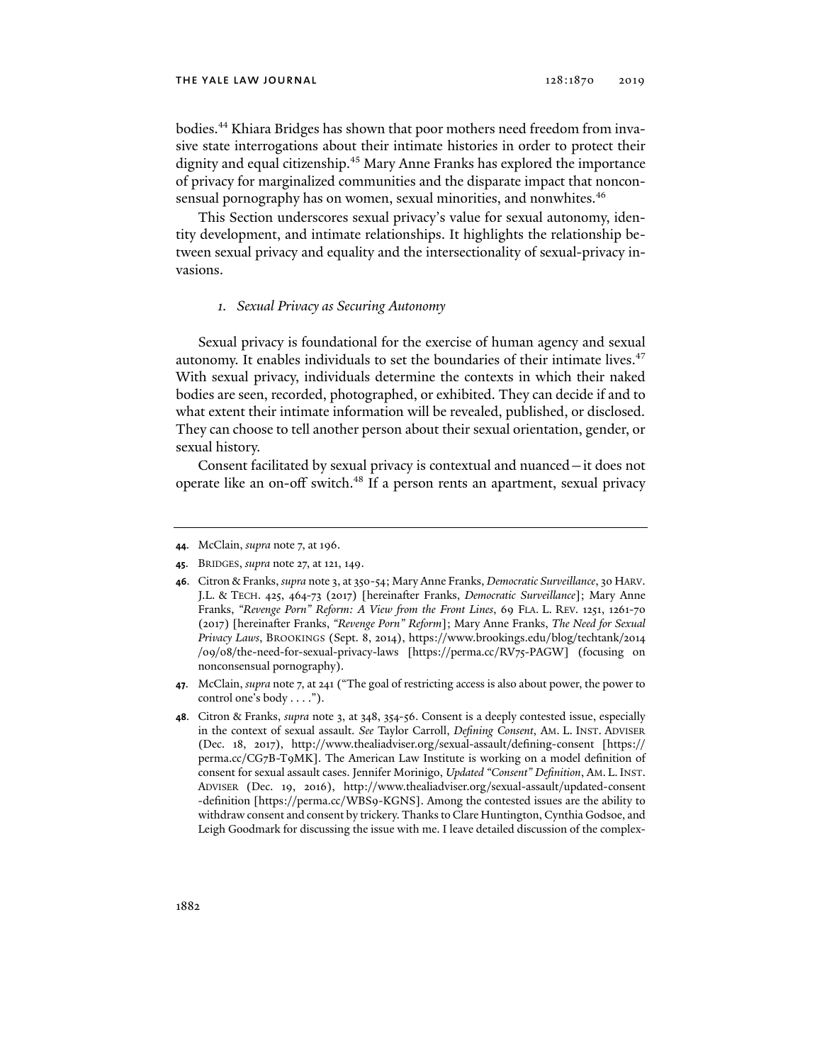bodies.[44] Khiara Bridges has shown that poor mothers need freedom from invasive state interrogations about their intimate histories in order to protect their dignity and equal citizenship.[45] Mary Anne Franks has explored the importance of privacy for marginalized communities and the disparate impact that nonconsensual pornography has on women, sexual minorities, and nonwhites.[46]

This Section underscores sexual privacy's value for sexual autonomy, identity development, and intimate relationships. It highlights the relationship between sexual privacy and equality and the intersectionality of sexual-privacy invasions.

### 1. *Sexual Privacy as Securing Autonomy*

Sexual privacy is foundational for the exercise of human agency and sexual autonomy. It enables individuals to set the boundaries of their intimate lives.[47] With sexual privacy, individuals determine the contexts in which their naked bodies are seen, recorded, photographed, or exhibited. They can decide if and to what extent their intimate information will be revealed, published, or disclosed. They can choose to tell another person about their sexual orientation, gender, or sexual history.

Consent facilitated by sexual privacy is contextual and nuanced—it does not operate like an on-off switch.[48] If a person rents an apartment, sexual privacy

---

**44.** McClain, *supra* note 7, at 196.

**45.** Bridges, *supra* note 27, at 121, 149.

**46.** Citron & Franks, *supra* note 3, at 350-54; Mary Anne Franks, *Democratic Surveillance*, 30 Harv. J.L. & Tech. 425, 464-73 (2017) [hereinafter Franks, *Democratic Surveillance*]; Mary Anne Franks, *"Revenge Porn" Reform: A View from the Front Lines*, 69 Fla. L. Rev. 1251, 1261-70 (2017) [hereinafter Franks, *"Revenge Porn" Reform*]; Mary Anne Franks, *The Need for Sexual Privacy Laws*, Brookings (Sept. 8, 2014), https://www.brookings.edu/blog/techtank/2014/09/08/the-need-for-sexual-privacy-laws [https://perma.cc/RV75-PAGW] (focusing on nonconsensual pornography).

**47.** McClain, *supra* note 7, at 241 ("The goal of restricting access is also about power, the power to control one's body . . . .").

**48.** Citron & Franks, *supra* note 3, at 348, 354-56. Consent is a deeply contested issue, especially in the context of sexual assault. *See* Taylor Carroll, *Defining Consent*, Am. L. Inst. Adviser (Dec. 18, 2017), http://www.thealiadviser.org/sexual-assault/defining-consent [https://perma.cc/CG7B-T9MK]. The American Law Institute is working on a model definition of consent for sexual assault cases. Jennifer Morinigo, *Updated "Consent" Definition*, Am. L. Inst. Adviser (Dec. 19, 2016), http://www.thealiadviser.org/sexual-assault/updated-consent-definition [https://perma.cc/WBS9-KGNS]. Among the contested issues are the ability to withdraw consent and consent by trickery. Thanks to Clare Huntington, Cynthia Godsoe, and Leigh Goodmark for discussing the issue with me. I leave detailed discussion of the complex-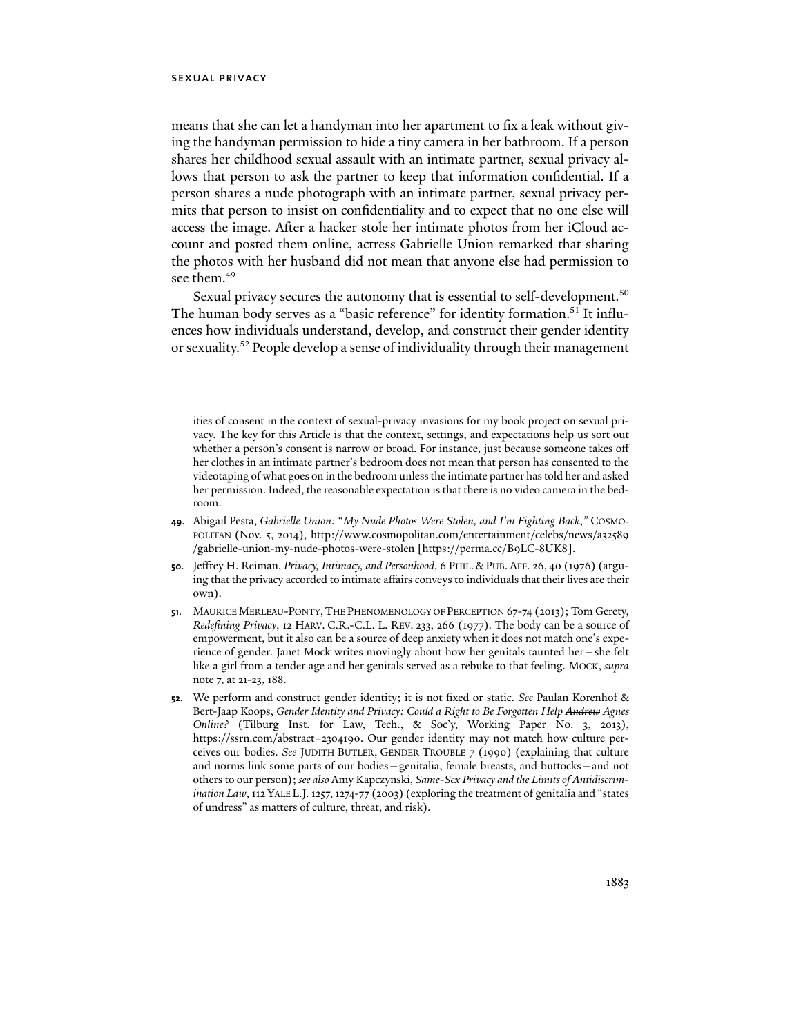means that she can let a handyman into her apartment to fix a leak without giving the handyman permission to hide a tiny camera in her bathroom. If a person shares her childhood sexual assault with an intimate partner, sexual privacy allows that person to ask the partner to keep that information confidential. If a person shares a nude photograph with an intimate partner, sexual privacy permits that person to insist on confidentiality and to expect that no one else will access the image. After a hacker stole her intimate photos from her iCloud account and posted them online, actress Gabrielle Union remarked that sharing the photos with her husband did not mean that anyone else had permission to see them.[49]

Sexual privacy secures the autonomy that is essential to self-development.[50] The human body serves as a "basic reference" for identity formation.[51] It influences how individuals understand, develop, and construct their gender identity or sexuality.[52] People develop a sense of individuality through their management

---

ities of consent in the context of sexual-privacy invasions for my book project on sexual privacy. The key for this Article is that the context, settings, and expectations help us sort out whether a person's consent is narrow or broad. For instance, just because someone takes off her clothes in an intimate partner's bedroom does not mean that person has consented to the videotaping of what goes on in the bedroom unless the intimate partner has told her and asked her permission. Indeed, the reasonable expectation is that there is no video camera in the bedroom.

**49**. Abigail Pesta, *Gabrielle Union: "My Nude Photos Were Stolen, and I'm Fighting Back*,*"* COSMOPOLITAN (Nov. 5, 2014), http://www.cosmopolitan.com/entertainment/celebs/news/a32589/gabrielle-union-my-nude-photos-were-stolen [https://perma.cc/B9LC-8UK8].

**50**. Jeffrey H. Reiman, *Privacy, Intimacy, and Personhood*, 6 PHIL. & PUB. AFF. 26, 40 (1976) (arguing that the privacy accorded to intimate affairs conveys to individuals that their lives are their own).

**51**. MAURICE MERLEAU-PONTY, THE PHENOMENOLOGY OF PERCEPTION 67-74 (2013); Tom Gerety, *Redefining Privacy*, 12 HARV. C.R.-C.L. L. REV. 233, 266 (1977). The body can be a source of empowerment, but it also can be a source of deep anxiety when it does not match one's experience of gender. Janet Mock writes movingly about how her genitals taunted her—she felt like a girl from a tender age and her genitals served as a rebuke to that feeling. MOCK, *supra* note 7, at 21-23, 188.

**52**. We perform and construct gender identity; it is not fixed or static. *See* Paulan Korenhof & Bert-Jaap Koops, *Gender Identity and Privacy: Could a Right to Be Forgotten Help ~~Andrew~~ Agnes Online?* (Tilburg Inst. for Law, Tech., & Soc'y, Working Paper No. 3, 2013), https://ssrn.com/abstract=2304190. Our gender identity may not match how culture perceives our bodies. *See* JUDITH BUTLER, GENDER TROUBLE 7 (1990) (explaining that culture and norms link some parts of our bodies—genitalia, female breasts, and buttocks—and not others to our person); *see also* Amy Kapczynski, *Same-Sex Privacy and the Limits of Antidiscrimination Law*, 112 YALE L.J. 1257, 1274-77 (2003) (exploring the treatment of genitalia and "states of undress" as matters of culture, threat, and risk).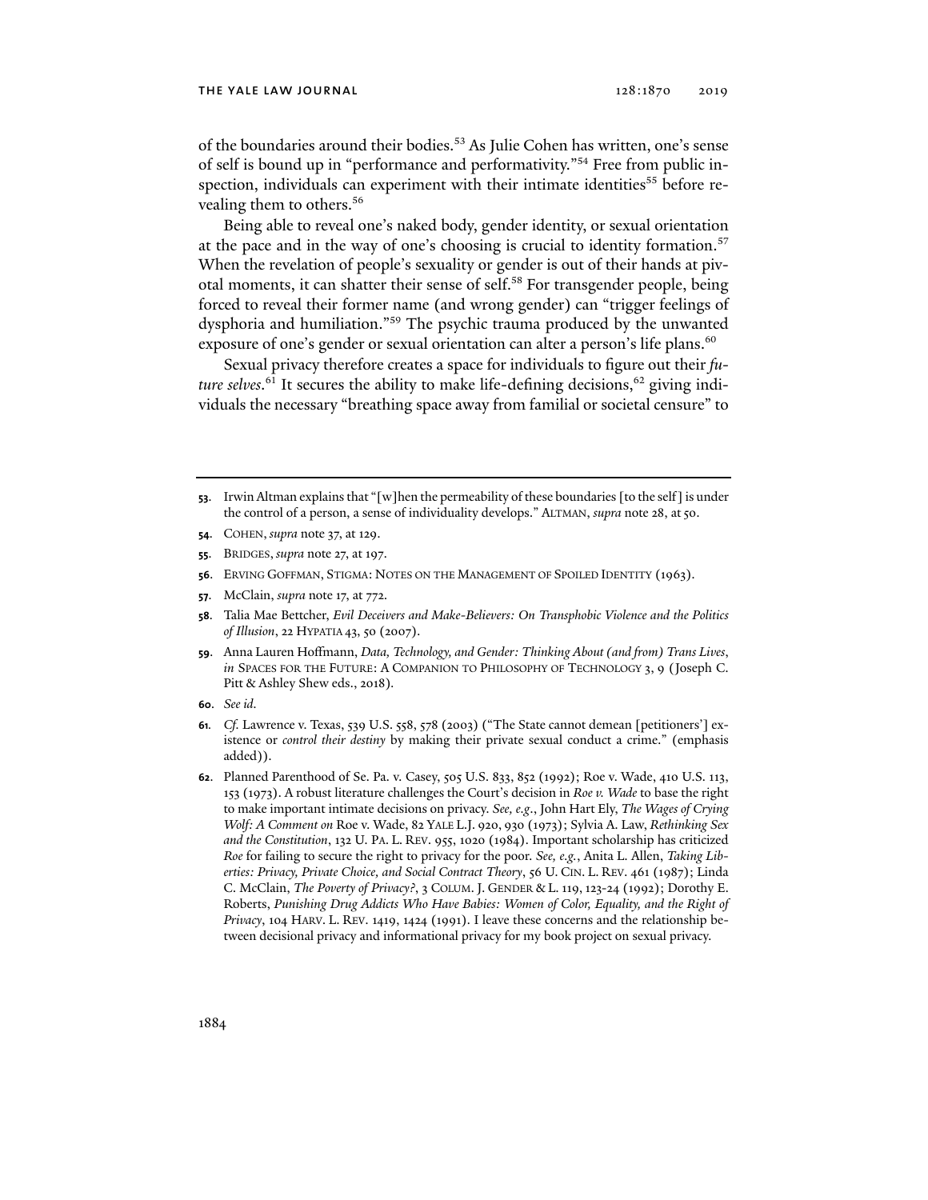of the boundaries around their bodies.[53] As Julie Cohen has written, one's sense of self is bound up in "performance and performativity."[54] Free from public inspection, individuals can experiment with their intimate identities[55] before revealing them to others.[56]

Being able to reveal one's naked body, gender identity, or sexual orientation at the pace and in the way of one's choosing is crucial to identity formation.[57] When the revelation of people's sexuality or gender is out of their hands at pivotal moments, it can shatter their sense of self.[58] For transgender people, being forced to reveal their former name (and wrong gender) can "trigger feelings of dysphoria and humiliation."[59] The psychic trauma produced by the unwanted exposure of one's gender or sexual orientation can alter a person's life plans.[60]

Sexual privacy therefore creates a space for individuals to figure out their *future selves*.[61] It secures the ability to make life-defining decisions,[62] giving individuals the necessary "breathing space away from familial or societal censure" to

---

**53.** Irwin Altman explains that "[w]hen the permeability of these boundaries [to the self] is under the control of a person, a sense of individuality develops." ALTMAN, *supra* note 28, at 50.

**54.** COHEN, *supra* note 37, at 129.

**55.** BRIDGES, *supra* note 27, at 197.

**56.** ERVING GOFFMAN, STIGMA: NOTES ON THE MANAGEMENT OF SPOILED IDENTITY (1963).

**57.** McClain, *supra* note 17, at 772.

**58.** Talia Mae Bettcher, *Evil Deceivers and Make-Believers: On Transphobic Violence and the Politics of Illusion*, 22 HYPATIA 43, 50 (2007).

**59.** Anna Lauren Hoffmann, *Data, Technology, and Gender: Thinking About (and from) Trans Lives*, *in* SPACES FOR THE FUTURE: A COMPANION TO PHILOSOPHY OF TECHNOLOGY 3, 9 (Joseph C. Pitt & Ashley Shew eds., 2018).

**60.** *See id.*

**61.** *Cf.* Lawrence v. Texas, 539 U.S. 558, 578 (2003) ("The State cannot demean [petitioners'] existence or *control their destiny* by making their private sexual conduct a crime." (emphasis added)).

**62.** Planned Parenthood of Se. Pa. v. Casey, 505 U.S. 833, 852 (1992); Roe v. Wade, 410 U.S. 113, 153 (1973). A robust literature challenges the Court's decision in *Roe v. Wade* to base the right to make important intimate decisions on privacy. *See, e.g.*, John Hart Ely, *The Wages of Crying Wolf: A Comment on* Roe v. Wade, 82 YALE L.J. 920, 930 (1973); Sylvia A. Law, *Rethinking Sex and the Constitution*, 132 U. PA. L. REV. 955, 1020 (1984). Important scholarship has criticized *Roe* for failing to secure the right to privacy for the poor. *See, e.g.*, Anita L. Allen, *Taking Liberties: Privacy, Private Choice, and Social Contract Theory*, 56 U. CIN. L. REV. 461 (1987); Linda C. McClain, *The Poverty of Privacy?*, 3 COLUM. J. GENDER & L. 119, 123-24 (1992); Dorothy E. Roberts, *Punishing Drug Addicts Who Have Babies: Women of Color, Equality, and the Right of Privacy*, 104 HARV. L. REV. 1419, 1424 (1991). I leave these concerns and the relationship between decisional privacy and informational privacy for my book project on sexual privacy.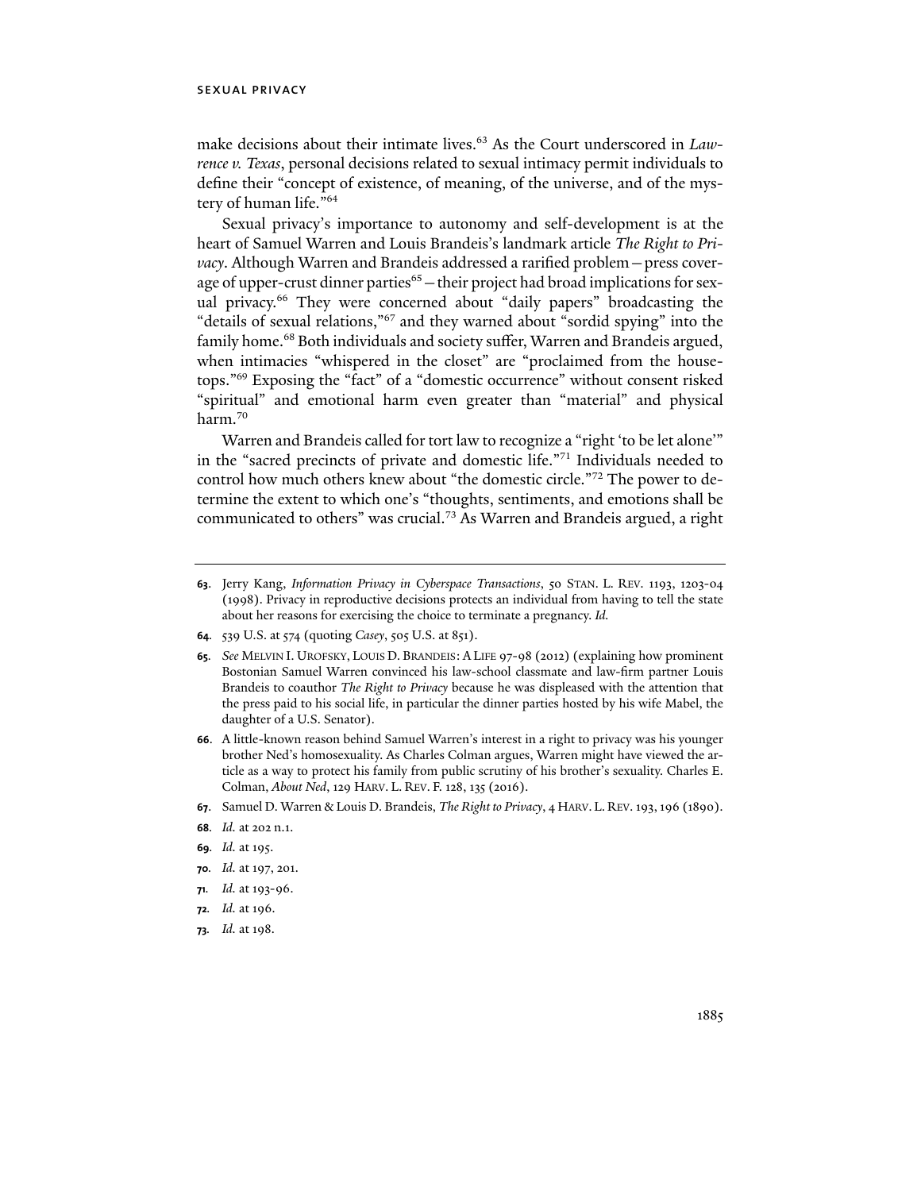make decisions about their intimate lives.[63] As the Court underscored in *Lawrence v. Texas*, personal decisions related to sexual intimacy permit individuals to define their "concept of existence, of meaning, of the universe, and of the mystery of human life."[64]

Sexual privacy's importance to autonomy and self-development is at the heart of Samuel Warren and Louis Brandeis's landmark article *The Right to Privacy*. Although Warren and Brandeis addressed a rarified problem—press coverage of upper-crust dinner parties[65]—their project had broad implications for sexual privacy.[66] They were concerned about "daily papers" broadcasting the "details of sexual relations,"[67] and they warned about "sordid spying" into the family home.[68] Both individuals and society suffer, Warren and Brandeis argued, when intimacies "whispered in the closet" are "proclaimed from the housetops."[69] Exposing the "fact" of a "domestic occurrence" without consent risked "spiritual" and emotional harm even greater than "material" and physical harm.[70]

Warren and Brandeis called for tort law to recognize a "right 'to be let alone'" in the "sacred precincts of private and domestic life."[71] Individuals needed to control how much others knew about "the domestic circle."[72] The power to determine the extent to which one's "thoughts, sentiments, and emotions shall be communicated to others" was crucial.[73] As Warren and Brandeis argued, a right

---

**63**. Jerry Kang, *Information Privacy in Cyberspace Transactions*, 50 STAN. L. REV. 1193, 1203-04 (1998). Privacy in reproductive decisions protects an individual from having to tell the state about her reasons for exercising the choice to terminate a pregnancy. *Id.*

**64**. 539 U.S. at 574 (quoting *Casey*, 505 U.S. at 851).

**65**. *See* MELVIN I. UROFSKY, LOUIS D. BRANDEIS: A LIFE 97-98 (2012) (explaining how prominent Bostonian Samuel Warren convinced his law-school classmate and law-firm partner Louis Brandeis to coauthor *The Right to Privacy* because he was displeased with the attention that the press paid to his social life, in particular the dinner parties hosted by his wife Mabel, the daughter of a U.S. Senator).

**66**. A little-known reason behind Samuel Warren's interest in a right to privacy was his younger brother Ned's homosexuality. As Charles Colman argues, Warren might have viewed the article as a way to protect his family from public scrutiny of his brother's sexuality. Charles E. Colman, *About Ned*, 129 HARV. L. REV. F. 128, 135 (2016).

**67**. Samuel D. Warren & Louis D. Brandeis, *The Right to Privacy*, 4 HARV. L. REV. 193, 196 (1890).

**68**. *Id.* at 202 n.1.

**69**. *Id.* at 195.

**70**. *Id.* at 197, 201.

**71**. *Id.* at 193-96.

**72**. *Id.* at 196.

**73**. *Id.* at 198.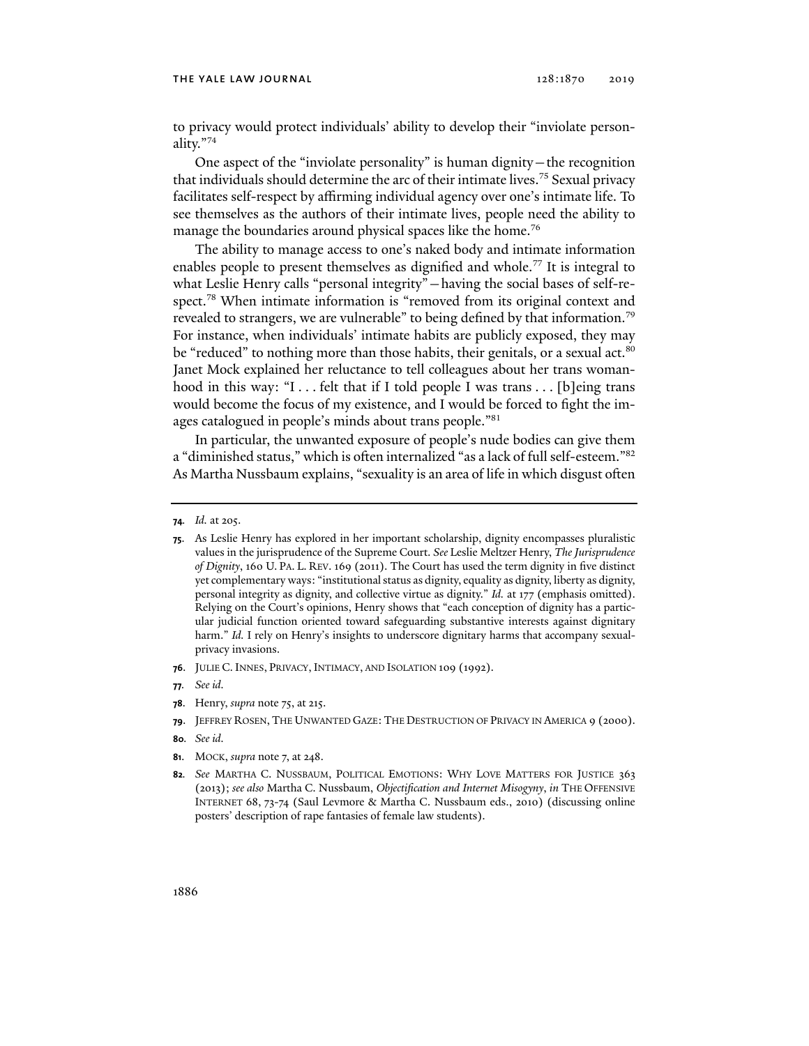to privacy would protect individuals' ability to develop their "inviolate personality."[74]

One aspect of the "inviolate personality" is human dignity—the recognition that individuals should determine the arc of their intimate lives.[75] Sexual privacy facilitates self-respect by affirming individual agency over one's intimate life. To see themselves as the authors of their intimate lives, people need the ability to manage the boundaries around physical spaces like the home.[76]

The ability to manage access to one's naked body and intimate information enables people to present themselves as dignified and whole.[77] It is integral to what Leslie Henry calls "personal integrity"—having the social bases of self-respect.[78] When intimate information is "removed from its original context and revealed to strangers, we are vulnerable" to being defined by that information.[79] For instance, when individuals' intimate habits are publicly exposed, they may be "reduced" to nothing more than those habits, their genitals, or a sexual act.[80] Janet Mock explained her reluctance to tell colleagues about her trans womanhood in this way: "I . . . felt that if I told people I was trans . . . [b]eing trans would become the focus of my existence, and I would be forced to fight the images catalogued in people's minds about trans people."[81]

In particular, the unwanted exposure of people's nude bodies can give them a "diminished status," which is often internalized "as a lack of full self-esteem."[82] As Martha Nussbaum explains, "sexuality is an area of life in which disgust often

---

**74.** *Id.* at 205.

**75.** As Leslie Henry has explored in her important scholarship, dignity encompasses pluralistic values in the jurisprudence of the Supreme Court. *See* Leslie Meltzer Henry, *The Jurisprudence of Dignity*, 160 U. PA. L. REV. 169 (2011). The Court has used the term dignity in five distinct yet complementary ways: "institutional status as dignity, equality as dignity, liberty as dignity, personal integrity as dignity, and collective virtue as dignity." *Id.* at 177 (emphasis omitted). Relying on the Court's opinions, Henry shows that "each conception of dignity has a particular judicial function oriented toward safeguarding substantive interests against dignitary harm." *Id.* I rely on Henry's insights to underscore dignitary harms that accompany sexual-privacy invasions.

**76.** JULIE C. INNES, PRIVACY, INTIMACY, AND ISOLATION 109 (1992).

**77.** *See id.*

**78.** Henry, *supra* note 75, at 215.

**79.** JEFFREY ROSEN, THE UNWANTED GAZE: THE DESTRUCTION OF PRIVACY IN AMERICA 9 (2000).

**80.** *See id.*

**81.** MOCK, *supra* note 7, at 248.

**82.** *See* MARTHA C. NUSSBAUM, POLITICAL EMOTIONS: WHY LOVE MATTERS FOR JUSTICE 363 (2013); *see also* Martha C. Nussbaum, *Objectification and Internet Misogyny*, *in* THE OFFENSIVE INTERNET 68, 73-74 (Saul Levmore & Martha C. Nussbaum eds., 2010) (discussing online posters' description of rape fantasies of female law students).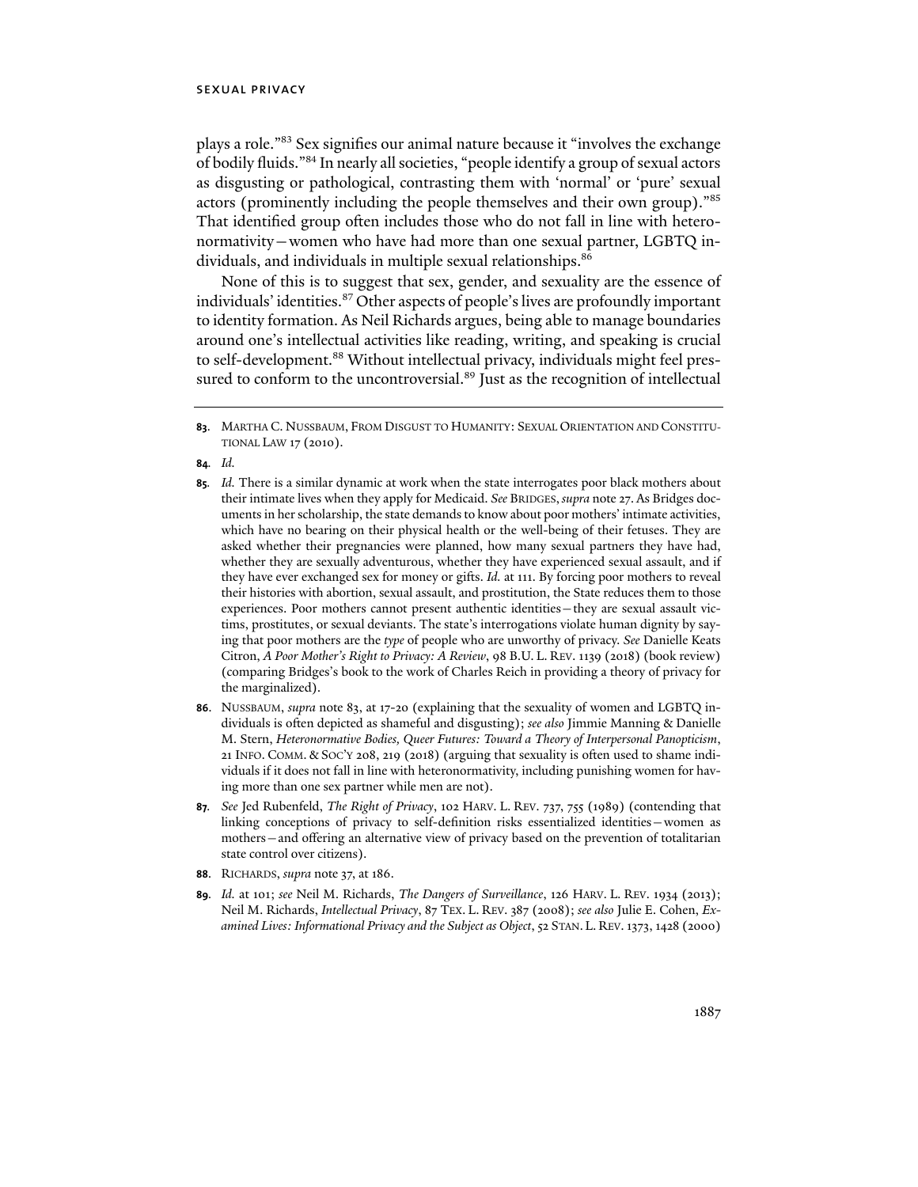plays a role."[83] Sex signifies our animal nature because it "involves the exchange of bodily fluids."[84] In nearly all societies, "people identify a group of sexual actors as disgusting or pathological, contrasting them with 'normal' or 'pure' sexual actors (prominently including the people themselves and their own group)."[85] That identified group often includes those who do not fall in line with heteronormativity—women who have had more than one sexual partner, LGBTQ individuals, and individuals in multiple sexual relationships.[86]

None of this is to suggest that sex, gender, and sexuality are the essence of individuals' identities.[87] Other aspects of people's lives are profoundly important to identity formation. As Neil Richards argues, being able to manage boundaries around one's intellectual activities like reading, writing, and speaking is crucial to self-development.[88] Without intellectual privacy, individuals might feel pressured to conform to the uncontroversial.[89] Just as the recognition of intellectual

---

**83.** MARTHA C. NUSSBAUM, FROM DISGUST TO HUMANITY: SEXUAL ORIENTATION AND CONSTITUTIONAL LAW 17 (2010).

**84.** *Id.*

**85.** *Id.* There is a similar dynamic at work when the state interrogates poor black mothers about their intimate lives when they apply for Medicaid. *See* BRIDGES, *supra* note 27. As Bridges documents in her scholarship, the state demands to know about poor mothers' intimate activities, which have no bearing on their physical health or the well-being of their fetuses. They are asked whether their pregnancies were planned, how many sexual partners they have had, whether they are sexually adventurous, whether they have experienced sexual assault, and if they have ever exchanged sex for money or gifts. *Id.* at 111. By forcing poor mothers to reveal their histories with abortion, sexual assault, and prostitution, the State reduces them to those experiences. Poor mothers cannot present authentic identities—they are sexual assault victims, prostitutes, or sexual deviants. The state's interrogations violate human dignity by saying that poor mothers are the *type* of people who are unworthy of privacy. *See* Danielle Keats Citron, *A Poor Mother's Right to Privacy: A Review*, 98 B.U. L. REV. 1139 (2018) (book review) (comparing Bridges's book to the work of Charles Reich in providing a theory of privacy for the marginalized).

**86.** NUSSBAUM, *supra* note 83, at 17-20 (explaining that the sexuality of women and LGBTQ individuals is often depicted as shameful and disgusting); *see also* Jimmie Manning & Danielle M. Stern, *Heteronormative Bodies, Queer Futures: Toward a Theory of Interpersonal Panopticism*, 21 INFO. COMM. & SOC'Y 208, 219 (2018) (arguing that sexuality is often used to shame individuals if it does not fall in line with heteronormativity, including punishing women for having more than one sex partner while men are not).

**87.** *See* Jed Rubenfeld, *The Right of Privacy*, 102 HARV. L. REV. 737, 755 (1989) (contending that linking conceptions of privacy to self-definition risks essentialized identities—women as mothers—and offering an alternative view of privacy based on the prevention of totalitarian state control over citizens).

**88.** RICHARDS, *supra* note 37, at 186.

**89.** *Id.* at 101; *see* Neil M. Richards, *The Dangers of Surveillance*, 126 HARV. L. REV. 1934 (2013); Neil M. Richards, *Intellectual Privacy*, 87 TEX. L. REV. 387 (2008); *see also* Julie E. Cohen, *Examined Lives: Informational Privacy and the Subject as Object*, 52 STAN. L. REV. 1373, 1428 (2000)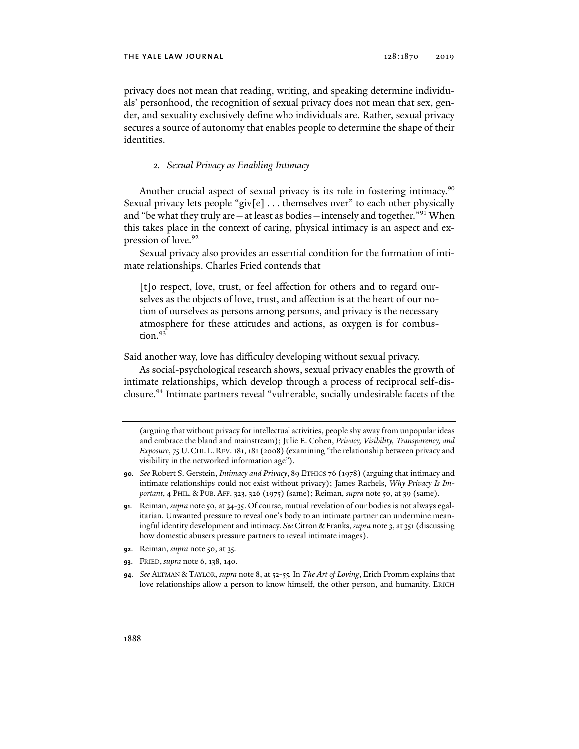privacy does not mean that reading, writing, and speaking determine individuals' personhood, the recognition of sexual privacy does not mean that sex, gender, and sexuality exclusively define who individuals are. Rather, sexual privacy secures a source of autonomy that enables people to determine the shape of their identities.

### *2. Sexual Privacy as Enabling Intimacy*

Another crucial aspect of sexual privacy is its role in fostering intimacy.[90] Sexual privacy lets people "giv[e] . . . themselves over" to each other physically and "be what they truly are—at least as bodies—intensely and together."[91] When this takes place in the context of caring, physical intimacy is an aspect and expression of love.[92]

Sexual privacy also provides an essential condition for the formation of intimate relationships. Charles Fried contends that

> [t]o respect, love, trust, or feel affection for others and to regard ourselves as the objects of love, trust, and affection is at the heart of our notion of ourselves as persons among persons, and privacy is the necessary atmosphere for these attitudes and actions, as oxygen is for combustion.[93]

Said another way, love has difficulty developing without sexual privacy.

As social-psychological research shows, sexual privacy enables the growth of intimate relationships, which develop through a process of reciprocal self-disclosure.[94] Intimate partners reveal "vulnerable, socially undesirable facets of the

---

(arguing that without privacy for intellectual activities, people shy away from unpopular ideas and embrace the bland and mainstream); Julie E. Cohen, *Privacy, Visibility, Transparency, and Exposure*, 75 U. CHI. L. REV. 181, 181 (2008) (examining "the relationship between privacy and visibility in the networked information age").

**90.** *See* Robert S. Gerstein, *Intimacy and Privacy*, 89 ETHICS 76 (1978) (arguing that intimacy and intimate relationships could not exist without privacy); James Rachels, *Why Privacy Is Important*, 4 PHIL. & PUB. AFF. 323, 326 (1975) (same); Reiman, *supra* note 50, at 39 (same).

**91.** Reiman, *supra* note 50, at 34-35. Of course, mutual revelation of our bodies is not always egalitarian. Unwanted pressure to reveal one's body to an intimate partner can undermine meaningful identity development and intimacy. *See* Citron & Franks, *supra* note 3, at 351 (discussing how domestic abusers pressure partners to reveal intimate images).

**92.** Reiman, *supra* note 50, at 35.

**93.** FRIED, *supra* note 6, 138, 140.

**94.** *See* ALTMAN & TAYLOR, *supra* note 8, at 52-55. In *The Art of Loving*, Erich Fromm explains that love relationships allow a person to know himself, the other person, and humanity. ERICH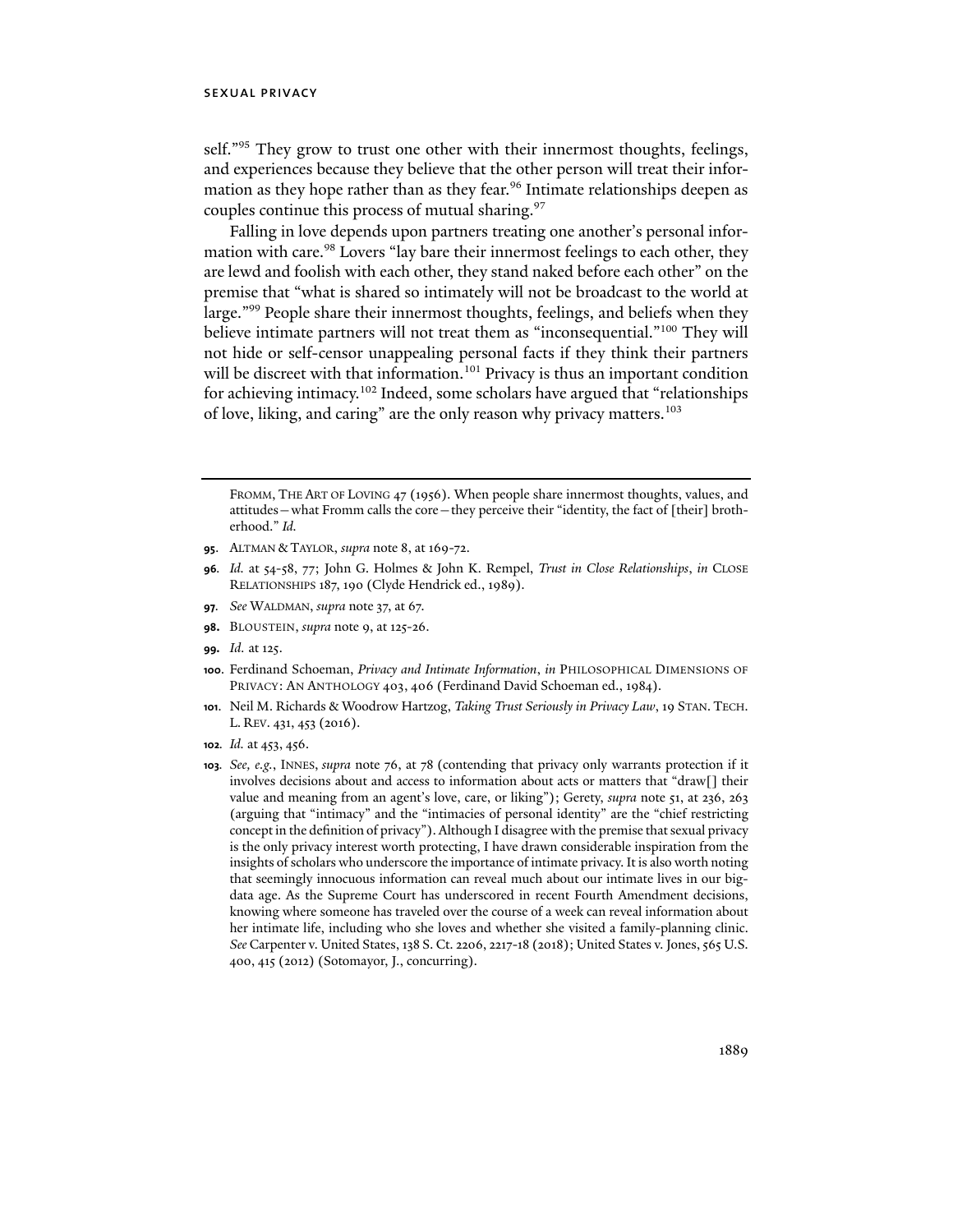self."[95] They grow to trust one other with their innermost thoughts, feelings, and experiences because they believe that the other person will treat their information as they hope rather than as they fear.[96] Intimate relationships deepen as couples continue this process of mutual sharing.[97]

Falling in love depends upon partners treating one another's personal information with care.[98] Lovers "lay bare their innermost feelings to each other, they are lewd and foolish with each other, they stand naked before each other" on the premise that "what is shared so intimately will not be broadcast to the world at large."[99] People share their innermost thoughts, feelings, and beliefs when they believe intimate partners will not treat them as "inconsequential."[100] They will not hide or self-censor unappealing personal facts if they think their partners will be discreet with that information.[101] Privacy is thus an important condition for achieving intimacy.[102] Indeed, some scholars have argued that "relationships of love, liking, and caring" are the only reason why privacy matters.[103]

---

FROMM, THE ART OF LOVING 47 (1956). When people share innermost thoughts, values, and attitudes—what Fromm calls the core—they perceive their "identity, the fact of [their] brotherhood." *Id.*

**95.** ALTMAN & TAYLOR, *supra* note 8, at 169-72.

**96.** *Id.* at 54-58, 77; John G. Holmes & John K. Rempel, *Trust in Close Relationships*, *in* CLOSE RELATIONSHIPS 187, 190 (Clyde Hendrick ed., 1989).

**97.** *See* WALDMAN, *supra* note 37, at 67.

**98.** BLOUSTEIN, *supra* note 9, at 125-26.

**99.** *Id.* at 125.

**100.** Ferdinand Schoeman, *Privacy and Intimate Information*, *in* PHILOSOPHICAL DIMENSIONS OF PRIVACY: AN ANTHOLOGY 403, 406 (Ferdinand David Schoeman ed., 1984).

**101.** Neil M. Richards & Woodrow Hartzog, *Taking Trust Seriously in Privacy Law*, 19 STAN. TECH. L. REV. 431, 453 (2016).

**102.** *Id.* at 453, 456.

**103.** *See, e.g.*, INNES, *supra* note 76, at 78 (contending that privacy only warrants protection if it involves decisions about and access to information about acts or matters that "draw[] their value and meaning from an agent's love, care, or liking"); Gerety, *supra* note 51, at 236, 263 (arguing that "intimacy" and the "intimacies of personal identity" are the "chief restricting concept in the definition of privacy"). Although I disagree with the premise that sexual privacy is the only privacy interest worth protecting, I have drawn considerable inspiration from the insights of scholars who underscore the importance of intimate privacy. It is also worth noting that seemingly innocuous information can reveal much about our intimate lives in our big-data age. As the Supreme Court has underscored in recent Fourth Amendment decisions, knowing where someone has traveled over the course of a week can reveal information about her intimate life, including who she loves and whether she visited a family-planning clinic. *See* Carpenter v. United States, 138 S. Ct. 2206, 2217-18 (2018); United States v. Jones, 565 U.S. 400, 415 (2012) (Sotomayor, J., concurring).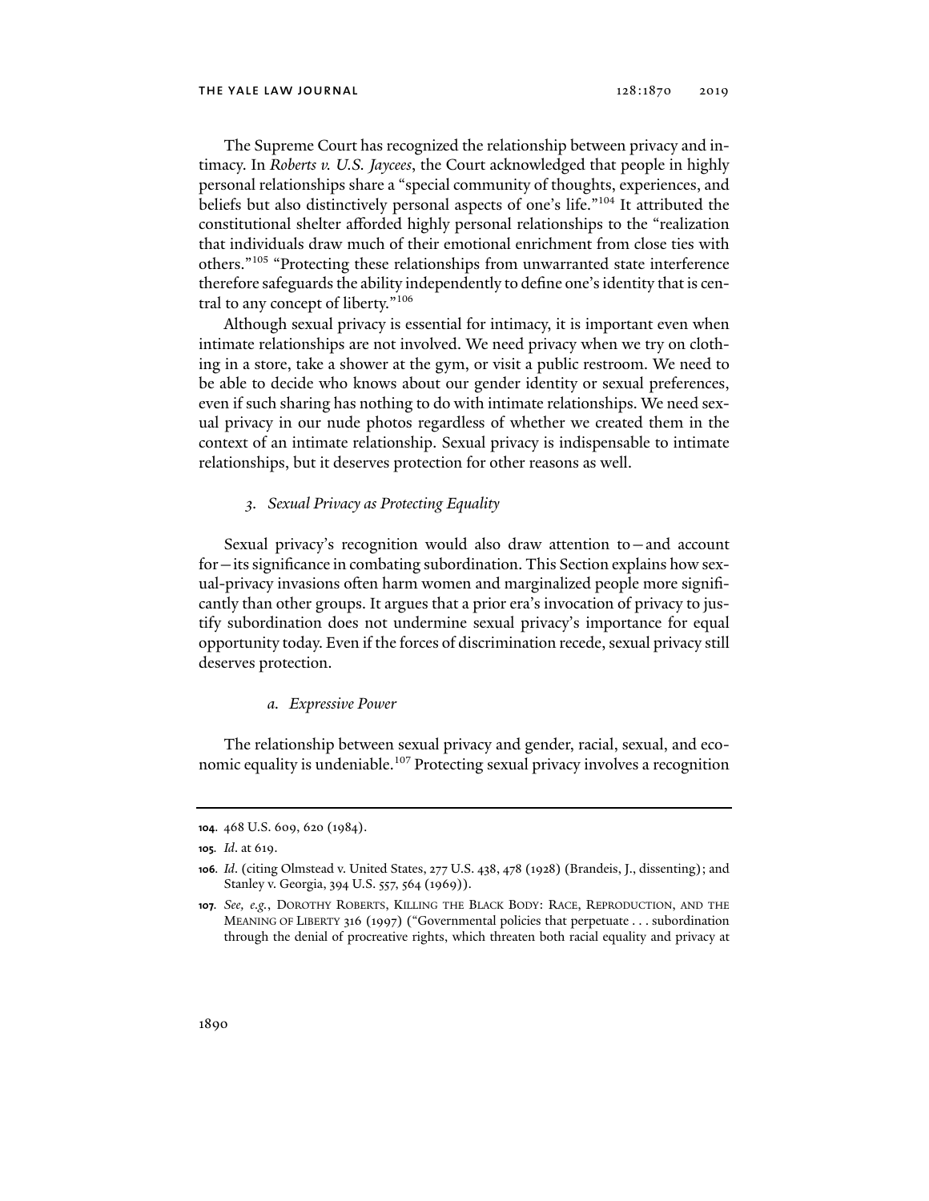The Supreme Court has recognized the relationship between privacy and intimacy. In *Roberts v. U.S. Jaycees*, the Court acknowledged that people in highly personal relationships share a "special community of thoughts, experiences, and beliefs but also distinctively personal aspects of one's life."[104] It attributed the constitutional shelter afforded highly personal relationships to the "realization that individuals draw much of their emotional enrichment from close ties with others."[105] "Protecting these relationships from unwarranted state interference therefore safeguards the ability independently to define one's identity that is central to any concept of liberty."[106]

Although sexual privacy is essential for intimacy, it is important even when intimate relationships are not involved. We need privacy when we try on clothing in a store, take a shower at the gym, or visit a public restroom. We need to be able to decide who knows about our gender identity or sexual preferences, even if such sharing has nothing to do with intimate relationships. We need sexual privacy in our nude photos regardless of whether we created them in the context of an intimate relationship. Sexual privacy is indispensable to intimate relationships, but it deserves protection for other reasons as well.

### *3. Sexual Privacy as Protecting Equality*

Sexual privacy's recognition would also draw attention to—and account for—its significance in combating subordination. This Section explains how sexual-privacy invasions often harm women and marginalized people more significantly than other groups. It argues that a prior era's invocation of privacy to justify subordination does not undermine sexual privacy's importance for equal opportunity today. Even if the forces of discrimination recede, sexual privacy still deserves protection.

#### *a. Expressive Power*

The relationship between sexual privacy and gender, racial, sexual, and economic equality is undeniable.[107] Protecting sexual privacy involves a recognition

---

**104.** 468 U.S. 609, 620 (1984).

**105.** *Id.* at 619.

**106.** *Id.* (citing Olmstead v. United States, 277 U.S. 438, 478 (1928) (Brandeis, J., dissenting); and Stanley v. Georgia, 394 U.S. 557, 564 (1969)).

**107.** *See, e.g.*, DOROTHY ROBERTS, KILLING THE BLACK BODY: RACE, REPRODUCTION, AND THE MEANING OF LIBERTY 316 (1997) ("Governmental policies that perpetuate . . . subordination through the denial of procreative rights, which threaten both racial equality and privacy at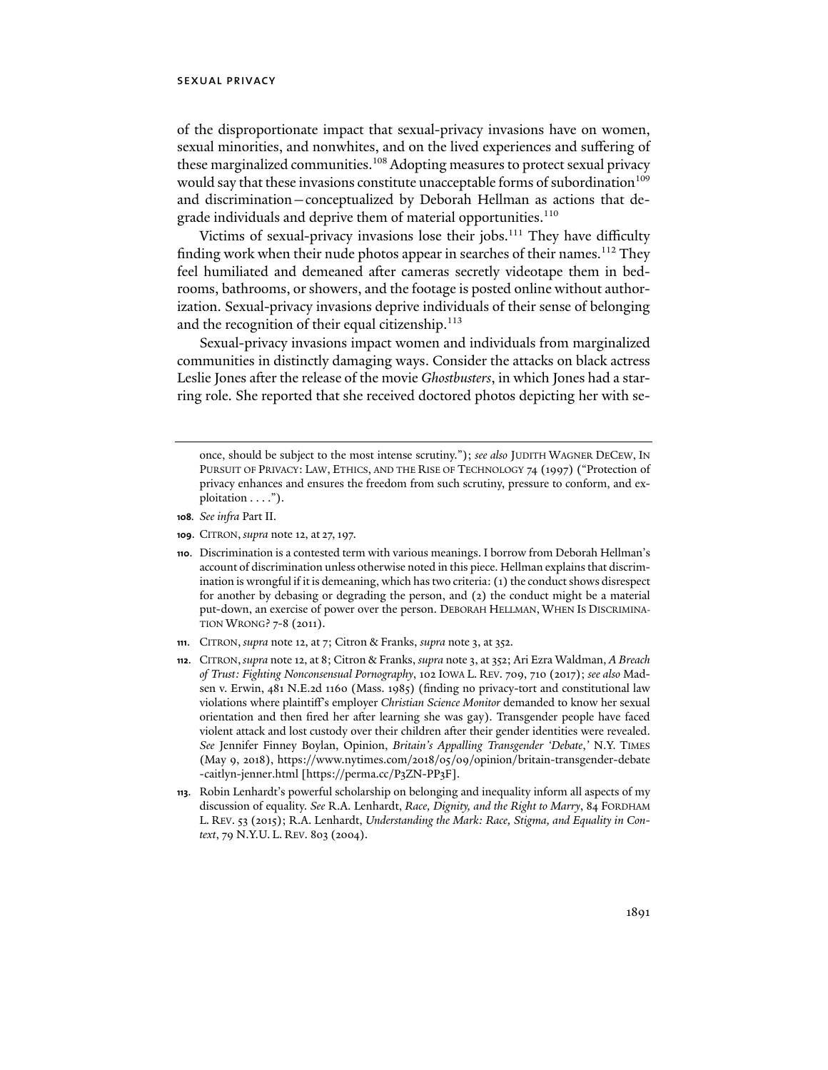of the disproportionate impact that sexual-privacy invasions have on women, sexual minorities, and nonwhites, and on the lived experiences and suffering of these marginalized communities.[108] Adopting measures to protect sexual privacy would say that these invasions constitute unacceptable forms of subordination[109] and discrimination—conceptualized by Deborah Hellman as actions that degrade individuals and deprive them of material opportunities.[110]

Victims of sexual-privacy invasions lose their jobs.[111] They have difficulty finding work when their nude photos appear in searches of their names.[112] They feel humiliated and demeaned after cameras secretly videotape them in bedrooms, bathrooms, or showers, and the footage is posted online without authorization. Sexual-privacy invasions deprive individuals of their sense of belonging and the recognition of their equal citizenship.[113]

Sexual-privacy invasions impact women and individuals from marginalized communities in distinctly damaging ways. Consider the attacks on black actress Leslie Jones after the release of the movie *Ghostbusters*, in which Jones had a starring role. She reported that she received doctored photos depicting her with se-

---

once, should be subject to the most intense scrutiny."); *see also* JUDITH WAGNER DECEW, IN PURSUIT OF PRIVACY: LAW, ETHICS, AND THE RISE OF TECHNOLOGY 74 (1997) ("Protection of privacy enhances and ensures the freedom from such scrutiny, pressure to conform, and exploitation . . . .").

108. *See infra* Part II.

109. CITRON, *supra* note 12, at 27, 197.

110. Discrimination is a contested term with various meanings. I borrow from Deborah Hellman's account of discrimination unless otherwise noted in this piece. Hellman explains that discrimination is wrongful if it is demeaning, which has two criteria: (1) the conduct shows disrespect for another by debasing or degrading the person, and (2) the conduct might be a material put-down, an exercise of power over the person. DEBORAH HELLMAN, WHEN IS DISCRIMINATION WRONG? 7-8 (2011).

111. CITRON, *supra* note 12, at 7; Citron & Franks, *supra* note 3, at 352.

112. CITRON, *supra* note 12, at 8; Citron & Franks, *supra* note 3, at 352; Ari Ezra Waldman, *A Breach of Trust: Fighting Nonconsensual Pornography*, 102 IOWA L. REV. 709, 710 (2017); *see also* Madsen v. Erwin, 481 N.E.2d 1160 (Mass. 1985) (finding no privacy-tort and constitutional law violations where plaintiff's employer *Christian Science Monitor* demanded to know her sexual orientation and then fired her after learning she was gay). Transgender people have faced violent attack and lost custody over their children after their gender identities were revealed. *See* Jennifer Finney Boylan, Opinion, *Britain's Appalling Transgender 'Debate*,*'* N.Y. TIMES (May 9, 2018), https://www.nytimes.com/2018/05/09/opinion/britain-transgender-debate-caitlyn-jenner.html [https://perma.cc/P3ZN-PP3F].

113. Robin Lenhardt's powerful scholarship on belonging and inequality inform all aspects of my discussion of equality. *See* R.A. Lenhardt, *Race, Dignity, and the Right to Marry*, 84 FORDHAM L. REV. 53 (2015); R.A. Lenhardt, *Understanding the Mark: Race, Stigma, and Equality in Context*, 79 N.Y.U. L. REV. 803 (2004).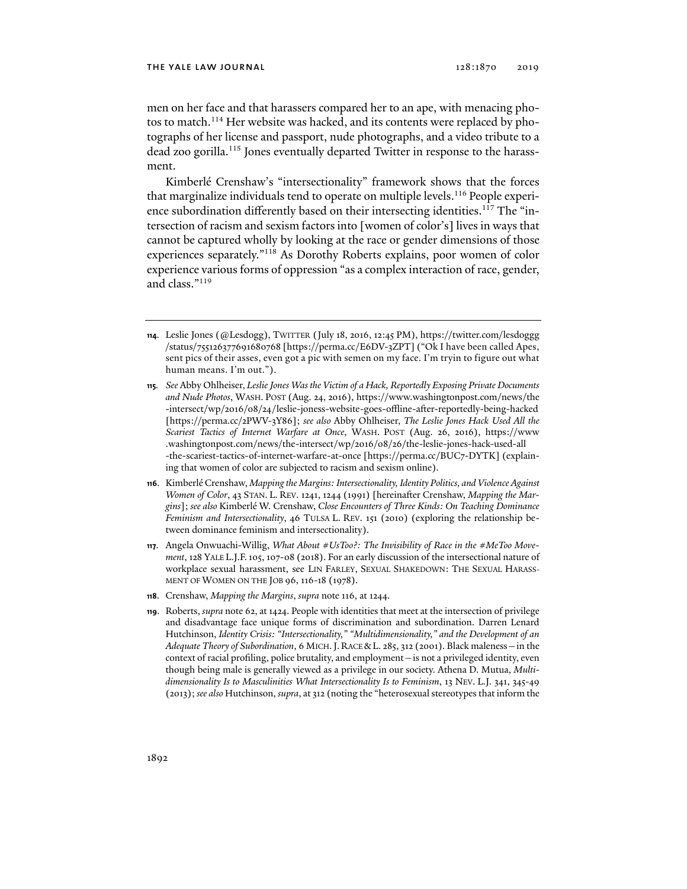men on her face and that harassers compared her to an ape, with menacing photos to match.[114] Her website was hacked, and its contents were replaced by photographs of her license and passport, nude photographs, and a video tribute to a dead zoo gorilla.[115] Jones eventually departed Twitter in response to the harassment.

Kimberlé Crenshaw's "intersectionality" framework shows that the forces that marginalize individuals tend to operate on multiple levels.[116] People experience subordination differently based on their intersecting identities.[117] The "intersection of racism and sexism factors into [women of color's] lives in ways that cannot be captured wholly by looking at the race or gender dimensions of those experiences separately."[118] As Dorothy Roberts explains, poor women of color experience various forms of oppression "as a complex interaction of race, gender, and class."[119]

---

**114.** Leslie Jones (@Lesdogg), TWITTER (July 18, 2016, 12:45 PM), https://twitter.com/lesdoggg/status/755126377691680768 [https://perma.cc/E6DV-3ZPT] ("Ok I have been called Apes, sent pics of their asses, even got a pic with semen on my face. I'm tryin to figure out what human means. I'm out.").

**115.** *See* Abby Ohlheiser, *Leslie Jones Was the Victim of a Hack, Reportedly Exposing Private Documents and Nude Photos*, WASH. POST (Aug. 24, 2016), https://www.washingtonpost.com/news/the-intersect/wp/2016/08/24/leslie-joness-website-goes-offline-after-reportedly-being-hacked [https://perma.cc/2PWV-3Y86]; *see also* Abby Ohlheiser, *The Leslie Jones Hack Used All the Scariest Tactics of Internet Warfare at Once*, WASH. POST (Aug. 26, 2016), https://www.washingtonpost.com/news/the-intersect/wp/2016/08/26/the-leslie-jones-hack-used-all-the-scariest-tactics-of-internet-warfare-at-once [https://perma.cc/BUC7-DYTK] (explaining that women of color are subjected to racism and sexism online).

**116.** Kimberlé Crenshaw, *Mapping the Margins: Intersectionality, Identity Politics, and Violence Against Women of Color*, 43 STAN. L. REV. 1241, 1244 (1991) [hereinafter Crenshaw, *Mapping the Margins*]; *see also* Kimberlé W. Crenshaw, *Close Encounters of Three Kinds: On Teaching Dominance Feminism and Intersectionality*, 46 TULSA L. REV. 151 (2010) (exploring the relationship between dominance feminism and intersectionality).

**117.** Angela Onwuachi-Willig, *What About #UsToo?: The Invisibility of Race in the #MeToo Movement*, 128 YALE L.J.F. 105, 107-08 (2018). For an early discussion of the intersectional nature of workplace sexual harassment, see LIN FARLEY, SEXUAL SHAKEDOWN: THE SEXUAL HARASSMENT OF WOMEN ON THE JOB 96, 116-18 (1978).

**118.** Crenshaw, *Mapping the Margins*, *supra* note 116, at 1244.

**119.** Roberts, *supra* note 62, at 1424. People with identities that meet at the intersection of privilege and disadvantage face unique forms of discrimination and subordination. Darren Lenard Hutchinson, *Identity Crisis: "Intersectionality," "Multidimensionality," and the Development of an Adequate Theory of Subordination*, 6 MICH. J. RACE & L. 285, 312 (2001). Black maleness—in the context of racial profiling, police brutality, and employment—is not a privileged identity, even though being male is generally viewed as a privilege in our society. Athena D. Mutua, *Multidimensionality Is to Masculinities What Intersectionality Is to Feminism*, 13 NEV. L.J. 341, 345-49 (2013); *see also* Hutchinson, *supra*, at 312 (noting the "heterosexual stereotypes that inform the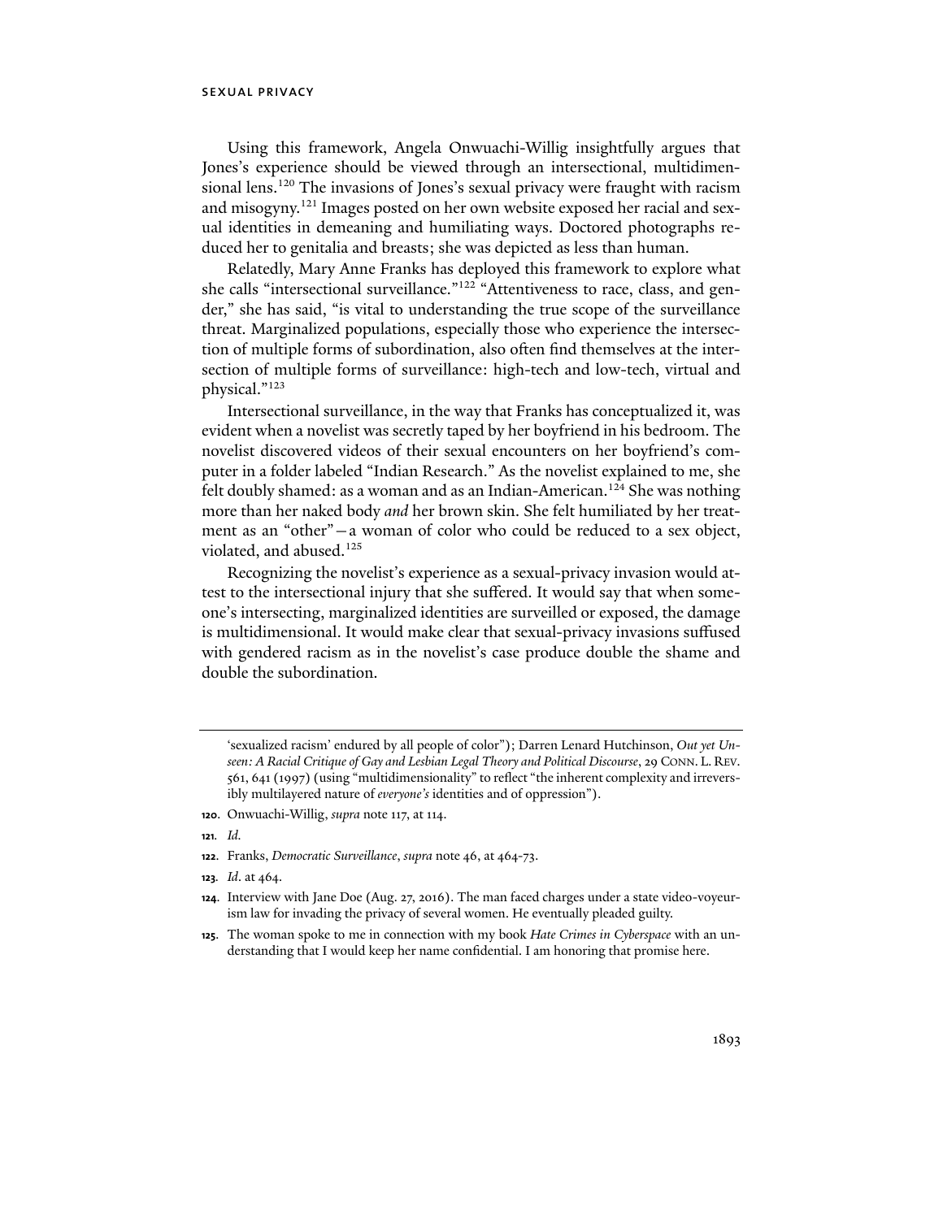Using this framework, Angela Onwuachi-Willig insightfully argues that Jones's experience should be viewed through an intersectional, multidimensional lens.[120] The invasions of Jones's sexual privacy were fraught with racism and misogyny.[121] Images posted on her own website exposed her racial and sexual identities in demeaning and humiliating ways. Doctored photographs reduced her to genitalia and breasts; she was depicted as less than human.

Relatedly, Mary Anne Franks has deployed this framework to explore what she calls "intersectional surveillance."[122] "Attentiveness to race, class, and gender," she has said, "is vital to understanding the true scope of the surveillance threat. Marginalized populations, especially those who experience the intersection of multiple forms of subordination, also often find themselves at the intersection of multiple forms of surveillance: high-tech and low-tech, virtual and physical."[123]

Intersectional surveillance, in the way that Franks has conceptualized it, was evident when a novelist was secretly taped by her boyfriend in his bedroom. The novelist discovered videos of their sexual encounters on her boyfriend's computer in a folder labeled "Indian Research." As the novelist explained to me, she felt doubly shamed: as a woman and as an Indian-American.[124] She was nothing more than her naked body *and* her brown skin. She felt humiliated by her treatment as an "other"—a woman of color who could be reduced to a sex object, violated, and abused.[125]

Recognizing the novelist's experience as a sexual-privacy invasion would attest to the intersectional injury that she suffered. It would say that when someone's intersecting, marginalized identities are surveilled or exposed, the damage is multidimensional. It would make clear that sexual-privacy invasions suffused with gendered racism as in the novelist's case produce double the shame and double the subordination.

---

'sexualized racism' endured by all people of color"); Darren Lenard Hutchinson, *Out yet Unseen: A Racial Critique of Gay and Lesbian Legal Theory and Political Discourse*, 29 CONN. L. REV. 561, 641 (1997) (using "multidimensionality" to reflect "the inherent complexity and irreversibly multilayered nature of *everyone's* identities and of oppression").

120. Onwuachi-Willig, *supra* note 117, at 114.

121. *Id.*

122. Franks, *Democratic Surveillance*, *supra* note 46, at 464-73.

123. *Id*. at 464.

124. Interview with Jane Doe (Aug. 27, 2016). The man faced charges under a state video-voyeurism law for invading the privacy of several women. He eventually pleaded guilty.

125. The woman spoke to me in connection with my book *Hate Crimes in Cyberspace* with an understanding that I would keep her name confidential. I am honoring that promise here.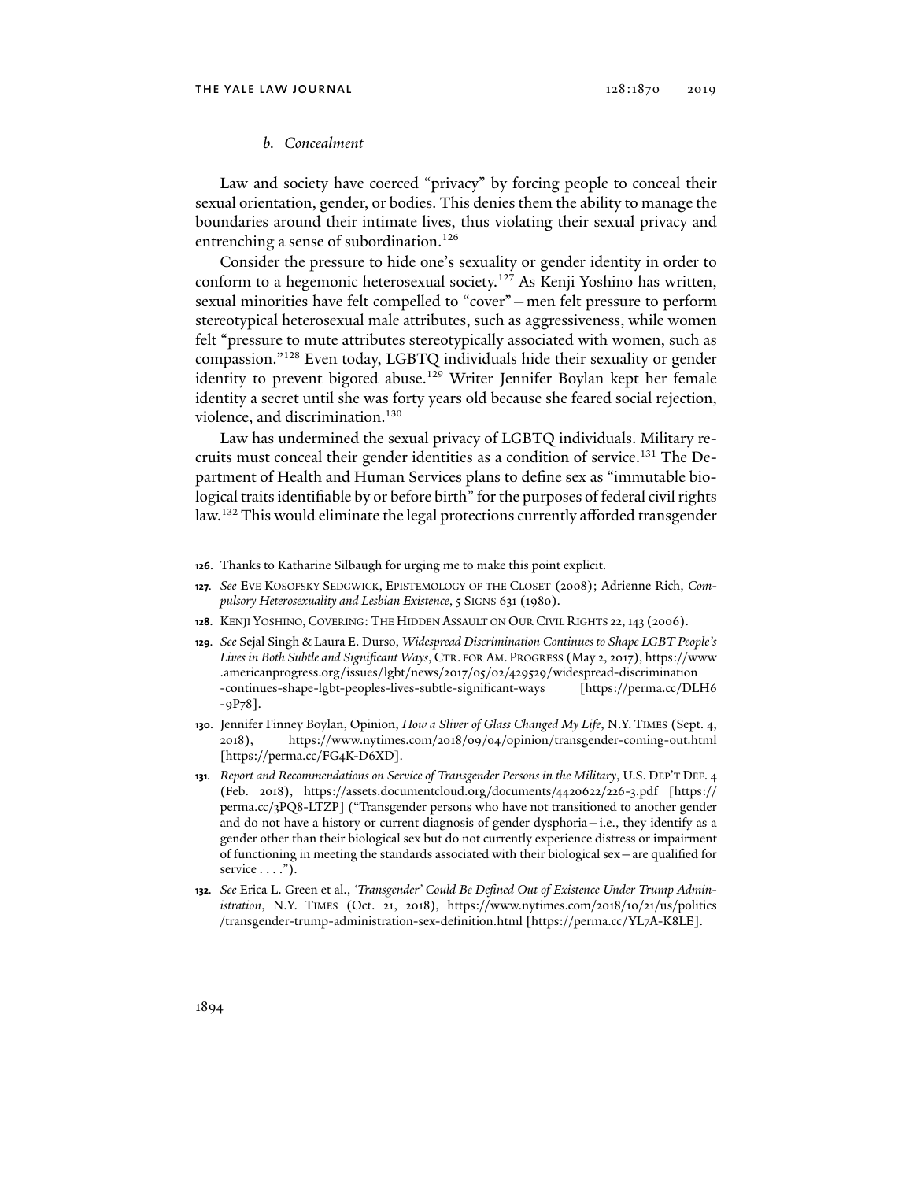### *b. Concealment*

Law and society have coerced "privacy" by forcing people to conceal their sexual orientation, gender, or bodies. This denies them the ability to manage the boundaries around their intimate lives, thus violating their sexual privacy and entrenching a sense of subordination.[126]

Consider the pressure to hide one's sexuality or gender identity in order to conform to a hegemonic heterosexual society.[127] As Kenji Yoshino has written, sexual minorities have felt compelled to "cover"—men felt pressure to perform stereotypical heterosexual male attributes, such as aggressiveness, while women felt "pressure to mute attributes stereotypically associated with women, such as compassion."[128] Even today, LGBTQ individuals hide their sexuality or gender identity to prevent bigoted abuse.[129] Writer Jennifer Boylan kept her female identity a secret until she was forty years old because she feared social rejection, violence, and discrimination.[130]

Law has undermined the sexual privacy of LGBTQ individuals. Military recruits must conceal their gender identities as a condition of service.[131] The Department of Health and Human Services plans to define sex as "immutable biological traits identifiable by or before birth" for the purposes of federal civil rights law.[132] This would eliminate the legal protections currently afforded transgender

---

**126.** Thanks to Katharine Silbaugh for urging me to make this point explicit.

**127.** *See* Eve Kosofsky Sedgwick, Epistemology of the Closet (2008); Adrienne Rich, *Compulsory Heterosexuality and Lesbian Existence*, 5 Signs 631 (1980).

**128.** Kenji Yoshino, Covering: The Hidden Assault on Our Civil Rights 22, 143 (2006).

**129.** *See* Sejal Singh & Laura E. Durso, *Widespread Discrimination Continues to Shape LGBT People's Lives in Both Subtle and Significant Ways*, Ctr. for Am. Progress (May 2, 2017), https://www.americanprogress.org/issues/lgbt/news/2017/05/02/429529/widespread-discrimination-continues-shape-lgbt-peoples-lives-subtle-significant-ways [https://perma.cc/DLH6-9P78].

**130.** Jennifer Finney Boylan, Opinion, *How a Sliver of Glass Changed My Life*, N.Y. Times (Sept. 4, 2018), https://www.nytimes.com/2018/09/04/opinion/transgender-coming-out.html [https://perma.cc/FG4K-D6XD].

**131.** *Report and Recommendations on Service of Transgender Persons in the Military*, U.S. Dep't Def. 4 (Feb. 2018), https://assets.documentcloud.org/documents/4420622/226-3.pdf [https://perma.cc/3PQ8-LTZP] ("Transgender persons who have not transitioned to another gender and do not have a history or current diagnosis of gender dysphoria—i.e., they identify as a gender other than their biological sex but do not currently experience distress or impairment of functioning in meeting the standards associated with their biological sex—are qualified for service . . . .").

**132.** *See* Erica L. Green et al., *'Transgender' Could Be Defined Out of Existence Under Trump Administration*, N.Y. Times (Oct. 21, 2018), https://www.nytimes.com/2018/10/21/us/politics/transgender-trump-administration-sex-definition.html [https://perma.cc/YL7A-K8LE].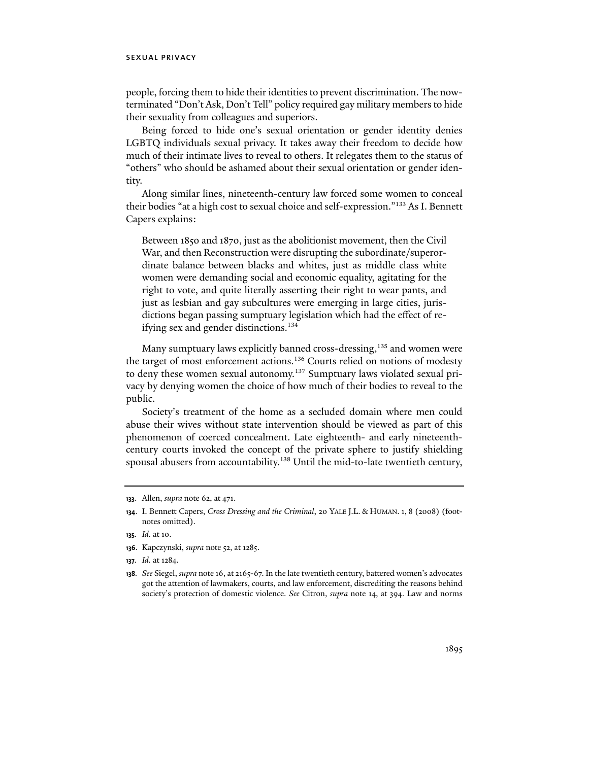people, forcing them to hide their identities to prevent discrimination. The now-terminated "Don't Ask, Don't Tell" policy required gay military members to hide their sexuality from colleagues and superiors.

Being forced to hide one's sexual orientation or gender identity denies LGBTQ individuals sexual privacy. It takes away their freedom to decide how much of their intimate lives to reveal to others. It relegates them to the status of "others" who should be ashamed about their sexual orientation or gender identity.

Along similar lines, nineteenth-century law forced some women to conceal their bodies "at a high cost to sexual choice and self-expression."[133] As I. Bennett Capers explains:

> Between 1850 and 1870, just as the abolitionist movement, then the Civil War, and then Reconstruction were disrupting the subordinate/superordinate balance between blacks and whites, just as middle class white women were demanding social and economic equality, agitating for the right to vote, and quite literally asserting their right to wear pants, and just as lesbian and gay subcultures were emerging in large cities, jurisdictions began passing sumptuary legislation which had the effect of reifying sex and gender distinctions.[134]

Many sumptuary laws explicitly banned cross-dressing,[135] and women were the target of most enforcement actions.[136] Courts relied on notions of modesty to deny these women sexual autonomy.[137] Sumptuary laws violated sexual privacy by denying women the choice of how much of their bodies to reveal to the public.

Society's treatment of the home as a secluded domain where men could abuse their wives without state intervention should be viewed as part of this phenomenon of coerced concealment. Late eighteenth- and early nineteenth-century courts invoked the concept of the private sphere to justify shielding spousal abusers from accountability.[138] Until the mid-to-late twentieth century,

---

**133.** Allen, *supra* note 62, at 471.

**134.** I. Bennett Capers, *Cross Dressing and the Criminal*, 20 YALE J.L. & HUMAN. 1, 8 (2008) (footnotes omitted).

**135.** *Id.* at 10.

**136.** Kapczynski, *supra* note 52, at 1285.

**137.** *Id.* at 1284.

**138.** *See* Siegel, *supra* note 16, at 2165-67. In the late twentieth century, battered women's advocates got the attention of lawmakers, courts, and law enforcement, discrediting the reasons behind society's protection of domestic violence. *See* Citron, *supra* note 14, at 394. Law and norms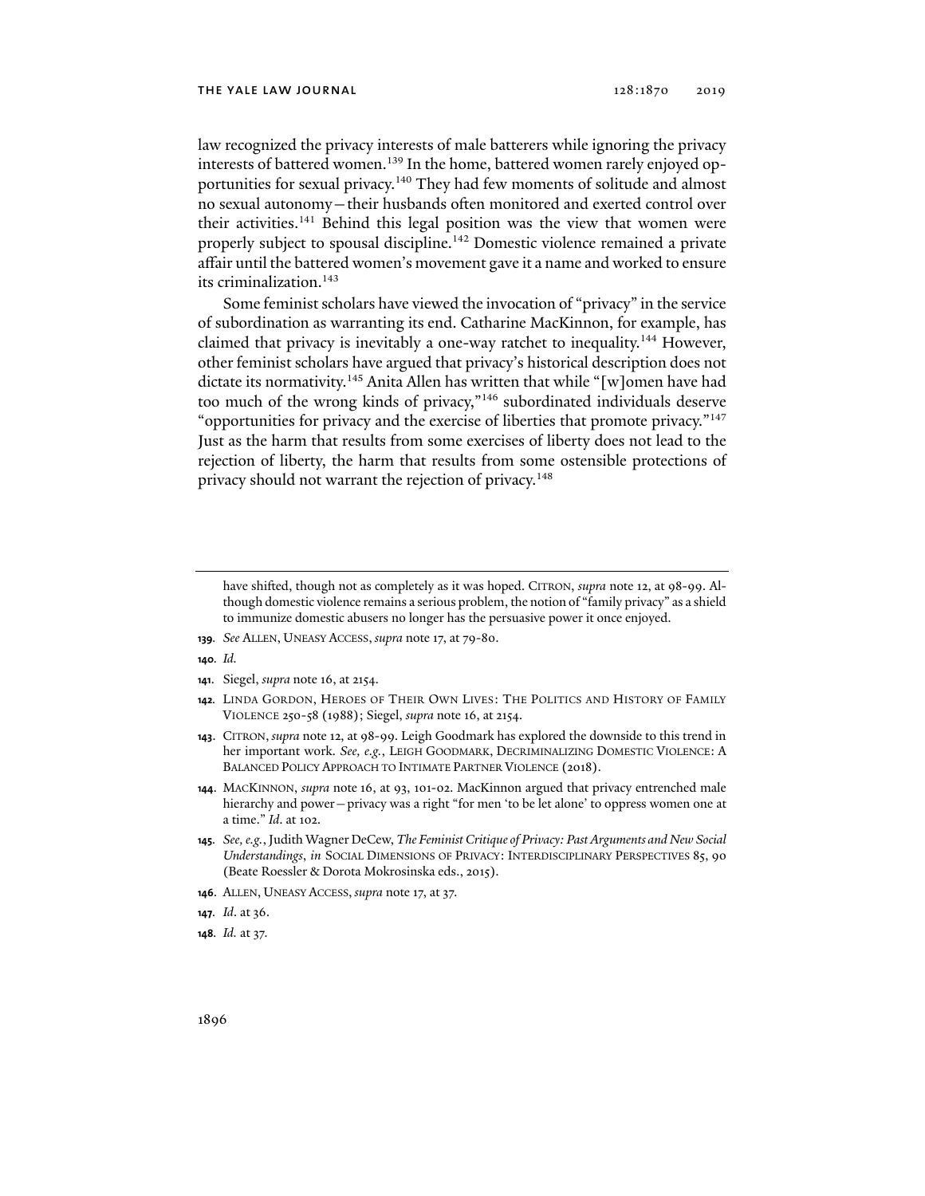law recognized the privacy interests of male batterers while ignoring the privacy interests of battered women.[139] In the home, battered women rarely enjoyed opportunities for sexual privacy.[140] They had few moments of solitude and almost no sexual autonomy—their husbands often monitored and exerted control over their activities.[141] Behind this legal position was the view that women were properly subject to spousal discipline.[142] Domestic violence remained a private affair until the battered women's movement gave it a name and worked to ensure its criminalization.[143]

Some feminist scholars have viewed the invocation of "privacy" in the service of subordination as warranting its end. Catharine MacKinnon, for example, has claimed that privacy is inevitably a one-way ratchet to inequality.[144] However, other feminist scholars have argued that privacy's historical description does not dictate its normativity.[145] Anita Allen has written that while "[w]omen have had too much of the wrong kinds of privacy,"[146] subordinated individuals deserve "opportunities for privacy and the exercise of liberties that promote privacy."[147] Just as the harm that results from some exercises of liberty does not lead to the rejection of liberty, the harm that results from some ostensible protections of privacy should not warrant the rejection of privacy.[148]

---

have shifted, though not as completely as it was hoped. CITRON, *supra* note 12, at 98-99. Although domestic violence remains a serious problem, the notion of "family privacy" as a shield to immunize domestic abusers no longer has the persuasive power it once enjoyed.

**139.** *See* ALLEN, UNEASY ACCESS, *supra* note 17, at 79-80.

**140.** *Id.*

**141.** Siegel, *supra* note 16, at 2154.

**142.** LINDA GORDON, HEROES OF THEIR OWN LIVES: THE POLITICS AND HISTORY OF FAMILY VIOLENCE 250-58 (1988); Siegel, *supra* note 16, at 2154.

**143.** CITRON, *supra* note 12, at 98-99. Leigh Goodmark has explored the downside to this trend in her important work. *See, e.g.*, LEIGH GOODMARK, DECRIMINALIZING DOMESTIC VIOLENCE: A BALANCED POLICY APPROACH TO INTIMATE PARTNER VIOLENCE (2018).

**144.** MACKINNON, *supra* note 16, at 93, 101-02. MacKinnon argued that privacy entrenched male hierarchy and power—privacy was a right "for men 'to be let alone' to oppress women one at a time." *Id*. at 102.

**145.** *See, e.g.*, Judith Wagner DeCew, *The Feminist Critique of Privacy: Past Arguments and New Social Understandings*, *in* SOCIAL DIMENSIONS OF PRIVACY: INTERDISCIPLINARY PERSPECTIVES 85, 90 (Beate Roessler & Dorota Mokrosinska eds., 2015).

**146.** ALLEN, UNEASY ACCESS, *supra* note 17, at 37.

**147.** *Id*. at 36.

**148.** *Id.* at 37.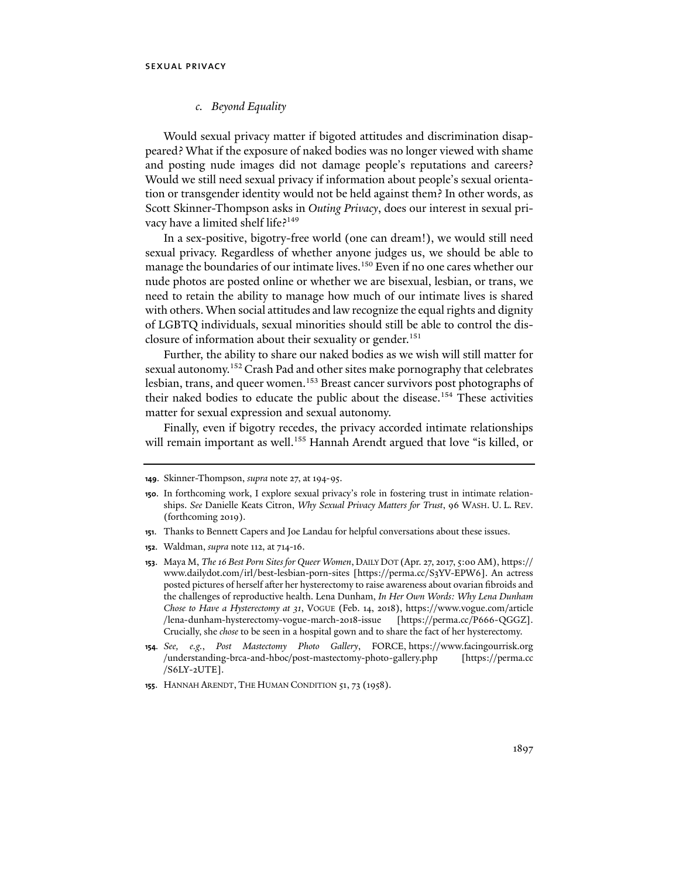### c. *Beyond Equality*

Would sexual privacy matter if bigoted attitudes and discrimination disappeared? What if the exposure of naked bodies was no longer viewed with shame and posting nude images did not damage people's reputations and careers? Would we still need sexual privacy if information about people's sexual orientation or transgender identity would not be held against them? In other words, as Scott Skinner-Thompson asks in *Outing Privacy*, does our interest in sexual privacy have a limited shelf life?[149]

In a sex-positive, bigotry-free world (one can dream!), we would still need sexual privacy. Regardless of whether anyone judges us, we should be able to manage the boundaries of our intimate lives.[150] Even if no one cares whether our nude photos are posted online or whether we are bisexual, lesbian, or trans, we need to retain the ability to manage how much of our intimate lives is shared with others. When social attitudes and law recognize the equal rights and dignity of LGBTQ individuals, sexual minorities should still be able to control the disclosure of information about their sexuality or gender.[151]

Further, the ability to share our naked bodies as we wish will still matter for sexual autonomy.[152] Crash Pad and other sites make pornography that celebrates lesbian, trans, and queer women.[153] Breast cancer survivors post photographs of their naked bodies to educate the public about the disease.[154] These activities matter for sexual expression and sexual autonomy.

Finally, even if bigotry recedes, the privacy accorded intimate relationships will remain important as well.[155] Hannah Arendt argued that love "is killed, or

---

**149.** Skinner-Thompson, *supra* note 27, at 194-95.

**150.** In forthcoming work, I explore sexual privacy's role in fostering trust in intimate relationships. *See* Danielle Keats Citron, *Why Sexual Privacy Matters for Trust*, 96 WASH. U. L. REV. (forthcoming 2019).

**151.** Thanks to Bennett Capers and Joe Landau for helpful conversations about these issues.

**152.** Waldman, *supra* note 112, at 714-16.

**153.** Maya M, *The 16 Best Porn Sites for Queer Women*, DAILY DOT (Apr. 27, 2017, 5:00 AM), https://www.dailydot.com/irl/best-lesbian-porn-sites [https://perma.cc/S3YV-EPW6]. An actress posted pictures of herself after her hysterectomy to raise awareness about ovarian fibroids and the challenges of reproductive health. Lena Dunham, *In Her Own Words: Why Lena Dunham Chose to Have a Hysterectomy at 31*, VOGUE (Feb. 14, 2018), https://www.vogue.com/article/lena-dunham-hysterectomy-vogue-march-2018-issue [https://perma.cc/P666-QGGZ]. Crucially, she *chose* to be seen in a hospital gown and to share the fact of her hysterectomy.

**154.** *See, e.g.*, *Post Mastectomy Photo Gallery*, FORCE, https://www.facingourrisk.org/understanding-brca-and-hboc/post-mastectomy-photo-gallery.php [https://perma.cc/S6LY-2UTE].

**155.** HANNAH ARENDT, THE HUMAN CONDITION 51, 73 (1958).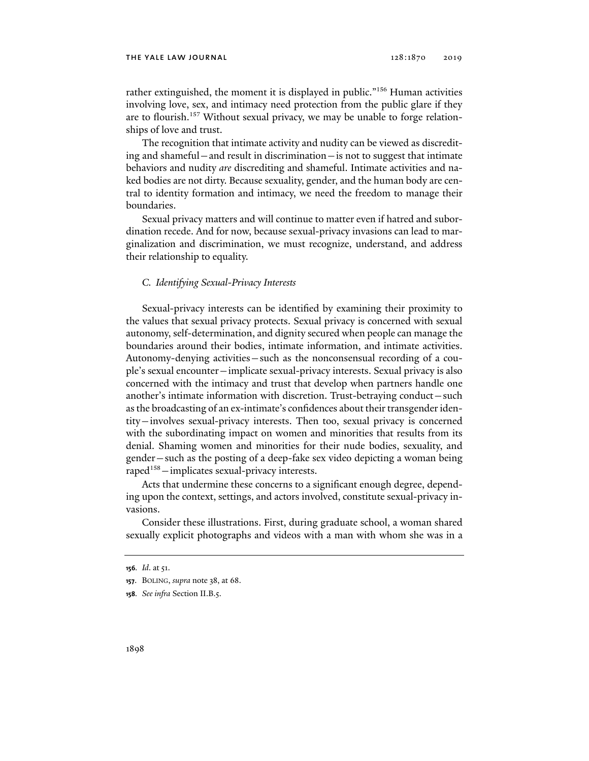rather extinguished, the moment it is displayed in public."[156] Human activities involving love, sex, and intimacy need protection from the public glare if they are to flourish.[157] Without sexual privacy, we may be unable to forge relationships of love and trust.

The recognition that intimate activity and nudity can be viewed as discrediting and shameful—and result in discrimination—is not to suggest that intimate behaviors and nudity *are* discrediting and shameful. Intimate activities and naked bodies are not dirty. Because sexuality, gender, and the human body are central to identity formation and intimacy, we need the freedom to manage their boundaries.

Sexual privacy matters and will continue to matter even if hatred and subordination recede. And for now, because sexual-privacy invasions can lead to marginalization and discrimination, we must recognize, understand, and address their relationship to equality.

### *C. Identifying Sexual-Privacy Interests*

Sexual-privacy interests can be identified by examining their proximity to the values that sexual privacy protects. Sexual privacy is concerned with sexual autonomy, self-determination, and dignity secured when people can manage the boundaries around their bodies, intimate information, and intimate activities. Autonomy-denying activities—such as the nonconsensual recording of a couple's sexual encounter—implicate sexual-privacy interests. Sexual privacy is also concerned with the intimacy and trust that develop when partners handle one another's intimate information with discretion. Trust-betraying conduct—such as the broadcasting of an ex-intimate's confidences about their transgender identity—involves sexual-privacy interests. Then too, sexual privacy is concerned with the subordinating impact on women and minorities that results from its denial. Shaming women and minorities for their nude bodies, sexuality, and gender—such as the posting of a deep-fake sex video depicting a woman being raped[158]—implicates sexual-privacy interests.

Acts that undermine these concerns to a significant enough degree, depending upon the context, settings, and actors involved, constitute sexual-privacy invasions.

Consider these illustrations. First, during graduate school, a woman shared sexually explicit photographs and videos with a man with whom she was in a

---

156. *Id.* at 51.

157. BOLING, *supra* note 38, at 68.

158. *See infra* Section II.B.5.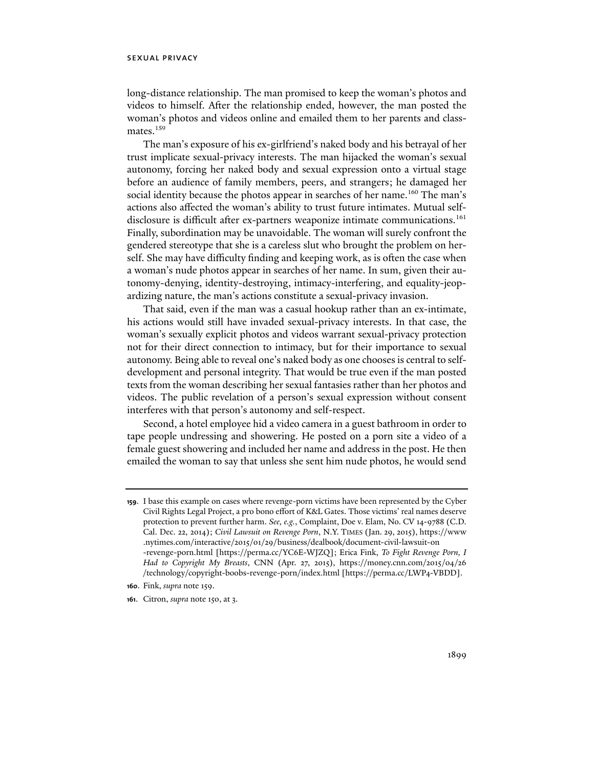long-distance relationship. The man promised to keep the woman's photos and videos to himself. After the relationship ended, however, the man posted the woman's photos and videos online and emailed them to her parents and classmates.[159]

The man's exposure of his ex-girlfriend's naked body and his betrayal of her trust implicate sexual-privacy interests. The man hijacked the woman's sexual autonomy, forcing her naked body and sexual expression onto a virtual stage before an audience of family members, peers, and strangers; he damaged her social identity because the photos appear in searches of her name.[160] The man's actions also affected the woman's ability to trust future intimates. Mutual self-disclosure is difficult after ex-partners weaponize intimate communications.[161] Finally, subordination may be unavoidable. The woman will surely confront the gendered stereotype that she is a careless slut who brought the problem on herself. She may have difficulty finding and keeping work, as is often the case when a woman's nude photos appear in searches of her name. In sum, given their autonomy-denying, identity-destroying, intimacy-interfering, and equality-jeopardizing nature, the man's actions constitute a sexual-privacy invasion.

That said, even if the man was a casual hookup rather than an ex-intimate, his actions would still have invaded sexual-privacy interests. In that case, the woman's sexually explicit photos and videos warrant sexual-privacy protection not for their direct connection to intimacy, but for their importance to sexual autonomy. Being able to reveal one's naked body as one chooses is central to self-development and personal integrity. That would be true even if the man posted texts from the woman describing her sexual fantasies rather than her photos and videos. The public revelation of a person's sexual expression without consent interferes with that person's autonomy and self-respect.

Second, a hotel employee hid a video camera in a guest bathroom in order to tape people undressing and showering. He posted on a porn site a video of a female guest showering and included her name and address in the post. He then emailed the woman to say that unless she sent him nude photos, he would send

---

**159**. I base this example on cases where revenge-porn victims have been represented by the Cyber Civil Rights Legal Project, a pro bono effort of K&L Gates. Those victims' real names deserve protection to prevent further harm. *See, e.g.*, Complaint, Doe v. Elam, No. CV 14-9788 (C.D. Cal. Dec. 22, 2014); *Civil Lawsuit on Revenge Porn*, N.Y. TIMES (Jan. 29, 2015), https://www.nytimes.com/interactive/2015/01/29/business/dealbook/document-civil-lawsuit-on-revenge-porn.html [https://perma.cc/YC6E-WJZQ]; Erica Fink, *To Fight Revenge Porn, I Had to Copyright My Breasts*, CNN (Apr. 27, 2015), https://money.cnn.com/2015/04/26/technology/copyright-boobs-revenge-porn/index.html [https://perma.cc/LWP4-VBDD].

**160**. Fink, *supra* note 159.

**161**. Citron, *supra* note 150, at 3.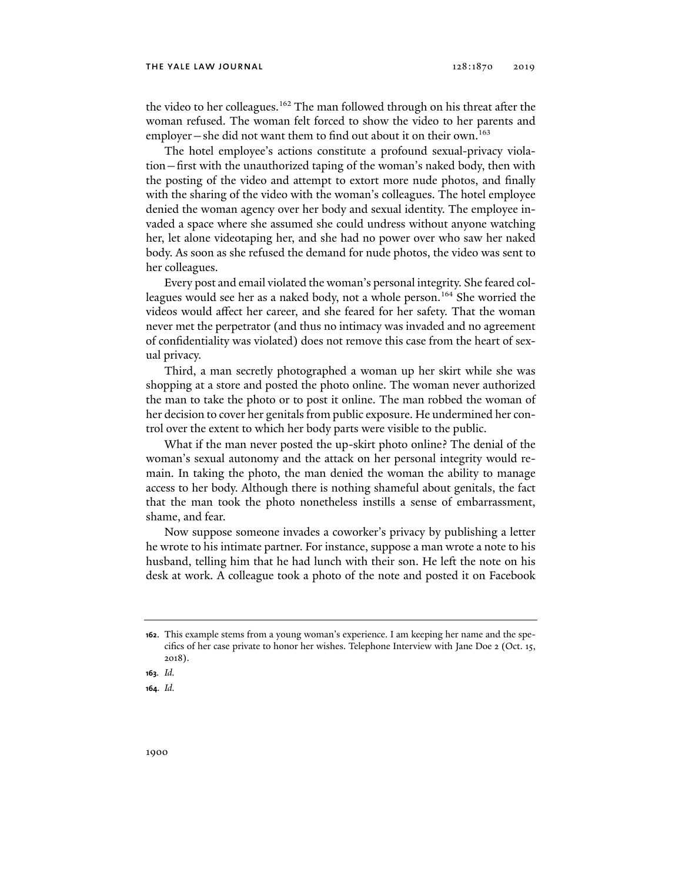the video to her colleagues.[162] The man followed through on his threat after the woman refused. The woman felt forced to show the video to her parents and employer—she did not want them to find out about it on their own.[163]

The hotel employee's actions constitute a profound sexual-privacy violation—first with the unauthorized taping of the woman's naked body, then with the posting of the video and attempt to extort more nude photos, and finally with the sharing of the video with the woman's colleagues. The hotel employee denied the woman agency over her body and sexual identity. The employee invaded a space where she assumed she could undress without anyone watching her, let alone videotaping her, and she had no power over who saw her naked body. As soon as she refused the demand for nude photos, the video was sent to her colleagues.

Every post and email violated the woman's personal integrity. She feared colleagues would see her as a naked body, not a whole person.[164] She worried the videos would affect her career, and she feared for her safety. That the woman never met the perpetrator (and thus no intimacy was invaded and no agreement of confidentiality was violated) does not remove this case from the heart of sexual privacy.

Third, a man secretly photographed a woman up her skirt while she was shopping at a store and posted the photo online. The woman never authorized the man to take the photo or to post it online. The man robbed the woman of her decision to cover her genitals from public exposure. He undermined her control over the extent to which her body parts were visible to the public.

What if the man never posted the up-skirt photo online? The denial of the woman's sexual autonomy and the attack on her personal integrity would remain. In taking the photo, the man denied the woman the ability to manage access to her body. Although there is nothing shameful about genitals, the fact that the man took the photo nonetheless instills a sense of embarrassment, shame, and fear.

Now suppose someone invades a coworker's privacy by publishing a letter he wrote to his intimate partner. For instance, suppose a man wrote a note to his husband, telling him that he had lunch with their son. He left the note on his desk at work. A colleague took a photo of the note and posted it on Facebook

---

**162.** This example stems from a young woman's experience. I am keeping her name and the specifics of her case private to honor her wishes. Telephone Interview with Jane Doe 2 (Oct. 15, 2018).

**163.** *Id.*

**164.** *Id.*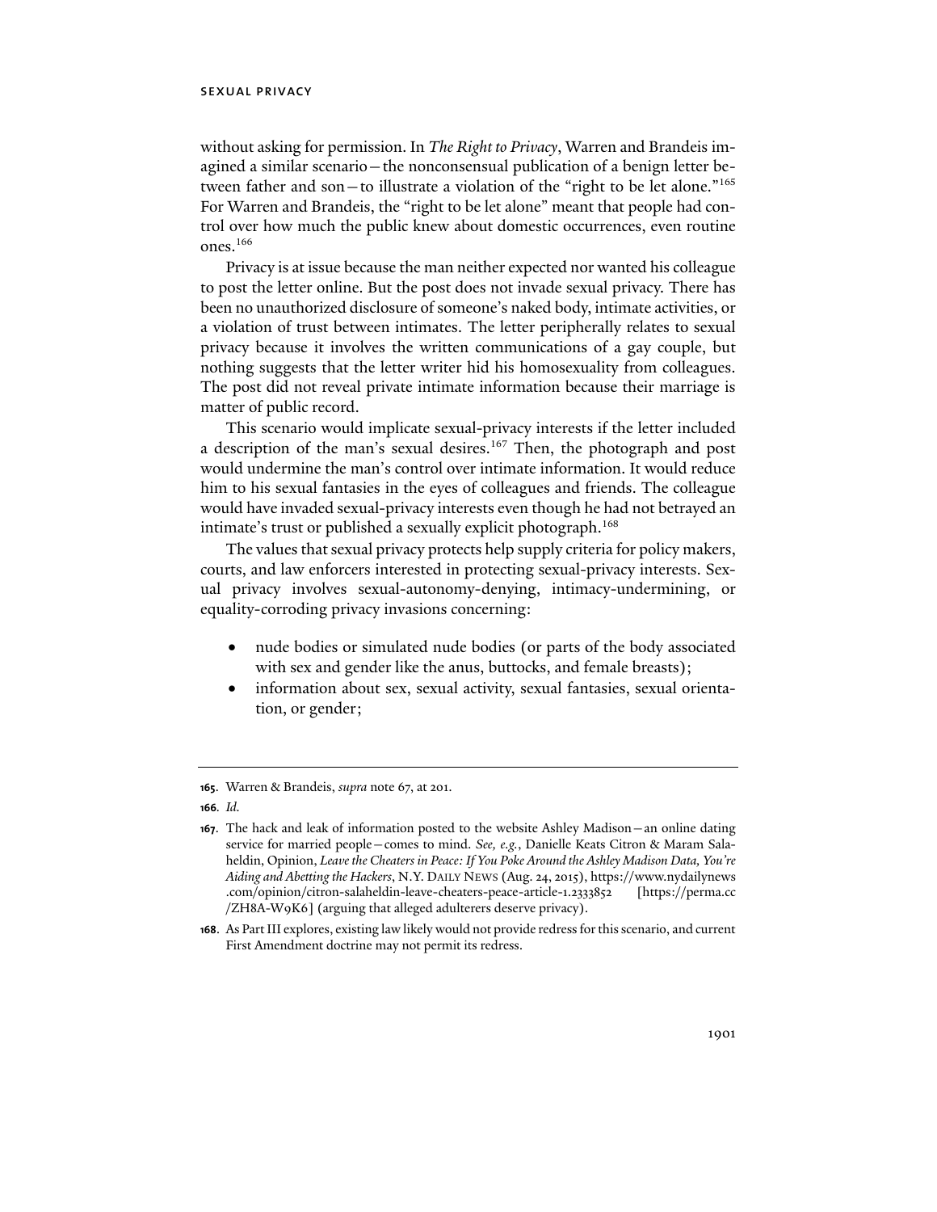without asking for permission. In *The Right to Privacy*, Warren and Brandeis imagined a similar scenario—the nonconsensual publication of a benign letter between father and son—to illustrate a violation of the "right to be let alone."[165] For Warren and Brandeis, the "right to be let alone" meant that people had control over how much the public knew about domestic occurrences, even routine ones.[166]

Privacy is at issue because the man neither expected nor wanted his colleague to post the letter online. But the post does not invade sexual privacy. There has been no unauthorized disclosure of someone's naked body, intimate activities, or a violation of trust between intimates. The letter peripherally relates to sexual privacy because it involves the written communications of a gay couple, but nothing suggests that the letter writer hid his homosexuality from colleagues. The post did not reveal private intimate information because their marriage is matter of public record.

This scenario would implicate sexual-privacy interests if the letter included a description of the man's sexual desires.[167] Then, the photograph and post would undermine the man's control over intimate information. It would reduce him to his sexual fantasies in the eyes of colleagues and friends. The colleague would have invaded sexual-privacy interests even though he had not betrayed an intimate's trust or published a sexually explicit photograph.[168]

The values that sexual privacy protects help supply criteria for policy makers, courts, and law enforcers interested in protecting sexual-privacy interests. Sexual privacy involves sexual-autonomy-denying, intimacy-undermining, or equality-corroding privacy invasions concerning:

- nude bodies or simulated nude bodies (or parts of the body associated with sex and gender like the anus, buttocks, and female breasts);
- information about sex, sexual activity, sexual fantasies, sexual orientation, or gender;

---

**165.** Warren & Brandeis, *supra* note 67, at 201.

**166.** *Id.*

**167.** The hack and leak of information posted to the website Ashley Madison—an online dating service for married people—comes to mind. *See, e.g.*, Danielle Keats Citron & Maram Salaheldin, Opinion, *Leave the Cheaters in Peace: If You Poke Around the Ashley Madison Data, You're Aiding and Abetting the Hackers*, N.Y. DAILY NEWS (Aug. 24, 2015), https://www.nydailynews.com/opinion/citron-salaheldin-leave-cheaters-peace-article-1.2333852 [https://perma.cc/ZH8A-W9K6] (arguing that alleged adulterers deserve privacy).

**168.** As Part III explores, existing law likely would not provide redress for this scenario, and current First Amendment doctrine may not permit its redress.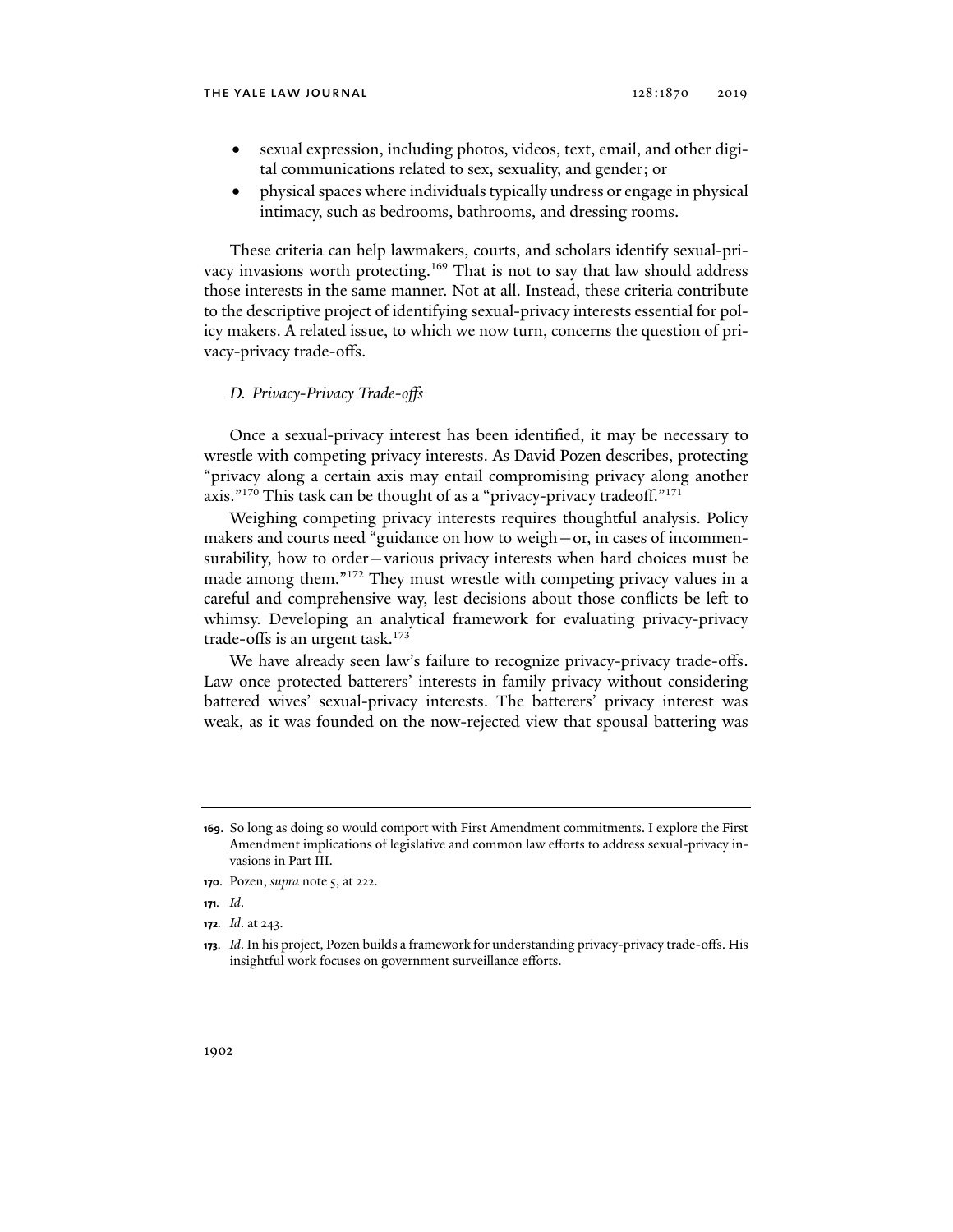- sexual expression, including photos, videos, text, email, and other digital communications related to sex, sexuality, and gender; or
- physical spaces where individuals typically undress or engage in physical intimacy, such as bedrooms, bathrooms, and dressing rooms.

These criteria can help lawmakers, courts, and scholars identify sexual-privacy invasions worth protecting.[169] That is not to say that law should address those interests in the same manner. Not at all. Instead, these criteria contribute to the descriptive project of identifying sexual-privacy interests essential for policy makers. A related issue, to which we now turn, concerns the question of privacy-privacy trade-offs.

### *D. Privacy-Privacy Trade-offs*

Once a sexual-privacy interest has been identified, it may be necessary to wrestle with competing privacy interests. As David Pozen describes, protecting "privacy along a certain axis may entail compromising privacy along another axis."[170] This task can be thought of as a "privacy-privacy tradeoff."[171]

Weighing competing privacy interests requires thoughtful analysis. Policy makers and courts need "guidance on how to weigh—or, in cases of incommensurability, how to order—various privacy interests when hard choices must be made among them."[172] They must wrestle with competing privacy values in a careful and comprehensive way, lest decisions about those conflicts be left to whimsy. Developing an analytical framework for evaluating privacy-privacy trade-offs is an urgent task.[173]

We have already seen law's failure to recognize privacy-privacy trade-offs. Law once protected batterers' interests in family privacy without considering battered wives' sexual-privacy interests. The batterers' privacy interest was weak, as it was founded on the now-rejected view that spousal battering was

---

169. So long as doing so would comport with First Amendment commitments. I explore the First Amendment implications of legislative and common law efforts to address sexual-privacy invasions in Part III.

170. Pozen, *supra* note 5, at 222.

171. *Id.*

172. *Id.* at 243.

173. *Id.* In his project, Pozen builds a framework for understanding privacy-privacy trade-offs. His insightful work focuses on government surveillance efforts.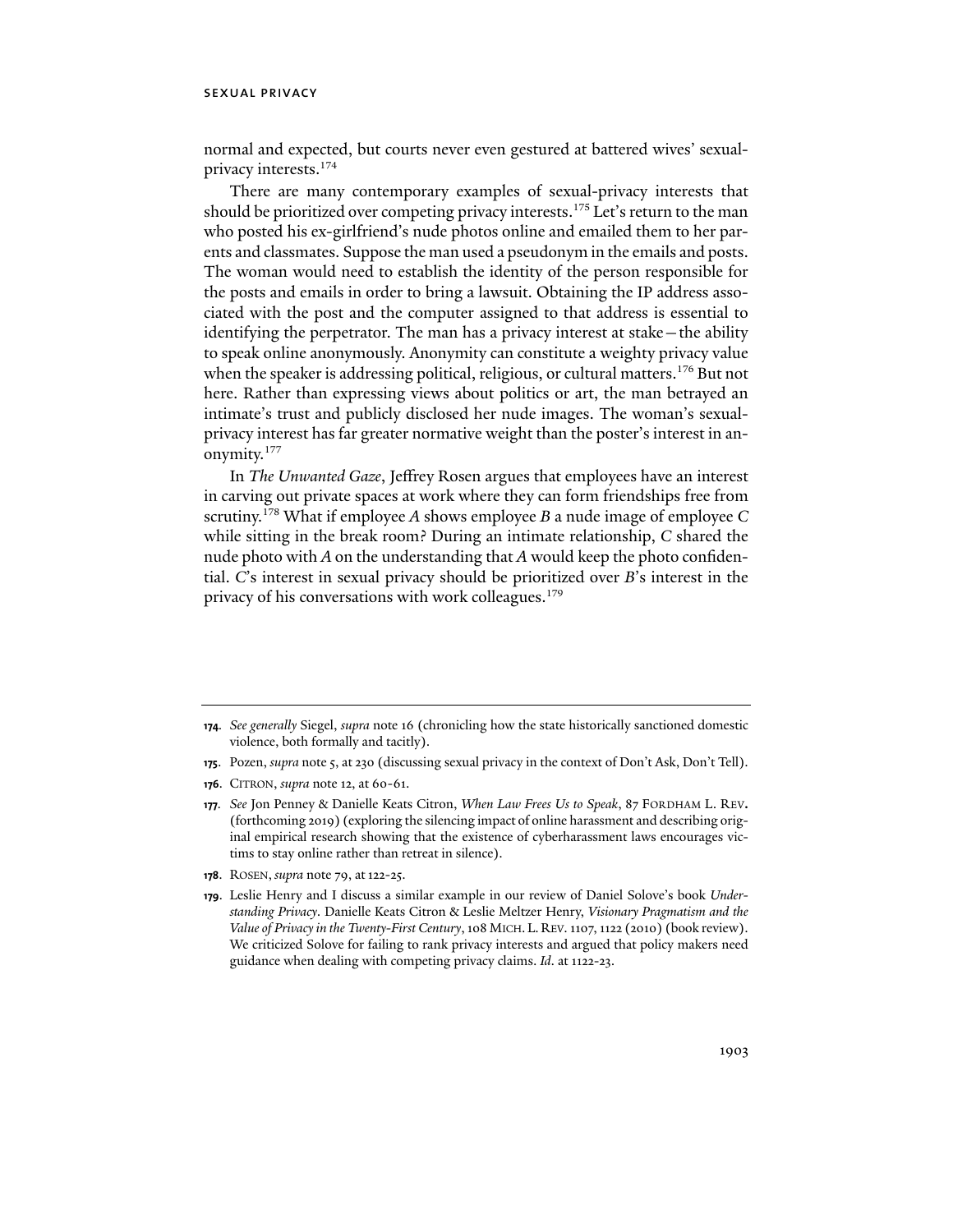normal and expected, but courts never even gestured at battered wives' sexual-privacy interests.[174]

There are many contemporary examples of sexual-privacy interests that should be prioritized over competing privacy interests.[175] Let's return to the man who posted his ex-girlfriend's nude photos online and emailed them to her parents and classmates. Suppose the man used a pseudonym in the emails and posts. The woman would need to establish the identity of the person responsible for the posts and emails in order to bring a lawsuit. Obtaining the IP address associated with the post and the computer assigned to that address is essential to identifying the perpetrator. The man has a privacy interest at stake—the ability to speak online anonymously. Anonymity can constitute a weighty privacy value when the speaker is addressing political, religious, or cultural matters.[176] But not here. Rather than expressing views about politics or art, the man betrayed an intimate's trust and publicly disclosed her nude images. The woman's sexual-privacy interest has far greater normative weight than the poster's interest in anonymity.[177]

In *The Unwanted Gaze*, Jeffrey Rosen argues that employees have an interest in carving out private spaces at work where they can form friendships free from scrutiny.[178] What if employee *A* shows employee *B* a nude image of employee *C* while sitting in the break room? During an intimate relationship, *C* shared the nude photo with *A* on the understanding that *A* would keep the photo confidential. *C*'s interest in sexual privacy should be prioritized over *B*'s interest in the privacy of his conversations with work colleagues.[179]

---

**174.** *See generally* Siegel, *supra* note 16 (chronicling how the state historically sanctioned domestic violence, both formally and tacitly).

**175.** Pozen, *supra* note 5, at 230 (discussing sexual privacy in the context of Don't Ask, Don't Tell).

**176.** CITRON, *supra* note 12, at 60-61.

**177.** *See* Jon Penney & Danielle Keats Citron, *When Law Frees Us to Speak*, 87 FORDHAM L. REV. (forthcoming 2019) (exploring the silencing impact of online harassment and describing original empirical research showing that the existence of cyberharassment laws encourages victims to stay online rather than retreat in silence).

**178.** ROSEN, *supra* note 79, at 122-25.

**179.** Leslie Henry and I discuss a similar example in our review of Daniel Solove's book *Understanding Privacy*. Danielle Keats Citron & Leslie Meltzer Henry, *Visionary Pragmatism and the Value of Privacy in the Twenty-First Century*, 108 MICH. L. REV. 1107, 1122 (2010) (book review). We criticized Solove for failing to rank privacy interests and argued that policy makers need guidance when dealing with competing privacy claims. *Id.* at 1122-23.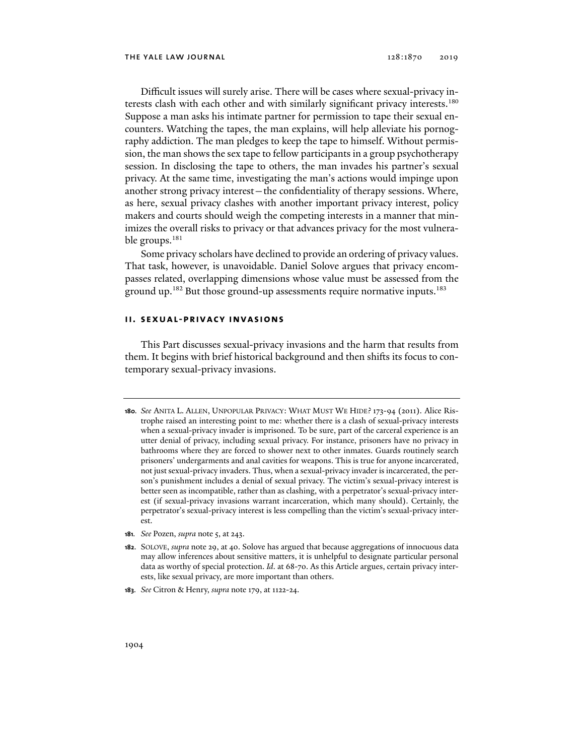Difficult issues will surely arise. There will be cases where sexual-privacy interests clash with each other and with similarly significant privacy interests.[180] Suppose a man asks his intimate partner for permission to tape their sexual encounters. Watching the tapes, the man explains, will help alleviate his pornography addiction. The man pledges to keep the tape to himself. Without permission, the man shows the sex tape to fellow participants in a group psychotherapy session. In disclosing the tape to others, the man invades his partner's sexual privacy. At the same time, investigating the man's actions would impinge upon another strong privacy interest—the confidentiality of therapy sessions. Where, as here, sexual privacy clashes with another important privacy interest, policy makers and courts should weigh the competing interests in a manner that minimizes the overall risks to privacy or that advances privacy for the most vulnerable groups.[181]

Some privacy scholars have declined to provide an ordering of privacy values. That task, however, is unavoidable. Daniel Solove argues that privacy encompasses related, overlapping dimensions whose value must be assessed from the ground up.[182] But those ground-up assessments require normative inputs.[183]

## II. SEXUAL-PRIVACY INVASIONS

This Part discusses sexual-privacy invasions and the harm that results from them. It begins with brief historical background and then shifts its focus to contemporary sexual-privacy invasions.

---

**180.** *See* ANITA L. ALLEN, UNPOPULAR PRIVACY: WHAT MUST WE HIDE? 173-94 (2011). Alice Ristrophe raised an interesting point to me: whether there is a clash of sexual-privacy interests when a sexual-privacy invader is imprisoned. To be sure, part of the carceral experience is an utter denial of privacy, including sexual privacy. For instance, prisoners have no privacy in bathrooms where they are forced to shower next to other inmates. Guards routinely search prisoners' undergarments and anal cavities for weapons. This is true for anyone incarcerated, not just sexual-privacy invaders. Thus, when a sexual-privacy invader is incarcerated, the person's punishment includes a denial of sexual privacy. The victim's sexual-privacy interest is better seen as incompatible, rather than as clashing, with a perpetrator's sexual-privacy interest (if sexual-privacy invasions warrant incarceration, which many should). Certainly, the perpetrator's sexual-privacy interest is less compelling than the victim's sexual-privacy interest.

**181.** *See* Pozen, *supra* note 5, at 243.

**182.** SOLOVE, *supra* note 29, at 40. Solove has argued that because aggregations of innocuous data may allow inferences about sensitive matters, it is unhelpful to designate particular personal data as worthy of special protection. *Id.* at 68-70. As this Article argues, certain privacy interests, like sexual privacy, are more important than others.

**183.** *See* Citron & Henry, *supra* note 179, at 1122-24.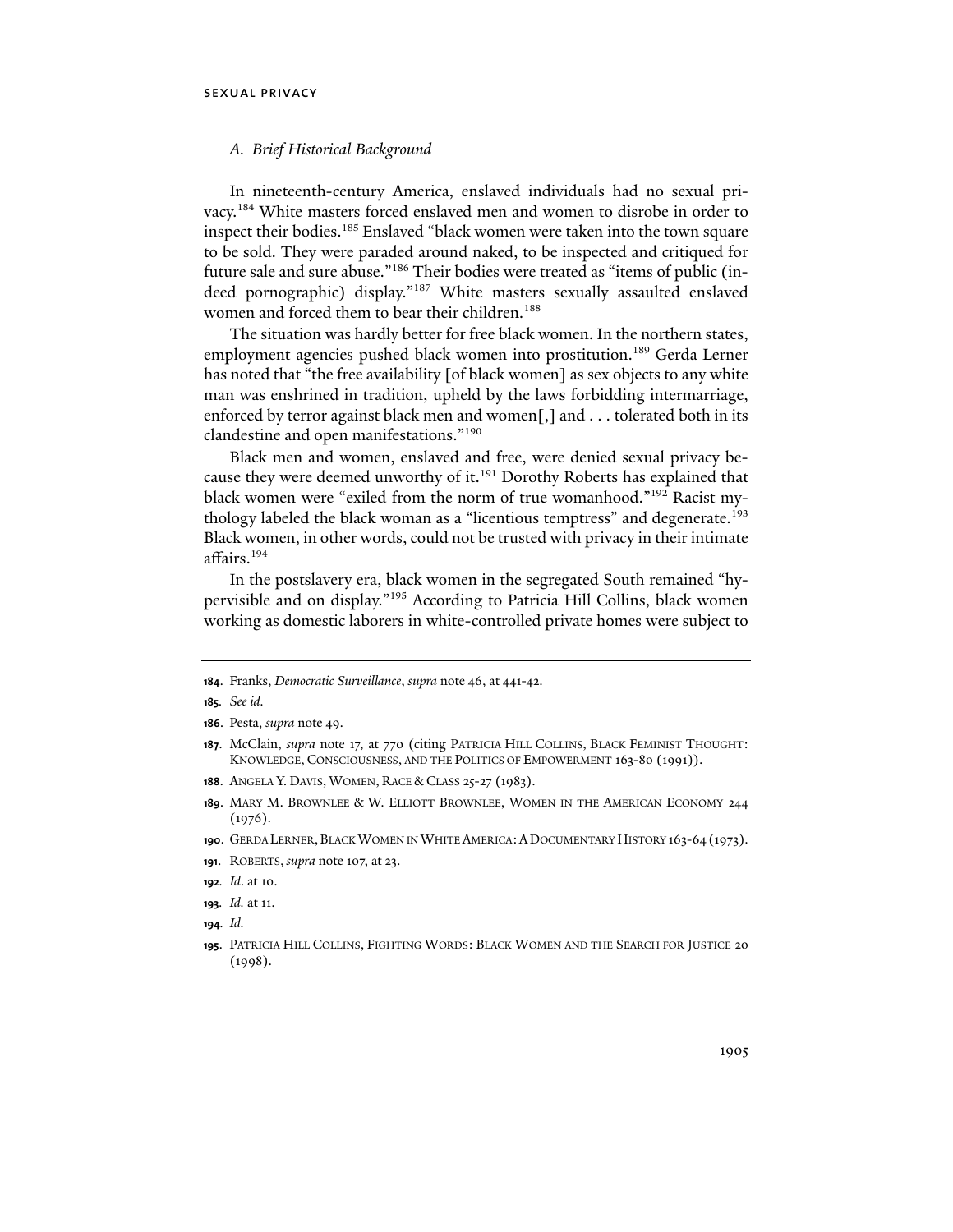### *A. Brief Historical Background*

In nineteenth-century America, enslaved individuals had no sexual privacy.[184] White masters forced enslaved men and women to disrobe in order to inspect their bodies.[185] Enslaved "black women were taken into the town square to be sold. They were paraded around naked, to be inspected and critiqued for future sale and sure abuse."[186] Their bodies were treated as "items of public (indeed pornographic) display."[187] White masters sexually assaulted enslaved women and forced them to bear their children.[188]

The situation was hardly better for free black women. In the northern states, employment agencies pushed black women into prostitution.[189] Gerda Lerner has noted that "the free availability [of black women] as sex objects to any white man was enshrined in tradition, upheld by the laws forbidding intermarriage, enforced by terror against black men and women[,] and . . . tolerated both in its clandestine and open manifestations."[190]

Black men and women, enslaved and free, were denied sexual privacy because they were deemed unworthy of it.[191] Dorothy Roberts has explained that black women were "exiled from the norm of true womanhood."[192] Racist mythology labeled the black woman as a "licentious temptress" and degenerate.[193] Black women, in other words, could not be trusted with privacy in their intimate affairs.[194]

In the postslavery era, black women in the segregated South remained "hypervisible and on display."[195] According to Patricia Hill Collins, black women working as domestic laborers in white-controlled private homes were subject to

---

**184.** Franks, *Democratic Surveillance*, *supra* note 46, at 441-42.

**185.** *See id.*

**186.** Pesta, *supra* note 49.

**187.** McClain, *supra* note 17, at 770 (citing PATRICIA HILL COLLINS, BLACK FEMINIST THOUGHT: KNOWLEDGE, CONSCIOUSNESS, AND THE POLITICS OF EMPOWERMENT 163-80 (1991)).

**188.** ANGELA Y. DAVIS, WOMEN, RACE & CLASS 25-27 (1983).

**189.** MARY M. BROWNLEE & W. ELLIOTT BROWNLEE, WOMEN IN THE AMERICAN ECONOMY 244 (1976).

**190.** GERDA LERNER, BLACK WOMEN IN WHITE AMERICA: A DOCUMENTARY HISTORY 163-64 (1973).

**191.** ROBERTS, *supra* note 107, at 23.

**192.** *Id.* at 10.

**193.** *Id.* at 11.

**194.** *Id.*

**195.** PATRICIA HILL COLLINS, FIGHTING WORDS: BLACK WOMEN AND THE SEARCH FOR JUSTICE 20 (1998).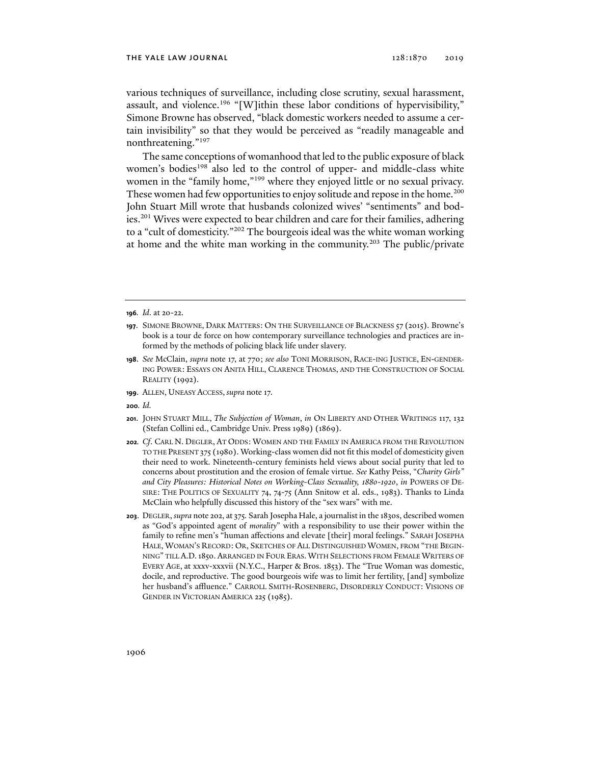various techniques of surveillance, including close scrutiny, sexual harassment, assault, and violence.[196] "[W]ithin these labor conditions of hypervisibility," Simone Browne has observed, "black domestic workers needed to assume a certain invisibility" so that they would be perceived as "readily manageable and nonthreatening."[197]

The same conceptions of womanhood that led to the public exposure of black women's bodies[198] also led to the control of upper- and middle-class white women in the "family home,"[199] where they enjoyed little or no sexual privacy. These women had few opportunities to enjoy solitude and repose in the home.[200] John Stuart Mill wrote that husbands colonized wives' "sentiments" and bodies.[201] Wives were expected to bear children and care for their families, adhering to a "cult of domesticity."[202] The bourgeois ideal was the white woman working at home and the white man working in the community.[203] The public/private

---

**196.** *Id.* at 20-22.

**197.** SIMONE BROWNE, DARK MATTERS: ON THE SURVEILLANCE OF BLACKNESS 57 (2015). Browne's book is a tour de force on how contemporary surveillance technologies and practices are informed by the methods of policing black life under slavery.

**198.** *See* McClain, *supra* note 17, at 770; *see also* TONI MORRISON, RACE-ING JUSTICE, EN-GENDERING POWER: ESSAYS ON ANITA HILL, CLARENCE THOMAS, AND THE CONSTRUCTION OF SOCIAL REALITY (1992).

**199.** ALLEN, UNEASY ACCESS, *supra* note 17.

**200.** *Id.*

**201.** JOHN STUART MILL, *The Subjection of Woman*, *in* ON LIBERTY AND OTHER WRITINGS 117, 132 (Stefan Collini ed., Cambridge Univ. Press 1989) (1869).

**202.** *Cf.* CARL N. DEGLER, AT ODDS: WOMEN AND THE FAMILY IN AMERICA FROM THE REVOLUTION TO THE PRESENT 375 (1980). Working-class women did not fit this model of domesticity given their need to work. Nineteenth-century feminists held views about social purity that led to concerns about prostitution and the erosion of female virtue. *See* Kathy Peiss, *"Charity Girls" and City Pleasures: Historical Notes on Working-Class Sexuality, 1880-1920*, *in* POWERS OF DESIRE: THE POLITICS OF SEXUALITY 74, 74-75 (Ann Snitow et al. eds., 1983). Thanks to Linda McClain who helpfully discussed this history of the "sex wars" with me.

**203.** DEGLER, *supra* note 202, at 375. Sarah Josepha Hale, a journalist in the 1830s, described women as "God's appointed agent of *morality*" with a responsibility to use their power within the family to refine men's "human affections and elevate [their] moral feelings." SARAH JOSEPHA HALE, WOMAN'S RECORD: OR, SKETCHES OF ALL DISTINGUISHED WOMEN, FROM "THE BEGINNING" TILL A.D. 1850. ARRANGED IN FOUR ERAS. WITH SELECTIONS FROM FEMALE WRITERS OF EVERY AGE, at xxxv-xxxvii (N.Y.C., Harper & Bros. 1853). The "True Woman was domestic, docile, and reproductive. The good bourgeois wife was to limit her fertility, [and] symbolize her husband's affluence." CARROLL SMITH-ROSENBERG, DISORDERLY CONDUCT: VISIONS OF GENDER IN VICTORIAN AMERICA 225 (1985).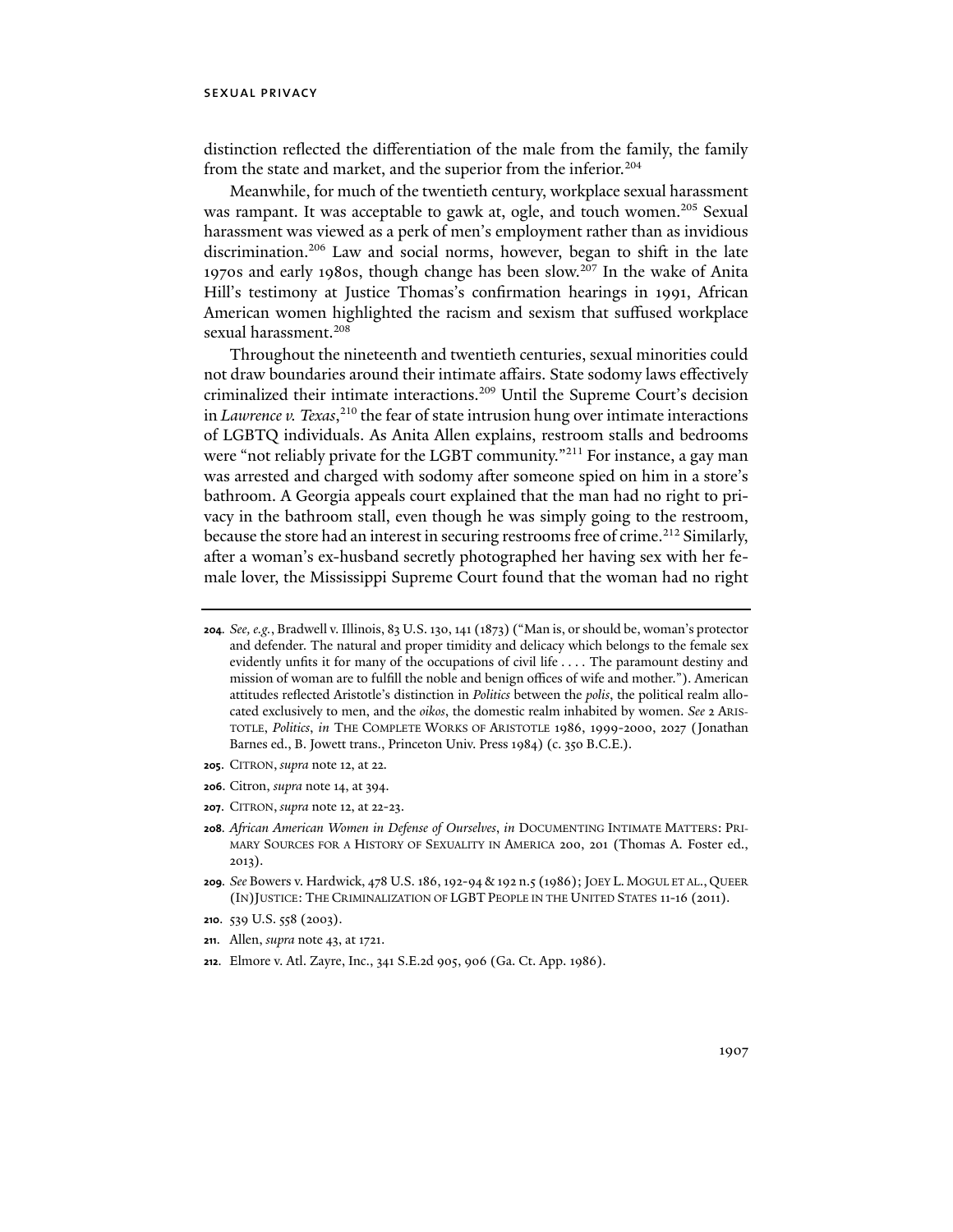distinction reflected the differentiation of the male from the family, the family from the state and market, and the superior from the inferior.[204]

Meanwhile, for much of the twentieth century, workplace sexual harassment was rampant. It was acceptable to gawk at, ogle, and touch women.[205] Sexual harassment was viewed as a perk of men's employment rather than as invidious discrimination.[206] Law and social norms, however, began to shift in the late 1970s and early 1980s, though change has been slow.[207] In the wake of Anita Hill's testimony at Justice Thomas's confirmation hearings in 1991, African American women highlighted the racism and sexism that suffused workplace sexual harassment.[208]

Throughout the nineteenth and twentieth centuries, sexual minorities could not draw boundaries around their intimate affairs. State sodomy laws effectively criminalized their intimate interactions.[209] Until the Supreme Court's decision in *Lawrence v. Texas*,[210] the fear of state intrusion hung over intimate interactions of LGBTQ individuals. As Anita Allen explains, restroom stalls and bedrooms were "not reliably private for the LGBT community."[211] For instance, a gay man was arrested and charged with sodomy after someone spied on him in a store's bathroom. A Georgia appeals court explained that the man had no right to privacy in the bathroom stall, even though he was simply going to the restroom, because the store had an interest in securing restrooms free of crime.[212] Similarly, after a woman's ex-husband secretly photographed her having sex with her female lover, the Mississippi Supreme Court found that the woman had no right

---

**204.** *See, e.g.*, Bradwell v. Illinois, 83 U.S. 130, 141 (1873) ("Man is, or should be, woman's protector and defender. The natural and proper timidity and delicacy which belongs to the female sex evidently unfits it for many of the occupations of civil life . . . . The paramount destiny and mission of woman are to fulfill the noble and benign offices of wife and mother."). American attitudes reflected Aristotle's distinction in *Politics* between the *polis*, the political realm allocated exclusively to men, and the *oikos*, the domestic realm inhabited by women. *See* 2 ARISTOTLE, *Politics*, *in* THE COMPLETE WORKS OF ARISTOTLE 1986, 1999-2000, 2027 (Jonathan Barnes ed., B. Jowett trans., Princeton Univ. Press 1984) (c. 350 B.C.E.).

**205.** CITRON, *supra* note 12, at 22.

**206.** Citron, *supra* note 14, at 394.

**207.** CITRON, *supra* note 12, at 22-23.

**208.** *African American Women in Defense of Ourselves*, *in* DOCUMENTING INTIMATE MATTERS: PRIMARY SOURCES FOR A HISTORY OF SEXUALITY IN AMERICA 200, 201 (Thomas A. Foster ed., 2013).

**209.** *See* Bowers v. Hardwick, 478 U.S. 186, 192-94 & 192 n.5 (1986); JOEY L. MOGUL ET AL., QUEER (IN)JUSTICE: THE CRIMINALIZATION OF LGBT PEOPLE IN THE UNITED STATES 11-16 (2011).

**210.** 539 U.S. 558 (2003).

**211.** Allen, *supra* note 43, at 1721.

**212.** Elmore v. Atl. Zayre, Inc., 341 S.E.2d 905, 906 (Ga. Ct. App. 1986).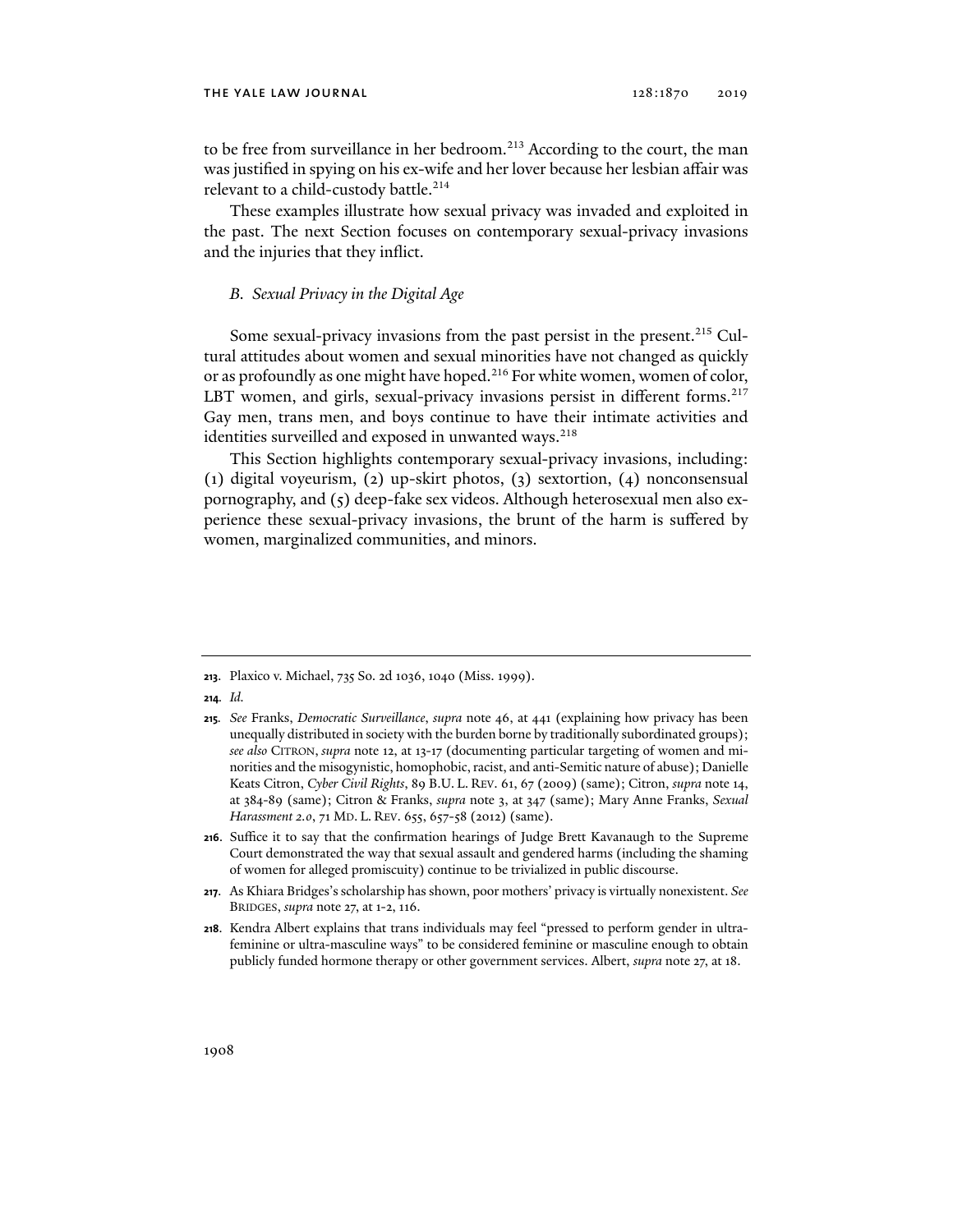to be free from surveillance in her bedroom.[213] According to the court, the man was justified in spying on his ex-wife and her lover because her lesbian affair was relevant to a child-custody battle.[214]

These examples illustrate how sexual privacy was invaded and exploited in the past. The next Section focuses on contemporary sexual-privacy invasions and the injuries that they inflict.

### *B. Sexual Privacy in the Digital Age*

Some sexual-privacy invasions from the past persist in the present.[215] Cultural attitudes about women and sexual minorities have not changed as quickly or as profoundly as one might have hoped.[216] For white women, women of color, LBT women, and girls, sexual-privacy invasions persist in different forms.[217] Gay men, trans men, and boys continue to have their intimate activities and identities surveilled and exposed in unwanted ways.[218]

This Section highlights contemporary sexual-privacy invasions, including: (1) digital voyeurism, (2) up-skirt photos, (3) sextortion, (4) nonconsensual pornography, and (5) deep-fake sex videos. Although heterosexual men also experience these sexual-privacy invasions, the brunt of the harm is suffered by women, marginalized communities, and minors.

---

**213.** Plaxico v. Michael, 735 So. 2d 1036, 1040 (Miss. 1999).

**214.** *Id.*

**215.** *See* Franks, *Democratic Surveillance*, *supra* note 46, at 441 (explaining how privacy has been unequally distributed in society with the burden borne by traditionally subordinated groups); *see also* CITRON, *supra* note 12, at 13-17 (documenting particular targeting of women and minorities and the misogynistic, homophobic, racist, and anti-Semitic nature of abuse); Danielle Keats Citron, *Cyber Civil Rights*, 89 B.U. L. REV. 61, 67 (2009) (same); Citron, *supra* note 14, at 384-89 (same); Citron & Franks, *supra* note 3, at 347 (same); Mary Anne Franks, *Sexual Harassment 2.0*, 71 MD. L. REV. 655, 657-58 (2012) (same).

**216.** Suffice it to say that the confirmation hearings of Judge Brett Kavanaugh to the Supreme Court demonstrated the way that sexual assault and gendered harms (including the shaming of women for alleged promiscuity) continue to be trivialized in public discourse.

**217.** As Khiara Bridges's scholarship has shown, poor mothers' privacy is virtually nonexistent. *See* BRIDGES, *supra* note 27, at 1-2, 116.

**218.** Kendra Albert explains that trans individuals may feel "pressed to perform gender in ultra-feminine or ultra-masculine ways" to be considered feminine or masculine enough to obtain publicly funded hormone therapy or other government services. Albert, *supra* note 27, at 18.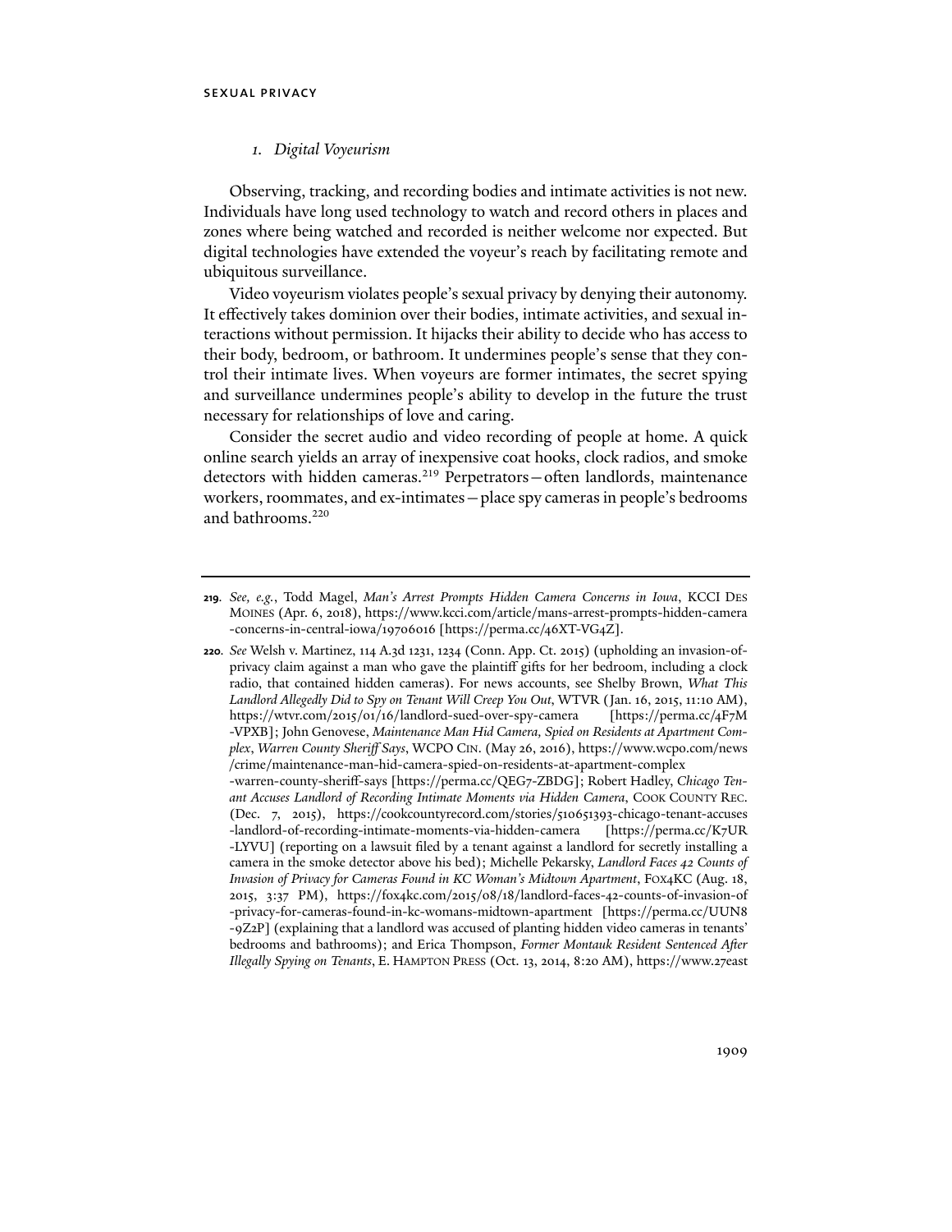### *1. Digital Voyeurism*

Observing, tracking, and recording bodies and intimate activities is not new. Individuals have long used technology to watch and record others in places and zones where being watched and recorded is neither welcome nor expected. But digital technologies have extended the voyeur's reach by facilitating remote and ubiquitous surveillance.

Video voyeurism violates people's sexual privacy by denying their autonomy. It effectively takes dominion over their bodies, intimate activities, and sexual interactions without permission. It hijacks their ability to decide who has access to their body, bedroom, or bathroom. It undermines people's sense that they control their intimate lives. When voyeurs are former intimates, the secret spying and surveillance undermines people's ability to develop in the future the trust necessary for relationships of love and caring.

Consider the secret audio and video recording of people at home. A quick online search yields an array of inexpensive coat hooks, clock radios, and smoke detectors with hidden cameras.[219] Perpetrators—often landlords, maintenance workers, roommates, and ex-intimates—place spy cameras in people's bedrooms and bathrooms.[220]

---

**219**. *See, e.g.*, Todd Magel, *Man's Arrest Prompts Hidden Camera Concerns in Iowa*, KCCI DES MOINES (Apr. 6, 2018), https://www.kcci.com/article/mans-arrest-prompts-hidden-camera-concerns-in-central-iowa/19706016 [https://perma.cc/46XT-VG4Z].

**220**. *See* Welsh v. Martinez, 114 A.3d 1231, 1234 (Conn. App. Ct. 2015) (upholding an invasion-of-privacy claim against a man who gave the plaintiff gifts for her bedroom, including a clock radio, that contained hidden cameras). For news accounts, see Shelby Brown, *What This Landlord Allegedly Did to Spy on Tenant Will Creep You Out*, WTVR (Jan. 16, 2015, 11:10 AM), https://wtvr.com/2015/01/16/landlord-sued-over-spy-camera [https://perma.cc/4F7M-VPXB]; John Genovese, *Maintenance Man Hid Camera, Spied on Residents at Apartment Complex, Warren County Sheriff Says*, WCPO CIN. (May 26, 2016), https://www.wcpo.com/news/crime/maintenance-man-hid-camera-spied-on-residents-at-apartment-complex-warren-county-sheriff-says [https://perma.cc/QEG7-ZBDG]; Robert Hadley, *Chicago Tenant Accuses Landlord of Recording Intimate Moments via Hidden Camera*, COOK COUNTY REC. (Dec. 7, 2015), https://cookcountyrecord.com/stories/510651393-chicago-tenant-accuses-landlord-of-recording-intimate-moments-via-hidden-camera [https://perma.cc/K7UR-LYVU] (reporting on a lawsuit filed by a tenant against a landlord for secretly installing a camera in the smoke detector above his bed); Michelle Pekarsky, *Landlord Faces 42 Counts of Invasion of Privacy for Cameras Found in KC Woman's Midtown Apartment*, FOX4KC (Aug. 18, 2015, 3:37 PM), https://fox4kc.com/2015/08/18/landlord-faces-42-counts-of-invasion-of-privacy-for-cameras-found-in-kc-womans-midtown-apartment [https://perma.cc/UUN8-9Z2P] (explaining that a landlord was accused of planting hidden video cameras in tenants' bedrooms and bathrooms); and Erica Thompson, *Former Montauk Resident Sentenced After Illegally Spying on Tenants*, E. HAMPTON PRESS (Oct. 13, 2014, 8:20 AM), https://www.27east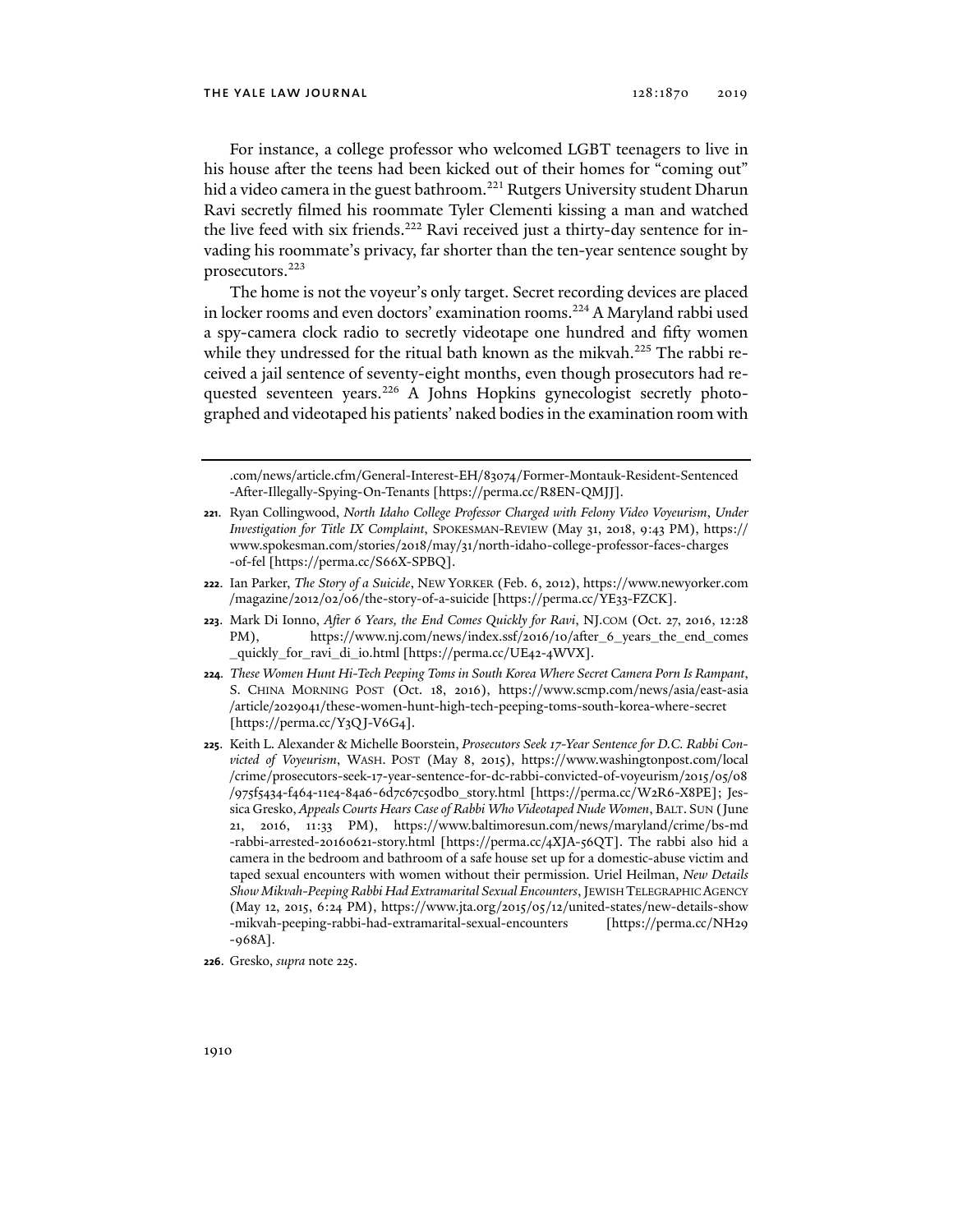For instance, a college professor who welcomed LGBT teenagers to live in his house after the teens had been kicked out of their homes for "coming out" hid a video camera in the guest bathroom.[221] Rutgers University student Dharun Ravi secretly filmed his roommate Tyler Clementi kissing a man and watched the live feed with six friends.[222] Ravi received just a thirty-day sentence for invading his roommate's privacy, far shorter than the ten-year sentence sought by prosecutors.[223]

The home is not the voyeur's only target. Secret recording devices are placed in locker rooms and even doctors' examination rooms.[224] A Maryland rabbi used a spy-camera clock radio to secretly videotape one hundred and fifty women while they undressed for the ritual bath known as the mikvah.[225] The rabbi received a jail sentence of seventy-eight months, even though prosecutors had requested seventeen years.[226] A Johns Hopkins gynecologist secretly photographed and videotaped his patients' naked bodies in the examination room with

---

.com/news/article.cfm/General-Interest-EH/83074/Former-Montauk-Resident-Sentenced-After-Illegally-Spying-On-Tenants [https://perma.cc/R8EN-QMJJ].

**221.** Ryan Collingwood, *North Idaho College Professor Charged with Felony Video Voyeurism, Under Investigation for Title IX Complaint*, SPOKESMAN-REVIEW (May 31, 2018, 9:43 PM), https://www.spokesman.com/stories/2018/may/31/north-idaho-college-professor-faces-charges-of-fel [https://perma.cc/S66X-SPBQ].

**222.** Ian Parker, *The Story of a Suicide*, NEW YORKER (Feb. 6, 2012), https://www.newyorker.com/magazine/2012/02/06/the-story-of-a-suicide [https://perma.cc/YE33-FZCK].

**223.** Mark Di Ionno, *After 6 Years, the End Comes Quickly for Ravi*, NJ.COM (Oct. 27, 2016, 12:28 PM), https://www.nj.com/news/index.ssf/2016/10/after_6_years_the_end_comes_quickly_for_ravi_di_io.html [https://perma.cc/UE42-4WVX].

**224.** *These Women Hunt Hi-Tech Peeping Toms in South Korea Where Secret Camera Porn Is Rampant*, S. CHINA MORNING POST (Oct. 18, 2016), https://www.scmp.com/news/asia/east-asia/article/2029041/these-women-hunt-high-tech-peeping-toms-south-korea-where-secret [https://perma.cc/Y3QJ-V6G4].

**225.** Keith L. Alexander & Michelle Boorstein, *Prosecutors Seek 17-Year Sentence for D.C. Rabbi Convicted of Voyeurism*, WASH. POST (May 8, 2015), https://www.washingtonpost.com/local/crime/prosecutors-seek-17-year-sentence-for-dc-rabbi-convicted-of-voyeurism/2015/05/08/975f5434-f464-11e4-84a6-6d7c67c50db0_story.html [https://perma.cc/W2R6-X8PE]; Jessica Gresko, *Appeals Courts Hears Case of Rabbi Who Videotaped Nude Women*, BALT. SUN (June 21, 2016, 11:33 PM), https://www.baltimoresun.com/news/maryland/crime/bs-md-rabbi-arrested-20160621-story.html [https://perma.cc/4XJA-56QT]. The rabbi also hid a camera in the bedroom and bathroom of a safe house set up for a domestic-abuse victim and taped sexual encounters with women without their permission. Uriel Heilman, *New Details Show Mikvah-Peeping Rabbi Had Extramarital Sexual Encounters*, JEWISH TELEGRAPHIC AGENCY (May 12, 2015, 6:24 PM), https://www.jta.org/2015/05/12/united-states/new-details-show-mikvah-peeping-rabbi-had-extramarital-sexual-encounters [https://perma.cc/NH29-968A].

**226.** Gresko, *supra* note 225.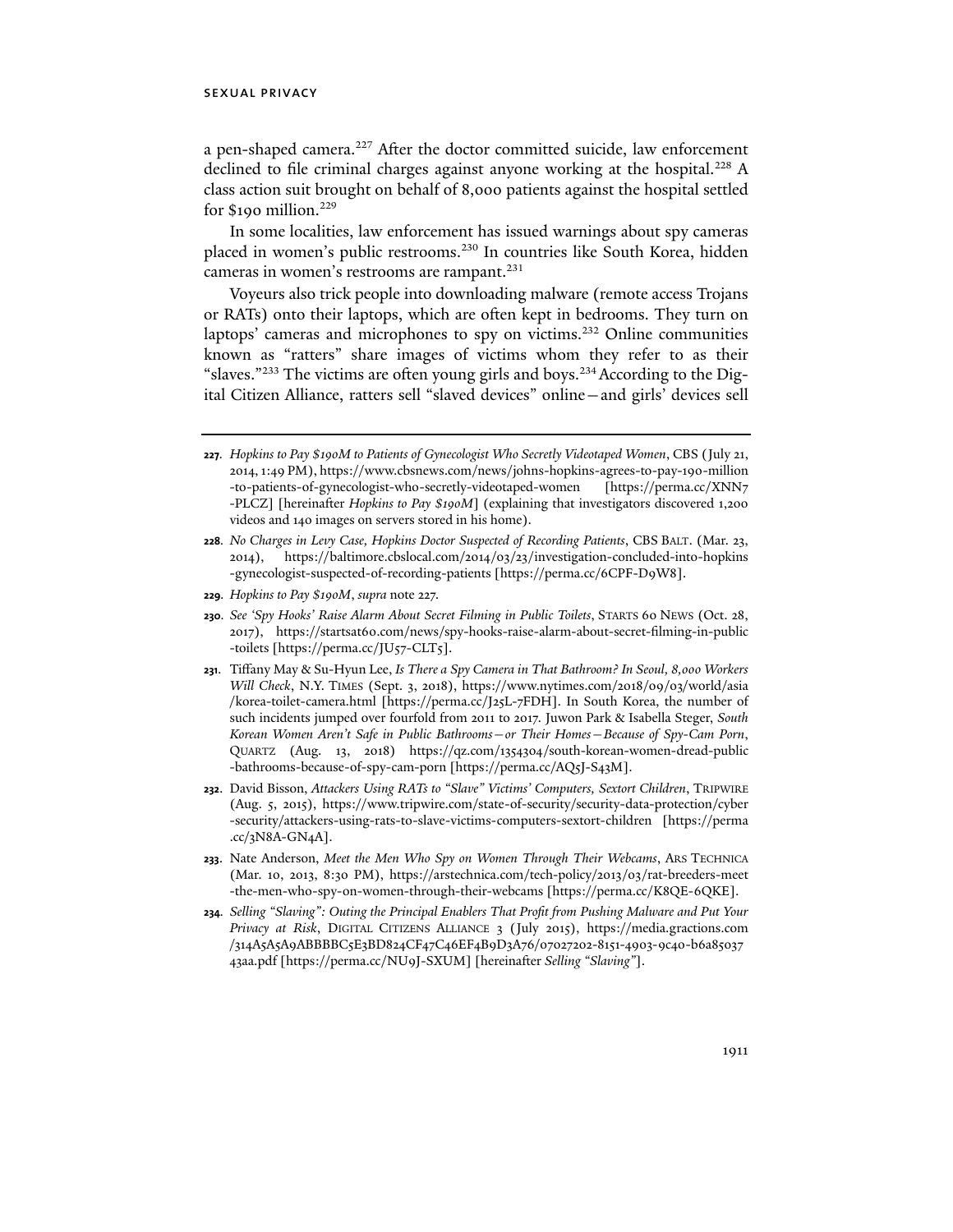a pen-shaped camera.[227] After the doctor committed suicide, law enforcement declined to file criminal charges against anyone working at the hospital.[228] A class action suit brought on behalf of 8,000 patients against the hospital settled for $190 million.[229]

In some localities, law enforcement has issued warnings about spy cameras placed in women's public restrooms.[230] In countries like South Korea, hidden cameras in women's restrooms are rampant.[231]

Voyeurs also trick people into downloading malware (remote access Trojans or RATs) onto their laptops, which are often kept in bedrooms. They turn on laptops' cameras and microphones to spy on victims.[232] Online communities known as "ratters" share images of victims whom they refer to as their "slaves."[233] The victims are often young girls and boys.[234] According to the Digital Citizen Alliance, ratters sell "slaved devices" online—and girls' devices sell

---

**227.** *Hopkins to Pay $190M to Patients of Gynecologist Who Secretly Videotaped Women*, CBS (July 21, 2014, 1:49 PM), https://www.cbsnews.com/news/johns-hopkins-agrees-to-pay-190-million-to-patients-of-gynecologist-who-secretly-videotaped-women [https://perma.cc/XNN7-PLCZ] [hereinafter *Hopkins to Pay $190M*] (explaining that investigators discovered 1,200 videos and 140 images on servers stored in his home).

**228.** *No Charges in Levy Case, Hopkins Doctor Suspected of Recording Patients*, CBS BALT. (Mar. 23, 2014), https://baltimore.cbslocal.com/2014/03/23/investigation-concluded-into-hopkins-gynecologist-suspected-of-recording-patients [https://perma.cc/6CPF-D9W8].

**229.** *Hopkins to Pay $190M*, *supra* note 227.

**230.** *See 'Spy Hooks' Raise Alarm About Secret Filming in Public Toilets*, STARTS 60 NEWS (Oct. 28, 2017), https://startsat60.com/news/spy-hooks-raise-alarm-about-secret-filming-in-public-toilets [https://perma.cc/JU57-CLT5].

**231.** Tiffany May & Su-Hyun Lee, *Is There a Spy Camera in That Bathroom? In Seoul, 8,000 Workers Will Check*, N.Y. TIMES (Sept. 3, 2018), https://www.nytimes.com/2018/09/03/world/asia/korea-toilet-camera.html [https://perma.cc/J25L-7FDH]. In South Korea, the number of such incidents jumped over fourfold from 2011 to 2017. Juwon Park & Isabella Steger, *South Korean Women Aren't Safe in Public Bathrooms—or Their Homes—Because of Spy-Cam Porn*, QUARTZ (Aug. 13, 2018) https://qz.com/1354304/south-korean-women-dread-public-bathrooms-because-of-spy-cam-porn [https://perma.cc/AQ5J-S43M].

**232.** David Bisson, *Attackers Using RATs to "Slave" Victims' Computers, Sextort Children*, TRIPWIRE (Aug. 5, 2015), https://www.tripwire.com/state-of-security/security-data-protection/cyber-security/attackers-using-rats-to-slave-victims-computers-sextort-children [https://perma.cc/3N8A-GN4A].

**233.** Nate Anderson, *Meet the Men Who Spy on Women Through Their Webcams*, ARS TECHNICA (Mar. 10, 2013, 8:30 PM), https://arstechnica.com/tech-policy/2013/03/rat-breeders-meet-the-men-who-spy-on-women-through-their-webcams [https://perma.cc/K8QE-6QKE].

**234.** *Selling "Slaving": Outing the Principal Enablers That Profit from Pushing Malware and Put Your Privacy at Risk*, DIGITAL CITIZENS ALLIANCE 3 (July 2015), https://media.gractions.com/314A5A5A9ABBBBC5E3BD824CF47C46EF4B9D3A76/07027202-8151-4903-9c40-b6a8503743aa.pdf [https://perma.cc/NU9J-SXUM] [hereinafter *Selling "Slaving"*].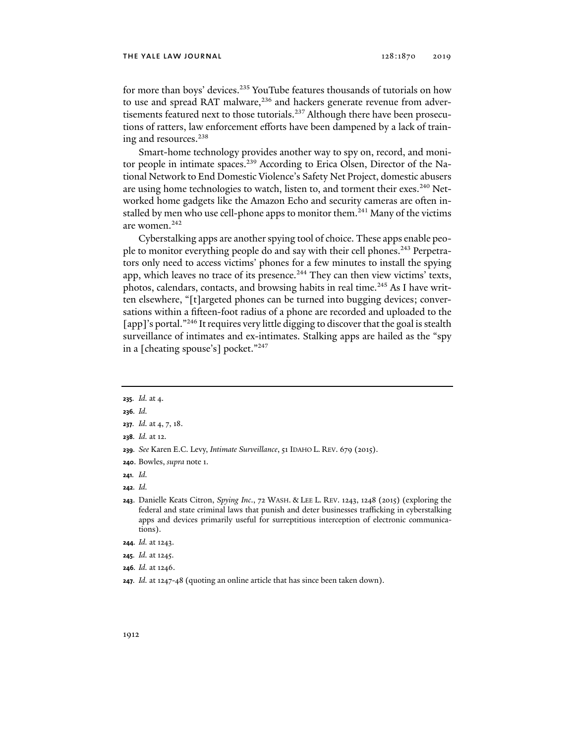for more than boys' devices.[235] YouTube features thousands of tutorials on how to use and spread RAT malware,[236] and hackers generate revenue from advertisements featured next to those tutorials.[237] Although there have been prosecutions of ratters, law enforcement efforts have been dampened by a lack of training and resources.[238]

Smart-home technology provides another way to spy on, record, and monitor people in intimate spaces.[239] According to Erica Olsen, Director of the National Network to End Domestic Violence's Safety Net Project, domestic abusers are using home technologies to watch, listen to, and torment their exes.[240] Networked home gadgets like the Amazon Echo and security cameras are often installed by men who use cell-phone apps to monitor them.[241] Many of the victims are women.[242]

Cyberstalking apps are another spying tool of choice. These apps enable people to monitor everything people do and say with their cell phones.[243] Perpetrators only need to access victims' phones for a few minutes to install the spying app, which leaves no trace of its presence.[244] They can then view victims' texts, photos, calendars, contacts, and browsing habits in real time.[245] As I have written elsewhere, "[t]argeted phones can be turned into bugging devices; conversations within a fifteen-foot radius of a phone are recorded and uploaded to the [app]'s portal."[246] It requires very little digging to discover that the goal is stealth surveillance of intimates and ex-intimates. Stalking apps are hailed as the "spy in a [cheating spouse's] pocket."[247]

---

**235.** *Id.* at 4.

**236.** *Id.*

**237.** *Id.* at 4, 7, 18.

**238.** *Id.* at 12.

**239.** *See* Karen E.C. Levy, *Intimate Surveillance*, 51 IDAHO L. REV. 679 (2015).

**240.** Bowles, *supra* note 1.

**241.** *Id.*

**242.** *Id.*

**243.** Danielle Keats Citron, *Spying Inc.*, 72 WASH. & LEE L. REV. 1243, 1248 (2015) (exploring the federal and state criminal laws that punish and deter businesses trafficking in cyberstalking apps and devices primarily useful for surreptitious interception of electronic communications).

**244.** *Id.* at 1243.

**245.** *Id.* at 1245.

**246.** *Id.* at 1246.

**247.** *Id.* at 1247-48 (quoting an online article that has since been taken down).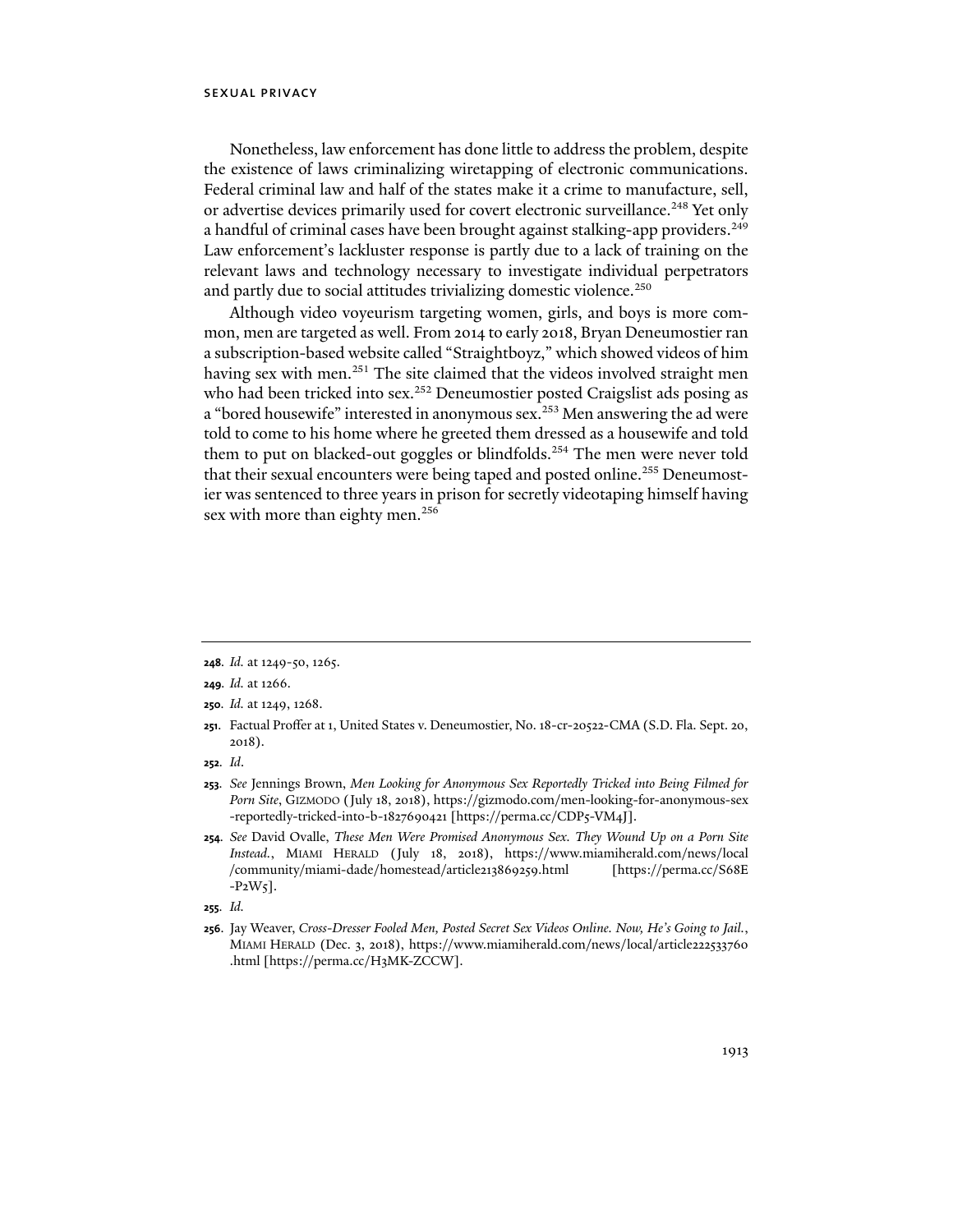Nonetheless, law enforcement has done little to address the problem, despite the existence of laws criminalizing wiretapping of electronic communications. Federal criminal law and half of the states make it a crime to manufacture, sell, or advertise devices primarily used for covert electronic surveillance.[248] Yet only a handful of criminal cases have been brought against stalking-app providers.[249] Law enforcement's lackluster response is partly due to a lack of training on the relevant laws and technology necessary to investigate individual perpetrators and partly due to social attitudes trivializing domestic violence.[250]

Although video voyeurism targeting women, girls, and boys is more common, men are targeted as well. From 2014 to early 2018, Bryan Deneumostier ran a subscription-based website called "Straightboyz," which showed videos of him having sex with men.[251] The site claimed that the videos involved straight men who had been tricked into sex.[252] Deneumostier posted Craigslist ads posing as a "bored housewife" interested in anonymous sex.[253] Men answering the ad were told to come to his home where he greeted them dressed as a housewife and told them to put on blacked-out goggles or blindfolds.[254] The men were never told that their sexual encounters were being taped and posted online.[255] Deneumostier was sentenced to three years in prison for secretly videotaping himself having sex with more than eighty men.[256]

---

**248.** *Id.* at 1249-50, 1265.

**249.** *Id.* at 1266.

**250.** *Id.* at 1249, 1268.

**251.** Factual Proffer at 1, United States v. Deneumostier, No. 18-cr-20522-CMA (S.D. Fla. Sept. 20, 2018).

**252.** *Id.*

**253.** *See* Jennings Brown, *Men Looking for Anonymous Sex Reportedly Tricked into Being Filmed for Porn Site*, GIZMODO (July 18, 2018), https://gizmodo.com/men-looking-for-anonymous-sex-reportedly-tricked-into-b-1827690421 [https://perma.cc/CDP5-VM4J].

**254.** *See* David Ovalle, *These Men Were Promised Anonymous Sex. They Wound Up on a Porn Site Instead.*, MIAMI HERALD (July 18, 2018), https://www.miamiherald.com/news/local/community/miami-dade/homestead/article213869259.html [https://perma.cc/S68E-P2W5].

**255.** *Id.*

**256.** Jay Weaver, *Cross-Dresser Fooled Men, Posted Secret Sex Videos Online. Now, He's Going to Jail.*, MIAMI HERALD (Dec. 3, 2018), https://www.miamiherald.com/news/local/article222533760.html [https://perma.cc/H3MK-ZCCW].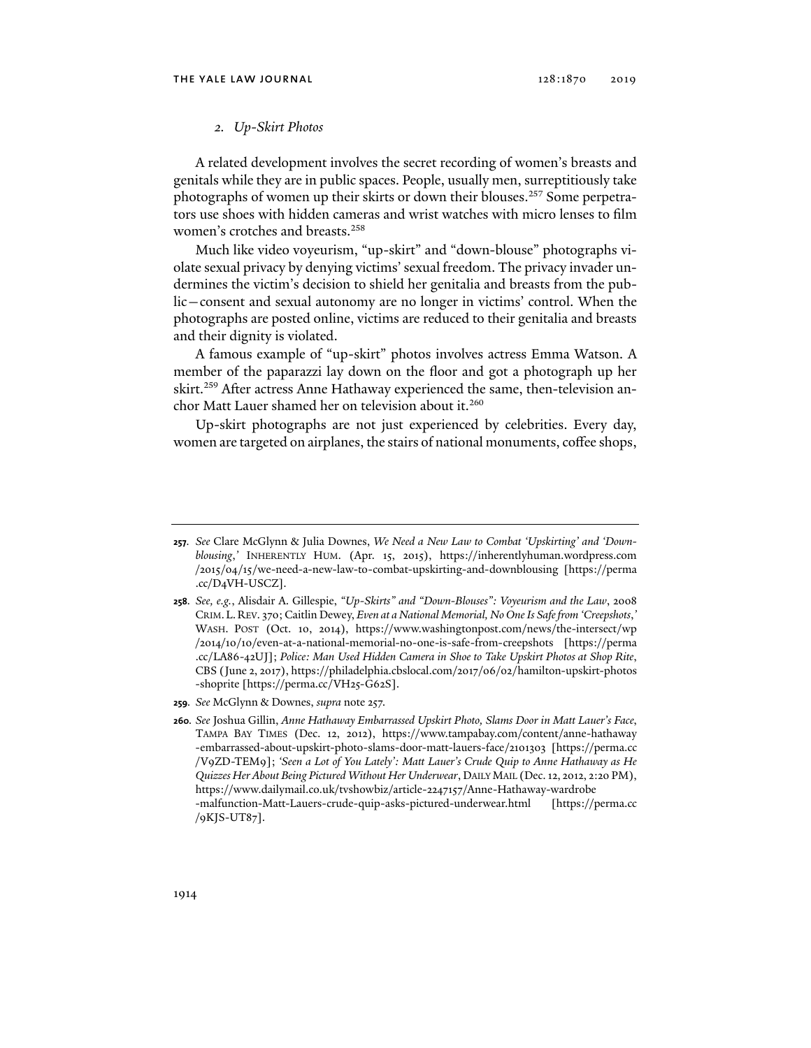### 2. *Up-Skirt Photos*

A related development involves the secret recording of women's breasts and genitals while they are in public spaces. People, usually men, surreptitiously take photographs of women up their skirts or down their blouses.[257] Some perpetrators use shoes with hidden cameras and wrist watches with micro lenses to film women's crotches and breasts.[258]

Much like video voyeurism, "up-skirt" and "down-blouse" photographs violate sexual privacy by denying victims' sexual freedom. The privacy invader undermines the victim's decision to shield her genitalia and breasts from the public—consent and sexual autonomy are no longer in victims' control. When the photographs are posted online, victims are reduced to their genitalia and breasts and their dignity is violated.

A famous example of "up-skirt" photos involves actress Emma Watson. A member of the paparazzi lay down on the floor and got a photograph up her skirt.[259] After actress Anne Hathaway experienced the same, then-television anchor Matt Lauer shamed her on television about it.[260]

Up-skirt photographs are not just experienced by celebrities. Every day, women are targeted on airplanes, the stairs of national monuments, coffee shops,

---

**257.** *See* Clare McGlynn & Julia Downes, *We Need a New Law to Combat 'Upskirting' and 'Downblousing*,*'* INHERENTLY HUM. (Apr. 15, 2015), https://inherentlyhuman.wordpress.com/2015/04/15/we-need-a-new-law-to-combat-upskirting-and-downblousing [https://perma.cc/D4VH-USCZ].

**258.** *See, e.g.*, Alisdair A. Gillespie, *"Up-Skirts" and "Down-Blouses": Voyeurism and the Law*, 2008 CRIM. L. REV. 370; Caitlin Dewey, *Even at a National Memorial, No One Is Safe from 'Creepshots*,*'* WASH. POST (Oct. 10, 2014), https://www.washingtonpost.com/news/the-intersect/wp/2014/10/10/even-at-a-national-memorial-no-one-is-safe-from-creepshots [https://perma.cc/LA86-42UJ]; *Police: Man Used Hidden Camera in Shoe to Take Upskirt Photos at Shop Rite*, CBS (June 2, 2017), https://philadelphia.cbslocal.com/2017/06/02/hamilton-upskirt-photos-shoprite [https://perma.cc/VH25-G62S].

**259.** *See* McGlynn & Downes, *supra* note 257.

**260.** *See* Joshua Gillin, *Anne Hathaway Embarrassed Upskirt Photo, Slams Door in Matt Lauer's Face*, TAMPA BAY TIMES (Dec. 12, 2012), https://www.tampabay.com/content/anne-hathaway-embarrassed-about-upskirt-photo-slams-door-matt-lauers-face/2101303 [https://perma.cc/V9ZD-TEM9]; *'Seen a Lot of You Lately': Matt Lauer's Crude Quip to Anne Hathaway as He Quizzes Her About Being Pictured Without Her Underwear*, DAILY MAIL (Dec. 12, 2012, 2:20 PM), https://www.dailymail.co.uk/tvshowbiz/article-2247157/Anne-Hathaway-wardrobe-malfunction-Matt-Lauers-crude-quip-asks-pictured-underwear.html [https://perma.cc/9KJS-UT87].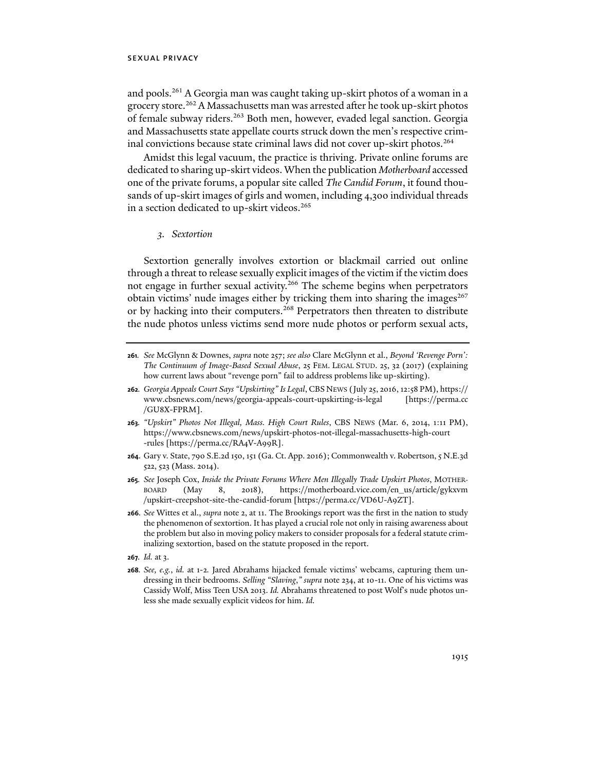and pools.[261] A Georgia man was caught taking up-skirt photos of a woman in a grocery store.[262] A Massachusetts man was arrested after he took up-skirt photos of female subway riders.[263] Both men, however, evaded legal sanction. Georgia and Massachusetts state appellate courts struck down the men's respective criminal convictions because state criminal laws did not cover up-skirt photos.[264]

Amidst this legal vacuum, the practice is thriving. Private online forums are dedicated to sharing up-skirt videos. When the publication *Motherboard* accessed one of the private forums, a popular site called *The Candid Forum*, it found thousands of up-skirt images of girls and women, including 4,300 individual threads in a section dedicated to up-skirt videos.[265]

### *3. Sextortion*

Sextortion generally involves extortion or blackmail carried out online through a threat to release sexually explicit images of the victim if the victim does not engage in further sexual activity.[266] The scheme begins when perpetrators obtain victims' nude images either by tricking them into sharing the images[267] or by hacking into their computers.[268] Perpetrators then threaten to distribute the nude photos unless victims send more nude photos or perform sexual acts,

---

**261**. *See* McGlynn & Downes, *supra* note 257; *see also* Clare McGlynn et al., *Beyond 'Revenge Porn': The Continuum of Image-Based Sexual Abuse*, 25 FEM. LEGAL STUD. 25, 32 (2017) (explaining how current laws about "revenge porn" fail to address problems like up-skirting).

**262**. *Georgia Appeals Court Says "Upskirting" Is Legal*, CBS NEWS (July 25, 2016, 12:58 PM), https://www.cbsnews.com/news/georgia-appeals-court-upskirting-is-legal [https://perma.cc/GU8X-FPRM].

**263**. *"Upskirt" Photos Not Illegal, Mass. High Court Rules*, CBS NEWS (Mar. 6, 2014, 1:11 PM), https://www.cbsnews.com/news/upskirt-photos-not-illegal-massachusetts-high-court-rules [https://perma.cc/RA4V-A99R].

**264**. Gary v. State, 790 S.E.2d 150, 151 (Ga. Ct. App. 2016); Commonwealth v. Robertson, 5 N.E.3d 522, 523 (Mass. 2014).

**265**. *See* Joseph Cox, *Inside the Private Forums Where Men Illegally Trade Upskirt Photos*, MOTHERBOARD (May 8, 2018), https://motherboard.vice.com/en_us/article/gykxvm/upskirt-creepshot-site-the-candid-forum [https://perma.cc/VD6U-A9ZT].

**266**. *See* Wittes et al., *supra* note 2, at 11. The Brookings report was the first in the nation to study the phenomenon of sextortion. It has played a crucial role not only in raising awareness about the problem but also in moving policy makers to consider proposals for a federal statute criminalizing sextortion, based on the statute proposed in the report.

**267**. *Id.* at 3.

**268**. *See, e.g.*, *id.* at 1-2. Jared Abrahams hijacked female victims' webcams, capturing them undressing in their bedrooms. *Selling "Slaving*,*" supra* note 234, at 10-11. One of his victims was Cassidy Wolf, Miss Teen USA 2013. *Id.* Abrahams threatened to post Wolf's nude photos unless she made sexually explicit videos for him. *Id.*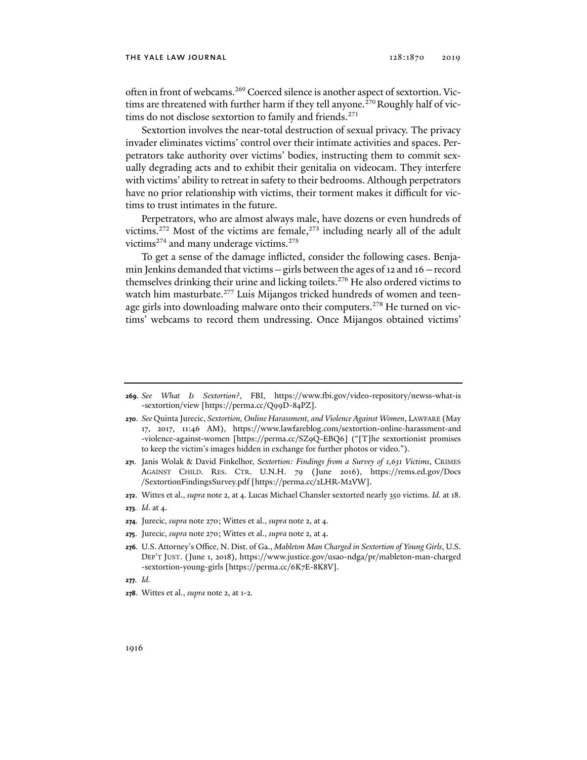often in front of webcams.[269] Coerced silence is another aspect of sextortion. Victims are threatened with further harm if they tell anyone.[270] Roughly half of victims do not disclose sextortion to family and friends.[271]

Sextortion involves the near-total destruction of sexual privacy. The privacy invader eliminates victims' control over their intimate activities and spaces. Perpetrators take authority over victims' bodies, instructing them to commit sexually degrading acts and to exhibit their genitalia on videocam. They interfere with victims' ability to retreat in safety to their bedrooms. Although perpetrators have no prior relationship with victims, their torment makes it difficult for victims to trust intimates in the future.

Perpetrators, who are almost always male, have dozens or even hundreds of victims.[272] Most of the victims are female,[273] including nearly all of the adult victims[274] and many underage victims.[275]

To get a sense of the damage inflicted, consider the following cases. Benjamin Jenkins demanded that victims—girls between the ages of 12 and 16—record themselves drinking their urine and licking toilets.[276] He also ordered victims to watch him masturbate.[277] Luis Mijangos tricked hundreds of women and teenage girls into downloading malware onto their computers.[278] He turned on victims' webcams to record them undressing. Once Mijangos obtained victims'

---

**269**. *See What Is Sextortion?*, FBI, https://www.fbi.gov/video-repository/newss-what-is-sextortion/view [https://perma.cc/Q99D-84PZ].

**270**. *See* Quinta Jurecic, *Sextortion, Online Harassment, and Violence Against Women*, LAWFARE (May 17, 2017, 11:46 AM), https://www.lawfareblog.com/sextortion-online-harassment-and-violence-against-women [https://perma.cc/SZ9Q-EBQ6] ("[T]he sextortionist promises to keep the victim's images hidden in exchange for further photos or video.").

**271**. Janis Wolak & David Finkelhor, *Sextortion: Findings from a Survey of 1,631 Victims*, CRIMES AGAINST CHILD. RES. CTR. U.N.H. 79 (June 2016), https://rems.ed.gov/Docs/SextortionFindingsSurvey.pdf [https://perma.cc/2LHR-M2VW].

**272**. Wittes et al., *supra* note 2, at 4. Lucas Michael Chansler sextorted nearly 350 victims. *Id.* at 18.

**273**. *Id*. at 4.

**274**. Jurecic, *supra* note 270; Wittes et al., *supra* note 2, at 4.

**275**. Jurecic, *supra* note 270; Wittes et al., *supra* note 2, at 4.

**276**. U.S. Attorney's Office, N. Dist. of Ga., *Mableton Man Charged in Sextortion of Young Girls*, U.S. DEP'T JUST. (June 1, 2018), https://www.justice.gov/usao-ndga/pr/mableton-man-charged-sextortion-young-girls [https://perma.cc/6K7E-8K8V].

**277**. *Id.*

**278**. Wittes et al., *supra* note 2, at 1-2.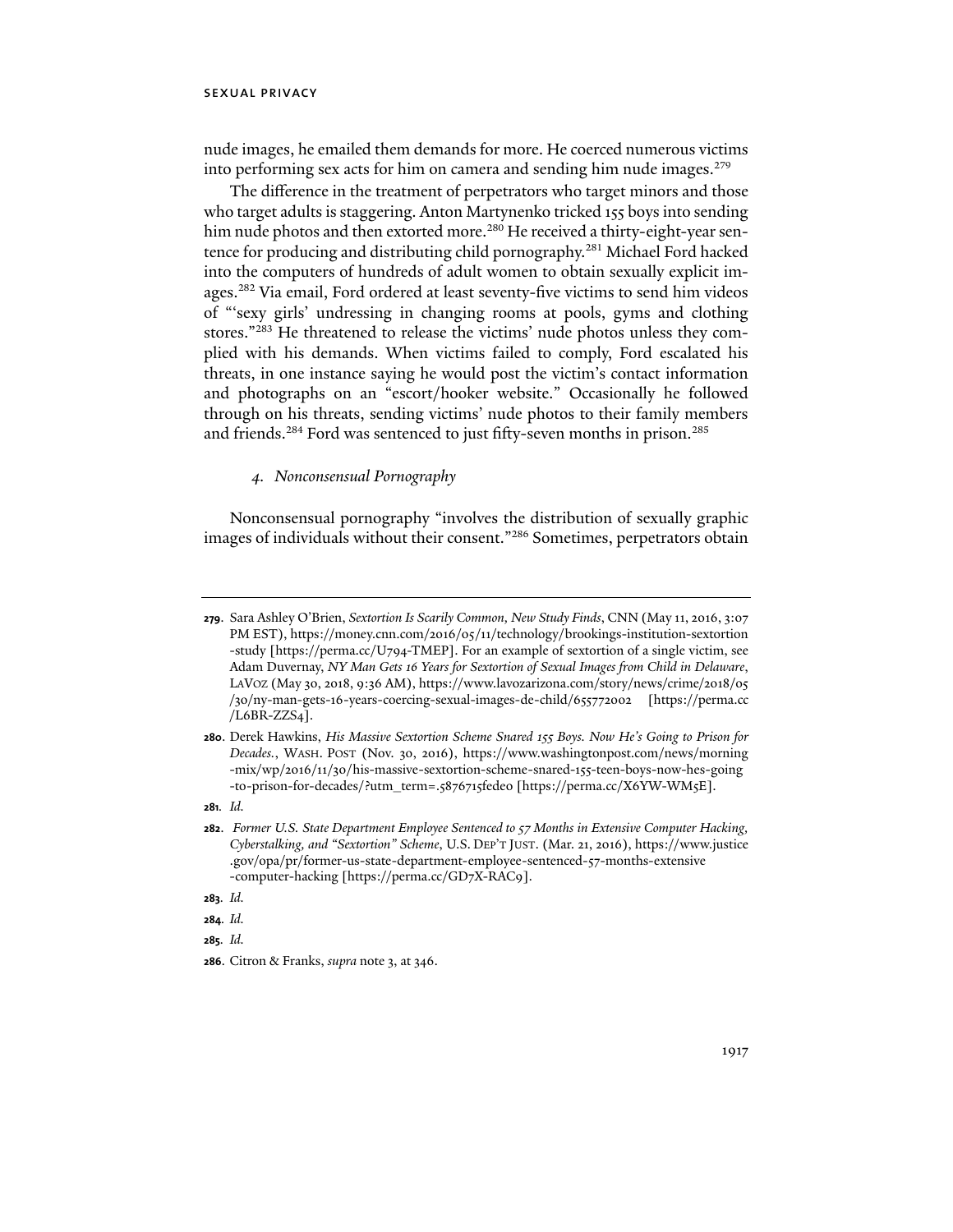nude images, he emailed them demands for more. He coerced numerous victims into performing sex acts for him on camera and sending him nude images.[279]

The difference in the treatment of perpetrators who target minors and those who target adults is staggering. Anton Martynenko tricked 155 boys into sending him nude photos and then extorted more.[280] He received a thirty-eight-year sentence for producing and distributing child pornography.[281] Michael Ford hacked into the computers of hundreds of adult women to obtain sexually explicit images.[282] Via email, Ford ordered at least seventy-five victims to send him videos of "'sexy girls' undressing in changing rooms at pools, gyms and clothing stores."[283] He threatened to release the victims' nude photos unless they complied with his demands. When victims failed to comply, Ford escalated his threats, in one instance saying he would post the victim's contact information and photographs on an "escort/hooker website." Occasionally he followed through on his threats, sending victims' nude photos to their family members and friends.[284] Ford was sentenced to just fifty-seven months in prison.[285]

### *4. Nonconsensual Pornography*

Nonconsensual pornography "involves the distribution of sexually graphic images of individuals without their consent."[286] Sometimes, perpetrators obtain

---

**279.** Sara Ashley O'Brien, *Sextortion Is Scarily Common, New Study Finds*, CNN (May 11, 2016, 3:07 PM EST), https://money.cnn.com/2016/05/11/technology/brookings-institution-sextortion-study [https://perma.cc/U794-TMEP]. For an example of sextortion of a single victim, see Adam Duvernay, *NY Man Gets 16 Years for Sextortion of Sexual Images from Child in Delaware*, LAVOZ (May 30, 2018, 9:36 AM), https://www.lavozarizona.com/story/news/crime/2018/05/30/ny-man-gets-16-years-coercing-sexual-images-de-child/655772002 [https://perma.cc/L6BR-ZZS4].

**280.** Derek Hawkins, *His Massive Sextortion Scheme Snared 155 Boys. Now He's Going to Prison for Decades.*, WASH. POST (Nov. 30, 2016), https://www.washingtonpost.com/news/morning-mix/wp/2016/11/30/his-massive-sextortion-scheme-snared-155-teen-boys-now-hes-going-to-prison-for-decades/?utm_term=.5876715fedeo [https://perma.cc/X6YW-WM5E].

**281.** *Id.*

**282.** *Former U.S. State Department Employee Sentenced to 57 Months in Extensive Computer Hacking, Cyberstalking, and "Sextortion" Scheme*, U.S. DEP'T JUST. (Mar. 21, 2016), https://www.justice.gov/opa/pr/former-us-state-department-employee-sentenced-57-months-extensive-computer-hacking [https://perma.cc/GD7X-RAC9].

**283.** *Id.*

**284.** *Id.*

**285.** *Id.*

**286.** Citron & Franks, *supra* note 3, at 346.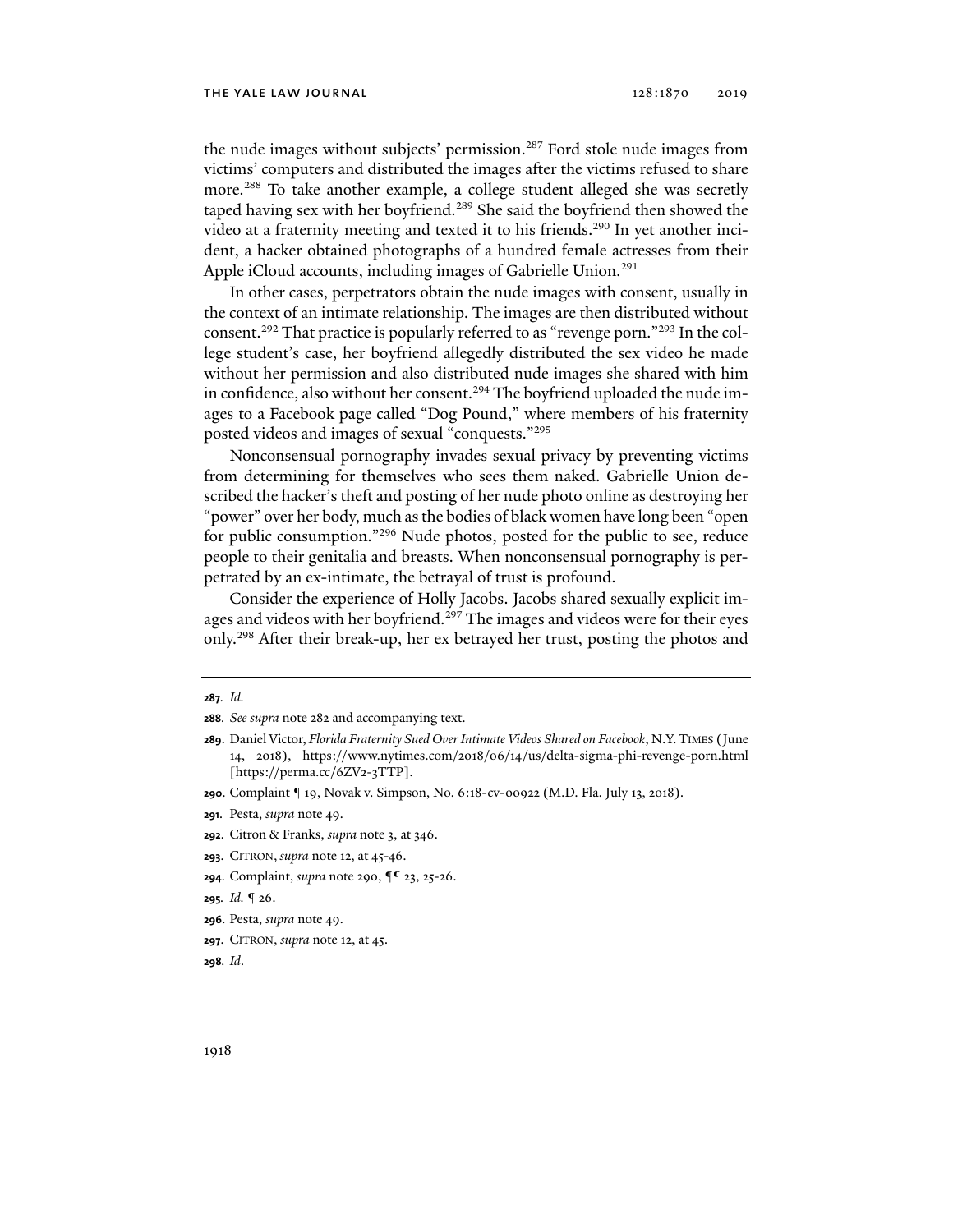the nude images without subjects' permission.[287] Ford stole nude images from victims' computers and distributed the images after the victims refused to share more.[288] To take another example, a college student alleged she was secretly taped having sex with her boyfriend.[289] She said the boyfriend then showed the video at a fraternity meeting and texted it to his friends.[290] In yet another incident, a hacker obtained photographs of a hundred female actresses from their Apple iCloud accounts, including images of Gabrielle Union.[291]

In other cases, perpetrators obtain the nude images with consent, usually in the context of an intimate relationship. The images are then distributed without consent.[292] That practice is popularly referred to as "revenge porn."[293] In the college student's case, her boyfriend allegedly distributed the sex video he made without her permission and also distributed nude images she shared with him in confidence, also without her consent.[294] The boyfriend uploaded the nude images to a Facebook page called "Dog Pound," where members of his fraternity posted videos and images of sexual "conquests."[295]

Nonconsensual pornography invades sexual privacy by preventing victims from determining for themselves who sees them naked. Gabrielle Union described the hacker's theft and posting of her nude photo online as destroying her "power" over her body, much as the bodies of black women have long been "open for public consumption."[296] Nude photos, posted for the public to see, reduce people to their genitalia and breasts. When nonconsensual pornography is perpetrated by an ex-intimate, the betrayal of trust is profound.

Consider the experience of Holly Jacobs. Jacobs shared sexually explicit images and videos with her boyfriend.[297] The images and videos were for their eyes only.[298] After their break-up, her ex betrayed her trust, posting the photos and

---

**287.** *Id.*

**288.** *See supra* note 282 and accompanying text.

**289.** Daniel Victor, *Florida Fraternity Sued Over Intimate Videos Shared on Facebook*, N.Y. TIMES (June 14, 2018), https://www.nytimes.com/2018/06/14/us/delta-sigma-phi-revenge-porn.html [https://perma.cc/6ZV2-3TTP].

**290.** Complaint ¶ 19, Novak v. Simpson, No. 6:18-cv-00922 (M.D. Fla. July 13, 2018).

**291.** Pesta, *supra* note 49.

**292.** Citron & Franks, *supra* note 3, at 346.

**293.** CITRON, *supra* note 12, at 45-46.

**294.** Complaint, *supra* note 290, ¶¶ 23, 25-26.

**295.** *Id.* ¶ 26.

**296.** Pesta, *supra* note 49.

**297.** CITRON, *supra* note 12, at 45.

**298.** *Id.*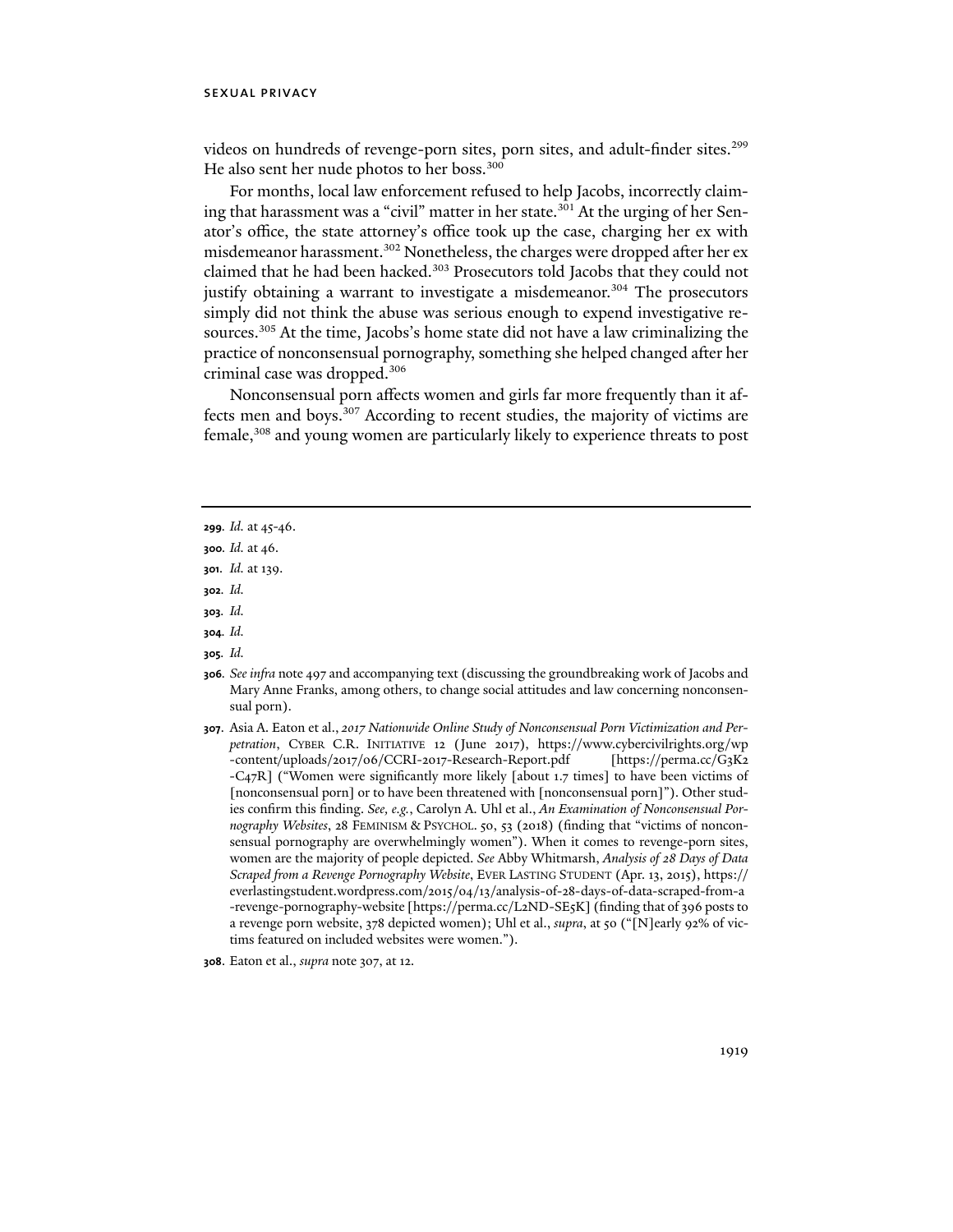videos on hundreds of revenge-porn sites, porn sites, and adult-finder sites.[299] He also sent her nude photos to her boss.[300]

For months, local law enforcement refused to help Jacobs, incorrectly claiming that harassment was a "civil" matter in her state.[301] At the urging of her Senator's office, the state attorney's office took up the case, charging her ex with misdemeanor harassment.[302] Nonetheless, the charges were dropped after her ex claimed that he had been hacked.[303] Prosecutors told Jacobs that they could not justify obtaining a warrant to investigate a misdemeanor.[304] The prosecutors simply did not think the abuse was serious enough to expend investigative resources.[305] At the time, Jacobs's home state did not have a law criminalizing the practice of nonconsensual pornography, something she helped changed after her criminal case was dropped.[306]

Nonconsensual porn affects women and girls far more frequently than it affects men and boys.[307] According to recent studies, the majority of victims are female,[308] and young women are particularly likely to experience threats to post

---

**299**. *Id.* at 45-46.

**300**. *Id.* at 46.

**301**. *Id.* at 139.

**302**. *Id.*

**303**. *Id.*

**304**. *Id.*

**305**. *Id.*

**306**. *See infra* note 497 and accompanying text (discussing the groundbreaking work of Jacobs and Mary Anne Franks, among others, to change social attitudes and law concerning nonconsensual porn).

**307**. Asia A. Eaton et al., *2017 Nationwide Online Study of Nonconsensual Porn Victimization and Perpetration*, CYBER C.R. INITIATIVE 12 (June 2017), https://www.cybercivilrights.org/wp-content/uploads/2017/06/CCRI-2017-Research-Report.pdf [https://perma.cc/G3K2-C47R] ("Women were significantly more likely [about 1.7 times] to have been victims of [nonconsensual porn] or to have been threatened with [nonconsensual porn]"). Other studies confirm this finding. *See, e.g.*, Carolyn A. Uhl et al., *An Examination of Nonconsensual Pornography Websites*, 28 FEMINISM & PSYCHOL. 50, 53 (2018) (finding that "victims of nonconsensual pornography are overwhelmingly women"). When it comes to revenge-porn sites, women are the majority of people depicted. *See* Abby Whitmarsh, *Analysis of 28 Days of Data Scraped from a Revenge Pornography Website*, EVER LASTING STUDENT (Apr. 13, 2015), https://everlastingstudent.wordpress.com/2015/04/13/analysis-of-28-days-of-data-scraped-from-a-revenge-pornography-website [https://perma.cc/L2ND-SE5K] (finding that of 396 posts to a revenge porn website, 378 depicted women); Uhl et al., *supra*, at 50 ("[N]early 92% of victims featured on included websites were women.").

**308**. Eaton et al., *supra* note 307, at 12.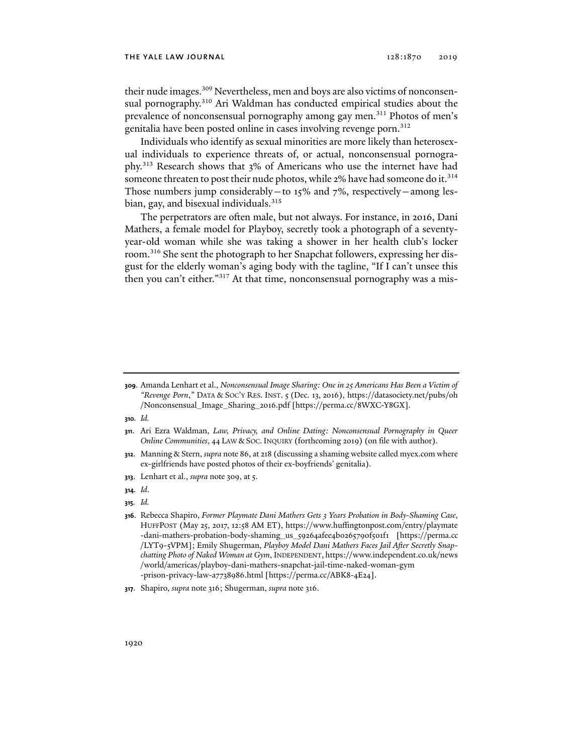their nude images.[309] Nevertheless, men and boys are also victims of nonconsensual pornography.[310] Ari Waldman has conducted empirical studies about the prevalence of nonconsensual pornography among gay men.[311] Photos of men's genitalia have been posted online in cases involving revenge porn.[312]

Individuals who identify as sexual minorities are more likely than heterosexual individuals to experience threats of, or actual, nonconsensual pornography.[313] Research shows that 3% of Americans who use the internet have had someone threaten to post their nude photos, while 2% have had someone do it.[314] Those numbers jump considerably—to 15% and 7%, respectively—among lesbian, gay, and bisexual individuals.[315]

The perpetrators are often male, but not always. For instance, in 2016, Dani Mathers, a female model for Playboy, secretly took a photograph of a seventy-year-old woman while she was taking a shower in her health club's locker room.[316] She sent the photograph to her Snapchat followers, expressing her disgust for the elderly woman's aging body with the tagline, "If I can't unsee this then you can't either."[317] At that time, nonconsensual pornography was a mis-

---

**309.** Amanda Lenhart et al., *Nonconsensual Image Sharing: One in 25 Americans Has Been a Victim of "Revenge Porn*,*"* DATA & SOC'Y RES. INST. 5 (Dec. 13, 2016), https://datasociety.net/pubs/oh/Nonconsensual_Image_Sharing_2016.pdf [https://perma.cc/8WXC-Y8GX].

**310.** *Id.*

**311.** Ari Ezra Waldman, *Law, Privacy, and Online Dating: Nonconsensual Pornography in Queer Online Communities*, 44 LAW & SOC. INQUIRY (forthcoming 2019) (on file with author).

**312.** Manning & Stern, *supra* note 86, at 218 (discussing a shaming website called myex.com where ex-girlfriends have posted photos of their ex-boyfriends' genitalia).

**313.** Lenhart et al., *supra* note 309, at 5.

**314.** *Id*.

**315.** *Id.*

**316.** Rebecca Shapiro, *Former Playmate Dani Mathers Gets 3 Years Probation in Body-Shaming Case*, HUFFPOST (May 25, 2017, 12:58 AM ET), https://www.huffingtonpost.com/entry/playmate-dani-mathers-probation-body-shaming_us_59264afee4b0265790f501f1 [https://perma.cc/LYT9-5VPM]; Emily Shugerman, *Playboy Model Dani Mathers Faces Jail After Secretly Snapchatting Photo of Naked Woman at Gym*, INDEPENDENT, https://www.independent.co.uk/news/world/americas/playboy-dani-mathers-snapchat-jail-time-naked-woman-gym-prison-privacy-law-a7738986.html [https://perma.cc/ABK8-4E24].

**317.** Shapiro, *supra* note 316; Shugerman, *supra* note 316.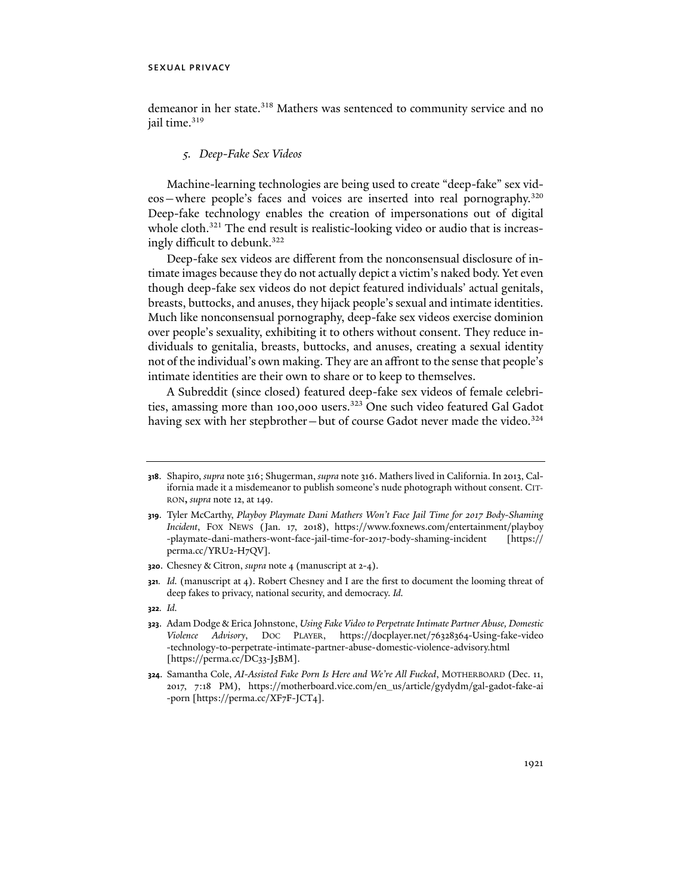demeanor in her state.[318] Mathers was sentenced to community service and no jail time.[319]

### *5. Deep-Fake Sex Videos*

Machine-learning technologies are being used to create "deep-fake" sex videos—where people's faces and voices are inserted into real pornography.[320] Deep-fake technology enables the creation of impersonations out of digital whole cloth.[321] The end result is realistic-looking video or audio that is increasingly difficult to debunk.[322]

Deep-fake sex videos are different from the nonconsensual disclosure of intimate images because they do not actually depict a victim's naked body. Yet even though deep-fake sex videos do not depict featured individuals' actual genitals, breasts, buttocks, and anuses, they hijack people's sexual and intimate identities. Much like nonconsensual pornography, deep-fake sex videos exercise dominion over people's sexuality, exhibiting it to others without consent. They reduce individuals to genitalia, breasts, buttocks, and anuses, creating a sexual identity not of the individual's own making. They are an affront to the sense that people's intimate identities are their own to share or to keep to themselves.

A Subreddit (since closed) featured deep-fake sex videos of female celebrities, amassing more than 100,000 users.[323] One such video featured Gal Gadot having sex with her stepbrother—but of course Gadot never made the video.[324]

---

**318**. Shapiro, *supra* note 316; Shugerman, *supra* note 316. Mathers lived in California. In 2013, California made it a misdemeanor to publish someone's nude photograph without consent. CITRON, *supra* note 12, at 149.

**319**. Tyler McCarthy, *Playboy Playmate Dani Mathers Won't Face Jail Time for 2017 Body-Shaming Incident*, FOX NEWS (Jan. 17, 2018), https://www.foxnews.com/entertainment/playboy-playmate-dani-mathers-wont-face-jail-time-for-2017-body-shaming-incident [https://perma.cc/YRU2-H7QV].

**320**. Chesney & Citron, *supra* note 4 (manuscript at 2-4).

**321**. *Id.* (manuscript at 4). Robert Chesney and I are the first to document the looming threat of deep fakes to privacy, national security, and democracy. *Id.*

**322**. *Id.*

**323**. Adam Dodge & Erica Johnstone, *Using Fake Video to Perpetrate Intimate Partner Abuse, Domestic Violence Advisory*, DOC PLAYER, https://docplayer.net/76328364-Using-fake-video-technology-to-perpetrate-intimate-partner-abuse-domestic-violence-advisory.html [https://perma.cc/DC33-J5BM].

**324**. Samantha Cole, *AI-Assisted Fake Porn Is Here and We're All Fucked*, MOTHERBOARD (Dec. 11, 2017, 7:18 PM), https://motherboard.vice.com/en_us/article/gydydm/gal-gadot-fake-ai-porn [https://perma.cc/XF7F-JCT4].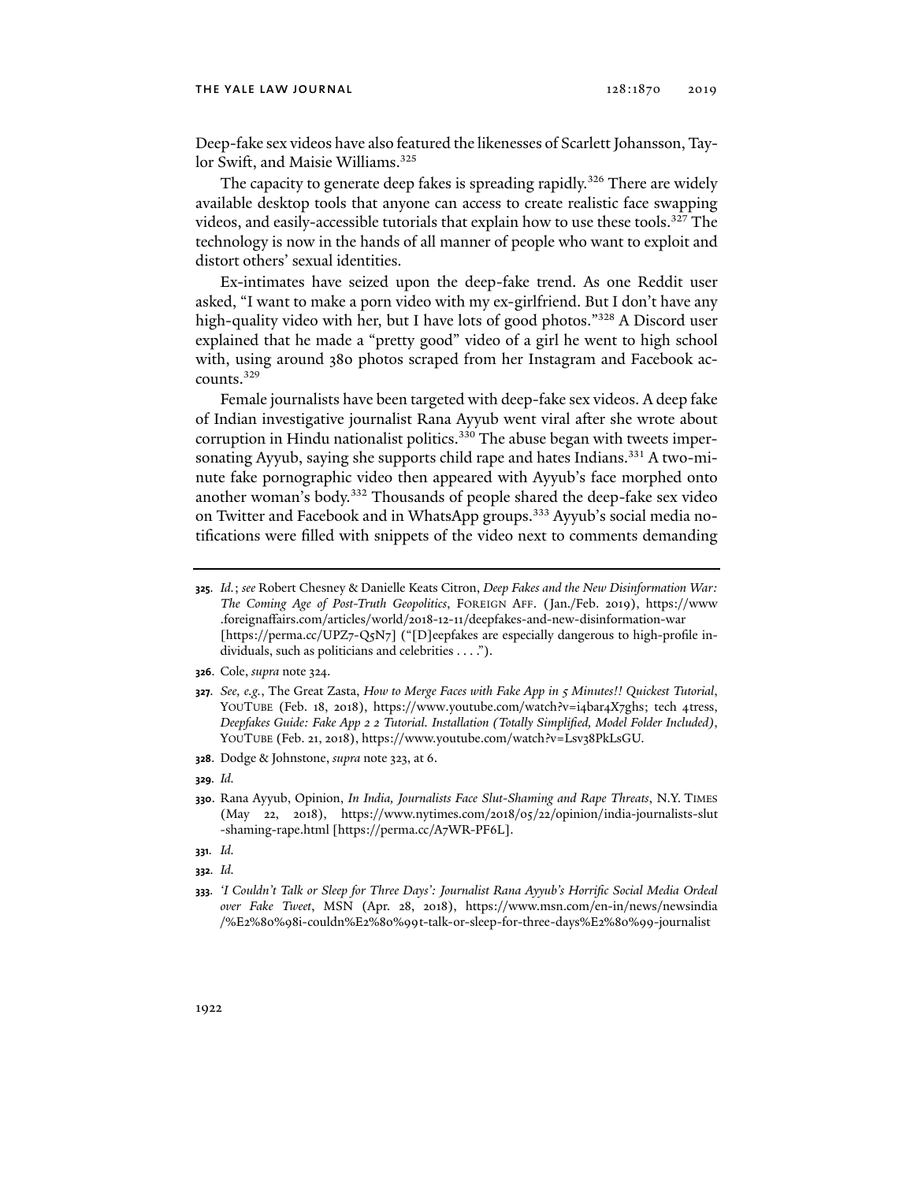Deep-fake sex videos have also featured the likenesses of Scarlett Johansson, Taylor Swift, and Maisie Williams.[325]

The capacity to generate deep fakes is spreading rapidly.[326] There are widely available desktop tools that anyone can access to create realistic face swapping videos, and easily-accessible tutorials that explain how to use these tools.[327] The technology is now in the hands of all manner of people who want to exploit and distort others' sexual identities.

Ex-intimates have seized upon the deep-fake trend. As one Reddit user asked, "I want to make a porn video with my ex-girlfriend. But I don't have any high-quality video with her, but I have lots of good photos."[328] A Discord user explained that he made a "pretty good" video of a girl he went to high school with, using around 380 photos scraped from her Instagram and Facebook accounts.[329]

Female journalists have been targeted with deep-fake sex videos. A deep fake of Indian investigative journalist Rana Ayyub went viral after she wrote about corruption in Hindu nationalist politics.[330] The abuse began with tweets impersonating Ayyub, saying she supports child rape and hates Indians.[331] A two-minute fake pornographic video then appeared with Ayyub's face morphed onto another woman's body.[332] Thousands of people shared the deep-fake sex video on Twitter and Facebook and in WhatsApp groups.[333] Ayyub's social media notifications were filled with snippets of the video next to comments demanding

---

**325.** *Id.*; *see* Robert Chesney & Danielle Keats Citron, *Deep Fakes and the New Disinformation War: The Coming Age of Post-Truth Geopolitics*, FOREIGN AFF. (Jan./Feb. 2019), https://www.foreignaffairs.com/articles/world/2018-12-11/deepfakes-and-new-disinformation-war [https://perma.cc/UPZ7-Q5N7] ("[D]eepfakes are especially dangerous to high-profile individuals, such as politicians and celebrities . . . .").

**326.** Cole, *supra* note 324.

**327.** *See, e.g.*, The Great Zasta, *How to Merge Faces with Fake App in 5 Minutes!! Quickest Tutorial*, YOUTUBE (Feb. 18, 2018), https://www.youtube.com/watch?v=i4bar4X7ghs; tech 4tress, *Deepfakes Guide: Fake App 2 2 Tutorial. Installation (Totally Simplified, Model Folder Included)*, YOUTUBE (Feb. 21, 2018), https://www.youtube.com/watch?v=Lsv38PkLsGU.

**328.** Dodge & Johnstone, *supra* note 323, at 6.

**329.** *Id.*

**330.** Rana Ayyub, Opinion, *In India, Journalists Face Slut-Shaming and Rape Threats*, N.Y. TIMES (May 22, 2018), https://www.nytimes.com/2018/05/22/opinion/india-journalists-slut-shaming-rape.html [https://perma.cc/A7WR-PF6L].

**331.** *Id.*

**332.** *Id.*

**333.** *'I Couldn't Talk or Sleep for Three Days': Journalist Rana Ayyub's Horrific Social Media Ordeal over Fake Tweet*, MSN (Apr. 28, 2018), https://www.msn.com/en-in/news/newsindia/%E2%80%98i-couldn%E2%80%99t-talk-or-sleep-for-three-days%E2%80%99-journalist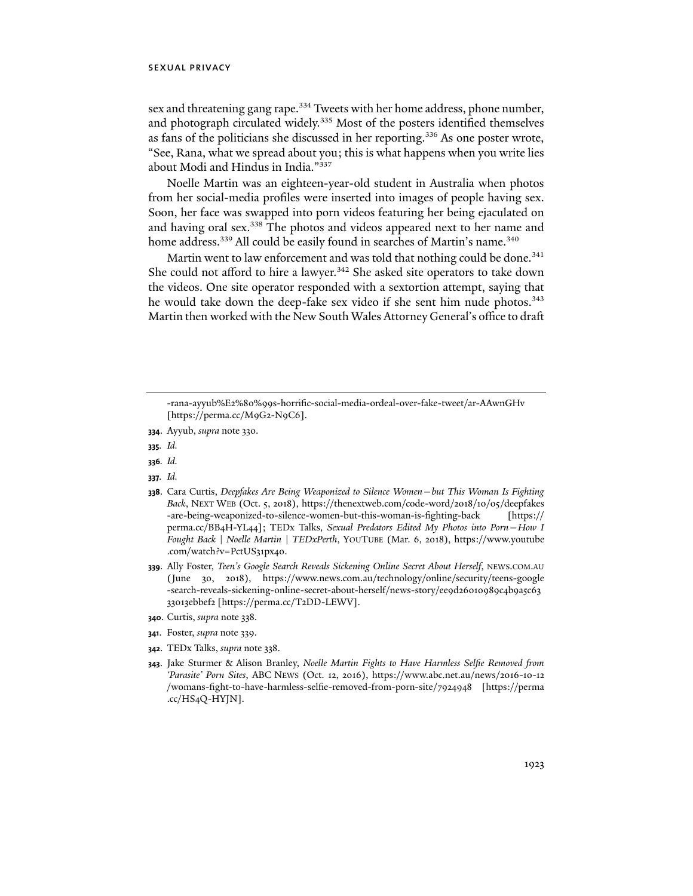sex and threatening gang rape.[334] Tweets with her home address, phone number, and photograph circulated widely.[335] Most of the posters identified themselves as fans of the politicians she discussed in her reporting.[336] As one poster wrote, "See, Rana, what we spread about you; this is what happens when you write lies about Modi and Hindus in India."[337]

Noelle Martin was an eighteen-year-old student in Australia when photos from her social-media profiles were inserted into images of people having sex. Soon, her face was swapped into porn videos featuring her being ejaculated on and having oral sex.[338] The photos and videos appeared next to her name and home address.[339] All could be easily found in searches of Martin's name.[340]

Martin went to law enforcement and was told that nothing could be done.[341] She could not afford to hire a lawyer.[342] She asked site operators to take down the videos. One site operator responded with a sextortion attempt, saying that he would take down the deep-fake sex video if she sent him nude photos.[343] Martin then worked with the New South Wales Attorney General's office to draft

---

-rana-ayyub%E2%80%99s-horrific-social-media-ordeal-over-fake-tweet/ar-AAwnGHv [https://perma.cc/M9G2-N9C6].

**334.** Ayyub, *supra* note 330.

**335.** *Id.*

**336.** *Id.*

**337.** *Id.*

**338.** Cara Curtis, *Deepfakes Are Being Weaponized to Silence Women—but This Woman Is Fighting Back*, NEXT WEB (Oct. 5, 2018), https://thenextweb.com/code-word/2018/10/05/deepfakes-are-being-weaponized-to-silence-women-but-this-woman-is-fighting-back [https://perma.cc/BB4H-YL44]; TEDx Talks, *Sexual Predators Edited My Photos into Porn—How I Fought Back | Noelle Martin | TEDxPerth*, YOUTUBE (Mar. 6, 2018), https://www.youtube.com/watch?v=PctUS31px40.

**339.** Ally Foster, *Teen's Google Search Reveals Sickening Online Secret About Herself*, NEWS.COM.AU (June 30, 2018), https://www.news.com.au/technology/online/security/teens-google-search-reveals-sickening-online-secret-about-herself/news-story/ee9d26010989c4b9a5c6333013ebbef2 [https://perma.cc/T2DD-LEWV].

**340.** Curtis, *supra* note 338.

**341.** Foster, *supra* note 339.

**342.** TEDx Talks, *supra* note 338.

**343.** Jake Sturmer & Alison Branley, *Noelle Martin Fights to Have Harmless Selfie Removed from 'Parasite' Porn Sites*, ABC NEWS (Oct. 12, 2016), https://www.abc.net.au/news/2016-10-12/womans-fight-to-have-harmless-selfie-removed-from-porn-site/7924948 [https://perma.cc/HS4Q-HYJN].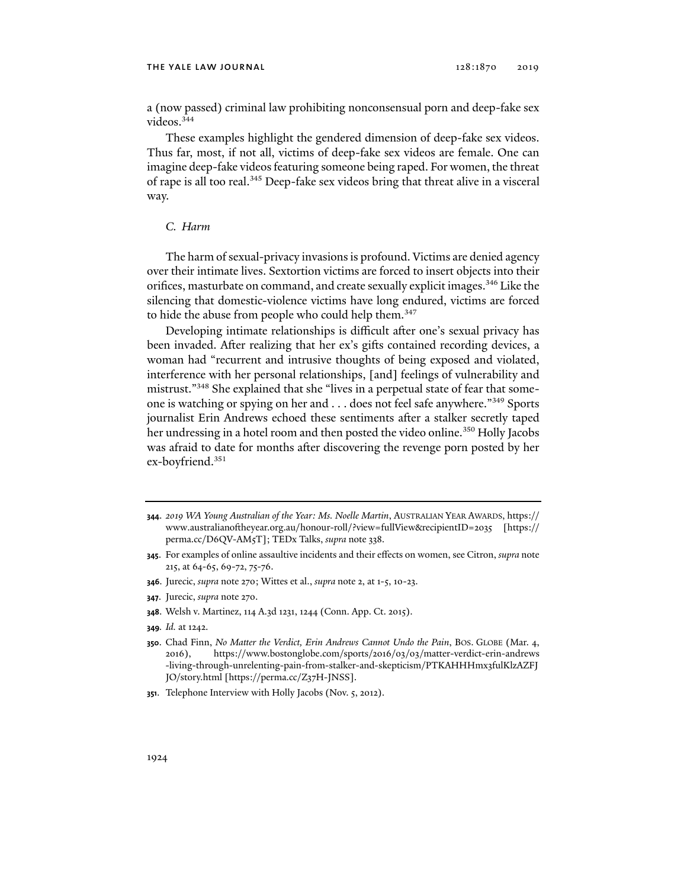a (now passed) criminal law prohibiting nonconsensual porn and deep-fake sex videos.[344]

These examples highlight the gendered dimension of deep-fake sex videos. Thus far, most, if not all, victims of deep-fake sex videos are female. One can imagine deep-fake videos featuring someone being raped. For women, the threat of rape is all too real.[345] Deep-fake sex videos bring that threat alive in a visceral way.

### *C. Harm*

The harm of sexual-privacy invasions is profound. Victims are denied agency over their intimate lives. Sextortion victims are forced to insert objects into their orifices, masturbate on command, and create sexually explicit images.[346] Like the silencing that domestic-violence victims have long endured, victims are forced to hide the abuse from people who could help them.[347]

Developing intimate relationships is difficult after one's sexual privacy has been invaded. After realizing that her ex's gifts contained recording devices, a woman had "recurrent and intrusive thoughts of being exposed and violated, interference with her personal relationships, [and] feelings of vulnerability and mistrust."[348] She explained that she "lives in a perpetual state of fear that someone is watching or spying on her and . . . does not feel safe anywhere."[349] Sports journalist Erin Andrews echoed these sentiments after a stalker secretly taped her undressing in a hotel room and then posted the video online.[350] Holly Jacobs was afraid to date for months after discovering the revenge porn posted by her ex-boyfriend.[351]

---

**344**. *2019 WA Young Australian of the Year: Ms. Noelle Martin*, AUSTRALIAN YEAR AWARDS, https://www.australianoftheyear.org.au/honour-roll/?view=fullView&recipientID=2035 [https://perma.cc/D6QV-AM5T]; TEDx Talks, *supra* note 338.

**345**. For examples of online assaultive incidents and their effects on women, see Citron, *supra* note 215, at 64-65, 69-72, 75-76.

**346**. Jurecic, *supra* note 270; Wittes et al., *supra* note 2, at 1-5, 10-23.

**347**. Jurecic, *supra* note 270.

**348**. Welsh v. Martinez, 114 A.3d 1231, 1244 (Conn. App. Ct. 2015).

**349**. *Id.* at 1242.

**350**. Chad Finn, *No Matter the Verdict, Erin Andrews Cannot Undo the Pain*, BOS. GLOBE (Mar. 4, 2016), https://www.bostonglobe.com/sports/2016/03/03/matter-verdict-erin-andrews-living-through-unrelenting-pain-from-stalker-and-skepticism/PTKAHHHmx3fulKlzAZFJJO/story.html [https://perma.cc/Z37H-JNSS].

**351**. Telephone Interview with Holly Jacobs (Nov. 5, 2012).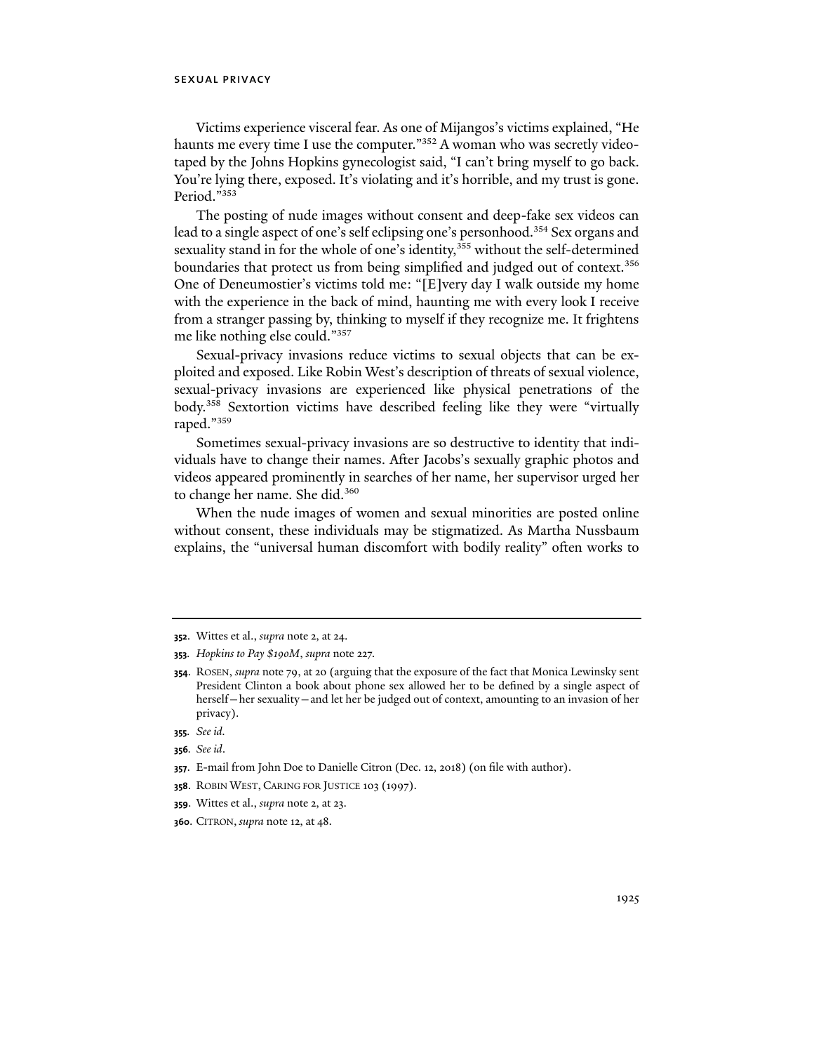Victims experience visceral fear. As one of Mijangos's victims explained, "He haunts me every time I use the computer."[352] A woman who was secretly videotaped by the Johns Hopkins gynecologist said, "I can't bring myself to go back. You're lying there, exposed. It's violating and it's horrible, and my trust is gone. Period."[353]

The posting of nude images without consent and deep-fake sex videos can lead to a single aspect of one's self eclipsing one's personhood.[354] Sex organs and sexuality stand in for the whole of one's identity,[355] without the self-determined boundaries that protect us from being simplified and judged out of context.[356] One of Deneumostier's victims told me: "[E]very day I walk outside my home with the experience in the back of mind, haunting me with every look I receive from a stranger passing by, thinking to myself if they recognize me. It frightens me like nothing else could."[357]

Sexual-privacy invasions reduce victims to sexual objects that can be exploited and exposed. Like Robin West's description of threats of sexual violence, sexual-privacy invasions are experienced like physical penetrations of the body.[358] Sextortion victims have described feeling like they were "virtually raped."[359]

Sometimes sexual-privacy invasions are so destructive to identity that individuals have to change their names. After Jacobs's sexually graphic photos and videos appeared prominently in searches of her name, her supervisor urged her to change her name. She did.[360]

When the nude images of women and sexual minorities are posted online without consent, these individuals may be stigmatized. As Martha Nussbaum explains, the "universal human discomfort with bodily reality" often works to

---

**352.** Wittes et al., *supra* note 2, at 24.

**353.** *Hopkins to Pay $190M*, *supra* note 227.

**354.** Rosen, *supra* note 79, at 20 (arguing that the exposure of the fact that Monica Lewinsky sent President Clinton a book about phone sex allowed her to be defined by a single aspect of herself—her sexuality—and let her be judged out of context, amounting to an invasion of her privacy).

**355.** *See id.*

**356.** *See id*.

**357.** E-mail from John Doe to Danielle Citron (Dec. 12, 2018) (on file with author).

**358.** Robin West, Caring for Justice 103 (1997).

**359.** Wittes et al., *supra* note 2, at 23.

**360.** Citron, *supra* note 12, at 48.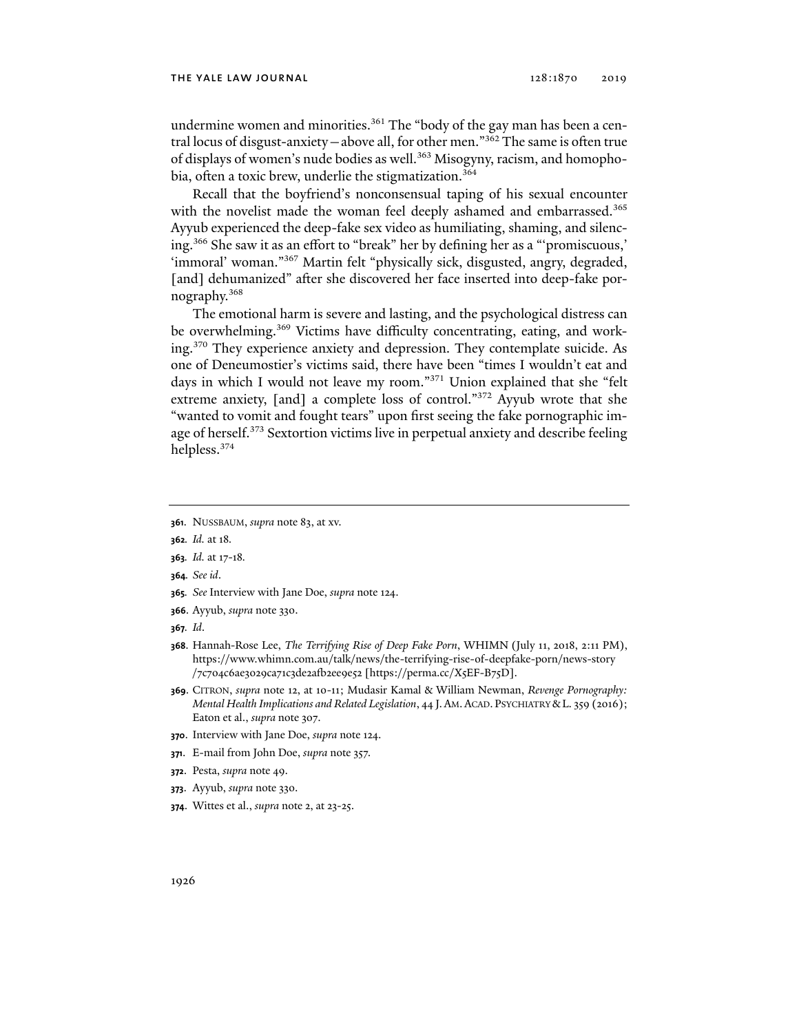undermine women and minorities.[361] The "body of the gay man has been a central locus of disgust-anxiety—above all, for other men."[362] The same is often true of displays of women's nude bodies as well.[363] Misogyny, racism, and homophobia, often a toxic brew, underlie the stigmatization.[364]

Recall that the boyfriend's nonconsensual taping of his sexual encounter with the novelist made the woman feel deeply ashamed and embarrassed.[365] Ayyub experienced the deep-fake sex video as humiliating, shaming, and silencing.[366] She saw it as an effort to "break" her by defining her as a "'promiscuous,' 'immoral' woman."[367] Martin felt "physically sick, disgusted, angry, degraded, [and] dehumanized" after she discovered her face inserted into deep-fake pornography.[368]

The emotional harm is severe and lasting, and the psychological distress can be overwhelming.[369] Victims have difficulty concentrating, eating, and working.[370] They experience anxiety and depression. They contemplate suicide. As one of Deneumostier's victims said, there have been "times I wouldn't eat and days in which I would not leave my room."[371] Union explained that she "felt extreme anxiety, [and] a complete loss of control."[372] Ayyub wrote that she "wanted to vomit and fought tears" upon first seeing the fake pornographic image of herself.[373] Sextortion victims live in perpetual anxiety and describe feeling helpless.[374]

---

**361**. NUSSBAUM, *supra* note 83, at xv.

**362**. *Id.* at 18.

**363**. *Id.* at 17-18.

**364**. *See id*.

**365**. *See* Interview with Jane Doe, *supra* note 124.

**366**. Ayyub, *supra* note 330.

**367**. *Id*.

**368**. Hannah-Rose Lee, *The Terrifying Rise of Deep Fake Porn*, WHIMN (July 11, 2018, 2:11 PM), https://www.whimn.com.au/talk/news/the-terrifying-rise-of-deepfake-porn/news-story/7c704c6ae3029ca71c3de2afb2ee9e52 [https://perma.cc/X5EF-B75D].

**369**. CITRON, *supra* note 12, at 10-11; Mudasir Kamal & William Newman, *Revenge Pornography: Mental Health Implications and Related Legislation*, 44 J. AM. ACAD. PSYCHIATRY & L. 359 (2016); Eaton et al., *supra* note 307.

**370**. Interview with Jane Doe, *supra* note 124.

**371**. E-mail from John Doe, *supra* note 357.

**372**. Pesta, *supra* note 49.

**373**. Ayyub, *supra* note 330.

**374**. Wittes et al., *supra* note 2, at 23-25.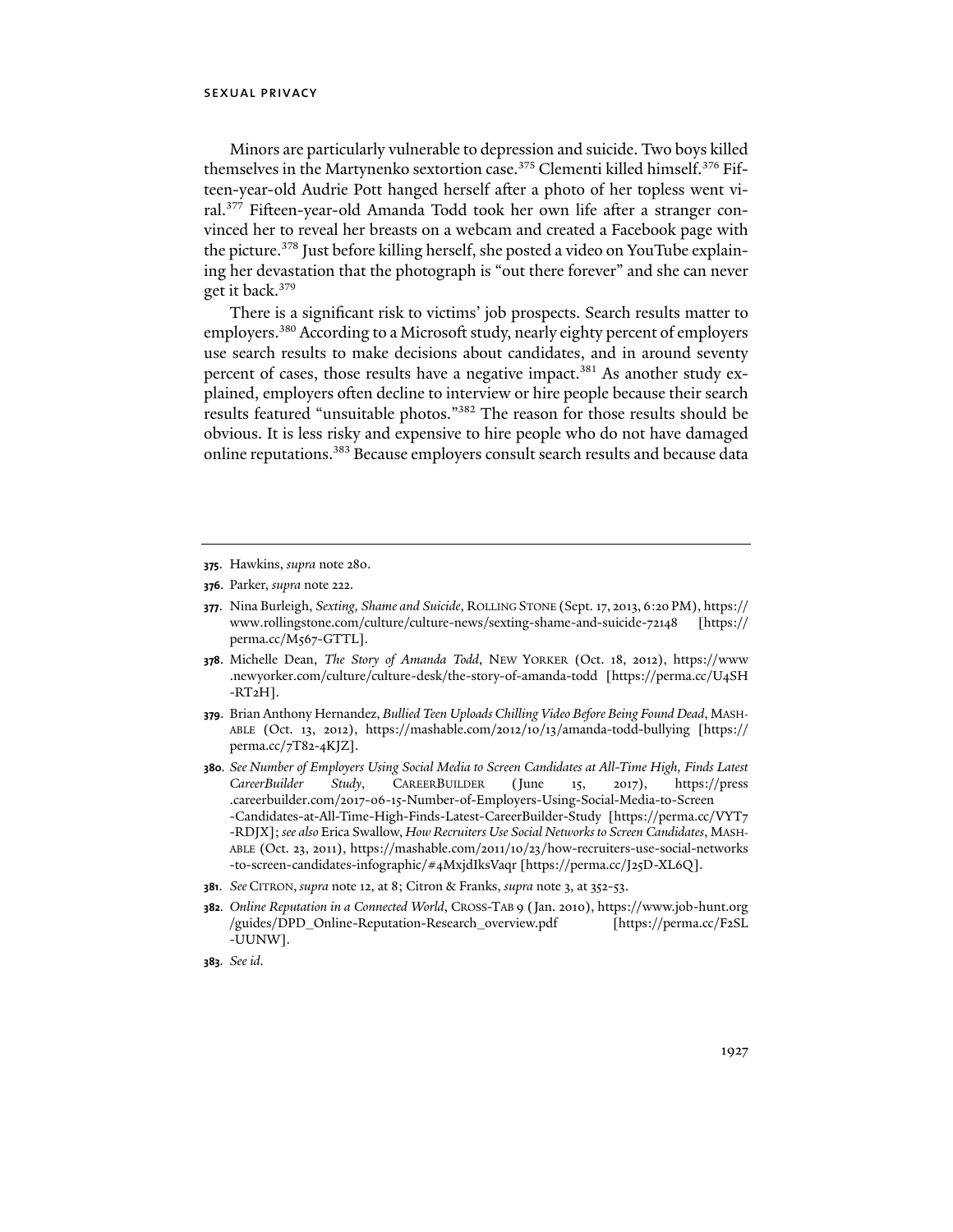Minors are particularly vulnerable to depression and suicide. Two boys killed themselves in the Martynenko sextortion case.[375] Clementi killed himself.[376] Fifteen-year-old Audrie Pott hanged herself after a photo of her topless went viral.[377] Fifteen-year-old Amanda Todd took her own life after a stranger convinced her to reveal her breasts on a webcam and created a Facebook page with the picture.[378] Just before killing herself, she posted a video on YouTube explaining her devastation that the photograph is "out there forever" and she can never get it back.[379]

There is a significant risk to victims' job prospects. Search results matter to employers.[380] According to a Microsoft study, nearly eighty percent of employers use search results to make decisions about candidates, and in around seventy percent of cases, those results have a negative impact.[381] As another study explained, employers often decline to interview or hire people because their search results featured "unsuitable photos."[382] The reason for those results should be obvious. It is less risky and expensive to hire people who do not have damaged online reputations.[383] Because employers consult search results and because data

---

**375**. Hawkins, *supra* note 280.

**376**. Parker, *supra* note 222.

**377**. Nina Burleigh, *Sexting, Shame and Suicide*, ROLLING STONE (Sept. 17, 2013, 6:20 PM), https://www.rollingstone.com/culture/culture-news/sexting-shame-and-suicide-72148 [https://perma.cc/M567-GTTL].

**378**. Michelle Dean, *The Story of Amanda Todd*, NEW YORKER (Oct. 18, 2012), https://www.newyorker.com/culture/culture-desk/the-story-of-amanda-todd [https://perma.cc/U4SH-RT2H].

**379**. Brian Anthony Hernandez, *Bullied Teen Uploads Chilling Video Before Being Found Dead*, MASHABLE (Oct. 13, 2012), https://mashable.com/2012/10/13/amanda-todd-bullying [https://perma.cc/7T82-4KJZ].

**380**. *See Number of Employers Using Social Media to Screen Candidates at All-Time High, Finds Latest CareerBuilder Study*, CAREERBUILDER (June 15, 2017), https://press.careerbuilder.com/2017-06-15-Number-of-Employers-Using-Social-Media-to-Screen-Candidates-at-All-Time-High-Finds-Latest-CareerBuilder-Study [https://perma.cc/VYT7-RDJX]; *see also* Erica Swallow, *How Recruiters Use Social Networks to Screen Candidates*, MASHABLE (Oct. 23, 2011), https://mashable.com/2011/10/23/how-recruiters-use-social-networks-to-screen-candidates-infographic/#4MxjdIksVaqr [https://perma.cc/J25D-XL6Q].

**381**. *See* CITRON, *supra* note 12, at 8; Citron & Franks, *supra* note 3, at 352-53.

**382**. *Online Reputation in a Connected World*, CROSS-TAB 9 (Jan. 2010), https://www.job-hunt.org/guides/DPD_Online-Reputation-Research_overview.pdf [https://perma.cc/F2SL-UUNW].

**383**. *See id.*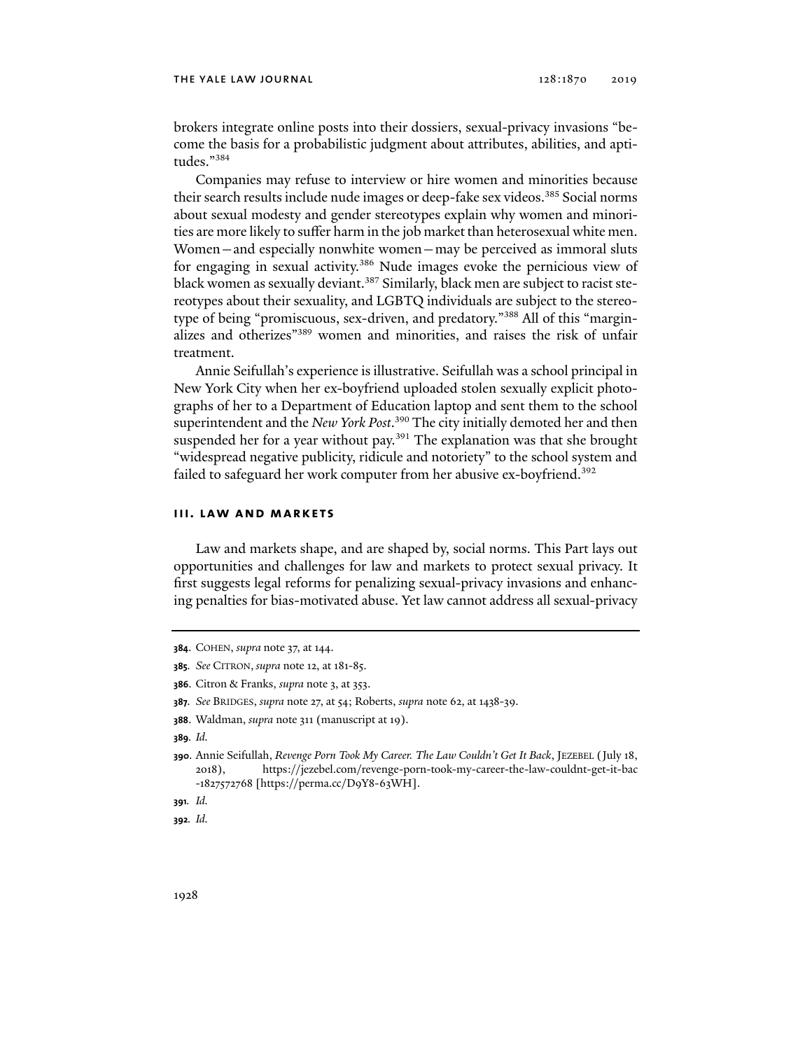brokers integrate online posts into their dossiers, sexual-privacy invasions "become the basis for a probabilistic judgment about attributes, abilities, and aptitudes."[384]

Companies may refuse to interview or hire women and minorities because their search results include nude images or deep-fake sex videos.[385] Social norms about sexual modesty and gender stereotypes explain why women and minorities are more likely to suffer harm in the job market than heterosexual white men. Women—and especially nonwhite women—may be perceived as immoral sluts for engaging in sexual activity.[386] Nude images evoke the pernicious view of black women as sexually deviant.[387] Similarly, black men are subject to racist stereotypes about their sexuality, and LGBTQ individuals are subject to the stereotype of being "promiscuous, sex-driven, and predatory."[388] All of this "marginalizes and otherizes"[389] women and minorities, and raises the risk of unfair treatment.

Annie Seifullah's experience is illustrative. Seifullah was a school principal in New York City when her ex-boyfriend uploaded stolen sexually explicit photographs of her to a Department of Education laptop and sent them to the school superintendent and the *New York Post*.[390] The city initially demoted her and then suspended her for a year without pay.[391] The explanation was that she brought "widespread negative publicity, ridicule and notoriety" to the school system and failed to safeguard her work computer from her abusive ex-boyfriend.[392]

## III. LAW AND MARKETS

Law and markets shape, and are shaped by, social norms. This Part lays out opportunities and challenges for law and markets to protect sexual privacy. It first suggests legal reforms for penalizing sexual-privacy invasions and enhancing penalties for bias-motivated abuse. Yet law cannot address all sexual-privacy

---

**384**. COHEN, *supra* note 37, at 144.

**385**. *See* CITRON, *supra* note 12, at 181-85.

**386**. Citron & Franks, *supra* note 3, at 353.

**387**. *See* BRIDGES, *supra* note 27, at 54; Roberts, *supra* note 62, at 1438-39.

**388**. Waldman, *supra* note 311 (manuscript at 19).

**389**. *Id.*

**390**. Annie Seifullah, *Revenge Porn Took My Career. The Law Couldn't Get It Back*, JEZEBEL (July 18, 2018), https://jezebel.com/revenge-porn-took-my-career-the-law-couldnt-get-it-bac-1827572768 [https://perma.cc/D9Y8-63WH].

**391**. *Id.*

**392**. *Id.*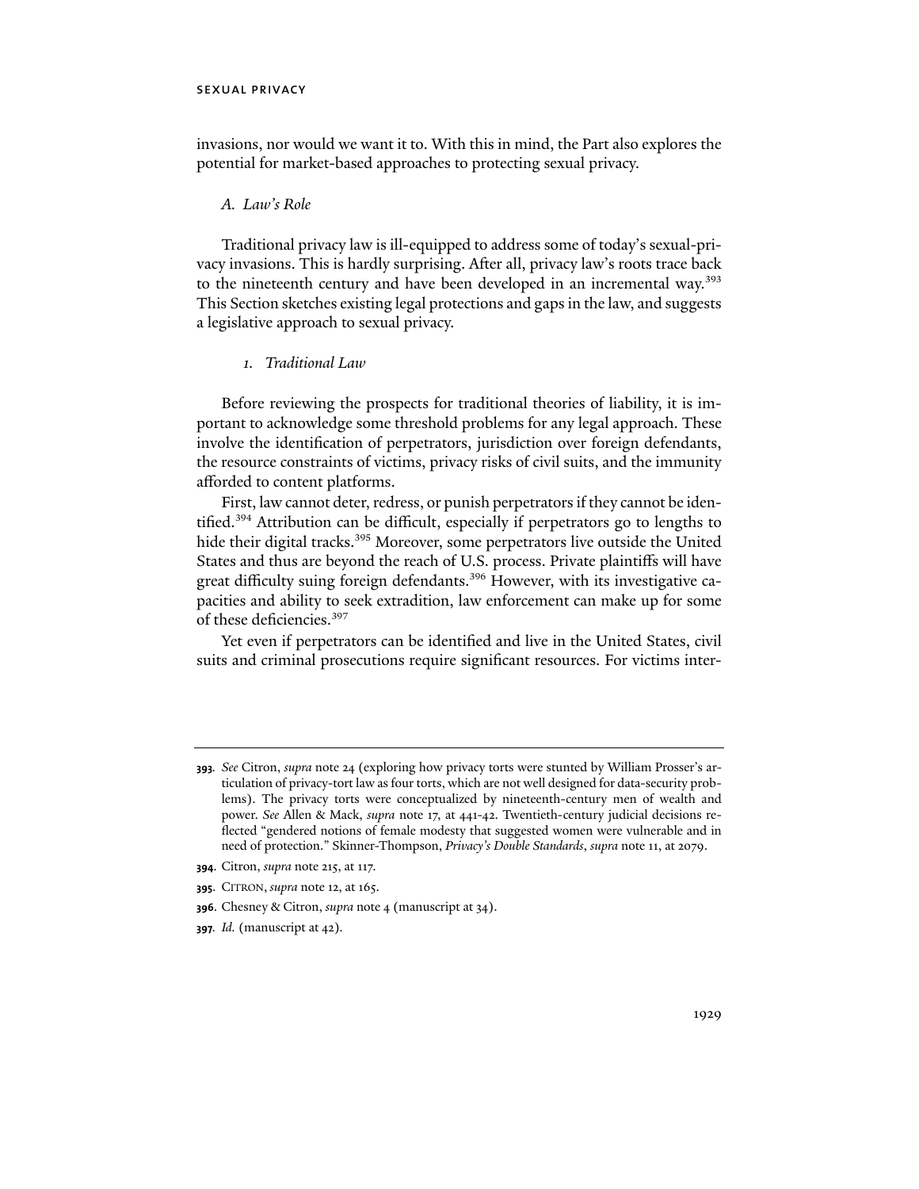invasions, nor would we want it to. With this in mind, the Part also explores the potential for market-based approaches to protecting sexual privacy.

### *A. Law's Role*

Traditional privacy law is ill-equipped to address some of today's sexual-privacy invasions. This is hardly surprising. After all, privacy law's roots trace back to the nineteenth century and have been developed in an incremental way.[393] This Section sketches existing legal protections and gaps in the law, and suggests a legislative approach to sexual privacy.

#### *1. Traditional Law*

Before reviewing the prospects for traditional theories of liability, it is important to acknowledge some threshold problems for any legal approach. These involve the identification of perpetrators, jurisdiction over foreign defendants, the resource constraints of victims, privacy risks of civil suits, and the immunity afforded to content platforms.

First, law cannot deter, redress, or punish perpetrators if they cannot be identified.[394] Attribution can be difficult, especially if perpetrators go to lengths to hide their digital tracks.[395] Moreover, some perpetrators live outside the United States and thus are beyond the reach of U.S. process. Private plaintiffs will have great difficulty suing foreign defendants.[396] However, with its investigative capacities and ability to seek extradition, law enforcement can make up for some of these deficiencies.[397]

Yet even if perpetrators can be identified and live in the United States, civil suits and criminal prosecutions require significant resources. For victims inter-

---

**393.** *See* Citron, *supra* note 24 (exploring how privacy torts were stunted by William Prosser's articulation of privacy-tort law as four torts, which are not well designed for data-security problems). The privacy torts were conceptualized by nineteenth-century men of wealth and power. *See* Allen & Mack, *supra* note 17, at 441-42. Twentieth-century judicial decisions reflected "gendered notions of female modesty that suggested women were vulnerable and in need of protection." Skinner-Thompson, *Privacy's Double Standards*, *supra* note 11, at 2079.

**394.** Citron, *supra* note 215, at 117.

**395.** CITRON, *supra* note 12, at 165.

**396.** Chesney & Citron, *supra* note 4 (manuscript at 34).

**397.** *Id.* (manuscript at 42).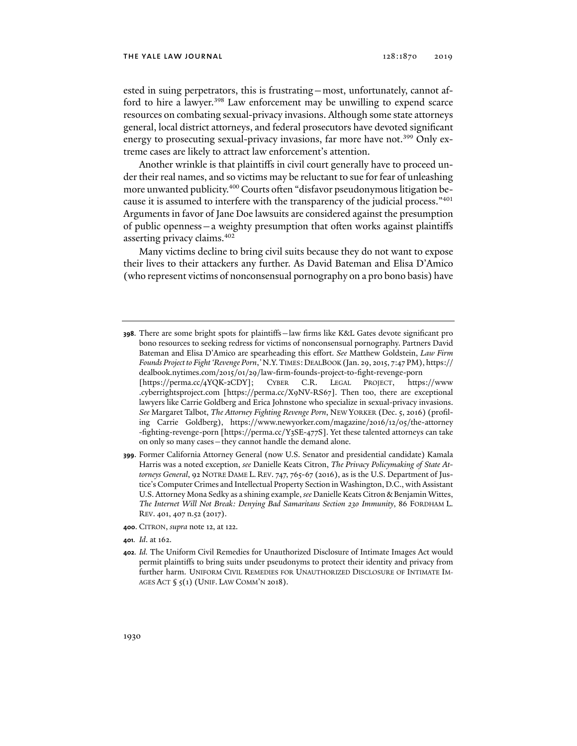ested in suing perpetrators, this is frustrating—most, unfortunately, cannot afford to hire a lawyer.[398] Law enforcement may be unwilling to expend scarce resources on combating sexual-privacy invasions. Although some state attorneys general, local district attorneys, and federal prosecutors have devoted significant energy to prosecuting sexual-privacy invasions, far more have not.[399] Only extreme cases are likely to attract law enforcement's attention.

Another wrinkle is that plaintiffs in civil court generally have to proceed under their real names, and so victims may be reluctant to sue for fear of unleashing more unwanted publicity.[400] Courts often "disfavor pseudonymous litigation because it is assumed to interfere with the transparency of the judicial process."[401] Arguments in favor of Jane Doe lawsuits are considered against the presumption of public openness—a weighty presumption that often works against plaintiffs asserting privacy claims.[402]

Many victims decline to bring civil suits because they do not want to expose their lives to their attackers any further. As David Bateman and Elisa D'Amico (who represent victims of nonconsensual pornography on a pro bono basis) have

---

**398.** There are some bright spots for plaintiffs—law firms like K&L Gates devote significant pro bono resources to seeking redress for victims of nonconsensual pornography. Partners David Bateman and Elisa D'Amico are spearheading this effort. *See* Matthew Goldstein, *Law Firm Founds Project to Fight 'Revenge Porn*,*'* N.Y. TIMES: DEALBOOK (Jan. 29, 2015, 7:47 PM), https://dealbook.nytimes.com/2015/01/29/law-firm-founds-project-to-fight-revenge-porn [https://perma.cc/4YQK-2CDY]; CYBER C.R. LEGAL PROJECT, https://www.cyberrightsproject.com [https://perma.cc/X9NV-RS67]. Then too, there are exceptional lawyers like Carrie Goldberg and Erica Johnstone who specialize in sexual-privacy invasions. *See* Margaret Talbot, *The Attorney Fighting Revenge Porn*, NEW YORKER (Dec. 5, 2016) (profiling Carrie Goldberg), https://www.newyorker.com/magazine/2016/12/05/the-attorney-fighting-revenge-porn [https://perma.cc/Y3SE-477S]. Yet these talented attorneys can take on only so many cases—they cannot handle the demand alone.

**399.** Former California Attorney General (now U.S. Senator and presidential candidate) Kamala Harris was a noted exception, *see* Danielle Keats Citron, *The Privacy Policymaking of State Attorneys General*, 92 NOTRE DAME L. REV. 747, 765-67 (2016), as is the U.S. Department of Justice's Computer Crimes and Intellectual Property Section in Washington, D.C., with Assistant U.S. Attorney Mona Sedky as a shining example, *see* Danielle Keats Citron & Benjamin Wittes, *The Internet Will Not Break: Denying Bad Samaritans Section 230 Immunity*, 86 FORDHAM L. REV. 401, 407 n.52 (2017).

**400.** CITRON, *supra* note 12, at 122.

**401.** *Id*. at 162.

**402.** *Id.* The Uniform Civil Remedies for Unauthorized Disclosure of Intimate Images Act would permit plaintiffs to bring suits under pseudonyms to protect their identity and privacy from further harm. UNIFORM CIVIL REMEDIES FOR UNAUTHORIZED DISCLOSURE OF INTIMATE IMAGES ACT § 5(1) (UNIF. LAW COMM'N 2018).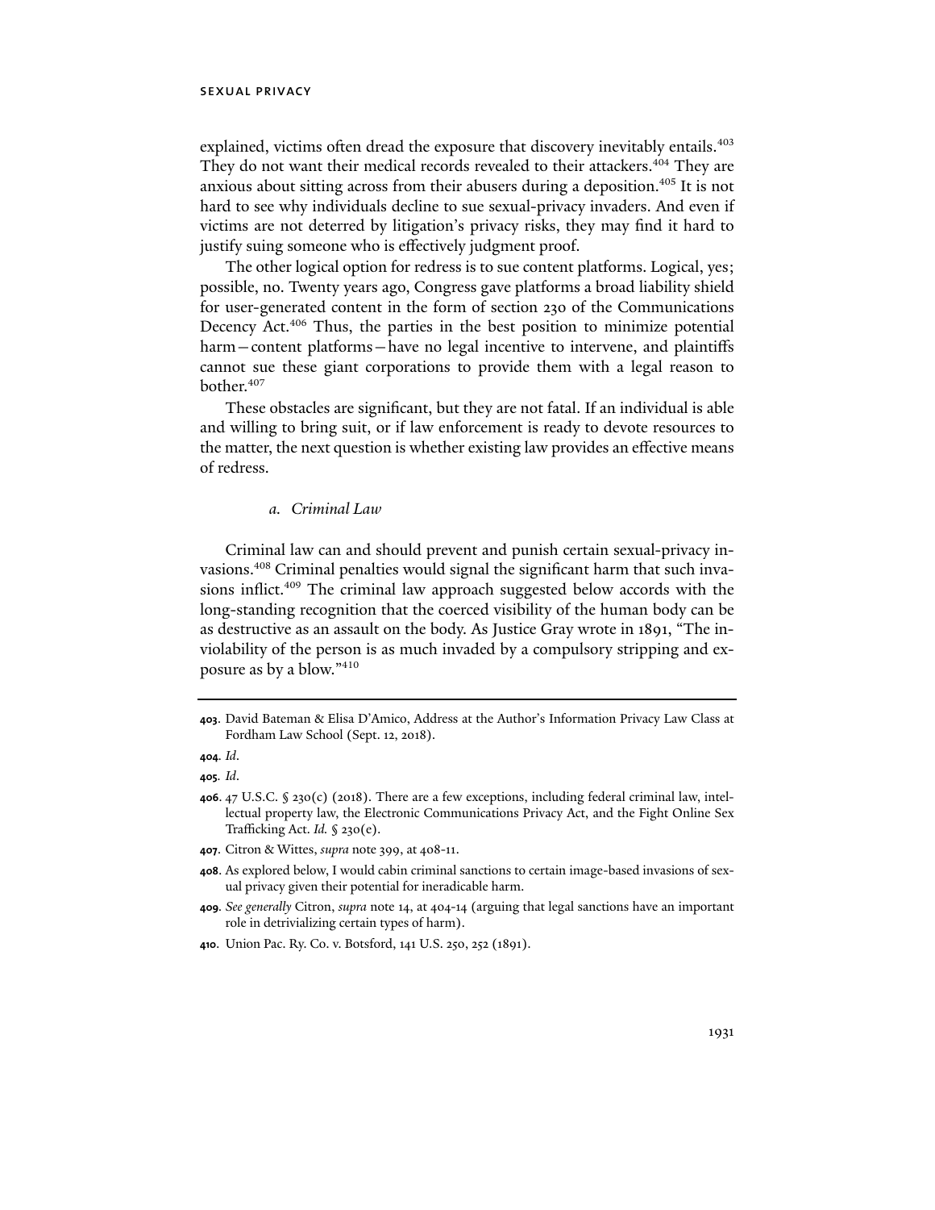explained, victims often dread the exposure that discovery inevitably entails.[403] They do not want their medical records revealed to their attackers.[404] They are anxious about sitting across from their abusers during a deposition.[405] It is not hard to see why individuals decline to sue sexual-privacy invaders. And even if victims are not deterred by litigation's privacy risks, they may find it hard to justify suing someone who is effectively judgment proof.

The other logical option for redress is to sue content platforms. Logical, yes; possible, no. Twenty years ago, Congress gave platforms a broad liability shield for user-generated content in the form of section 230 of the Communications Decency Act.[406] Thus, the parties in the best position to minimize potential harm—content platforms—have no legal incentive to intervene, and plaintiffs cannot sue these giant corporations to provide them with a legal reason to bother.[407]

These obstacles are significant, but they are not fatal. If an individual is able and willing to bring suit, or if law enforcement is ready to devote resources to the matter, the next question is whether existing law provides an effective means of redress.

#### *a. Criminal Law*

Criminal law can and should prevent and punish certain sexual-privacy invasions.[408] Criminal penalties would signal the significant harm that such invasions inflict.[409] The criminal law approach suggested below accords with the long-standing recognition that the coerced visibility of the human body can be as destructive as an assault on the body. As Justice Gray wrote in 1891, "The inviolability of the person is as much invaded by a compulsory stripping and exposure as by a blow."[410]

---

**403.** David Bateman & Elisa D'Amico, Address at the Author's Information Privacy Law Class at Fordham Law School (Sept. 12, 2018).

**404.** *Id.*

**405.** *Id.*

**406.** 47 U.S.C. § 230(c) (2018). There are a few exceptions, including federal criminal law, intellectual property law, the Electronic Communications Privacy Act, and the Fight Online Sex Trafficking Act. *Id.* § 230(e).

**407.** Citron & Wittes, *supra* note 399, at 408-11.

**408.** As explored below, I would cabin criminal sanctions to certain image-based invasions of sexual privacy given their potential for ineradicable harm.

**409.** *See generally* Citron, *supra* note 14, at 404-14 (arguing that legal sanctions have an important role in detrivializing certain types of harm).

**410.** Union Pac. Ry. Co. v. Botsford, 141 U.S. 250, 252 (1891).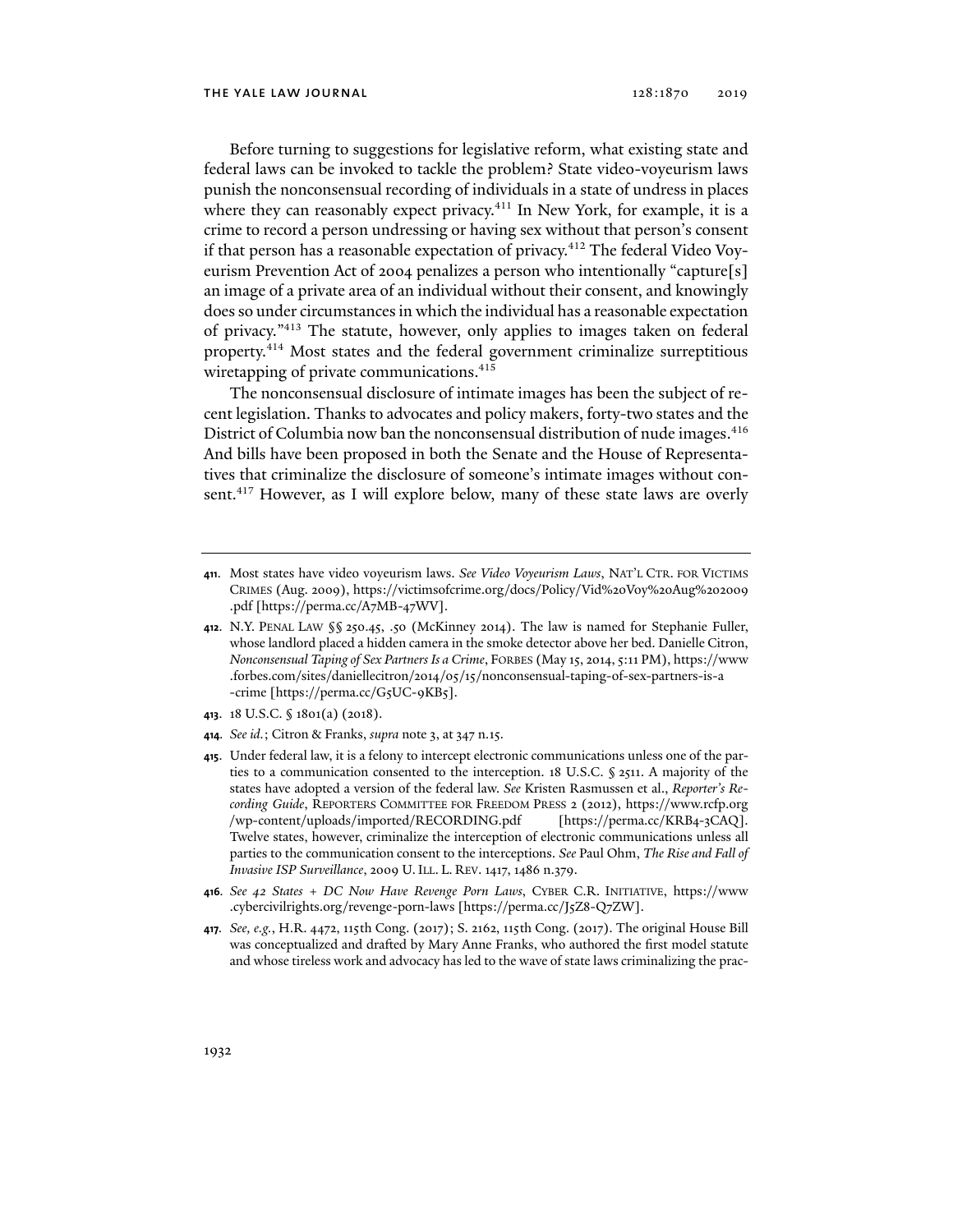Before turning to suggestions for legislative reform, what existing state and federal laws can be invoked to tackle the problem? State video-voyeurism laws punish the nonconsensual recording of individuals in a state of undress in places where they can reasonably expect privacy.[411] In New York, for example, it is a crime to record a person undressing or having sex without that person's consent if that person has a reasonable expectation of privacy.[412] The federal Video Voyeurism Prevention Act of 2004 penalizes a person who intentionally "capture[s] an image of a private area of an individual without their consent, and knowingly does so under circumstances in which the individual has a reasonable expectation of privacy."[413] The statute, however, only applies to images taken on federal property.[414] Most states and the federal government criminalize surreptitious wiretapping of private communications.[415]

The nonconsensual disclosure of intimate images has been the subject of recent legislation. Thanks to advocates and policy makers, forty-two states and the District of Columbia now ban the nonconsensual distribution of nude images.[416] And bills have been proposed in both the Senate and the House of Representatives that criminalize the disclosure of someone's intimate images without consent.[417] However, as I will explore below, many of these state laws are overly

---

**411.** Most states have video voyeurism laws. *See Video Voyeurism Laws*, NAT'L CTR. FOR VICTIMS CRIMES (Aug. 2009), https://victimsofcrime.org/docs/Policy/Vid%20Voy%20Aug%202009.pdf [https://perma.cc/A7MB-47WV].

**412.** N.Y. PENAL LAW §§ 250.45, .50 (McKinney 2014). The law is named for Stephanie Fuller, whose landlord placed a hidden camera in the smoke detector above her bed. Danielle Citron, *Nonconsensual Taping of Sex Partners Is a Crime*, FORBES (May 15, 2014, 5:11 PM), https://www.forbes.com/sites/daniellecitron/2014/05/15/nonconsensual-taping-of-sex-partners-is-a-crime [https://perma.cc/G5UC-9KB5].

**413.** 18 U.S.C. § 1801(a) (2018).

**414.** *See id.*; Citron & Franks, *supra* note 3, at 347 n.15.

**415.** Under federal law, it is a felony to intercept electronic communications unless one of the parties to a communication consented to the interception. 18 U.S.C. § 2511. A majority of the states have adopted a version of the federal law. *See* Kristen Rasmussen et al., *Reporter's Recording Guide*, REPORTERS COMMITTEE FOR FREEDOM PRESS 2 (2012), https://www.rcfp.org/wp-content/uploads/imported/RECORDING.pdf [https://perma.cc/KRB4-3CAQ]. Twelve states, however, criminalize the interception of electronic communications unless all parties to the communication consent to the interceptions. *See* Paul Ohm, *The Rise and Fall of Invasive ISP Surveillance*, 2009 U. ILL. L. REV. 1417, 1486 n.379.

**416.** *See 42 States + DC Now Have Revenge Porn Laws*, CYBER C.R. INITIATIVE, https://www.cybercivilrights.org/revenge-porn-laws [https://perma.cc/J5Z8-Q7ZW].

**417.** *See, e.g.*, H.R. 4472, 115th Cong. (2017); S. 2162, 115th Cong. (2017). The original House Bill was conceptualized and drafted by Mary Anne Franks, who authored the first model statute and whose tireless work and advocacy has led to the wave of state laws criminalizing the prac-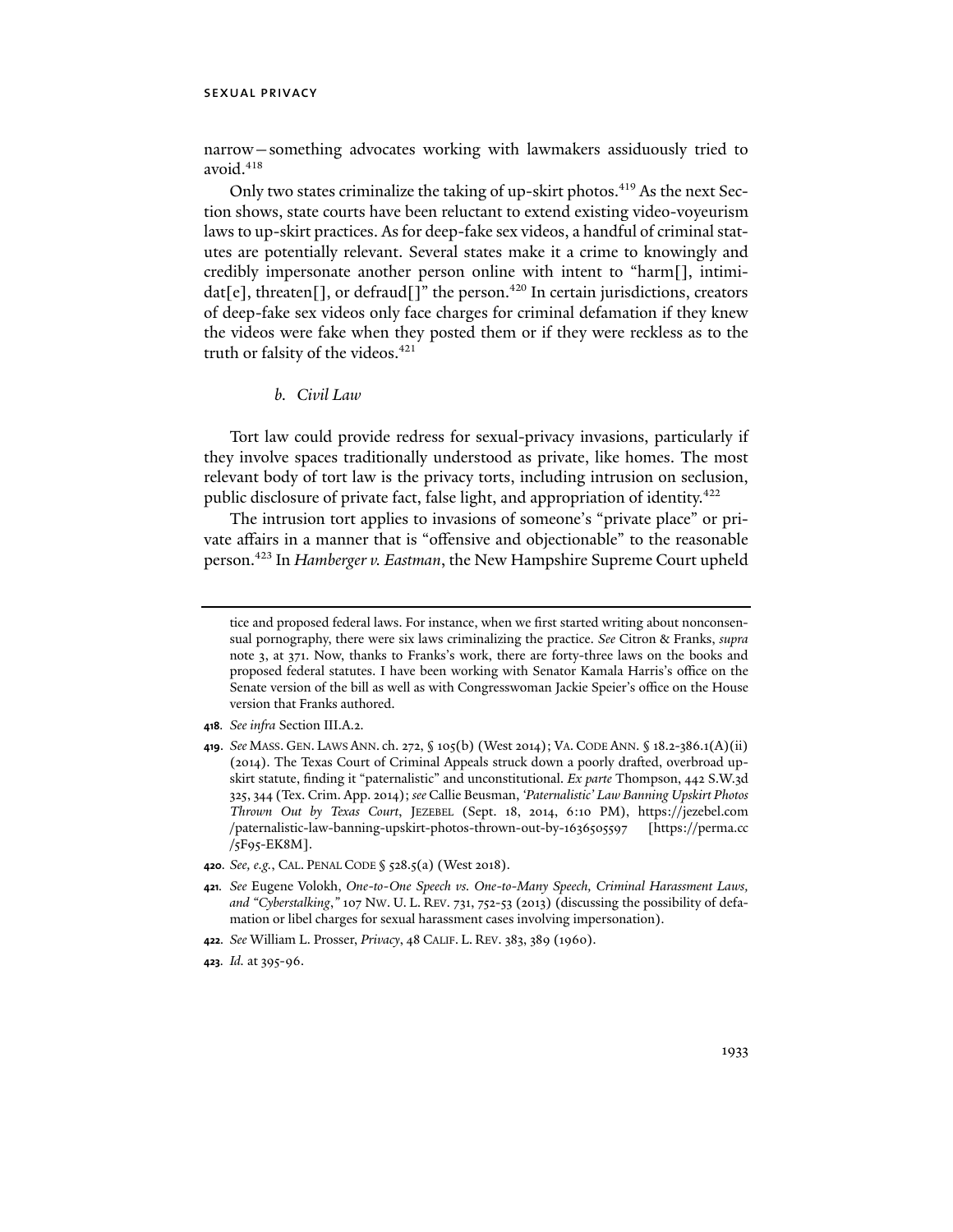narrow—something advocates working with lawmakers assiduously tried to avoid.[418]

Only two states criminalize the taking of up-skirt photos.[419] As the next Section shows, state courts have been reluctant to extend existing video-voyeurism laws to up-skirt practices. As for deep-fake sex videos, a handful of criminal statutes are potentially relevant. Several states make it a crime to knowingly and credibly impersonate another person online with intent to "harm[], intimidat[e], threaten[], or defraud[]" the person.[420] In certain jurisdictions, creators of deep-fake sex videos only face charges for criminal defamation if they knew the videos were fake when they posted them or if they were reckless as to the truth or falsity of the videos.[421]

#### *b. Civil Law*

Tort law could provide redress for sexual-privacy invasions, particularly if they involve spaces traditionally understood as private, like homes. The most relevant body of tort law is the privacy torts, including intrusion on seclusion, public disclosure of private fact, false light, and appropriation of identity.[422]

The intrusion tort applies to invasions of someone's "private place" or private affairs in a manner that is "offensive and objectionable" to the reasonable person.[423] In *Hamberger v. Eastman*, the New Hampshire Supreme Court upheld

---

tice and proposed federal laws. For instance, when we first started writing about nonconsensual pornography, there were six laws criminalizing the practice. *See* Citron & Franks, *supra* note 3, at 371. Now, thanks to Franks's work, there are forty-three laws on the books and proposed federal statutes. I have been working with Senator Kamala Harris's office on the Senate version of the bill as well as with Congresswoman Jackie Speier's office on the House version that Franks authored.

**418.** *See infra* Section III.A.2.

**419.** *See* MASS. GEN. LAWS ANN. ch. 272, § 105(b) (West 2014); VA. CODE ANN. § 18.2-386.1(A)(ii) (2014). The Texas Court of Criminal Appeals struck down a poorly drafted, overbroad up-skirt statute, finding it "paternalistic" and unconstitutional. *Ex parte* Thompson, 442 S.W.3d 325, 344 (Tex. Crim. App. 2014); *see* Callie Beusman, *'Paternalistic' Law Banning Upskirt Photos Thrown Out by Texas Court*, JEZEBEL (Sept. 18, 2014, 6:10 PM), https://jezebel.com/paternalistic-law-banning-upskirt-photos-thrown-out-by-1636505597 [https://perma.cc/5F95-EK8M].

**420.** *See, e.g.*, CAL. PENAL CODE § 528.5(a) (West 2018).

**421.** *See* Eugene Volokh, *One-to-One Speech vs. One-to-Many Speech, Criminal Harassment Laws, and "Cyberstalking*,*"* 107 NW. U. L. REV. 731, 752-53 (2013) (discussing the possibility of defamation or libel charges for sexual harassment cases involving impersonation).

**422.** *See* William L. Prosser, *Privacy*, 48 CALIF. L. REV. 383, 389 (1960).

**423.** *Id.* at 395-96.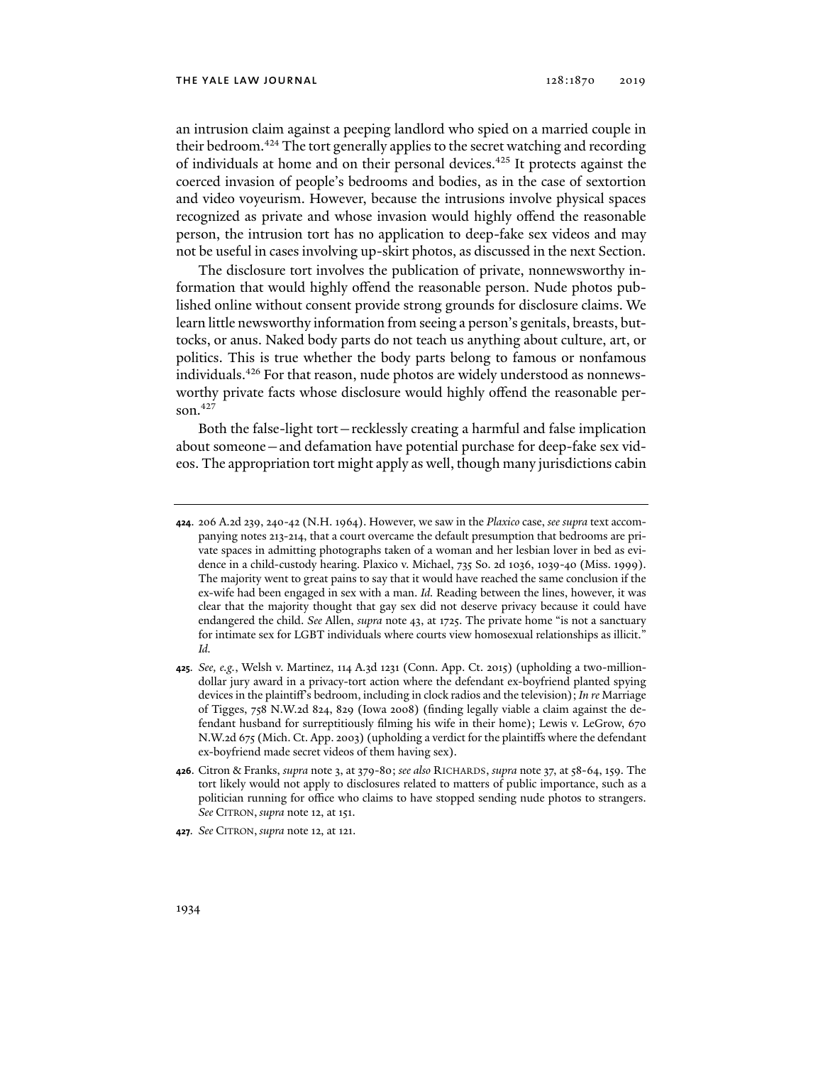an intrusion claim against a peeping landlord who spied on a married couple in their bedroom.[424] The tort generally applies to the secret watching and recording of individuals at home and on their personal devices.[425] It protects against the coerced invasion of people's bedrooms and bodies, as in the case of sextortion and video voyeurism. However, because the intrusions involve physical spaces recognized as private and whose invasion would highly offend the reasonable person, the intrusion tort has no application to deep-fake sex videos and may not be useful in cases involving up-skirt photos, as discussed in the next Section.

The disclosure tort involves the publication of private, nonnewsworthy information that would highly offend the reasonable person. Nude photos published online without consent provide strong grounds for disclosure claims. We learn little newsworthy information from seeing a person's genitals, breasts, buttocks, or anus. Naked body parts do not teach us anything about culture, art, or politics. This is true whether the body parts belong to famous or nonfamous individuals.[426] For that reason, nude photos are widely understood as nonnewsworthy private facts whose disclosure would highly offend the reasonable person.[427]

Both the false-light tort—recklessly creating a harmful and false implication about someone—and defamation have potential purchase for deep-fake sex videos. The appropriation tort might apply as well, though many jurisdictions cabin

---

**424**. 206 A.2d 239, 240-42 (N.H. 1964). However, we saw in the *Plaxico* case, *see supra* text accompanying notes 213-214, that a court overcame the default presumption that bedrooms are private spaces in admitting photographs taken of a woman and her lesbian lover in bed as evidence in a child-custody hearing. Plaxico v. Michael, 735 So. 2d 1036, 1039-40 (Miss. 1999). The majority went to great pains to say that it would have reached the same conclusion if the ex-wife had been engaged in sex with a man. *Id.* Reading between the lines, however, it was clear that the majority thought that gay sex did not deserve privacy because it could have endangered the child. *See* Allen, *supra* note 43, at 1725. The private home "is not a sanctuary for intimate sex for LGBT individuals where courts view homosexual relationships as illicit." *Id.*

**425**. *See, e.g.*, Welsh v. Martinez, 114 A.3d 1231 (Conn. App. Ct. 2015) (upholding a two-million-dollar jury award in a privacy-tort action where the defendant ex-boyfriend planted spying devices in the plaintiff's bedroom, including in clock radios and the television); *In re* Marriage of Tigges, 758 N.W.2d 824, 829 (Iowa 2008) (finding legally viable a claim against the defendant husband for surreptitiously filming his wife in their home); Lewis v. LeGrow, 670 N.W.2d 675 (Mich. Ct. App. 2003) (upholding a verdict for the plaintiffs where the defendant ex-boyfriend made secret videos of them having sex).

**426**. Citron & Franks, *supra* note 3, at 379-80; *see also* RICHARDS, *supra* note 37, at 58-64, 159. The tort likely would not apply to disclosures related to matters of public importance, such as a politician running for office who claims to have stopped sending nude photos to strangers. *See* CITRON, *supra* note 12, at 151.

**427**. *See* CITRON, *supra* note 12, at 121.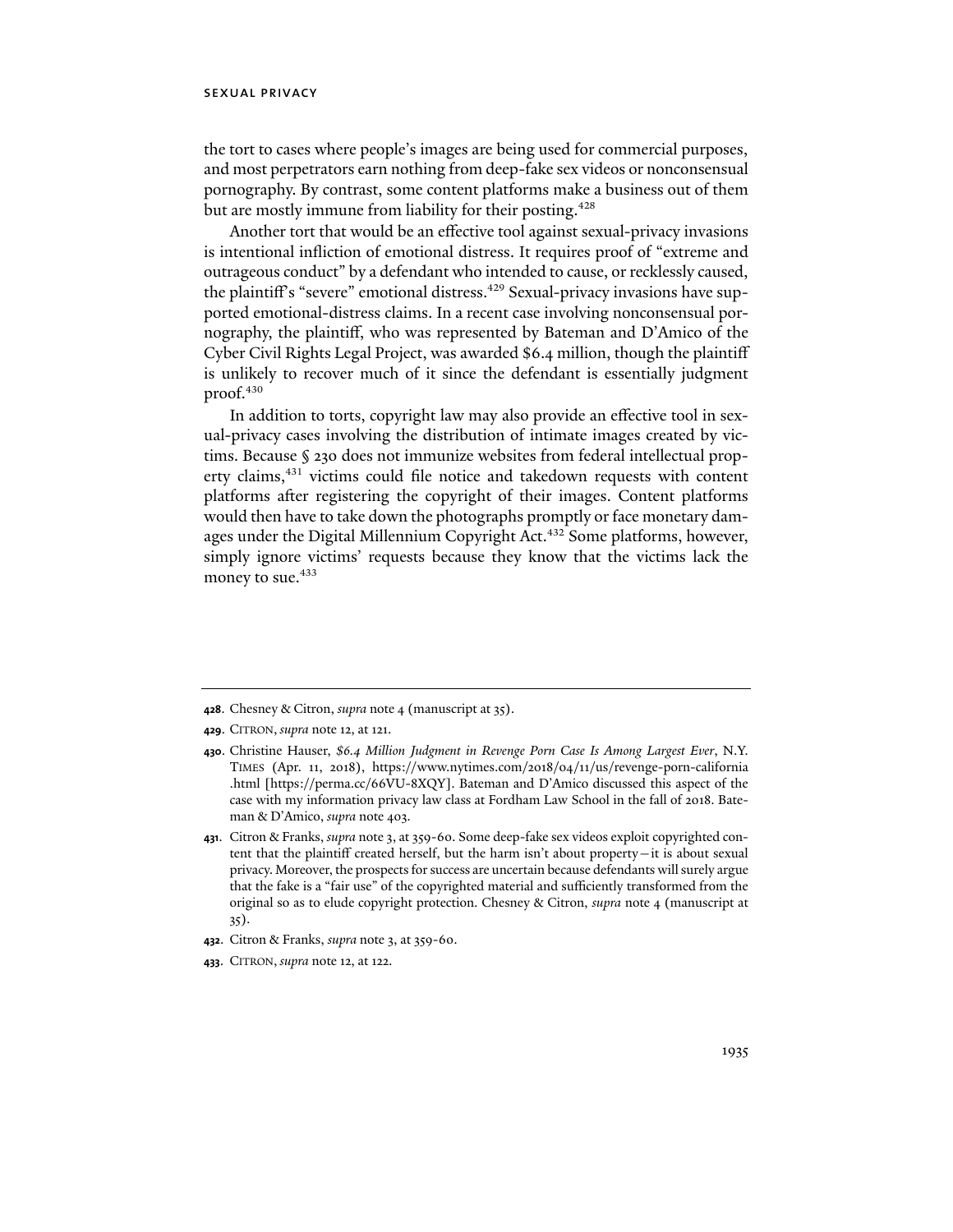the tort to cases where people's images are being used for commercial purposes, and most perpetrators earn nothing from deep-fake sex videos or nonconsensual pornography. By contrast, some content platforms make a business out of them but are mostly immune from liability for their posting.[428]

Another tort that would be an effective tool against sexual-privacy invasions is intentional infliction of emotional distress. It requires proof of "extreme and outrageous conduct" by a defendant who intended to cause, or recklessly caused, the plaintiff's "severe" emotional distress.[429] Sexual-privacy invasions have supported emotional-distress claims. In a recent case involving nonconsensual pornography, the plaintiff, who was represented by Bateman and D'Amico of the Cyber Civil Rights Legal Project, was awarded $6.4 million, though the plaintiff is unlikely to recover much of it since the defendant is essentially judgment proof.[430]

In addition to torts, copyright law may also provide an effective tool in sexual-privacy cases involving the distribution of intimate images created by victims. Because § 230 does not immunize websites from federal intellectual property claims,[431] victims could file notice and takedown requests with content platforms after registering the copyright of their images. Content platforms would then have to take down the photographs promptly or face monetary damages under the Digital Millennium Copyright Act.[432] Some platforms, however, simply ignore victims' requests because they know that the victims lack the money to sue.[433]

---

**428**. Chesney & Citron, *supra* note 4 (manuscript at 35).

**429**. CITRON, *supra* note 12, at 121.

**430**. Christine Hauser, *$6.4 Million Judgment in Revenge Porn Case Is Among Largest Ever*, N.Y. TIMES (Apr. 11, 2018), https://www.nytimes.com/2018/04/11/us/revenge-porn-california.html [https://perma.cc/66VU-8XQY]. Bateman and D'Amico discussed this aspect of the case with my information privacy law class at Fordham Law School in the fall of 2018. Bateman & D'Amico, *supra* note 403.

**431**. Citron & Franks, *supra* note 3, at 359-60. Some deep-fake sex videos exploit copyrighted content that the plaintiff created herself, but the harm isn't about property—it is about sexual privacy. Moreover, the prospects for success are uncertain because defendants will surely argue that the fake is a "fair use" of the copyrighted material and sufficiently transformed from the original so as to elude copyright protection. Chesney & Citron, *supra* note 4 (manuscript at 35).

**432**. Citron & Franks, *supra* note 3, at 359-60.

**433**. CITRON, *supra* note 12, at 122.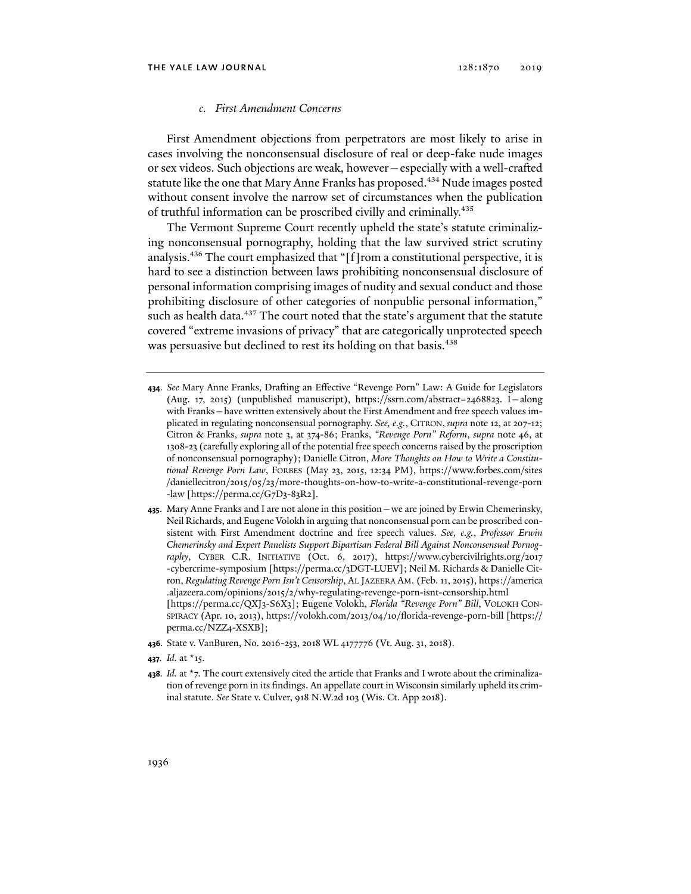### *c. First Amendment Concerns*

First Amendment objections from perpetrators are most likely to arise in cases involving the nonconsensual disclosure of real or deep-fake nude images or sex videos. Such objections are weak, however—especially with a well-crafted statute like the one that Mary Anne Franks has proposed.[434] Nude images posted without consent involve the narrow set of circumstances when the publication of truthful information can be proscribed civilly and criminally.[435]

The Vermont Supreme Court recently upheld the state's statute criminalizing nonconsensual pornography, holding that the law survived strict scrutiny analysis.[436] The court emphasized that "[f]rom a constitutional perspective, it is hard to see a distinction between laws prohibiting nonconsensual disclosure of personal information comprising images of nudity and sexual conduct and those prohibiting disclosure of other categories of nonpublic personal information," such as health data.[437] The court noted that the state's argument that the statute covered "extreme invasions of privacy" that are categorically unprotected speech was persuasive but declined to rest its holding on that basis.[438]

---

**434.** *See* Mary Anne Franks, Drafting an Effective "Revenge Porn" Law: A Guide for Legislators (Aug. 17, 2015) (unpublished manuscript), https://ssrn.com/abstract=2468823. I—along with Franks—have written extensively about the First Amendment and free speech values implicated in regulating nonconsensual pornography. *See, e.g.*, CITRON, *supra* note 12, at 207-12; Citron & Franks, *supra* note 3, at 374-86; Franks, *"Revenge Porn" Reform*, *supra* note 46, at 1308-23 (carefully exploring all of the potential free speech concerns raised by the proscription of nonconsensual pornography); Danielle Citron, *More Thoughts on How to Write a Constitutional Revenge Porn Law*, FORBES (May 23, 2015, 12:34 PM), https://www.forbes.com/sites/daniellecitron/2015/05/23/more-thoughts-on-how-to-write-a-constitutional-revenge-porn-law [https://perma.cc/G7D3-83R2].

**435.** Mary Anne Franks and I are not alone in this position—we are joined by Erwin Chemerinsky, Neil Richards, and Eugene Volokh in arguing that nonconsensual porn can be proscribed consistent with First Amendment doctrine and free speech values. *See, e.g.*, *Professor Erwin Chemerinsky and Expert Panelists Support Bipartisan Federal Bill Against Nonconsensual Pornography*, CYBER C.R. INITIATIVE (Oct. 6, 2017), https://www.cybercivilrights.org/2017-cybercrime-symposium [https://perma.cc/3DGT-LUEV]; Neil M. Richards & Danielle Citron, *Regulating Revenge Porn Isn't Censorship*, AL JAZEERA AM. (Feb. 11, 2015), https://america.aljazeera.com/opinions/2015/2/why-regulating-revenge-porn-isnt-censorship.html [https://perma.cc/QXJ3-S6X3]; Eugene Volokh, *Florida "Revenge Porn" Bill*, VOLOKH CONSPIRACY (Apr. 10, 2013), https://volokh.com/2013/04/10/florida-revenge-porn-bill [https://perma.cc/NZZ4-XSXB];

**436.** State v. VanBuren, No. 2016-253, 2018 WL 4177776 (Vt. Aug. 31, 2018).

**437.** *Id.* at *15.

**438.** *Id.* at *7. The court extensively cited the article that Franks and I wrote about the criminalization of revenge porn in its findings. An appellate court in Wisconsin similarly upheld its criminal statute. *See* State v. Culver, 918 N.W.2d 103 (Wis. Ct. App 2018).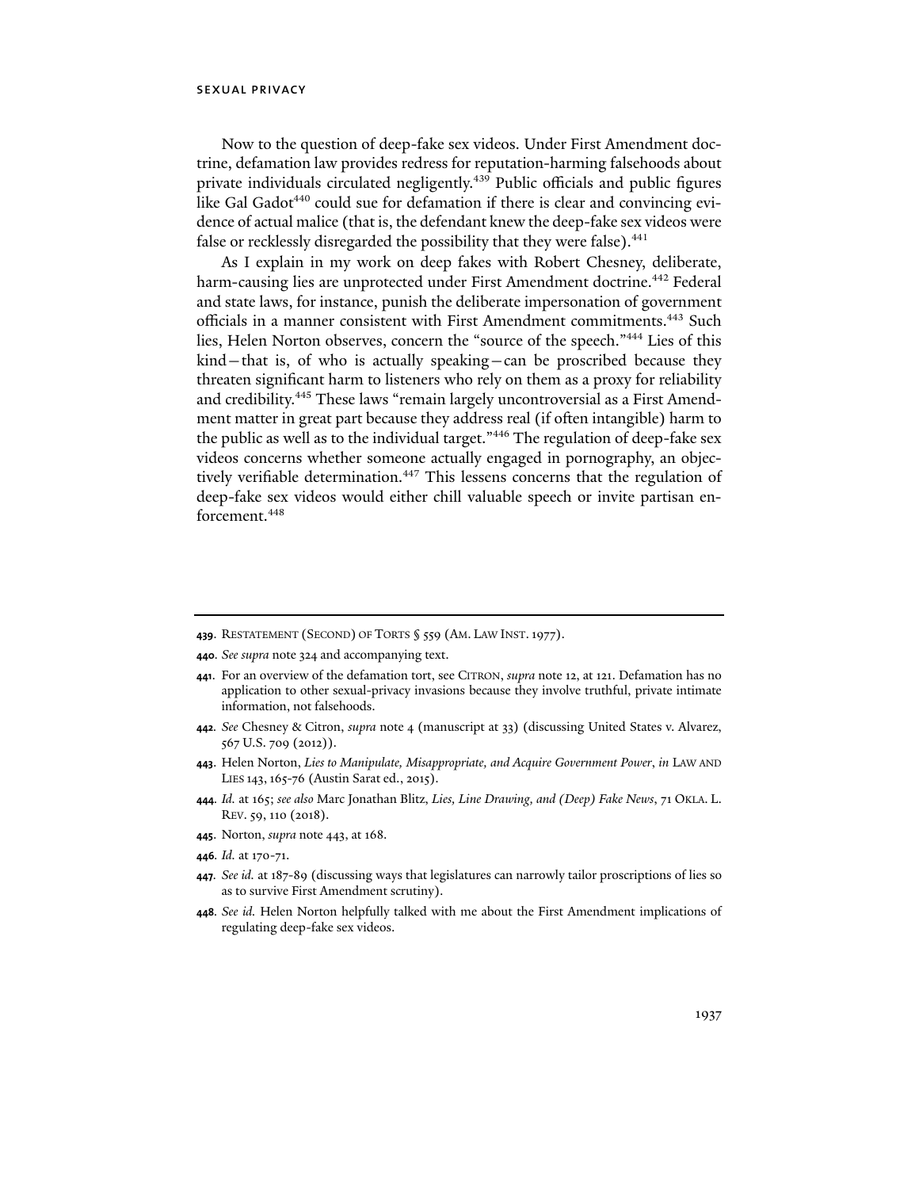Now to the question of deep-fake sex videos. Under First Amendment doctrine, defamation law provides redress for reputation-harming falsehoods about private individuals circulated negligently.[439] Public officials and public figures like Gal Gadot[440] could sue for defamation if there is clear and convincing evidence of actual malice (that is, the defendant knew the deep-fake sex videos were false or recklessly disregarded the possibility that they were false).[441]

As I explain in my work on deep fakes with Robert Chesney, deliberate, harm-causing lies are unprotected under First Amendment doctrine.[442] Federal and state laws, for instance, punish the deliberate impersonation of government officials in a manner consistent with First Amendment commitments.[443] Such lies, Helen Norton observes, concern the "source of the speech."[444] Lies of this kind—that is, of who is actually speaking—can be proscribed because they threaten significant harm to listeners who rely on them as a proxy for reliability and credibility.[445] These laws "remain largely uncontroversial as a First Amendment matter in great part because they address real (if often intangible) harm to the public as well as to the individual target."[446] The regulation of deep-fake sex videos concerns whether someone actually engaged in pornography, an objectively verifiable determination.[447] This lessens concerns that the regulation of deep-fake sex videos would either chill valuable speech or invite partisan enforcement.[448]

---

**439**. RESTATEMENT (SECOND) OF TORTS § 559 (AM. LAW INST. 1977).

**440**. *See supra* note 324 and accompanying text.

**441**. For an overview of the defamation tort, see CITRON, *supra* note 12, at 121. Defamation has no application to other sexual-privacy invasions because they involve truthful, private intimate information, not falsehoods.

**442**. *See* Chesney & Citron, *supra* note 4 (manuscript at 33) (discussing United States v. Alvarez, 567 U.S. 709 (2012)).

**443**. Helen Norton, *Lies to Manipulate, Misappropriate, and Acquire Government Power*, *in* LAW AND LIES 143, 165-76 (Austin Sarat ed., 2015).

**444**. *Id.* at 165; *see also* Marc Jonathan Blitz, *Lies, Line Drawing, and (Deep) Fake News*, 71 OKLA. L. REV. 59, 110 (2018).

**445**. Norton, *supra* note 443, at 168.

**446**. *Id.* at 170-71.

**447**. *See id.* at 187-89 (discussing ways that legislatures can narrowly tailor proscriptions of lies so as to survive First Amendment scrutiny).

**448**. *See id.* Helen Norton helpfully talked with me about the First Amendment implications of regulating deep-fake sex videos.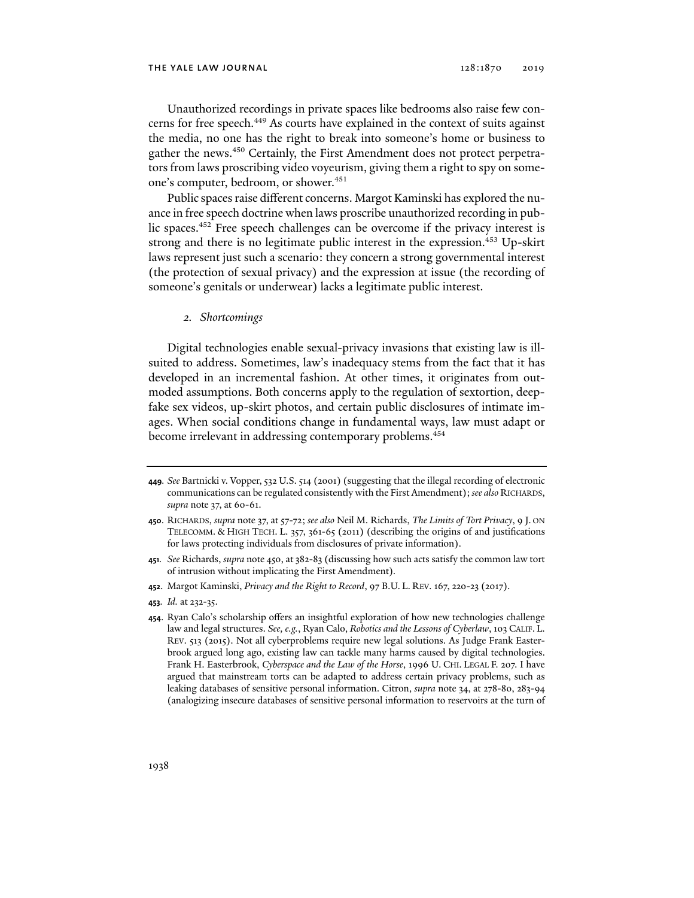Unauthorized recordings in private spaces like bedrooms also raise few concerns for free speech.[449] As courts have explained in the context of suits against the media, no one has the right to break into someone's home or business to gather the news.[450] Certainly, the First Amendment does not protect perpetrators from laws proscribing video voyeurism, giving them a right to spy on someone's computer, bedroom, or shower.[451]

Public spaces raise different concerns. Margot Kaminski has explored the nuance in free speech doctrine when laws proscribe unauthorized recording in public spaces.[452] Free speech challenges can be overcome if the privacy interest is strong and there is no legitimate public interest in the expression.[453] Up-skirt laws represent just such a scenario: they concern a strong governmental interest (the protection of sexual privacy) and the expression at issue (the recording of someone's genitals or underwear) lacks a legitimate public interest.

### *2. Shortcomings*

Digital technologies enable sexual-privacy invasions that existing law is ill-suited to address. Sometimes, law's inadequacy stems from the fact that it has developed in an incremental fashion. At other times, it originates from outmoded assumptions. Both concerns apply to the regulation of sextortion, deepfake sex videos, up-skirt photos, and certain public disclosures of intimate images. When social conditions change in fundamental ways, law must adapt or become irrelevant in addressing contemporary problems.[454]

---

**449**. *See* Bartnicki v. Vopper, 532 U.S. 514 (2001) (suggesting that the illegal recording of electronic communications can be regulated consistently with the First Amendment); *see also* RICHARDS, *supra* note 37, at 60-61.

**450**. RICHARDS, *supra* note 37, at 57-72; *see also* Neil M. Richards, *The Limits of Tort Privacy*, 9 J. ON TELECOMM. & HIGH TECH. L. 357, 361-65 (2011) (describing the origins of and justifications for laws protecting individuals from disclosures of private information).

**451**. *See* Richards, *supra* note 450, at 382-83 (discussing how such acts satisfy the common law tort of intrusion without implicating the First Amendment).

**452**. Margot Kaminski, *Privacy and the Right to Record*, 97 B.U. L. REV. 167, 220-23 (2017).

**453**. *Id.* at 232-35.

**454**. Ryan Calo's scholarship offers an insightful exploration of how new technologies challenge law and legal structures. *See, e.g.*, Ryan Calo, *Robotics and the Lessons of Cyberlaw*, 103 CALIF. L. REV. 513 (2015). Not all cyberproblems require new legal solutions. As Judge Frank Easterbrook argued long ago, existing law can tackle many harms caused by digital technologies. Frank H. Easterbrook, *Cyberspace and the Law of the Horse*, 1996 U. CHI. LEGAL F. 207. I have argued that mainstream torts can be adapted to address certain privacy problems, such as leaking databases of sensitive personal information. Citron, *supra* note 34, at 278-80, 283-94 (analogizing insecure databases of sensitive personal information to reservoirs at the turn of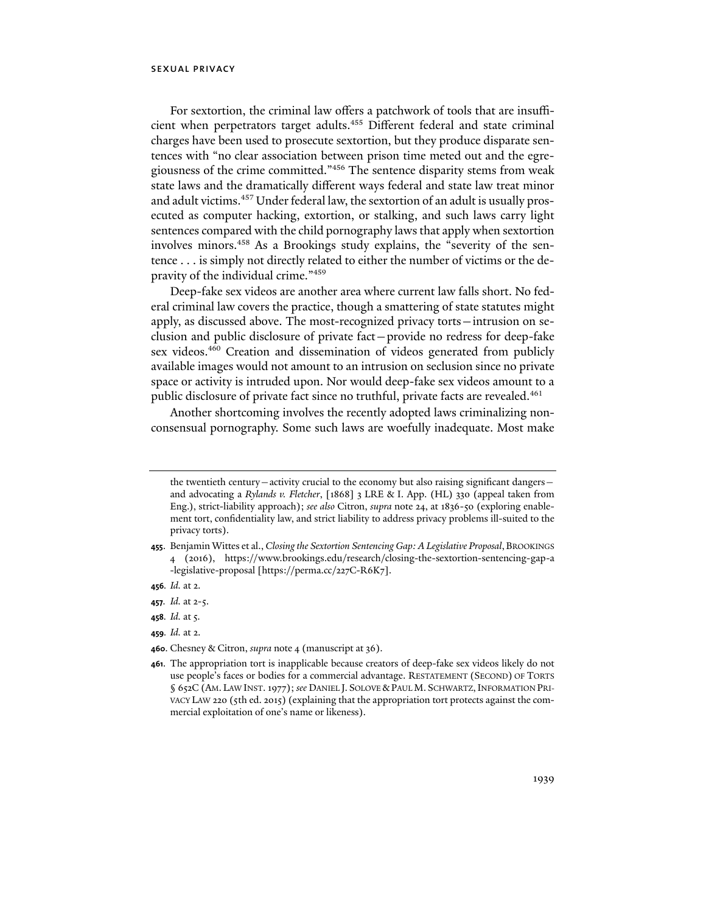For sextortion, the criminal law offers a patchwork of tools that are insufficient when perpetrators target adults.[455] Different federal and state criminal charges have been used to prosecute sextortion, but they produce disparate sentences with "no clear association between prison time meted out and the egregiousness of the crime committed."[456] The sentence disparity stems from weak state laws and the dramatically different ways federal and state law treat minor and adult victims.[457] Under federal law, the sextortion of an adult is usually prosecuted as computer hacking, extortion, or stalking, and such laws carry light sentences compared with the child pornography laws that apply when sextortion involves minors.[458] As a Brookings study explains, the "severity of the sentence . . . is simply not directly related to either the number of victims or the depravity of the individual crime."[459]

Deep-fake sex videos are another area where current law falls short. No federal criminal law covers the practice, though a smattering of state statutes might apply, as discussed above. The most-recognized privacy torts—intrusion on seclusion and public disclosure of private fact—provide no redress for deep-fake sex videos.[460] Creation and dissemination of videos generated from publicly available images would not amount to an intrusion on seclusion since no private space or activity is intruded upon. Nor would deep-fake sex videos amount to a public disclosure of private fact since no truthful, private facts are revealed.[461]

Another shortcoming involves the recently adopted laws criminalizing nonconsensual pornography. Some such laws are woefully inadequate. Most make

---

the twentieth century—activity crucial to the economy but also raising significant dangers—and advocating a *Rylands v. Fletcher*, [1868] 3 LRE & I. App. (HL) 330 (appeal taken from Eng.), strict-liability approach); *see also* Citron, *supra* note 24, at 1836-50 (exploring enablement tort, confidentiality law, and strict liability to address privacy problems ill-suited to the privacy torts).

**455.** Benjamin Wittes et al., *Closing the Sextortion Sentencing Gap: A Legislative Proposal*, BROOKINGS 4 (2016), https://www.brookings.edu/research/closing-the-sextortion-sentencing-gap-a-legislative-proposal [https://perma.cc/227C-R6K7].

**456.** *Id.* at 2.

**457.** *Id.* at 2-5.

**458.** *Id.* at 5.

**459.** *Id.* at 2.

**460.** Chesney & Citron, *supra* note 4 (manuscript at 36).

**461.** The appropriation tort is inapplicable because creators of deep-fake sex videos likely do not use people's faces or bodies for a commercial advantage. RESTATEMENT (SECOND) OF TORTS § 652C (AM. LAW INST. 1977); *see* DANIEL J. SOLOVE & PAUL M. SCHWARTZ, INFORMATION PRIVACY LAW 220 (5th ed. 2015) (explaining that the appropriation tort protects against the commercial exploitation of one's name or likeness).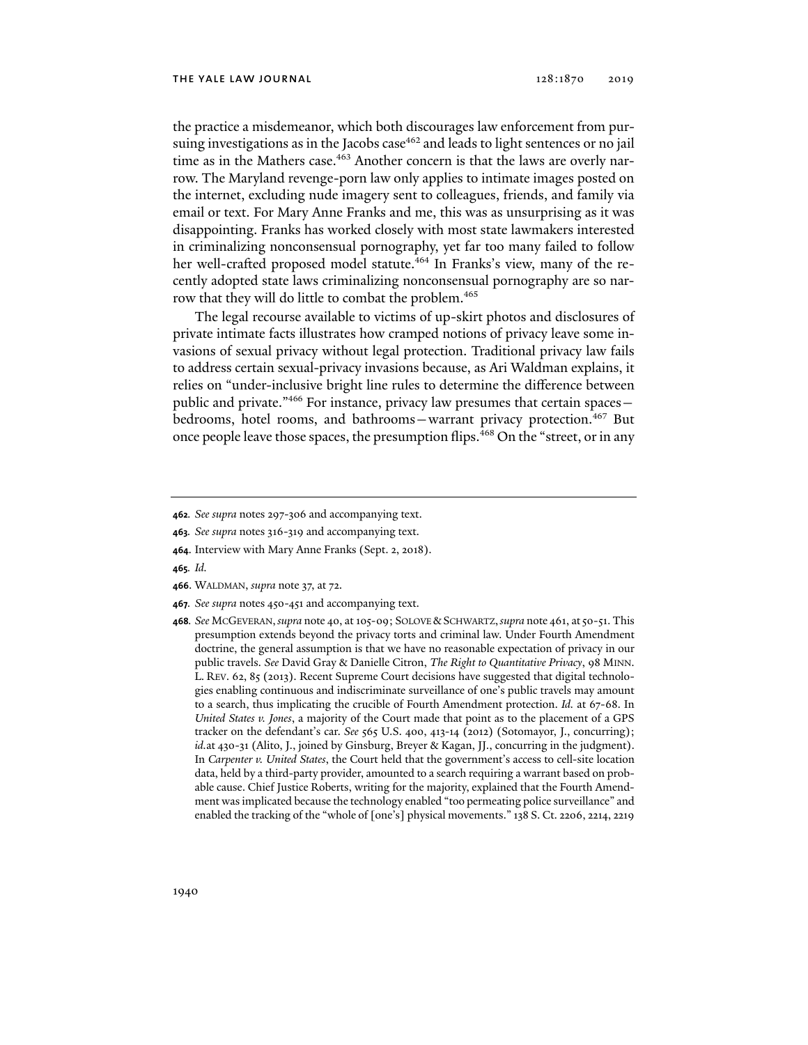the practice a misdemeanor, which both discourages law enforcement from pursuing investigations as in the Jacobs case[462] and leads to light sentences or no jail time as in the Mathers case.[463] Another concern is that the laws are overly narrow. The Maryland revenge-porn law only applies to intimate images posted on the internet, excluding nude imagery sent to colleagues, friends, and family via email or text. For Mary Anne Franks and me, this was as unsurprising as it was disappointing. Franks has worked closely with most state lawmakers interested in criminalizing nonconsensual pornography, yet far too many failed to follow her well-crafted proposed model statute.[464] In Franks's view, many of the recently adopted state laws criminalizing nonconsensual pornography are so narrow that they will do little to combat the problem.[465]

The legal recourse available to victims of up-skirt photos and disclosures of private intimate facts illustrates how cramped notions of privacy leave some invasions of sexual privacy without legal protection. Traditional privacy law fails to address certain sexual-privacy invasions because, as Ari Waldman explains, it relies on "under-inclusive bright line rules to determine the difference between public and private."[466] For instance, privacy law presumes that certain spaces—bedrooms, hotel rooms, and bathrooms—warrant privacy protection.[467] But once people leave those spaces, the presumption flips.[468] On the "street, or in any

---

**462**. *See supra* notes 297-306 and accompanying text.

**463**. *See supra* notes 316-319 and accompanying text.

**464**. Interview with Mary Anne Franks (Sept. 2, 2018).

**465**. *Id.*

**466**. WALDMAN, *supra* note 37, at 72.

**467**. *See supra* notes 450-451 and accompanying text.

**468**. *See* MCGEVERAN, *supra* note 40, at 105-09; SOLOVE & SCHWARTZ, *supra* note 461, at 50-51. This presumption extends beyond the privacy torts and criminal law. Under Fourth Amendment doctrine, the general assumption is that we have no reasonable expectation of privacy in our public travels. *See* David Gray & Danielle Citron, *The Right to Quantitative Privacy*, 98 MINN. L. REV. 62, 85 (2013). Recent Supreme Court decisions have suggested that digital technologies enabling continuous and indiscriminate surveillance of one's public travels may amount to a search, thus implicating the crucible of Fourth Amendment protection. *Id.* at 67-68. In *United States v. Jones*, a majority of the Court made that point as to the placement of a GPS tracker on the defendant's car. *See* 565 U.S. 400, 413-14 (2012) (Sotomayor, J., concurring); *id.* at 430-31 (Alito, J., joined by Ginsburg, Breyer & Kagan, JJ., concurring in the judgment). In *Carpenter v. United States*, the Court held that the government's access to cell-site location data, held by a third-party provider, amounted to a search requiring a warrant based on probable cause. Chief Justice Roberts, writing for the majority, explained that the Fourth Amendment was implicated because the technology enabled "too permeating police surveillance" and enabled the tracking of the "whole of [one's] physical movements." 138 S. Ct. 2206, 2214, 2219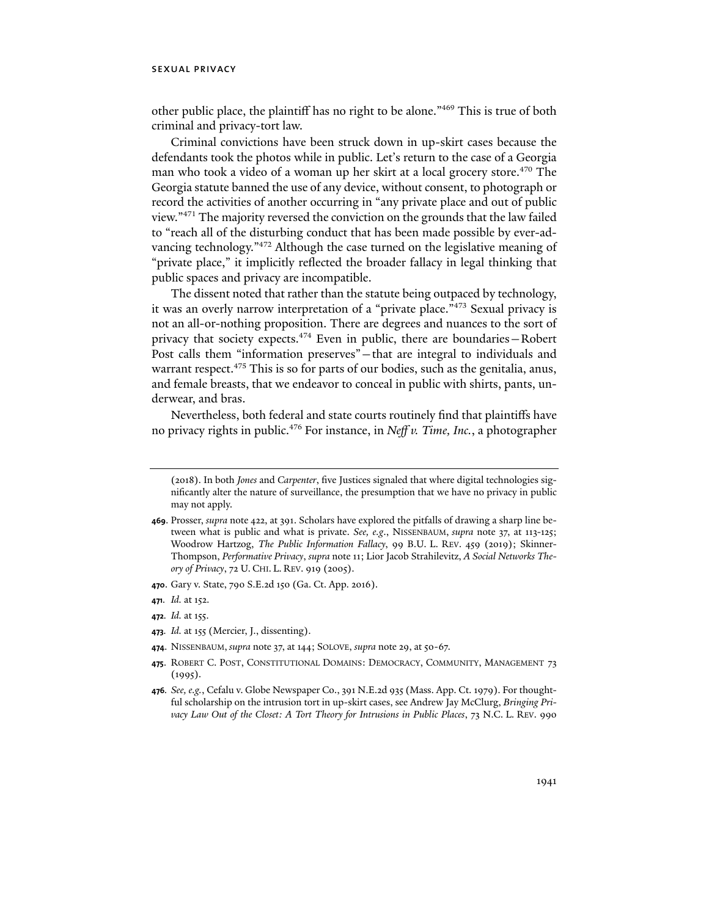other public place, the plaintiff has no right to be alone."[469] This is true of both criminal and privacy-tort law.

Criminal convictions have been struck down in up-skirt cases because the defendants took the photos while in public. Let's return to the case of a Georgia man who took a video of a woman up her skirt at a local grocery store.[470] The Georgia statute banned the use of any device, without consent, to photograph or record the activities of another occurring in "any private place and out of public view."[471] The majority reversed the conviction on the grounds that the law failed to "reach all of the disturbing conduct that has been made possible by ever-advancing technology."[472] Although the case turned on the legislative meaning of "private place," it implicitly reflected the broader fallacy in legal thinking that public spaces and privacy are incompatible.

The dissent noted that rather than the statute being outpaced by technology, it was an overly narrow interpretation of a "private place."[473] Sexual privacy is not an all-or-nothing proposition. There are degrees and nuances to the sort of privacy that society expects.[474] Even in public, there are boundaries—Robert Post calls them "information preserves"—that are integral to individuals and warrant respect.[475] This is so for parts of our bodies, such as the genitalia, anus, and female breasts, that we endeavor to conceal in public with shirts, pants, underwear, and bras.

Nevertheless, both federal and state courts routinely find that plaintiffs have no privacy rights in public.[476] For instance, in *Neff v. Time, Inc.*, a photographer

---

(2018). In both *Jones* and *Carpenter*, five Justices signaled that where digital technologies significantly alter the nature of surveillance, the presumption that we have no privacy in public may not apply.

**469**. Prosser, *supra* note 422, at 391. Scholars have explored the pitfalls of drawing a sharp line between what is public and what is private. *See, e.g.*, NISSENBAUM, *supra* note 37, at 113-125; Woodrow Hartzog, *The Public Information Fallacy*, 99 B.U. L. REV. 459 (2019); Skinner-Thompson, *Performative Privacy*, *supra* note 11; Lior Jacob Strahilevitz, *A Social Networks Theory of Privacy*, 72 U. CHI. L. REV. 919 (2005).

**470**. Gary v. State, 790 S.E.2d 150 (Ga. Ct. App. 2016).

**471**. *Id.* at 152.

**472**. *Id.* at 155.

**473**. *Id.* at 155 (Mercier, J., dissenting).

**474**. NISSENBAUM, *supra* note 37, at 144; SOLOVE, *supra* note 29, at 50-67.

**475**. ROBERT C. POST, CONSTITUTIONAL DOMAINS: DEMOCRACY, COMMUNITY, MANAGEMENT 73 (1995).

**476**. *See, e.g.*, Cefalu v. Globe Newspaper Co., 391 N.E.2d 935 (Mass. App. Ct. 1979). For thoughtful scholarship on the intrusion tort in up-skirt cases, see Andrew Jay McClurg, *Bringing Privacy Law Out of the Closet: A Tort Theory for Intrusions in Public Places*, 73 N.C. L. REV. 990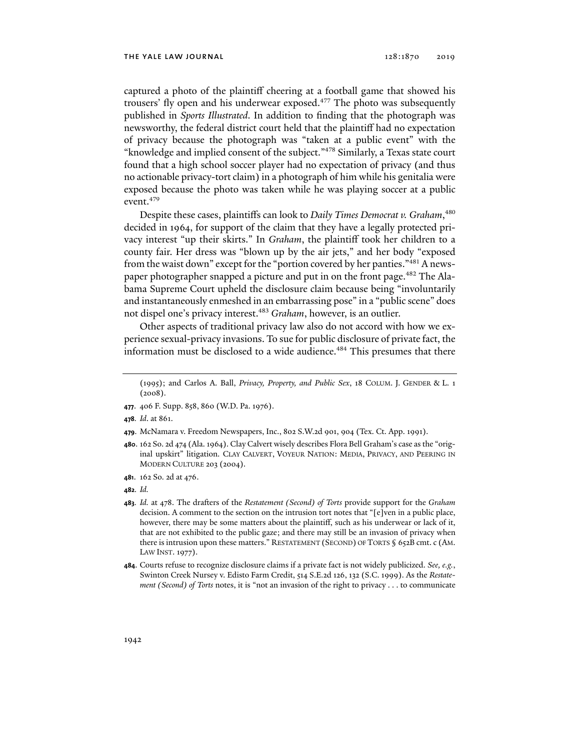captured a photo of the plaintiff cheering at a football game that showed his trousers' fly open and his underwear exposed.[477] The photo was subsequently published in *Sports Illustrated*. In addition to finding that the photograph was newsworthy, the federal district court held that the plaintiff had no expectation of privacy because the photograph was "taken at a public event" with the "knowledge and implied consent of the subject."[478] Similarly, a Texas state court found that a high school soccer player had no expectation of privacy (and thus no actionable privacy-tort claim) in a photograph of him while his genitalia were exposed because the photo was taken while he was playing soccer at a public event.[479]

Despite these cases, plaintiffs can look to *Daily Times Democrat v. Graham*,[480] decided in 1964, for support of the claim that they have a legally protected privacy interest "up their skirts." In *Graham*, the plaintiff took her children to a county fair. Her dress was "blown up by the air jets," and her body "exposed from the waist down" except for the "portion covered by her panties."[481] A newspaper photographer snapped a picture and put in on the front page.[482] The Alabama Supreme Court upheld the disclosure claim because being "involuntarily and instantaneously enmeshed in an embarrassing pose" in a "public scene" does not dispel one's privacy interest.[483] *Graham*, however, is an outlier.

Other aspects of traditional privacy law also do not accord with how we experience sexual-privacy invasions. To sue for public disclosure of private fact, the information must be disclosed to a wide audience.[484] This presumes that there

(1995); and Carlos A. Ball, *Privacy, Property, and Public Sex*, 18 COLUM. J. GENDER & L. 1 (2008).

**477.** 406 F. Supp. 858, 860 (W.D. Pa. 1976).

**478.** *Id.* at 861.

**479.** McNamara v. Freedom Newspapers, Inc., 802 S.W.2d 901, 904 (Tex. Ct. App. 1991).

**480.** 162 So. 2d 474 (Ala. 1964). Clay Calvert wisely describes Flora Bell Graham's case as the "original upskirt" litigation. CLAY CALVERT, VOYEUR NATION: MEDIA, PRIVACY, AND PEERING IN MODERN CULTURE 203 (2004).

**481.** 162 So. 2d at 476.

**482.** *Id.*

**483.** *Id.* at 478. The drafters of the *Restatement (Second) of Torts* provide support for the *Graham* decision. A comment to the section on the intrusion tort notes that "[e]ven in a public place, however, there may be some matters about the plaintiff, such as his underwear or lack of it, that are not exhibited to the public gaze; and there may still be an invasion of privacy when there is intrusion upon these matters." RESTATEMENT (SECOND) OF TORTS § 652B cmt. c (AM. LAW INST. 1977).

**484.** Courts refuse to recognize disclosure claims if a private fact is not widely publicized. *See, e.g.*, Swinton Creek Nursey v. Edisto Farm Credit, 514 S.E.2d 126, 132 (S.C. 1999). As the *Restatement (Second) of Torts* notes, it is "not an invasion of the right to privacy . . . to communicate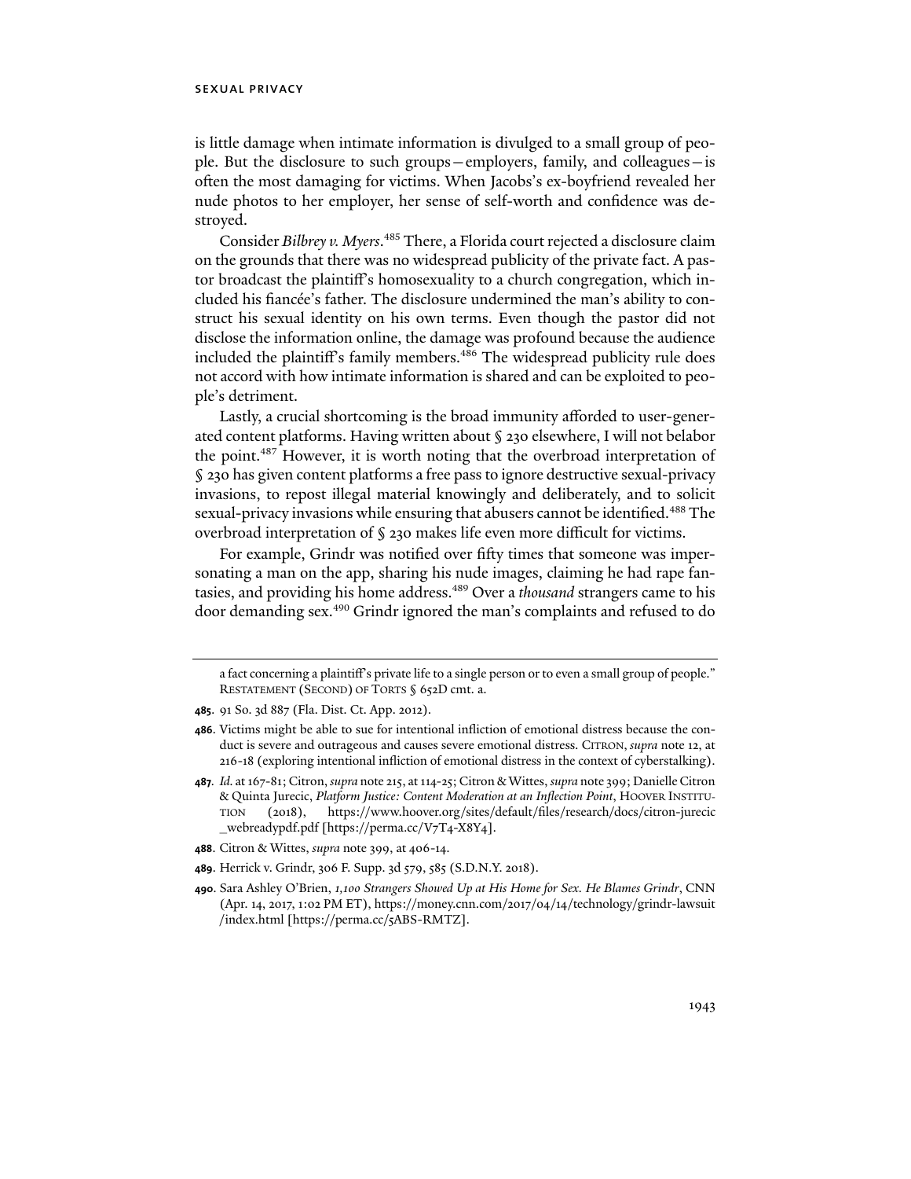is little damage when intimate information is divulged to a small group of people. But the disclosure to such groups—employers, family, and colleagues—is often the most damaging for victims. When Jacobs's ex-boyfriend revealed her nude photos to her employer, her sense of self-worth and confidence was destroyed.

Consider *Bilbrey v. Myers*.[485] There, a Florida court rejected a disclosure claim on the grounds that there was no widespread publicity of the private fact. A pastor broadcast the plaintiff's homosexuality to a church congregation, which included his fiancée's father. The disclosure undermined the man's ability to construct his sexual identity on his own terms. Even though the pastor did not disclose the information online, the damage was profound because the audience included the plaintiff's family members.[486] The widespread publicity rule does not accord with how intimate information is shared and can be exploited to people's detriment.

Lastly, a crucial shortcoming is the broad immunity afforded to user-generated content platforms. Having written about § 230 elsewhere, I will not belabor the point.[487] However, it is worth noting that the overbroad interpretation of § 230 has given content platforms a free pass to ignore destructive sexual-privacy invasions, to repost illegal material knowingly and deliberately, and to solicit sexual-privacy invasions while ensuring that abusers cannot be identified.[488] The overbroad interpretation of § 230 makes life even more difficult for victims.

For example, Grindr was notified over fifty times that someone was impersonating a man on the app, sharing his nude images, claiming he had rape fantasies, and providing his home address.[489] Over a *thousand* strangers came to his door demanding sex.[490] Grindr ignored the man's complaints and refused to do

---

a fact concerning a plaintiff's private life to a single person or to even a small group of people." RESTATEMENT (SECOND) OF TORTS § 652D cmt. a.

**485**. 91 So. 3d 887 (Fla. Dist. Ct. App. 2012).

**486**. Victims might be able to sue for intentional infliction of emotional distress because the conduct is severe and outrageous and causes severe emotional distress. CITRON, *supra* note 12, at 216-18 (exploring intentional infliction of emotional distress in the context of cyberstalking).

**487**. *Id.* at 167-81; Citron, *supra* note 215, at 114-25; Citron & Wittes, *supra* note 399; Danielle Citron & Quinta Jurecic, *Platform Justice: Content Moderation at an Inflection Point*, HOOVER INSTITUTION (2018), https://www.hoover.org/sites/default/files/research/docs/citron-jurecic_webreadypdf.pdf [https://perma.cc/V7T4-X8Y4].

**488**. Citron & Wittes, *supra* note 399, at 406-14.

**489**. Herrick v. Grindr, 306 F. Supp. 3d 579, 585 (S.D.N.Y. 2018).

**490**. Sara Ashley O'Brien, *1,100 Strangers Showed Up at His Home for Sex. He Blames Grindr*, CNN (Apr. 14, 2017, 1:02 PM ET), https://money.cnn.com/2017/04/14/technology/grindr-lawsuit/index.html [https://perma.cc/5ABS-RMTZ].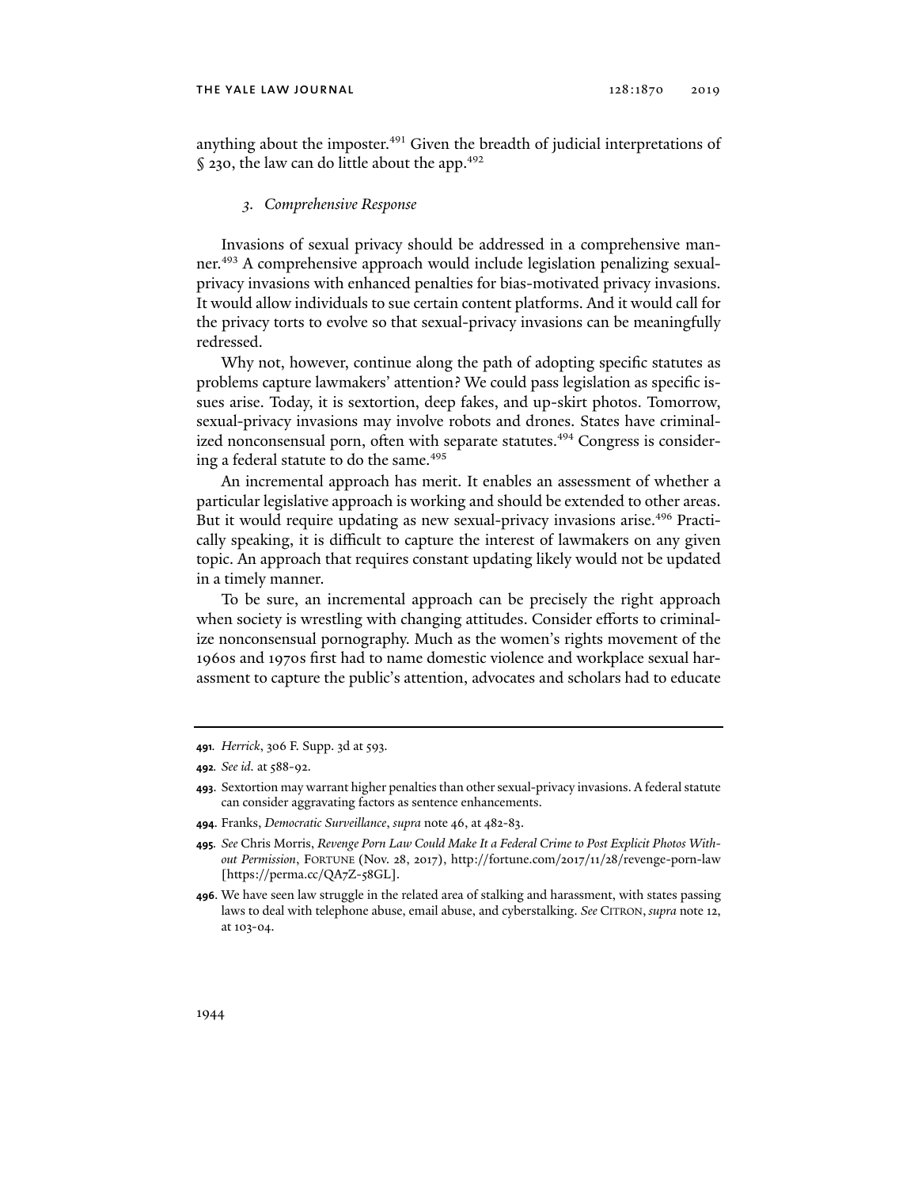anything about the imposter.[491] Given the breadth of judicial interpretations of § 230, the law can do little about the app.[492]

### *3. Comprehensive Response*

Invasions of sexual privacy should be addressed in a comprehensive manner.[493] A comprehensive approach would include legislation penalizing sexual-privacy invasions with enhanced penalties for bias-motivated privacy invasions. It would allow individuals to sue certain content platforms. And it would call for the privacy torts to evolve so that sexual-privacy invasions can be meaningfully redressed.

Why not, however, continue along the path of adopting specific statutes as problems capture lawmakers' attention? We could pass legislation as specific issues arise. Today, it is sextortion, deep fakes, and up-skirt photos. Tomorrow, sexual-privacy invasions may involve robots and drones. States have criminalized nonconsensual porn, often with separate statutes.[494] Congress is considering a federal statute to do the same.[495]

An incremental approach has merit. It enables an assessment of whether a particular legislative approach is working and should be extended to other areas. But it would require updating as new sexual-privacy invasions arise.[496] Practically speaking, it is difficult to capture the interest of lawmakers on any given topic. An approach that requires constant updating likely would not be updated in a timely manner.

To be sure, an incremental approach can be precisely the right approach when society is wrestling with changing attitudes. Consider efforts to criminalize nonconsensual pornography. Much as the women's rights movement of the 1960s and 1970s first had to name domestic violence and workplace sexual harassment to capture the public's attention, advocates and scholars had to educate

---

**491.** *Herrick*, 306 F. Supp. 3d at 593.

**492.** *See id.* at 588-92.

**493.** Sextortion may warrant higher penalties than other sexual-privacy invasions. A federal statute can consider aggravating factors as sentence enhancements.

**494.** Franks, *Democratic Surveillance*, *supra* note 46, at 482-83.

**495.** *See* Chris Morris, *Revenge Porn Law Could Make It a Federal Crime to Post Explicit Photos Without Permission*, FORTUNE (Nov. 28, 2017), http://fortune.com/2017/11/28/revenge-porn-law [https://perma.cc/QA7Z-58GL].

**496.** We have seen law struggle in the related area of stalking and harassment, with states passing laws to deal with telephone abuse, email abuse, and cyberstalking. *See* CITRON, *supra* note 12, at 103-04.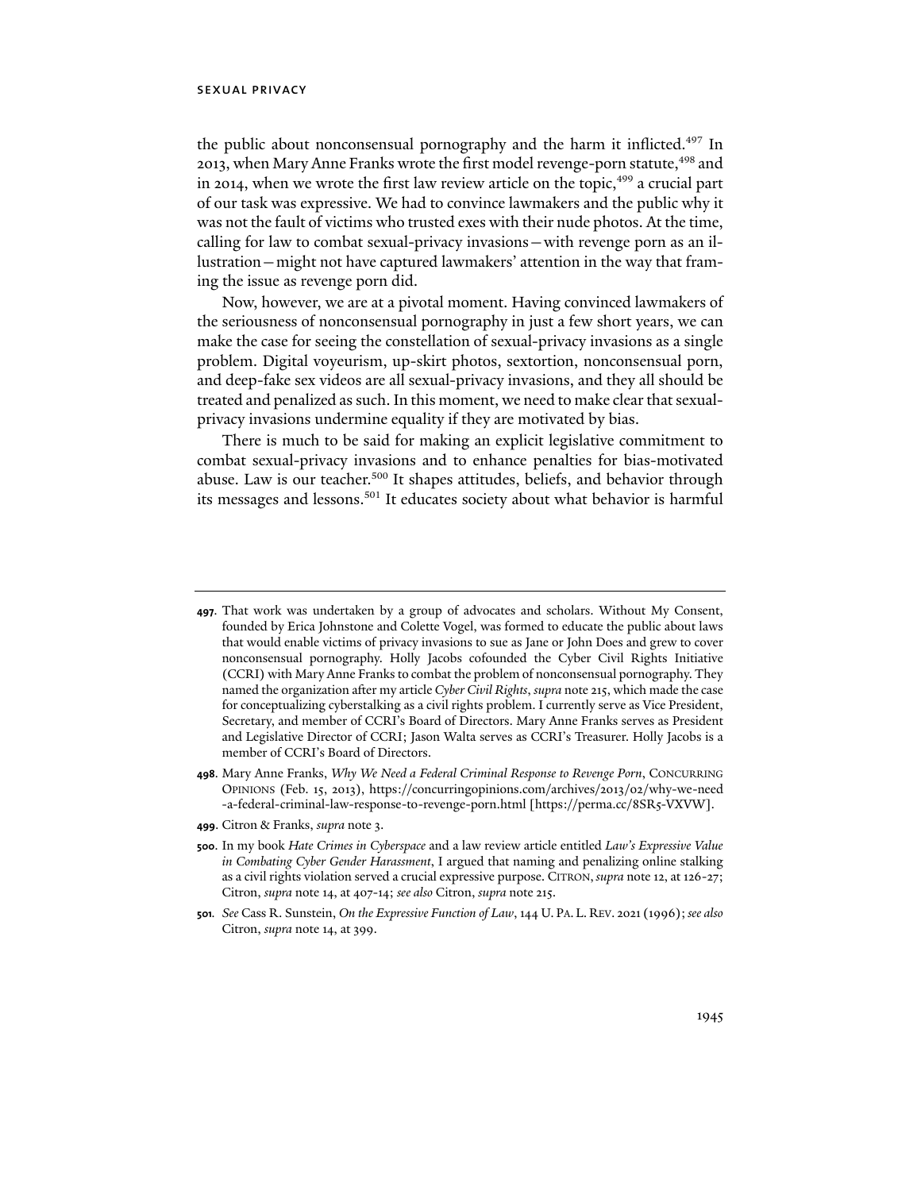the public about nonconsensual pornography and the harm it inflicted.[497] In 2013, when Mary Anne Franks wrote the first model revenge-porn statute,[498] and in 2014, when we wrote the first law review article on the topic,[499] a crucial part of our task was expressive. We had to convince lawmakers and the public why it was not the fault of victims who trusted exes with their nude photos. At the time, calling for law to combat sexual-privacy invasions—with revenge porn as an illustration—might not have captured lawmakers' attention in the way that framing the issue as revenge porn did.

Now, however, we are at a pivotal moment. Having convinced lawmakers of the seriousness of nonconsensual pornography in just a few short years, we can make the case for seeing the constellation of sexual-privacy invasions as a single problem. Digital voyeurism, up-skirt photos, sextortion, nonconsensual porn, and deep-fake sex videos are all sexual-privacy invasions, and they all should be treated and penalized as such. In this moment, we need to make clear that sexual-privacy invasions undermine equality if they are motivated by bias.

There is much to be said for making an explicit legislative commitment to combat sexual-privacy invasions and to enhance penalties for bias-motivated abuse. Law is our teacher.[500] It shapes attitudes, beliefs, and behavior through its messages and lessons.[501] It educates society about what behavior is harmful

---

**497**. That work was undertaken by a group of advocates and scholars. Without My Consent, founded by Erica Johnstone and Colette Vogel, was formed to educate the public about laws that would enable victims of privacy invasions to sue as Jane or John Does and grew to cover nonconsensual pornography. Holly Jacobs cofounded the Cyber Civil Rights Initiative (CCRI) with Mary Anne Franks to combat the problem of nonconsensual pornography. They named the organization after my article *Cyber Civil Rights*, *supra* note 215, which made the case for conceptualizing cyberstalking as a civil rights problem. I currently serve as Vice President, Secretary, and member of CCRI's Board of Directors. Mary Anne Franks serves as President and Legislative Director of CCRI; Jason Walta serves as CCRI's Treasurer. Holly Jacobs is a member of CCRI's Board of Directors.

**498**. Mary Anne Franks, *Why We Need a Federal Criminal Response to Revenge Porn*, CONCURRING OPINIONS (Feb. 15, 2013), https://concurringopinions.com/archives/2013/02/why-we-need-a-federal-criminal-law-response-to-revenge-porn.html [https://perma.cc/8SR5-VXVW].

**499**. Citron & Franks, *supra* note 3.

**500**. In my book *Hate Crimes in Cyberspace* and a law review article entitled *Law's Expressive Value in Combating Cyber Gender Harassment*, I argued that naming and penalizing online stalking as a civil rights violation served a crucial expressive purpose. CITRON, *supra* note 12, at 126-27; Citron, *supra* note 14, at 407-14; *see also* Citron, *supra* note 215.

**501**. *See* Cass R. Sunstein, *On the Expressive Function of Law*, 144 U. PA. L. REV. 2021 (1996); *see also* Citron, *supra* note 14, at 399.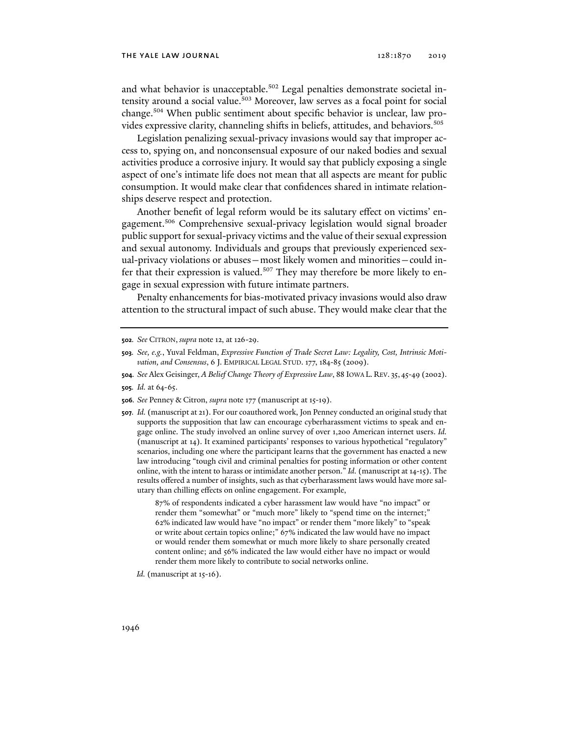and what behavior is unacceptable.[502] Legal penalties demonstrate societal intensity around a social value.[503] Moreover, law serves as a focal point for social change.[504] When public sentiment about specific behavior is unclear, law provides expressive clarity, channeling shifts in beliefs, attitudes, and behaviors.[505]

Legislation penalizing sexual-privacy invasions would say that improper access to, spying on, and nonconsensual exposure of our naked bodies and sexual activities produce a corrosive injury. It would say that publicly exposing a single aspect of one's intimate life does not mean that all aspects are meant for public consumption. It would make clear that confidences shared in intimate relationships deserve respect and protection.

Another benefit of legal reform would be its salutary effect on victims' engagement.[506] Comprehensive sexual-privacy legislation would signal broader public support for sexual-privacy victims and the value of their sexual expression and sexual autonomy. Individuals and groups that previously experienced sexual-privacy violations or abuses—most likely women and minorities—could infer that their expression is valued.[507] They may therefore be more likely to engage in sexual expression with future intimate partners.

Penalty enhancements for bias-motivated privacy invasions would also draw attention to the structural impact of such abuse. They would make clear that the

---

**502.** *See* CITRON, *supra* note 12, at 126-29.

**503.** *See, e.g.*, Yuval Feldman, *Expressive Function of Trade Secret Law: Legality, Cost, Intrinsic Motivation, and Consensus*, 6 J. EMPIRICAL LEGAL STUD. 177, 184-85 (2009).

**504.** *See* Alex Geisinger, *A Belief Change Theory of Expressive Law*, 88 IOWA L. REV. 35, 45-49 (2002).

**505.** *Id.* at 64-65.

**506.** *See* Penney & Citron, *supra* note 177 (manuscript at 15-19).

**507.** *Id.* (manuscript at 21). For our coauthored work, Jon Penney conducted an original study that supports the supposition that law can encourage cyberharassment victims to speak and engage online. The study involved an online survey of over 1,200 American internet users. *Id.* (manuscript at 14). It examined participants' responses to various hypothetical "regulatory" scenarios, including one where the participant learns that the government has enacted a new law introducing "tough civil and criminal penalties for posting information or other content online, with the intent to harass or intimidate another person." *Id.* (manuscript at 14-15). The results offered a number of insights, such as that cyberharassment laws would have more salutary than chilling effects on online engagement. For example,

> 87% of respondents indicated a cyber harassment law would have "no impact" or render them "somewhat" or "much more" likely to "spend time on the internet;" 62% indicated law would have "no impact" or render them "more likely" to "speak or write about certain topics online;" 67% indicated the law would have no impact or would render them somewhat or much more likely to share personally created content online; and 56% indicated the law would either have no impact or would render them more likely to contribute to social networks online.

*Id.* (manuscript at 15-16).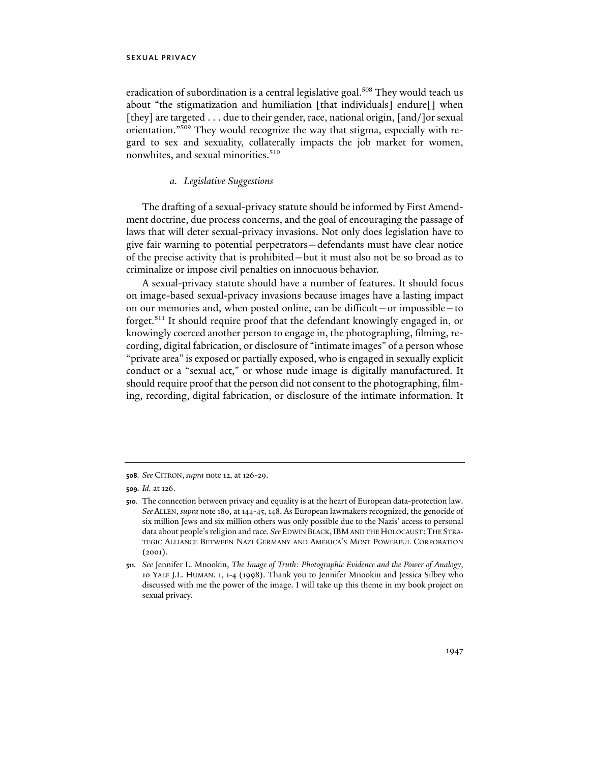eradication of subordination is a central legislative goal.[508] They would teach us about "the stigmatization and humiliation [that individuals] endure[] when [they] are targeted . . . due to their gender, race, national origin, [and/]or sexual orientation."[509] They would recognize the way that stigma, especially with regard to sex and sexuality, collaterally impacts the job market for women, nonwhites, and sexual minorities.[510]

#### *a. Legislative Suggestions*

The drafting of a sexual-privacy statute should be informed by First Amendment doctrine, due process concerns, and the goal of encouraging the passage of laws that will deter sexual-privacy invasions. Not only does legislation have to give fair warning to potential perpetrators—defendants must have clear notice of the precise activity that is prohibited—but it must also not be so broad as to criminalize or impose civil penalties on innocuous behavior.

A sexual-privacy statute should have a number of features. It should focus on image-based sexual-privacy invasions because images have a lasting impact on our memories and, when posted online, can be difficult—or impossible—to forget.[511] It should require proof that the defendant knowingly engaged in, or knowingly coerced another person to engage in, the photographing, filming, recording, digital fabrication, or disclosure of "intimate images" of a person whose "private area" is exposed or partially exposed, who is engaged in sexually explicit conduct or a "sexual act," or whose nude image is digitally manufactured. It should require proof that the person did not consent to the photographing, filming, recording, digital fabrication, or disclosure of the intimate information. It

---

**508.** *See* CITRON, *supra* note 12, at 126-29.

**509.** *Id.* at 126.

**510.** The connection between privacy and equality is at the heart of European data-protection law. *See* ALLEN, *supra* note 180, at 144-45, 148. As European lawmakers recognized, the genocide of six million Jews and six million others was only possible due to the Nazis' access to personal data about people's religion and race. *See* EDWIN BLACK, IBM AND THE HOLOCAUST: THE STRATEGIC ALLIANCE BETWEEN NAZI GERMANY AND AMERICA'S MOST POWERFUL CORPORATION (2001).

**511.** *See* Jennifer L. Mnookin, *The Image of Truth: Photographic Evidence and the Power of Analogy*, 10 YALE J.L. HUMAN. 1, 1-4 (1998). Thank you to Jennifer Mnookin and Jessica Silbey who discussed with me the power of the image. I will take up this theme in my book project on sexual privacy.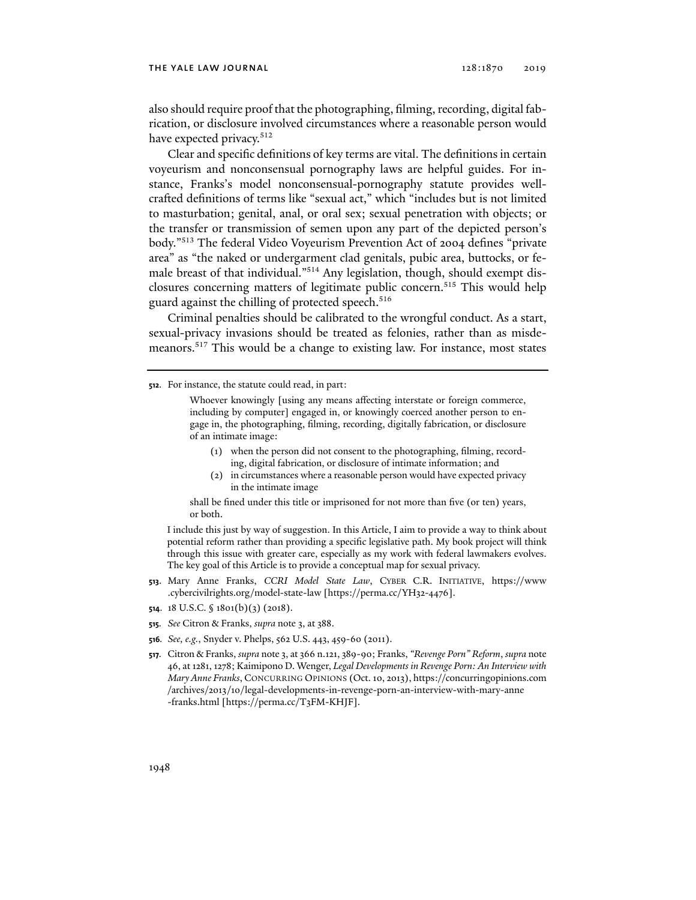also should require proof that the photographing, filming, recording, digital fabrication, or disclosure involved circumstances where a reasonable person would have expected privacy.[512]

Clear and specific definitions of key terms are vital. The definitions in certain voyeurism and nonconsensual pornography laws are helpful guides. For instance, Franks's model nonconsensual-pornography statute provides well-crafted definitions of terms like "sexual act," which "includes but is not limited to masturbation; genital, anal, or oral sex; sexual penetration with objects; or the transfer or transmission of semen upon any part of the depicted person's body."[513] The federal Video Voyeurism Prevention Act of 2004 defines "private area" as "the naked or undergarment clad genitals, pubic area, buttocks, or female breast of that individual."[514] Any legislation, though, should exempt disclosures concerning matters of legitimate public concern.[515] This would help guard against the chilling of protected speech.[516]

Criminal penalties should be calibrated to the wrongful conduct. As a start, sexual-privacy invasions should be treated as felonies, rather than as misdemeanors.[517] This would be a change to existing law. For instance, most states

---

**512**. For instance, the statute could read, in part:

> Whoever knowingly [using any means affecting interstate or foreign commerce, including by computer] engaged in, or knowingly coerced another person to engage in, the photographing, filming, recording, digitally fabrication, or disclosure of an intimate image:
>
> (1) when the person did not consent to the photographing, filming, recording, digital fabrication, or disclosure of intimate information; and
>
> (2) in circumstances where a reasonable person would have expected privacy in the intimate image
>
> shall be fined under this title or imprisoned for not more than five (or ten) years, or both.

I include this just by way of suggestion. In this Article, I aim to provide a way to think about potential reform rather than providing a specific legislative path. My book project will think through this issue with greater care, especially as my work with federal lawmakers evolves. The key goal of this Article is to provide a conceptual map for sexual privacy.

**513**. Mary Anne Franks, *CCRI Model State Law*, CYBER C.R. INITIATIVE, https://www.cybercivilrights.org/model-state-law [https://perma.cc/YH32-4476].

**514**. 18 U.S.C. § 1801(b)(3) (2018).

**515**. *See* Citron & Franks, *supra* note 3, at 388.

**516**. *See, e.g.*, Snyder v. Phelps, 562 U.S. 443, 459-60 (2011).

**517**. Citron & Franks, *supra* note 3, at 366 n.121, 389-90; Franks, *"Revenge Porn" Reform*, *supra* note 46, at 1281, 1278; Kaimipono D. Wenger, *Legal Developments in Revenge Porn: An Interview with Mary Anne Franks*, CONCURRING OPINIONS (Oct. 10, 2013), https://concurringopinions.com/archives/2013/10/legal-developments-in-revenge-porn-an-interview-with-mary-anne-franks.html [https://perma.cc/T3FM-KHJF].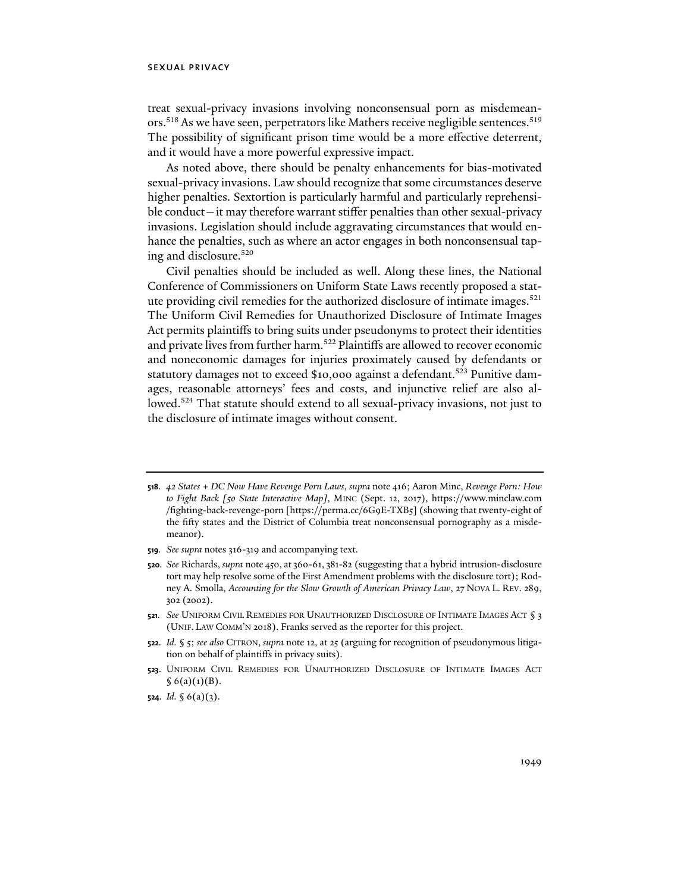treat sexual-privacy invasions involving nonconsensual porn as misdemeanors.[518] As we have seen, perpetrators like Mathers receive negligible sentences.[519] The possibility of significant prison time would be a more effective deterrent, and it would have a more powerful expressive impact.

As noted above, there should be penalty enhancements for bias-motivated sexual-privacy invasions. Law should recognize that some circumstances deserve higher penalties. Sextortion is particularly harmful and particularly reprehensible conduct—it may therefore warrant stiffer penalties than other sexual-privacy invasions. Legislation should include aggravating circumstances that would enhance the penalties, such as where an actor engages in both nonconsensual taping and disclosure.[520]

Civil penalties should be included as well. Along these lines, the National Conference of Commissioners on Uniform State Laws recently proposed a statute providing civil remedies for the authorized disclosure of intimate images.[521] The Uniform Civil Remedies for Unauthorized Disclosure of Intimate Images Act permits plaintiffs to bring suits under pseudonyms to protect their identities and private lives from further harm.[522] Plaintiffs are allowed to recover economic and noneconomic damages for injuries proximately caused by defendants or statutory damages not to exceed $10,000 against a defendant.[523] Punitive damages, reasonable attorneys' fees and costs, and injunctive relief are also allowed.[524] That statute should extend to all sexual-privacy invasions, not just to the disclosure of intimate images without consent.

---

**518.** *42 States + DC Now Have Revenge Porn Laws*, *supra* note 416; Aaron Minc, *Revenge Porn: How to Fight Back [50 State Interactive Map]*, MINC (Sept. 12, 2017), https://www.minclaw.com/fighting-back-revenge-porn [https://perma.cc/6G9E-TXB5] (showing that twenty-eight of the fifty states and the District of Columbia treat nonconsensual pornography as a misdemeanor).

**519.** *See supra* notes 316-319 and accompanying text.

**520.** *See* Richards, *supra* note 450, at 360-61, 381-82 (suggesting that a hybrid intrusion-disclosure tort may help resolve some of the First Amendment problems with the disclosure tort); Rodney A. Smolla, *Accounting for the Slow Growth of American Privacy Law*, 27 NOVA L. REV. 289, 302 (2002).

**521.** *See* UNIFORM CIVIL REMEDIES FOR UNAUTHORIZED DISCLOSURE OF INTIMATE IMAGES ACT § 3 (UNIF. LAW COMM'N 2018). Franks served as the reporter for this project.

**522.** *Id.* § 5; *see also* CITRON, *supra* note 12, at 25 (arguing for recognition of pseudonymous litigation on behalf of plaintiffs in privacy suits).

**523.** UNIFORM CIVIL REMEDIES FOR UNAUTHORIZED DISCLOSURE OF INTIMATE IMAGES ACT § 6(a)(1)(B).

**524.** *Id.* § 6(a)(3).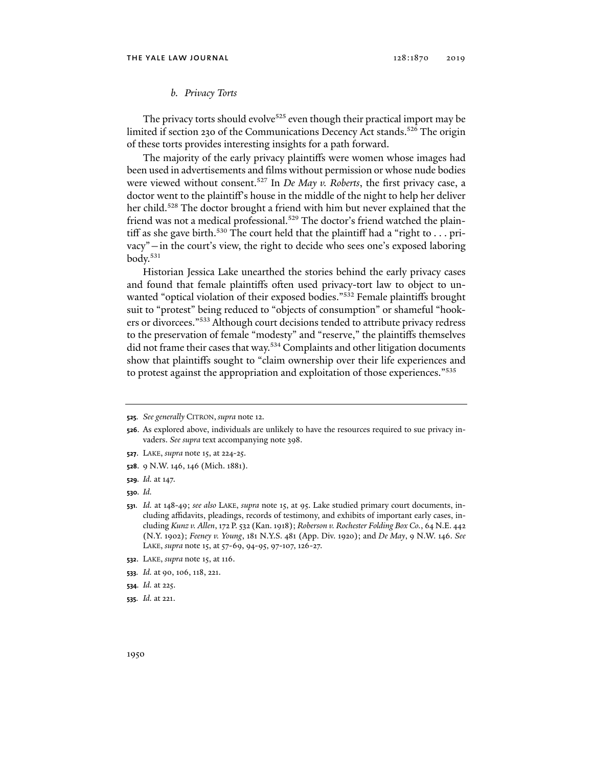### *b. Privacy Torts*

The privacy torts should evolve[525] even though their practical import may be limited if section 230 of the Communications Decency Act stands.[526] The origin of these torts provides interesting insights for a path forward.

The majority of the early privacy plaintiffs were women whose images had been used in advertisements and films without permission or whose nude bodies were viewed without consent.[527] In *De May v. Roberts*, the first privacy case, a doctor went to the plaintiff's house in the middle of the night to help her deliver her child.[528] The doctor brought a friend with him but never explained that the friend was not a medical professional.[529] The doctor's friend watched the plaintiff as she gave birth.[530] The court held that the plaintiff had a "right to . . . privacy"—in the court's view, the right to decide who sees one's exposed laboring body.[531]

Historian Jessica Lake unearthed the stories behind the early privacy cases and found that female plaintiffs often used privacy-tort law to object to unwanted "optical violation of their exposed bodies."[532] Female plaintiffs brought suit to "protest" being reduced to "objects of consumption" or shameful "hookers or divorcees."[533] Although court decisions tended to attribute privacy redress to the preservation of female "modesty" and "reserve," the plaintiffs themselves did not frame their cases that way.[534] Complaints and other litigation documents show that plaintiffs sought to "claim ownership over their life experiences and to protest against the appropriation and exploitation of those experiences."[535]

---

**525**. *See generally* CITRON, *supra* note 12.

**526**. As explored above, individuals are unlikely to have the resources required to sue privacy invaders. *See supra* text accompanying note 398.

**527**. LAKE, *supra* note 15, at 224-25.

**528**. 9 N.W. 146, 146 (Mich. 1881).

**529**. *Id.* at 147.

**530**. *Id.*

**531**. *Id.* at 148-49; *see also* LAKE, *supra* note 15, at 95. Lake studied primary court documents, including affidavits, pleadings, records of testimony, and exhibits of important early cases, including *Kunz v. Allen*, 172 P. 532 (Kan. 1918); *Roberson v. Rochester Folding Box Co.*, 64 N.E. 442 (N.Y. 1902); *Feeney v. Young*, 181 N.Y.S. 481 (App. Div. 1920); and *De May*, 9 N.W. 146. *See* LAKE, *supra* note 15, at 57-69, 94-95, 97-107, 126-27.

**532**. LAKE, *supra* note 15, at 116.

**533**. *Id.* at 90, 106, 118, 221.

**534**. *Id.* at 225.

**535**. *Id.* at 221.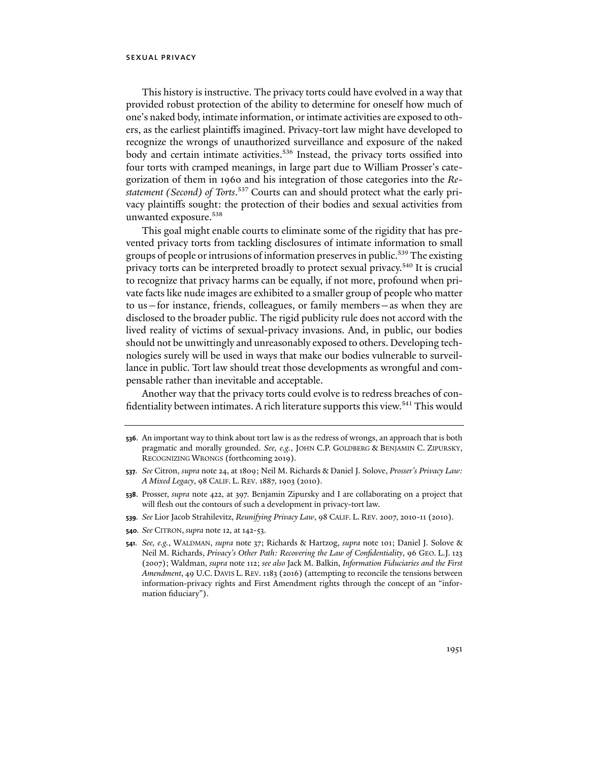This history is instructive. The privacy torts could have evolved in a way that provided robust protection of the ability to determine for oneself how much of one's naked body, intimate information, or intimate activities are exposed to others, as the earliest plaintiffs imagined. Privacy-tort law might have developed to recognize the wrongs of unauthorized surveillance and exposure of the naked body and certain intimate activities.[536] Instead, the privacy torts ossified into four torts with cramped meanings, in large part due to William Prosser's categorization of them in 1960 and his integration of those categories into the *Restatement (Second) of Torts*.[537] Courts can and should protect what the early privacy plaintiffs sought: the protection of their bodies and sexual activities from unwanted exposure.[538]

This goal might enable courts to eliminate some of the rigidity that has prevented privacy torts from tackling disclosures of intimate information to small groups of people or intrusions of information preserves in public.[539] The existing privacy torts can be interpreted broadly to protect sexual privacy.[540] It is crucial to recognize that privacy harms can be equally, if not more, profound when private facts like nude images are exhibited to a smaller group of people who matter to us—for instance, friends, colleagues, or family members—as when they are disclosed to the broader public. The rigid publicity rule does not accord with the lived reality of victims of sexual-privacy invasions. And, in public, our bodies should not be unwittingly and unreasonably exposed to others. Developing technologies surely will be used in ways that make our bodies vulnerable to surveillance in public. Tort law should treat those developments as wrongful and compensable rather than inevitable and acceptable.

Another way that the privacy torts could evolve is to redress breaches of confidentiality between intimates. A rich literature supports this view.[541] This would

---

**536**. An important way to think about tort law is as the redress of wrongs, an approach that is both pragmatic and morally grounded. *See, e.g.*, JOHN C.P. GOLDBERG & BENJAMIN C. ZIPURSKY, RECOGNIZING WRONGS (forthcoming 2019).

**537**. *See* Citron, *supra* note 24, at 1809; Neil M. Richards & Daniel J. Solove, *Prosser's Privacy Law: A Mixed Legacy*, 98 CALIF. L. REV. 1887, 1903 (2010).

**538**. Prosser, *supra* note 422, at 397. Benjamin Zipursky and I are collaborating on a project that will flesh out the contours of such a development in privacy-tort law.

**539**. *See* Lior Jacob Strahilevitz, *Reunifying Privacy Law*, 98 CALIF. L. REV. 2007, 2010-11 (2010).

**540**. *See* CITRON, *supra* note 12, at 142-53.

**541**. *See, e.g.*, WALDMAN, *supra* note 37; Richards & Hartzog, *supra* note 101; Daniel J. Solove & Neil M. Richards, *Privacy's Other Path: Recovering the Law of Confidentiality*, 96 GEO. L.J. 123 (2007); Waldman, *supra* note 112; *see also* Jack M. Balkin, *Information Fiduciaries and the First Amendment*, 49 U.C. DAVIS L. REV. 1183 (2016) (attempting to reconcile the tensions between information-privacy rights and First Amendment rights through the concept of an "information fiduciary").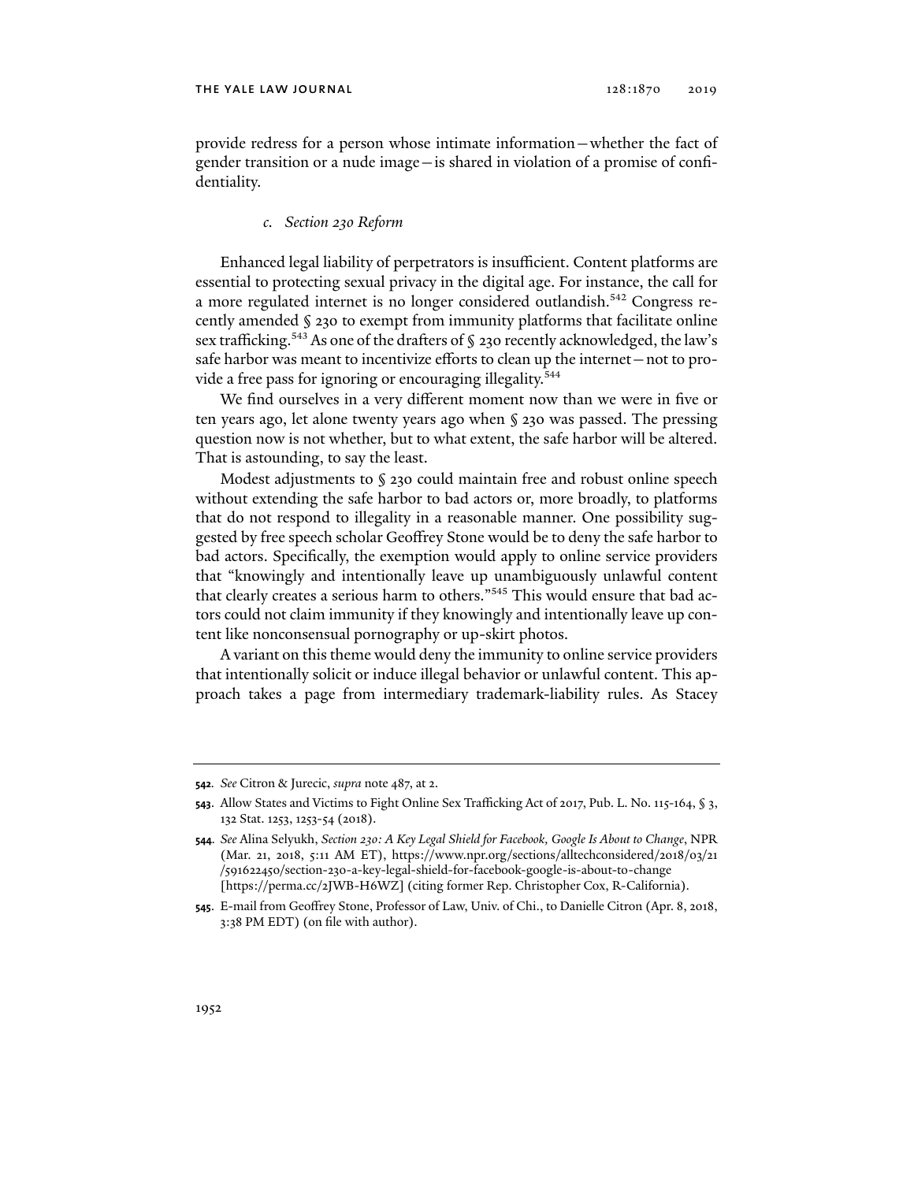provide redress for a person whose intimate information—whether the fact of gender transition or a nude image—is shared in violation of a promise of confidentiality.

#### *c. Section 230 Reform*

Enhanced legal liability of perpetrators is insufficient. Content platforms are essential to protecting sexual privacy in the digital age. For instance, the call for a more regulated internet is no longer considered outlandish.[542] Congress recently amended § 230 to exempt from immunity platforms that facilitate online sex trafficking.[543] As one of the drafters of § 230 recently acknowledged, the law's safe harbor was meant to incentivize efforts to clean up the internet—not to provide a free pass for ignoring or encouraging illegality.[544]

We find ourselves in a very different moment now than we were in five or ten years ago, let alone twenty years ago when § 230 was passed. The pressing question now is not whether, but to what extent, the safe harbor will be altered. That is astounding, to say the least.

Modest adjustments to § 230 could maintain free and robust online speech without extending the safe harbor to bad actors or, more broadly, to platforms that do not respond to illegality in a reasonable manner. One possibility suggested by free speech scholar Geoffrey Stone would be to deny the safe harbor to bad actors. Specifically, the exemption would apply to online service providers that "knowingly and intentionally leave up unambiguously unlawful content that clearly creates a serious harm to others."[545] This would ensure that bad actors could not claim immunity if they knowingly and intentionally leave up content like nonconsensual pornography or up-skirt photos.

A variant on this theme would deny the immunity to online service providers that intentionally solicit or induce illegal behavior or unlawful content. This approach takes a page from intermediary trademark-liability rules. As Stacey

---

**542.** *See* Citron & Jurecic, *supra* note 487, at 2.

**543.** Allow States and Victims to Fight Online Sex Trafficking Act of 2017, Pub. L. No. 115-164, § 3, 132 Stat. 1253, 1253-54 (2018).

**544.** *See* Alina Selyukh, *Section 230: A Key Legal Shield for Facebook, Google Is About to Change*, NPR (Mar. 21, 2018, 5:11 AM ET), https://www.npr.org/sections/alltechconsidered/2018/03/21/591622450/section-230-a-key-legal-shield-for-facebook-google-is-about-to-change [https://perma.cc/2JWB-H6WZ] (citing former Rep. Christopher Cox, R-California).

**545.** E-mail from Geoffrey Stone, Professor of Law, Univ. of Chi., to Danielle Citron (Apr. 8, 2018, 3:38 PM EDT) (on file with author).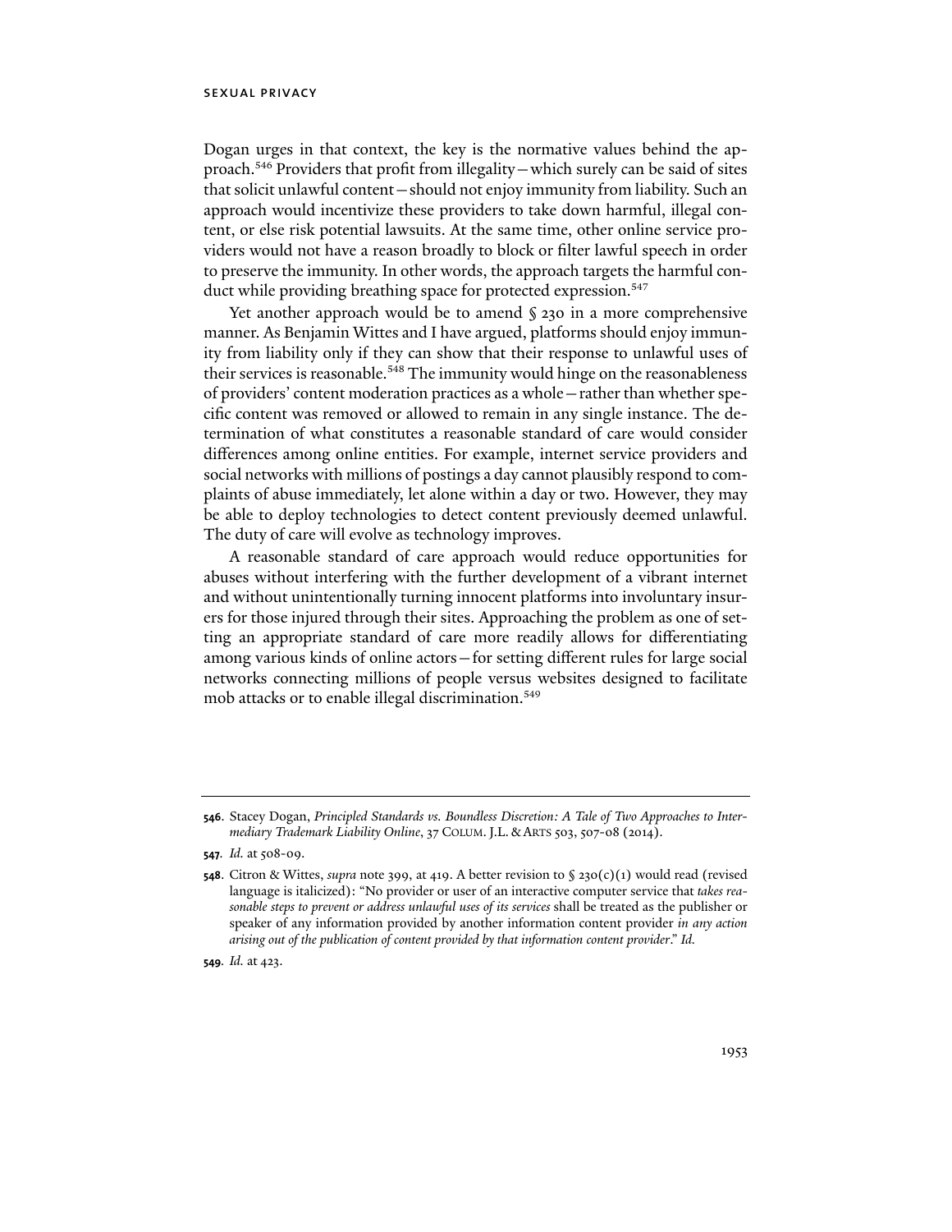Dogan urges in that context, the key is the normative values behind the approach.[546] Providers that profit from illegality—which surely can be said of sites that solicit unlawful content—should not enjoy immunity from liability. Such an approach would incentivize these providers to take down harmful, illegal content, or else risk potential lawsuits. At the same time, other online service providers would not have a reason broadly to block or filter lawful speech in order to preserve the immunity. In other words, the approach targets the harmful conduct while providing breathing space for protected expression.[547]

Yet another approach would be to amend § 230 in a more comprehensive manner. As Benjamin Wittes and I have argued, platforms should enjoy immunity from liability only if they can show that their response to unlawful uses of their services is reasonable.[548] The immunity would hinge on the reasonableness of providers' content moderation practices as a whole—rather than whether specific content was removed or allowed to remain in any single instance. The determination of what constitutes a reasonable standard of care would consider differences among online entities. For example, internet service providers and social networks with millions of postings a day cannot plausibly respond to complaints of abuse immediately, let alone within a day or two. However, they may be able to deploy technologies to detect content previously deemed unlawful. The duty of care will evolve as technology improves.

A reasonable standard of care approach would reduce opportunities for abuses without interfering with the further development of a vibrant internet and without unintentionally turning innocent platforms into involuntary insurers for those injured through their sites. Approaching the problem as one of setting an appropriate standard of care more readily allows for differentiating among various kinds of online actors—for setting different rules for large social networks connecting millions of people versus websites designed to facilitate mob attacks or to enable illegal discrimination.[549]

---

**546.** Stacey Dogan, *Principled Standards vs. Boundless Discretion: A Tale of Two Approaches to Intermediary Trademark Liability Online*, 37 COLUM. J.L. & ARTS 503, 507-08 (2014).

**547.** *Id.* at 508-09.

**548.** Citron & Wittes, *supra* note 399, at 419. A better revision to § 230(c)(1) would read (revised language is italicized): "No provider or user of an interactive computer service that *takes reasonable steps to prevent or address unlawful uses of its services* shall be treated as the publisher or speaker of any information provided by another information content provider *in any action arising out of the publication of content provided by that information content provider*." *Id.*

**549.** *Id.* at 423.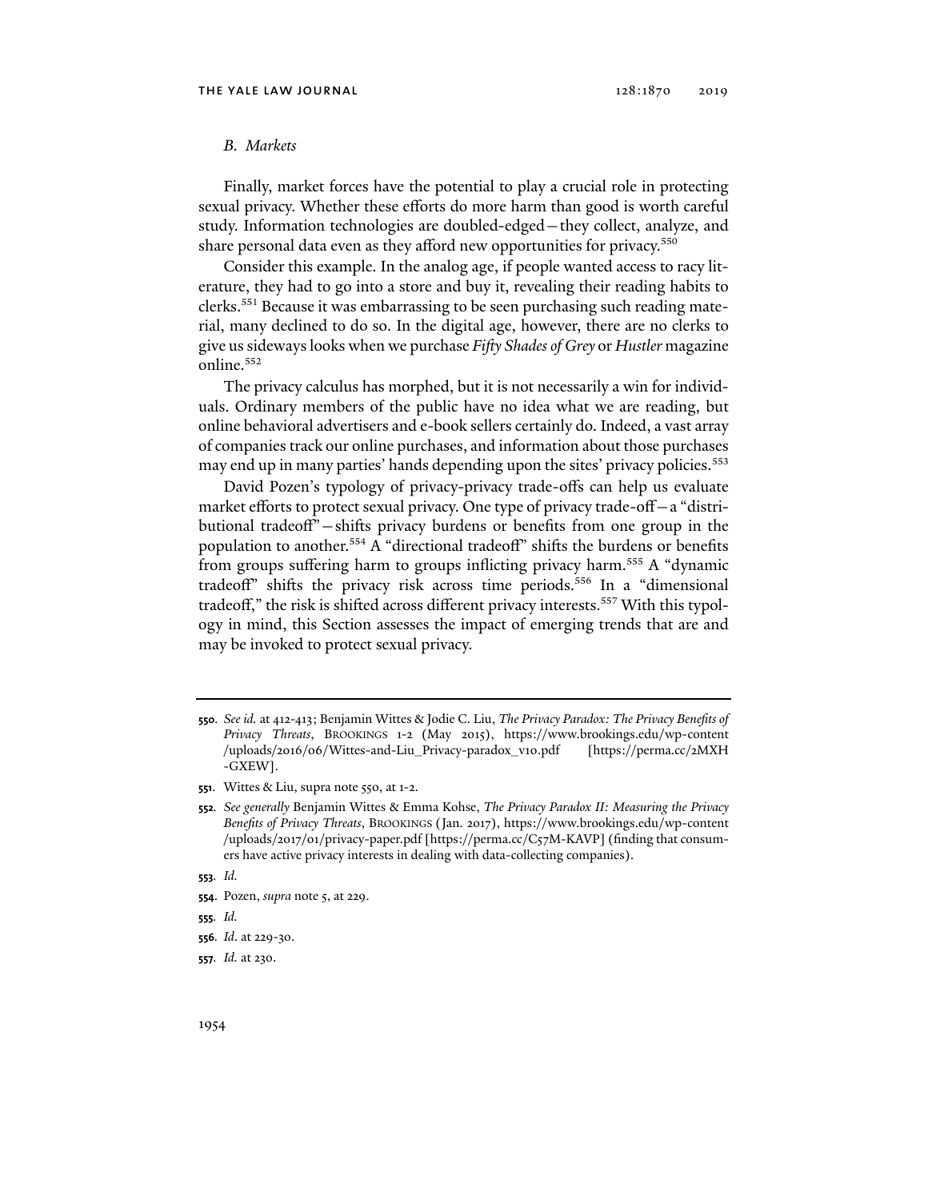### *B. Markets*

Finally, market forces have the potential to play a crucial role in protecting sexual privacy. Whether these efforts do more harm than good is worth careful study. Information technologies are doubled-edged—they collect, analyze, and share personal data even as they afford new opportunities for privacy.[550]

Consider this example. In the analog age, if people wanted access to racy literature, they had to go into a store and buy it, revealing their reading habits to clerks.[551] Because it was embarrassing to be seen purchasing such reading material, many declined to do so. In the digital age, however, there are no clerks to give us sideways looks when we purchase *Fifty Shades of Grey* or *Hustler* magazine online.[552]

The privacy calculus has morphed, but it is not necessarily a win for individuals. Ordinary members of the public have no idea what we are reading, but online behavioral advertisers and e-book sellers certainly do. Indeed, a vast array of companies track our online purchases, and information about those purchases may end up in many parties' hands depending upon the sites' privacy policies.[553]

David Pozen's typology of privacy-privacy trade-offs can help us evaluate market efforts to protect sexual privacy. One type of privacy trade-off—a "distributional tradeoff"—shifts privacy burdens or benefits from one group in the population to another.[554] A "directional tradeoff" shifts the burdens or benefits from groups suffering harm to groups inflicting privacy harm.[555] A "dynamic tradeoff" shifts the privacy risk across time periods.[556] In a "dimensional tradeoff," the risk is shifted across different privacy interests.[557] With this typology in mind, this Section assesses the impact of emerging trends that are and may be invoked to protect sexual privacy.

---

**550**. *See id.* at 412-413; Benjamin Wittes & Jodie C. Liu, *The Privacy Paradox: The Privacy Benefits of Privacy Threats*, BROOKINGS 1-2 (May 2015), https://www.brookings.edu/wp-content/uploads/2016/06/Wittes-and-Liu_Privacy-paradox_v10.pdf [https://perma.cc/2MXH-GXEW].

**551**. Wittes & Liu, supra note 550, at 1-2.

**552**. *See generally* Benjamin Wittes & Emma Kohse, *The Privacy Paradox II: Measuring the Privacy Benefits of Privacy Threats*, BROOKINGS (Jan. 2017), https://www.brookings.edu/wp-content/uploads/2017/01/privacy-paper.pdf [https://perma.cc/C57M-KAVP] (finding that consumers have active privacy interests in dealing with data-collecting companies).

**553**. *Id.*

**554**. Pozen, *supra* note 5, at 229.

**555**. *Id.*

**556**. *Id*. at 229-30.

**557**. *Id.* at 230.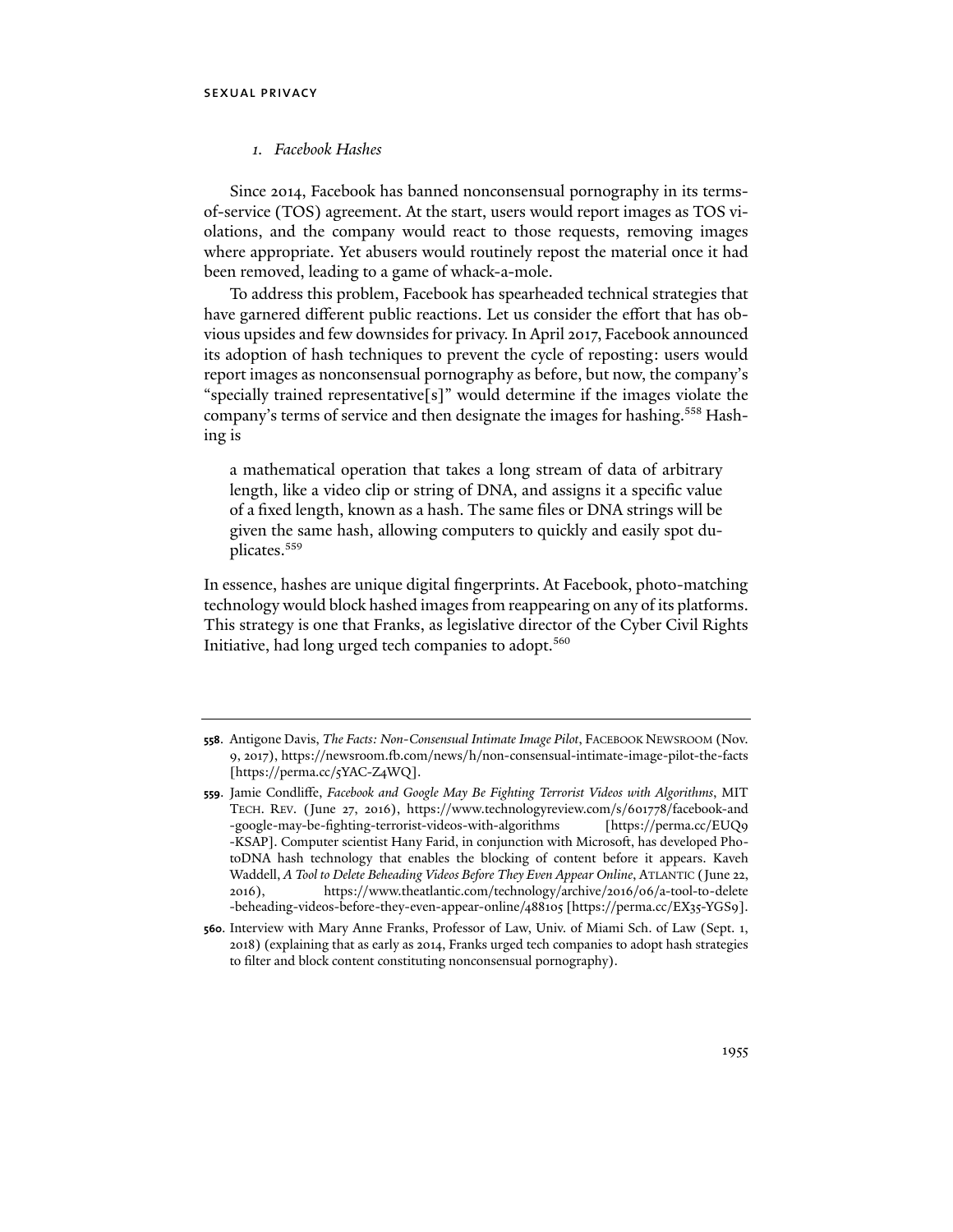### *1. Facebook Hashes*

Since 2014, Facebook has banned nonconsensual pornography in its terms-of-service (TOS) agreement. At the start, users would report images as TOS violations, and the company would react to those requests, removing images where appropriate. Yet abusers would routinely repost the material once it had been removed, leading to a game of whack-a-mole.

To address this problem, Facebook has spearheaded technical strategies that have garnered different public reactions. Let us consider the effort that has obvious upsides and few downsides for privacy. In April 2017, Facebook announced its adoption of hash techniques to prevent the cycle of reposting: users would report images as nonconsensual pornography as before, but now, the company's "specially trained representative[s]" would determine if the images violate the company's terms of service and then designate the images for hashing.[558] Hashing is

> a mathematical operation that takes a long stream of data of arbitrary length, like a video clip or string of DNA, and assigns it a specific value of a fixed length, known as a hash. The same files or DNA strings will be given the same hash, allowing computers to quickly and easily spot duplicates.[559]

In essence, hashes are unique digital fingerprints. At Facebook, photo-matching technology would block hashed images from reappearing on any of its platforms. This strategy is one that Franks, as legislative director of the Cyber Civil Rights Initiative, had long urged tech companies to adopt.[560]

---

**558**. Antigone Davis, *The Facts: Non-Consensual Intimate Image Pilot*, FACEBOOK NEWSROOM (Nov. 9, 2017), https://newsroom.fb.com/news/h/non-consensual-intimate-image-pilot-the-facts [https://perma.cc/5YAC-Z4WQ].

**559**. Jamie Condliffe, *Facebook and Google May Be Fighting Terrorist Videos with Algorithms*, MIT TECH. REV. (June 27, 2016), https://www.technologyreview.com/s/601778/facebook-and-google-may-be-fighting-terrorist-videos-with-algorithms [https://perma.cc/EUQ9-KSAP]. Computer scientist Hany Farid, in conjunction with Microsoft, has developed PhotoDNA hash technology that enables the blocking of content before it appears. Kaveh Waddell, *A Tool to Delete Beheading Videos Before They Even Appear Online*, ATLANTIC (June 22, 2016), https://www.theatlantic.com/technology/archive/2016/06/a-tool-to-delete-beheading-videos-before-they-even-appear-online/488105 [https://perma.cc/EX35-YGS9].

**560**. Interview with Mary Anne Franks, Professor of Law, Univ. of Miami Sch. of Law (Sept. 1, 2018) (explaining that as early as 2014, Franks urged tech companies to adopt hash strategies to filter and block content constituting nonconsensual pornography).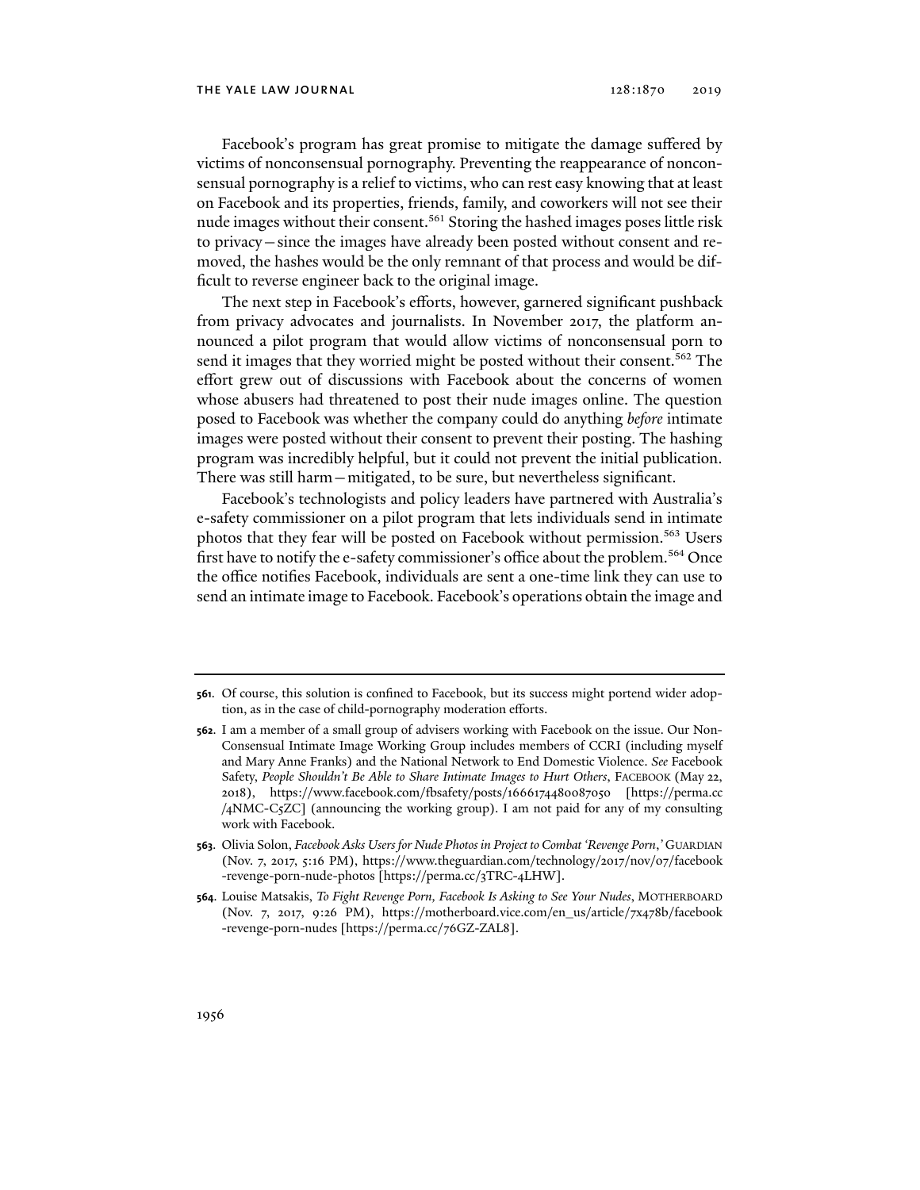Facebook's program has great promise to mitigate the damage suffered by victims of nonconsensual pornography. Preventing the reappearance of nonconsensual pornography is a relief to victims, who can rest easy knowing that at least on Facebook and its properties, friends, family, and coworkers will not see their nude images without their consent.[561] Storing the hashed images poses little risk to privacy—since the images have already been posted without consent and removed, the hashes would be the only remnant of that process and would be difficult to reverse engineer back to the original image.

The next step in Facebook's efforts, however, garnered significant pushback from privacy advocates and journalists. In November 2017, the platform announced a pilot program that would allow victims of nonconsensual porn to send it images that they worried might be posted without their consent.[562] The effort grew out of discussions with Facebook about the concerns of women whose abusers had threatened to post their nude images online. The question posed to Facebook was whether the company could do anything *before* intimate images were posted without their consent to prevent their posting. The hashing program was incredibly helpful, but it could not prevent the initial publication. There was still harm—mitigated, to be sure, but nevertheless significant.

Facebook's technologists and policy leaders have partnered with Australia's e-safety commissioner on a pilot program that lets individuals send in intimate photos that they fear will be posted on Facebook without permission.[563] Users first have to notify the e-safety commissioner's office about the problem.[564] Once the office notifies Facebook, individuals are sent a one-time link they can use to send an intimate image to Facebook. Facebook's operations obtain the image and

---

**561.** Of course, this solution is confined to Facebook, but its success might portend wider adoption, as in the case of child-pornography moderation efforts.

**562.** I am a member of a small group of advisers working with Facebook on the issue. Our Non-Consensual Intimate Image Working Group includes members of CCRI (including myself and Mary Anne Franks) and the National Network to End Domestic Violence. *See* Facebook Safety, *People Shouldn't Be Able to Share Intimate Images to Hurt Others*, FACEBOOK (May 22, 2018), https://www.facebook.com/fbsafety/posts/1666174480087050 [https://perma.cc/4NMC-C5ZC] (announcing the working group). I am not paid for any of my consulting work with Facebook.

**563.** Olivia Solon, *Facebook Asks Users for Nude Photos in Project to Combat 'Revenge Porn*,*'* GUARDIAN (Nov. 7, 2017, 5:16 PM), https://www.theguardian.com/technology/2017/nov/07/facebook-revenge-porn-nude-photos [https://perma.cc/3TRC-4LHW].

**564.** Louise Matsakis, *To Fight Revenge Porn, Facebook Is Asking to See Your Nudes*, MOTHERBOARD (Nov. 7, 2017, 9:26 PM), https://motherboard.vice.com/en_us/article/7x478b/facebook-revenge-porn-nudes [https://perma.cc/76GZ-ZAL8].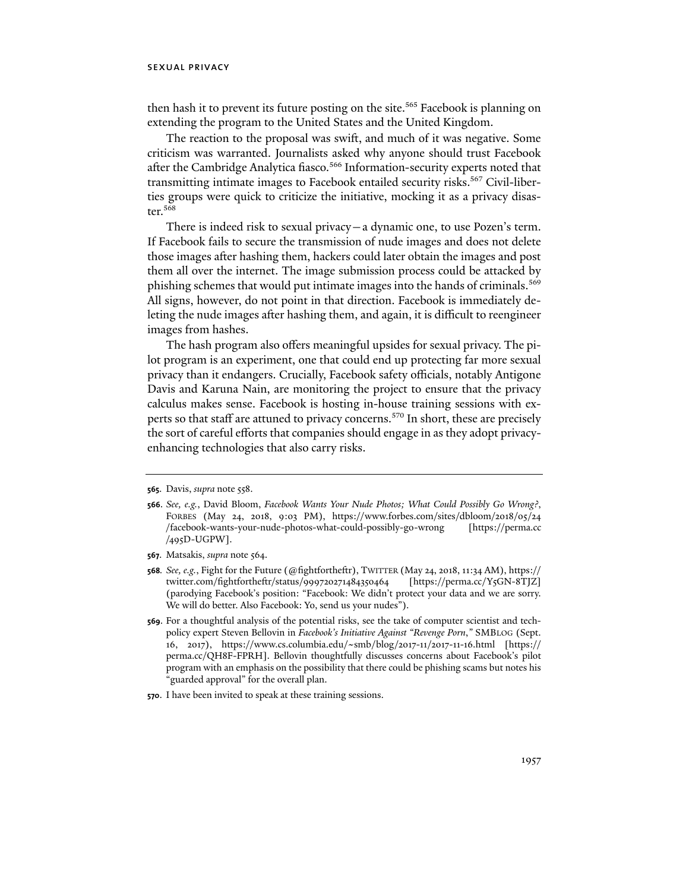then hash it to prevent its future posting on the site.[565] Facebook is planning on extending the program to the United States and the United Kingdom.

The reaction to the proposal was swift, and much of it was negative. Some criticism was warranted. Journalists asked why anyone should trust Facebook after the Cambridge Analytica fiasco.[566] Information-security experts noted that transmitting intimate images to Facebook entailed security risks.[567] Civil-liberties groups were quick to criticize the initiative, mocking it as a privacy disaster.[568]

There is indeed risk to sexual privacy—a dynamic one, to use Pozen's term. If Facebook fails to secure the transmission of nude images and does not delete those images after hashing them, hackers could later obtain the images and post them all over the internet. The image submission process could be attacked by phishing schemes that would put intimate images into the hands of criminals.[569] All signs, however, do not point in that direction. Facebook is immediately deleting the nude images after hashing them, and again, it is difficult to reengineer images from hashes.

The hash program also offers meaningful upsides for sexual privacy. The pilot program is an experiment, one that could end up protecting far more sexual privacy than it endangers. Crucially, Facebook safety officials, notably Antigone Davis and Karuna Nain, are monitoring the project to ensure that the privacy calculus makes sense. Facebook is hosting in-house training sessions with experts so that staff are attuned to privacy concerns.[570] In short, these are precisely the sort of careful efforts that companies should engage in as they adopt privacy-enhancing technologies that also carry risks.

---

**565.** Davis, *supra* note 558.

**566.** *See, e.g.*, David Bloom, *Facebook Wants Your Nude Photos; What Could Possibly Go Wrong?*, FORBES (May 24, 2018, 9:03 PM), https://www.forbes.com/sites/dbloom/2018/05/24/facebook-wants-your-nude-photos-what-could-possibly-go-wrong [https://perma.cc/495D-UGPW].

**567.** Matsakis, *supra* note 564.

**568.** *See, e.g.*, Fight for the Future (@fightfortheftr), TWITTER (May 24, 2018, 11:34 AM), https://twitter.com/fightfortheftr/status/999720271484350464 [https://perma.cc/Y5GN-8TJZ] (parodying Facebook's position: "Facebook: We didn't protect your data and we are sorry. We will do better. Also Facebook: Yo, send us your nudes").

**569.** For a thoughtful analysis of the potential risks, see the take of computer scientist and tech-policy expert Steven Bellovin in *Facebook's Initiative Against "Revenge Porn*,*"* SMBLOG (Sept. 16, 2017), https://www.cs.columbia.edu/~smb/blog/2017-11/2017-11-16.html [https://perma.cc/QH8F-FPRH]. Bellovin thoughtfully discusses concerns about Facebook's pilot program with an emphasis on the possibility that there could be phishing scams but notes his "guarded approval" for the overall plan.

**570.** I have been invited to speak at these training sessions.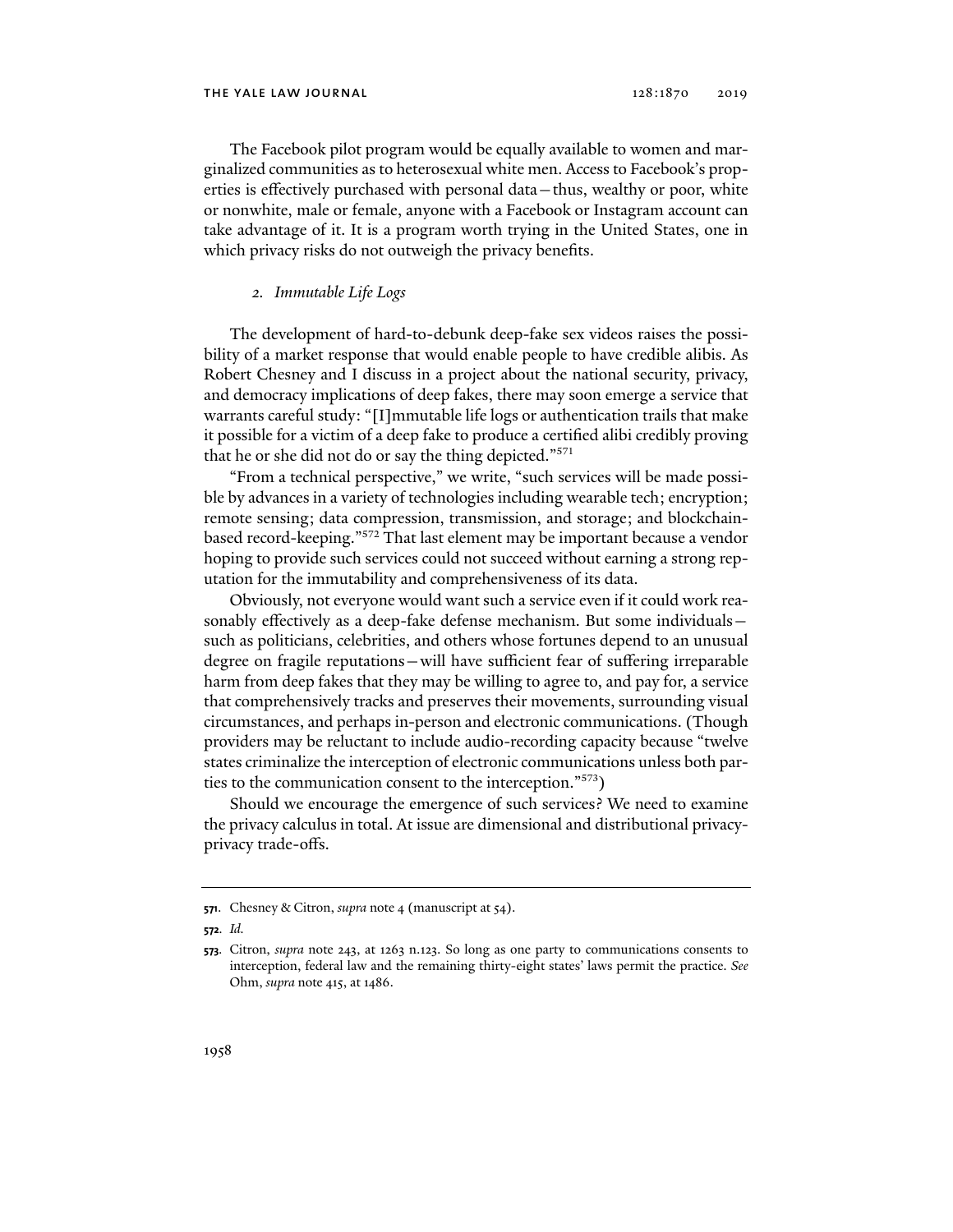The Facebook pilot program would be equally available to women and marginalized communities as to heterosexual white men. Access to Facebook's properties is effectively purchased with personal data—thus, wealthy or poor, white or nonwhite, male or female, anyone with a Facebook or Instagram account can take advantage of it. It is a program worth trying in the United States, one in which privacy risks do not outweigh the privacy benefits.

### *2. Immutable Life Logs*

The development of hard-to-debunk deep-fake sex videos raises the possibility of a market response that would enable people to have credible alibis. As Robert Chesney and I discuss in a project about the national security, privacy, and democracy implications of deep fakes, there may soon emerge a service that warrants careful study: "[I]mmutable life logs or authentication trails that make it possible for a victim of a deep fake to produce a certified alibi credibly proving that he or she did not do or say the thing depicted."[571]

"From a technical perspective," we write, "such services will be made possible by advances in a variety of technologies including wearable tech; encryption; remote sensing; data compression, transmission, and storage; and blockchain-based record-keeping."[572] That last element may be important because a vendor hoping to provide such services could not succeed without earning a strong reputation for the immutability and comprehensiveness of its data.

Obviously, not everyone would want such a service even if it could work reasonably effectively as a deep-fake defense mechanism. But some individuals—such as politicians, celebrities, and others whose fortunes depend to an unusual degree on fragile reputations—will have sufficient fear of suffering irreparable harm from deep fakes that they may be willing to agree to, and pay for, a service that comprehensively tracks and preserves their movements, surrounding visual circumstances, and perhaps in-person and electronic communications. (Though providers may be reluctant to include audio-recording capacity because "twelve states criminalize the interception of electronic communications unless both parties to the communication consent to the interception."[573])

Should we encourage the emergence of such services? We need to examine the privacy calculus in total. At issue are dimensional and distributional privacy-privacy trade-offs.

---

**571**. Chesney & Citron, *supra* note 4 (manuscript at 54).

**572**. *Id.*

**573**. Citron, *supra* note 243, at 1263 n.123. So long as one party to communications consents to interception, federal law and the remaining thirty-eight states' laws permit the practice. *See* Ohm, *supra* note 415, at 1486.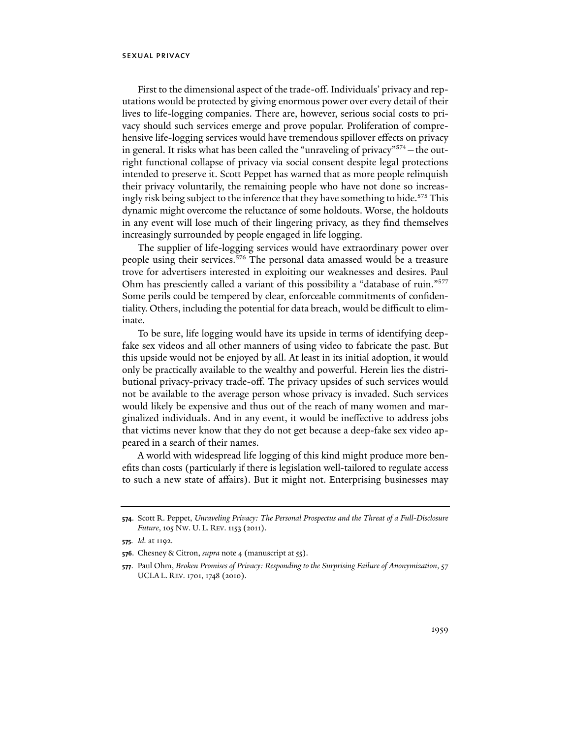First to the dimensional aspect of the trade-off. Individuals' privacy and reputations would be protected by giving enormous power over every detail of their lives to life-logging companies. There are, however, serious social costs to privacy should such services emerge and prove popular. Proliferation of comprehensive life-logging services would have tremendous spillover effects on privacy in general. It risks what has been called the "unraveling of privacy"[574]—the outright functional collapse of privacy via social consent despite legal protections intended to preserve it. Scott Peppet has warned that as more people relinquish their privacy voluntarily, the remaining people who have not done so increasingly risk being subject to the inference that they have something to hide.[575] This dynamic might overcome the reluctance of some holdouts. Worse, the holdouts in any event will lose much of their lingering privacy, as they find themselves increasingly surrounded by people engaged in life logging.

The supplier of life-logging services would have extraordinary power over people using their services.[576] The personal data amassed would be a treasure trove for advertisers interested in exploiting our weaknesses and desires. Paul Ohm has presciently called a variant of this possibility a "database of ruin."[577] Some perils could be tempered by clear, enforceable commitments of confidentiality. Others, including the potential for data breach, would be difficult to eliminate.

To be sure, life logging would have its upside in terms of identifying deep-fake sex videos and all other manners of using video to fabricate the past. But this upside would not be enjoyed by all. At least in its initial adoption, it would only be practically available to the wealthy and powerful. Herein lies the distributional privacy-privacy trade-off. The privacy upsides of such services would not be available to the average person whose privacy is invaded. Such services would likely be expensive and thus out of the reach of many women and marginalized individuals. And in any event, it would be ineffective to address jobs that victims never know that they do not get because a deep-fake sex video appeared in a search of their names.

A world with widespread life logging of this kind might produce more benefits than costs (particularly if there is legislation well-tailored to regulate access to such a new state of affairs). But it might not. Enterprising businesses may

---

**574.** Scott R. Peppet, *Unraveling Privacy: The Personal Prospectus and the Threat of a Full-Disclosure Future*, 105 NW. U. L. REV. 1153 (2011).

**575.** *Id.* at 1192.

**576.** Chesney & Citron, *supra* note 4 (manuscript at 55).

**577.** Paul Ohm, *Broken Promises of Privacy: Responding to the Surprising Failure of Anonymization*, 57 UCLA L. REV. 1701, 1748 (2010).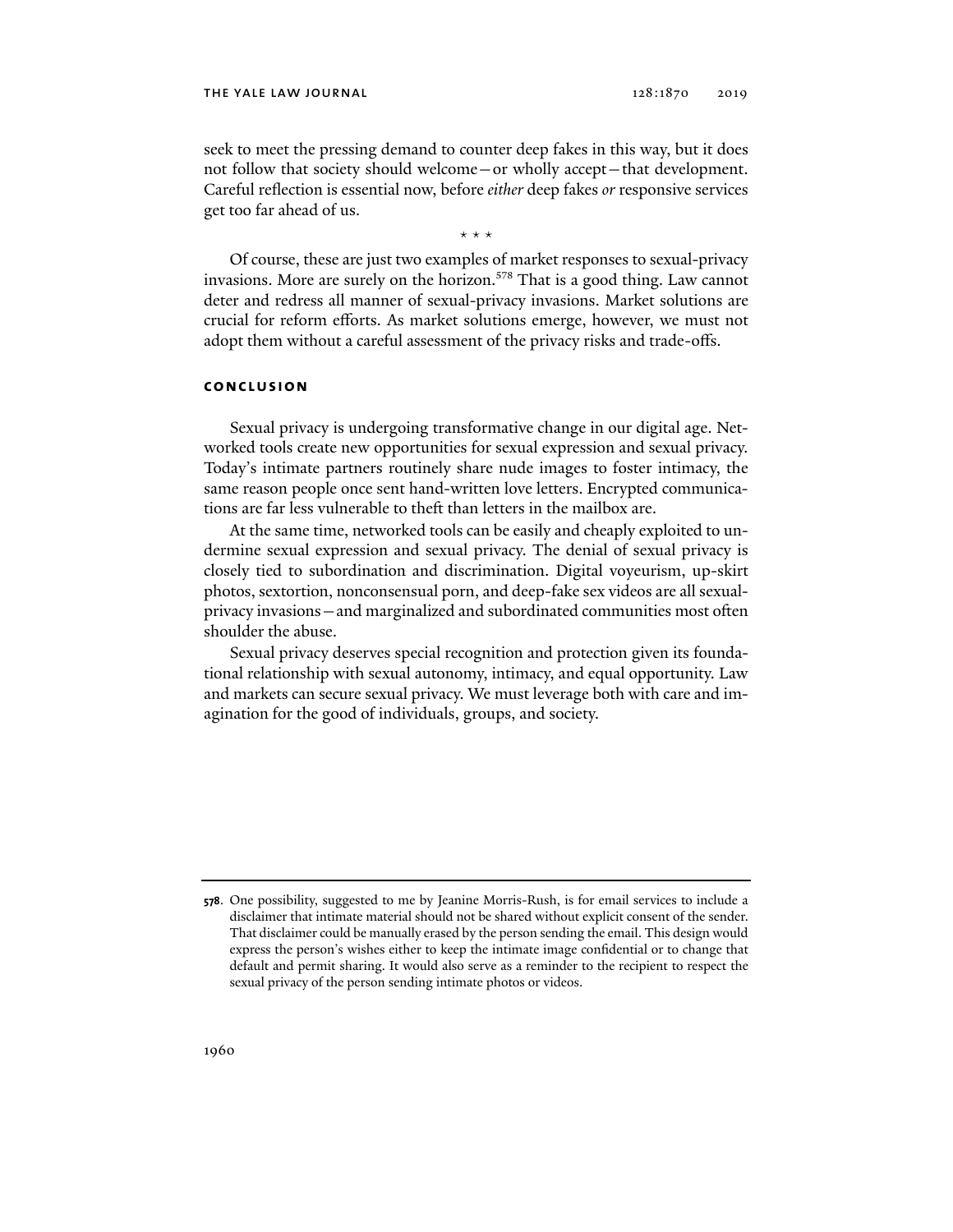seek to meet the pressing demand to counter deep fakes in this way, but it does not follow that society should welcome—or wholly accept—that development. Careful reflection is essential now, before *either* deep fakes *or* responsive services get too far ahead of us.

\* \* \*

Of course, these are just two examples of market responses to sexual-privacy invasions. More are surely on the horizon.[578] That is a good thing. Law cannot deter and redress all manner of sexual-privacy invasions. Market solutions are crucial for reform efforts. As market solutions emerge, however, we must not adopt them without a careful assessment of the privacy risks and trade-offs.

## CONCLUSION

Sexual privacy is undergoing transformative change in our digital age. Networked tools create new opportunities for sexual expression and sexual privacy. Today's intimate partners routinely share nude images to foster intimacy, the same reason people once sent hand-written love letters. Encrypted communications are far less vulnerable to theft than letters in the mailbox are.

At the same time, networked tools can be easily and cheaply exploited to undermine sexual expression and sexual privacy. The denial of sexual privacy is closely tied to subordination and discrimination. Digital voyeurism, up-skirt photos, sextortion, nonconsensual porn, and deep-fake sex videos are all sexual-privacy invasions—and marginalized and subordinated communities most often shoulder the abuse.

Sexual privacy deserves special recognition and protection given its foundational relationship with sexual autonomy, intimacy, and equal opportunity. Law and markets can secure sexual privacy. We must leverage both with care and imagination for the good of individuals, groups, and society.

---

**578.** One possibility, suggested to me by Jeanine Morris-Rush, is for email services to include a disclaimer that intimate material should not be shared without explicit consent of the sender. That disclaimer could be manually erased by the person sending the email. This design would express the person's wishes either to keep the intimate image confidential or to change that default and permit sharing. It would also serve as a reminder to the recipient to respect the sexual privacy of the person sending intimate photos or videos.